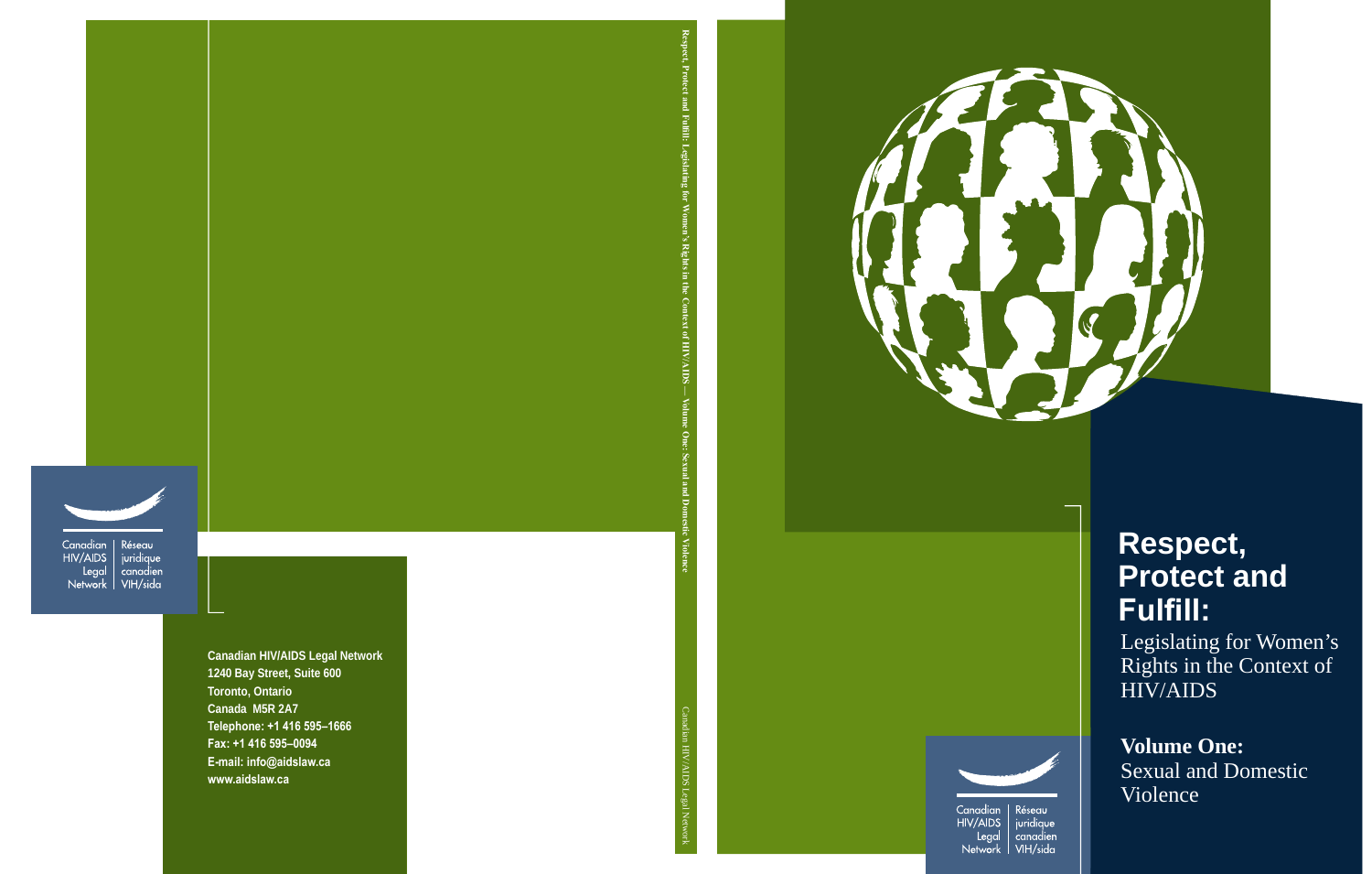# Respect, Protect and Fulfill:

## Legislating for Women's Rights in the Context of HIV/AIDS

**Volume One:**
Sexual and Domestic Violence

Canadian HIV/AIDS Legal Network | Réseau juridique canadien VIH/sida

Respect, Protect and Fulfill: Legislating for Women's Rights in the Context of HIV/AIDS — Volume One: Sexual and Domestic Violence

Canadian HIV/AIDS Legal Network

Canadian HIV/AIDS Legal Network | Réseau juridique canadien VIH/sida

**Canadian HIV/AIDS Legal Network**
**1240 Bay Street, Suite 600**
**Toronto, Ontario**
**Canada M5R 2A7**
**Telephone: +1 416 595–1666**
**Fax: +1 416 595–0094**
**E-mail: info@aidslaw.ca**
**www.aidslaw.ca**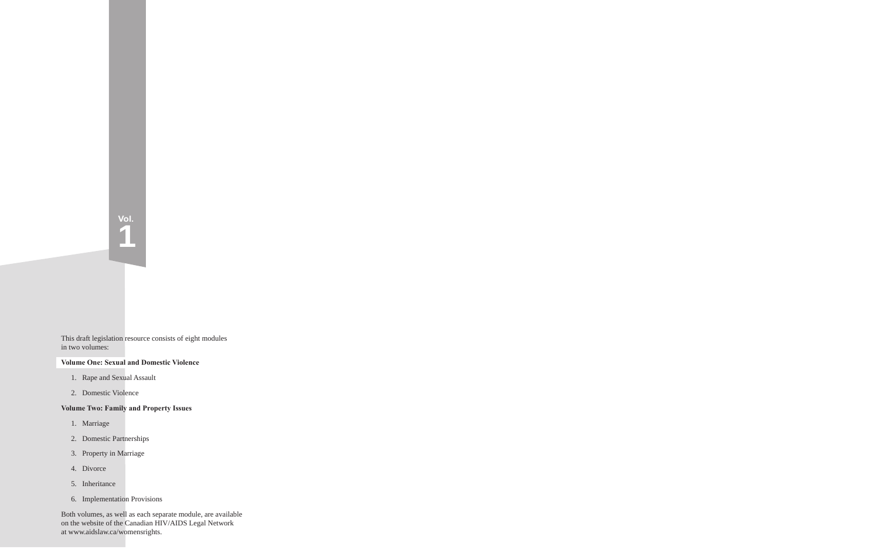Vol.
1

This draft legislation resource consists of eight modules in two volumes:

**Volume One: Sexual and Domestic Violence**

1. Rape and Sexual Assault
2. Domestic Violence

**Volume Two: Family and Property Issues**

1. Marriage
2. Domestic Partnerships
3. Property in Marriage
4. Divorce
5. Inheritance
6. Implementation Provisions

Both volumes, as well as each separate module, are available on the website of the Canadian HIV/AIDS Legal Network at www.aidslaw.ca/womensrights.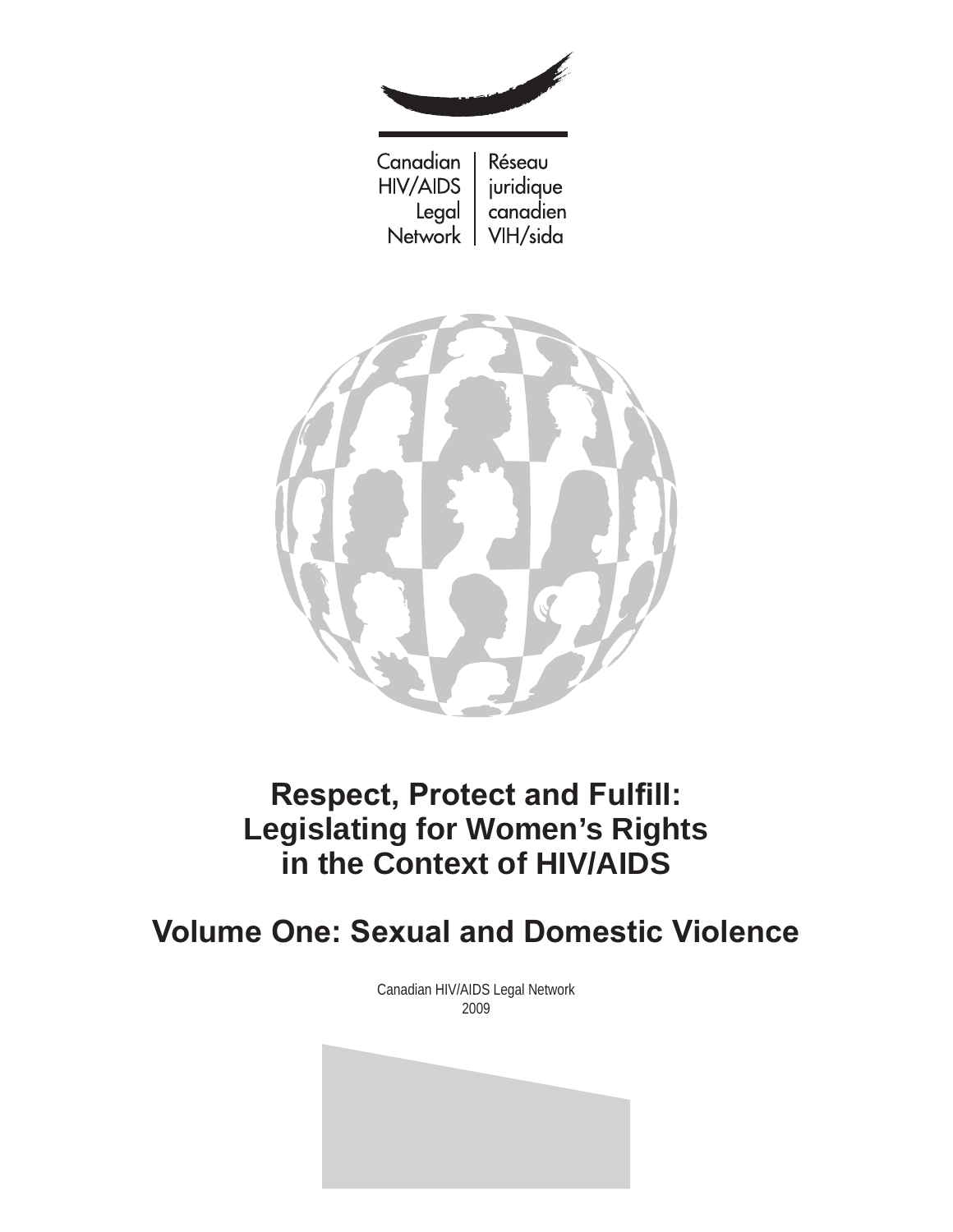Canadian HIV/AIDS Legal Network | Réseau juridique canadien VIH/sida

# Respect, Protect and Fulfill: Legislating for Women's Rights in the Context of HIV/AIDS

## Volume One: Sexual and Domestic Violence

Canadian HIV/AIDS Legal Network
2009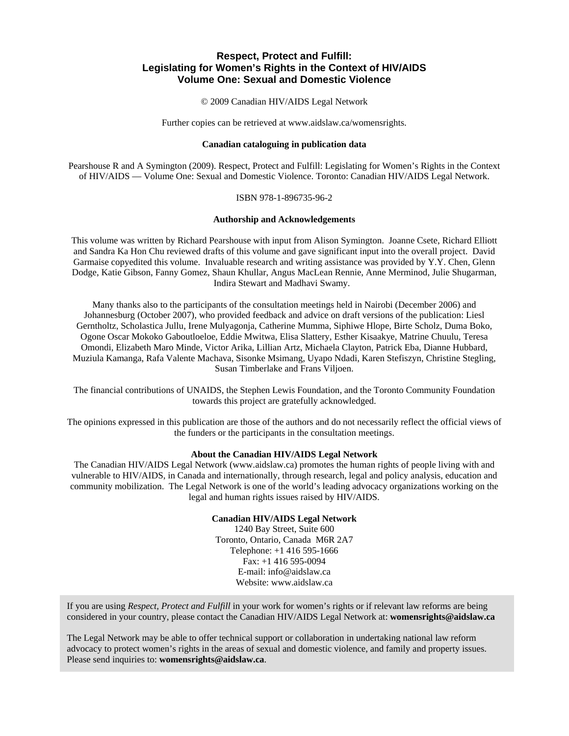# Respect, Protect and Fulfill: Legislating for Women's Rights in the Context of HIV/AIDS Volume One: Sexual and Domestic Violence

© 2009 Canadian HIV/AIDS Legal Network

Further copies can be retrieved at www.aidslaw.ca/womensrights.

**Canadian cataloguing in publication data**

Pearshouse R and A Symington (2009). Respect, Protect and Fulfill: Legislating for Women's Rights in the Context of HIV/AIDS — Volume One: Sexual and Domestic Violence. Toronto: Canadian HIV/AIDS Legal Network.

ISBN 978-1-896735-96-2

**Authorship and Acknowledgements**

This volume was written by Richard Pearshouse with input from Alison Symington. Joanne Csete, Richard Elliott and Sandra Ka Hon Chu reviewed drafts of this volume and gave significant input into the overall project. David Garmaise copyedited this volume. Invaluable research and writing assistance was provided by Y.Y. Chen, Glenn Dodge, Katie Gibson, Fanny Gomez, Shaun Khullar, Angus MacLean Rennie, Anne Merminod, Julie Shugarman, Indira Stewart and Madhavi Swamy.

Many thanks also to the participants of the consultation meetings held in Nairobi (December 2006) and Johannesburg (October 2007), who provided feedback and advice on draft versions of the publication: Liesl Gerntholtz, Scholastica Jullu, Irene Mulyagonja, Catherine Mumma, Siphiwe Hlope, Birte Scholz, Duma Boko, Ogone Oscar Mokoko Gaboutloeloe, Eddie Mwitwa, Elisa Slattery, Esther Kisaakye, Matrine Chuulu, Teresa Omondi, Elizabeth Maro Minde, Victor Arika, Lillian Artz, Michaela Clayton, Patrick Eba, Dianne Hubbard, Muziula Kamanga, Rafa Valente Machava, Sisonke Msimang, Uyapo Ndadi, Karen Stefiszyn, Christine Stegling, Susan Timberlake and Frans Viljoen.

The financial contributions of UNAIDS, the Stephen Lewis Foundation, and the Toronto Community Foundation towards this project are gratefully acknowledged.

The opinions expressed in this publication are those of the authors and do not necessarily reflect the official views of the funders or the participants in the consultation meetings.

**About the Canadian HIV/AIDS Legal Network**

The Canadian HIV/AIDS Legal Network (www.aidslaw.ca) promotes the human rights of people living with and vulnerable to HIV/AIDS, in Canada and internationally, through research, legal and policy analysis, education and community mobilization. The Legal Network is one of the world's leading advocacy organizations working on the legal and human rights issues raised by HIV/AIDS.

**Canadian HIV/AIDS Legal Network**
1240 Bay Street, Suite 600
Toronto, Ontario, Canada M6R 2A7
Telephone: +1 416 595-1666
Fax: +1 416 595-0094
E-mail: info@aidslaw.ca
Website: www.aidslaw.ca

If you are using *Respect, Protect and Fulfill* in your work for women's rights or if relevant law reforms are being considered in your country, please contact the Canadian HIV/AIDS Legal Network at: **womensrights@aidslaw.ca**

The Legal Network may be able to offer technical support or collaboration in undertaking national law reform advocacy to protect women's rights in the areas of sexual and domestic violence, and family and property issues. Please send inquiries to: **womensrights@aidslaw.ca**.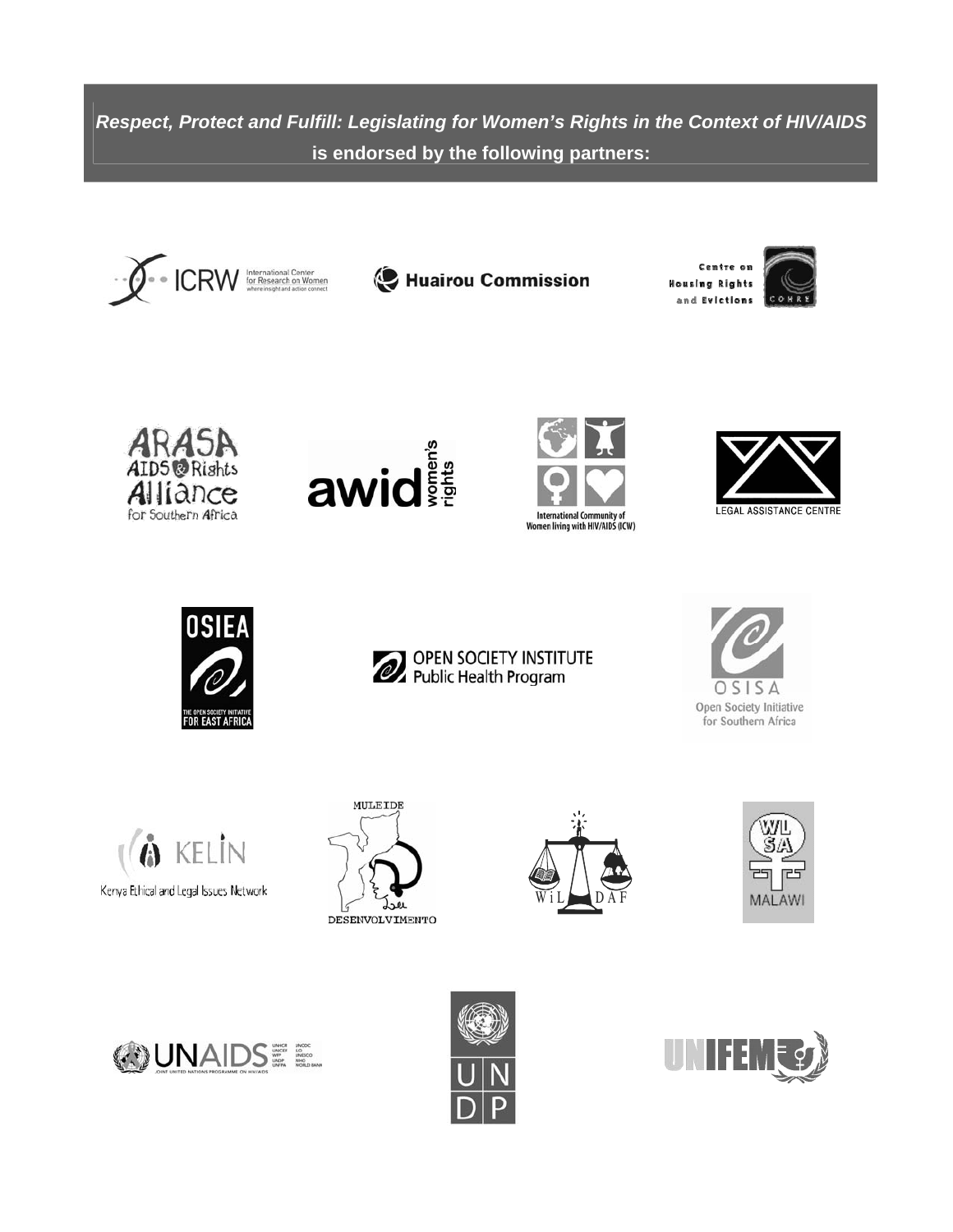***Respect, Protect and Fulfill: Legislating for Women's Rights in the Context of HIV/AIDS***

**is endorsed by the following partners:**

ICRW International Center for Research on Women — where insight and action connect

Huairou Commission

Centre on Housing Rights and Evictions — COHRE

ARASA AIDS & Rights Alliance for Southern Africa

awid women's rights

International Community of Women living with HIV/AIDS (ICW)

LEGAL ASSISTANCE CENTRE

OSIEA — THE OPEN SOCIETY INITIATIVE FOR EAST AFRICA

OPEN SOCIETY INSTITUTE Public Health Program

OSISA Open Society Initiative for Southern Africa

KELIN Kenya Ethical and Legal Issues Network

MULEIDE DESENVOLVIMENTO

WiLDAF

WLSA MALAWI

UNAIDS — JOINT UNITED NATIONS PROGRAMME ON HIV/AIDS — UNHCR, UNICEF, WFP, UNDP, UNFPA, UNODC, ILO, UNESCO, WHO, WORLD BANK

UNDP

UNIFEM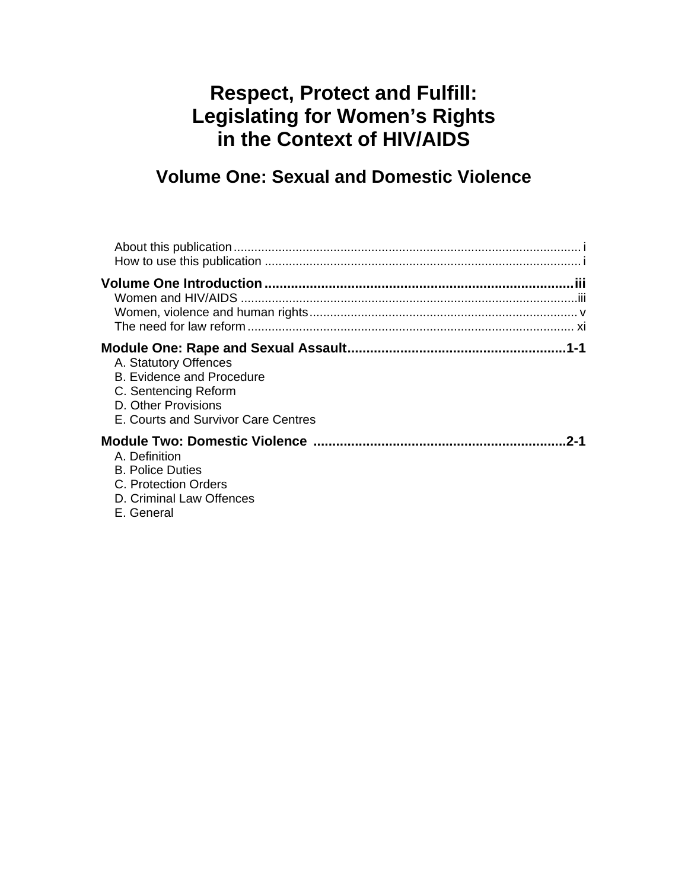# Respect, Protect and Fulfill: Legislating for Women's Rights in the Context of HIV/AIDS

## Volume One: Sexual and Domestic Violence

About this publication ..... i
How to use this publication ..... i

**Volume One Introduction ..... iii**

Women and HIV/AIDS ..... iii
Women, violence and human rights ..... v
The need for law reform ..... xi

**Module One: Rape and Sexual Assault ..... 1-1**

A. Statutory Offences
B. Evidence and Procedure
C. Sentencing Reform
D. Other Provisions
E. Courts and Survivor Care Centres

**Module Two: Domestic Violence ..... 2-1**

A. Definition
B. Police Duties
C. Protection Orders
D. Criminal Law Offences
E. General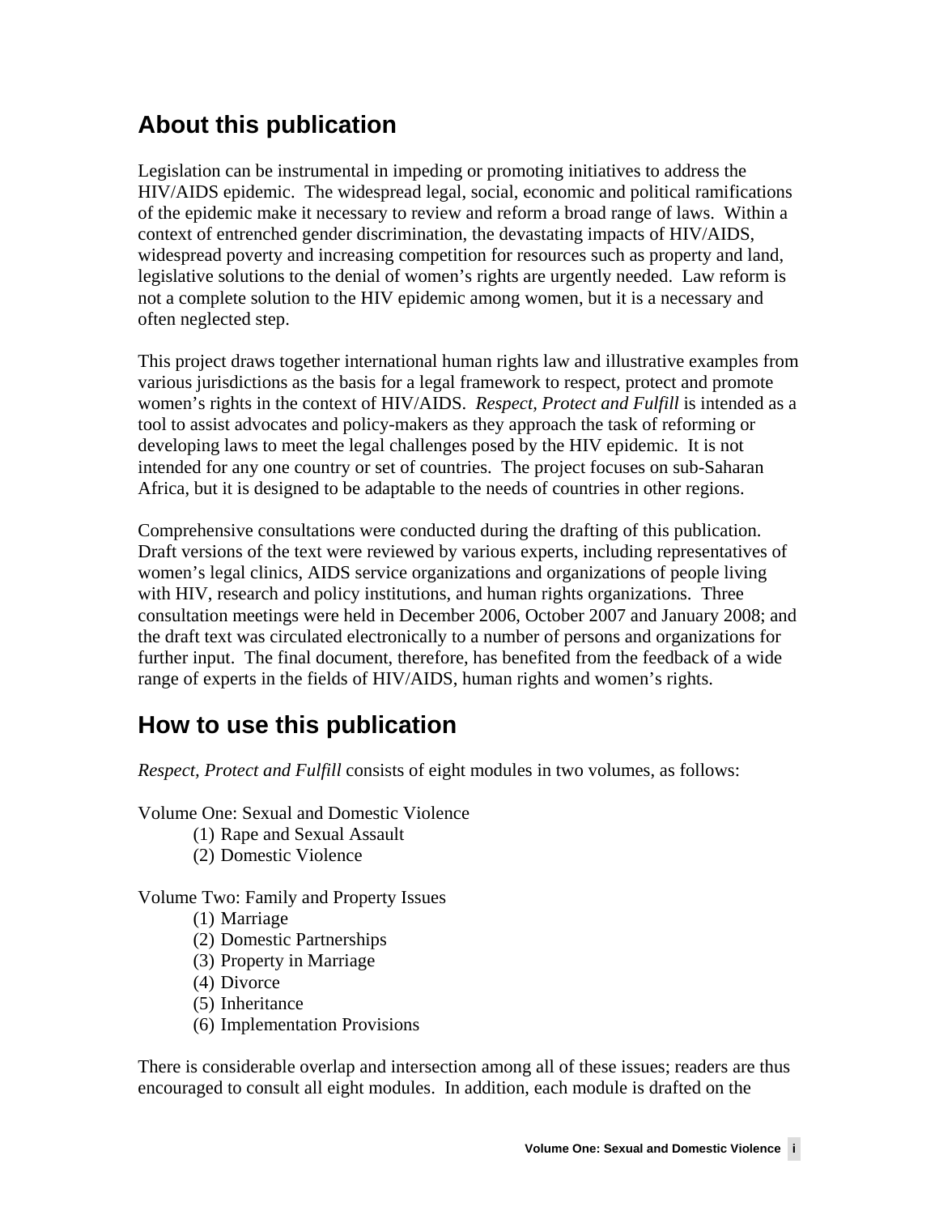## About this publication

Legislation can be instrumental in impeding or promoting initiatives to address the HIV/AIDS epidemic. The widespread legal, social, economic and political ramifications of the epidemic make it necessary to review and reform a broad range of laws. Within a context of entrenched gender discrimination, the devastating impacts of HIV/AIDS, widespread poverty and increasing competition for resources such as property and land, legislative solutions to the denial of women's rights are urgently needed. Law reform is not a complete solution to the HIV epidemic among women, but it is a necessary and often neglected step.

This project draws together international human rights law and illustrative examples from various jurisdictions as the basis for a legal framework to respect, protect and promote women's rights in the context of HIV/AIDS. *Respect, Protect and Fulfill* is intended as a tool to assist advocates and policy-makers as they approach the task of reforming or developing laws to meet the legal challenges posed by the HIV epidemic. It is not intended for any one country or set of countries. The project focuses on sub-Saharan Africa, but it is designed to be adaptable to the needs of countries in other regions.

Comprehensive consultations were conducted during the drafting of this publication. Draft versions of the text were reviewed by various experts, including representatives of women's legal clinics, AIDS service organizations and organizations of people living with HIV, research and policy institutions, and human rights organizations. Three consultation meetings were held in December 2006, October 2007 and January 2008; and the draft text was circulated electronically to a number of persons and organizations for further input. The final document, therefore, has benefited from the feedback of a wide range of experts in the fields of HIV/AIDS, human rights and women's rights.

## How to use this publication

*Respect, Protect and Fulfill* consists of eight modules in two volumes, as follows:

Volume One: Sexual and Domestic Violence

(1) Rape and Sexual Assault
(2) Domestic Violence

Volume Two: Family and Property Issues

(1) Marriage
(2) Domestic Partnerships
(3) Property in Marriage
(4) Divorce
(5) Inheritance
(6) Implementation Provisions

There is considerable overlap and intersection among all of these issues; readers are thus encouraged to consult all eight modules. In addition, each module is drafted on the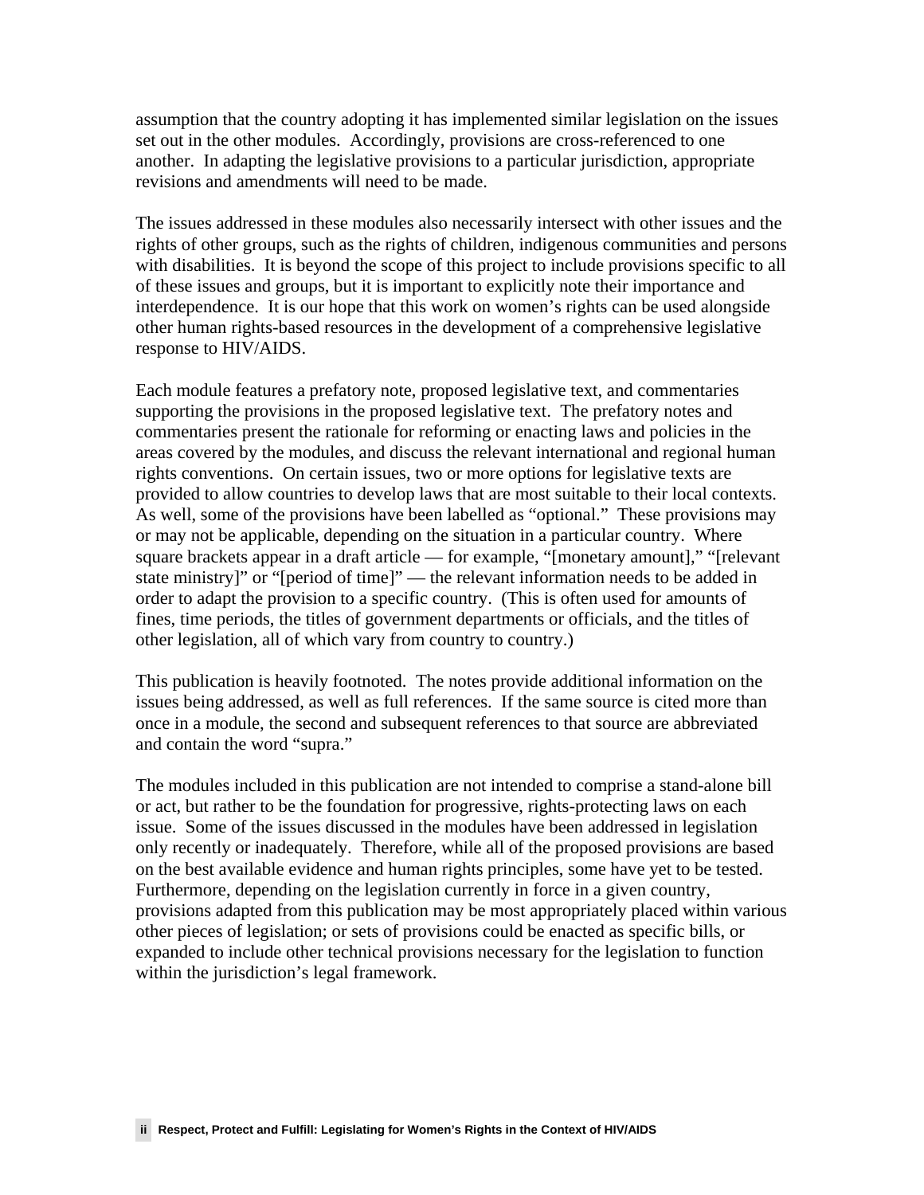assumption that the country adopting it has implemented similar legislation on the issues set out in the other modules. Accordingly, provisions are cross-referenced to one another. In adapting the legislative provisions to a particular jurisdiction, appropriate revisions and amendments will need to be made.

The issues addressed in these modules also necessarily intersect with other issues and the rights of other groups, such as the rights of children, indigenous communities and persons with disabilities. It is beyond the scope of this project to include provisions specific to all of these issues and groups, but it is important to explicitly note their importance and interdependence. It is our hope that this work on women's rights can be used alongside other human rights-based resources in the development of a comprehensive legislative response to HIV/AIDS.

Each module features a prefatory note, proposed legislative text, and commentaries supporting the provisions in the proposed legislative text. The prefatory notes and commentaries present the rationale for reforming or enacting laws and policies in the areas covered by the modules, and discuss the relevant international and regional human rights conventions. On certain issues, two or more options for legislative texts are provided to allow countries to develop laws that are most suitable to their local contexts. As well, some of the provisions have been labelled as "optional." These provisions may or may not be applicable, depending on the situation in a particular country. Where square brackets appear in a draft article — for example, "[monetary amount]," "[relevant state ministry]" or "[period of time]" — the relevant information needs to be added in order to adapt the provision to a specific country. (This is often used for amounts of fines, time periods, the titles of government departments or officials, and the titles of other legislation, all of which vary from country to country.)

This publication is heavily footnoted. The notes provide additional information on the issues being addressed, as well as full references. If the same source is cited more than once in a module, the second and subsequent references to that source are abbreviated and contain the word "supra."

The modules included in this publication are not intended to comprise a stand-alone bill or act, but rather to be the foundation for progressive, rights-protecting laws on each issue. Some of the issues discussed in the modules have been addressed in legislation only recently or inadequately. Therefore, while all of the proposed provisions are based on the best available evidence and human rights principles, some have yet to be tested. Furthermore, depending on the legislation currently in force in a given country, provisions adapted from this publication may be most appropriately placed within various other pieces of legislation; or sets of provisions could be enacted as specific bills, or expanded to include other technical provisions necessary for the legislation to function within the jurisdiction's legal framework.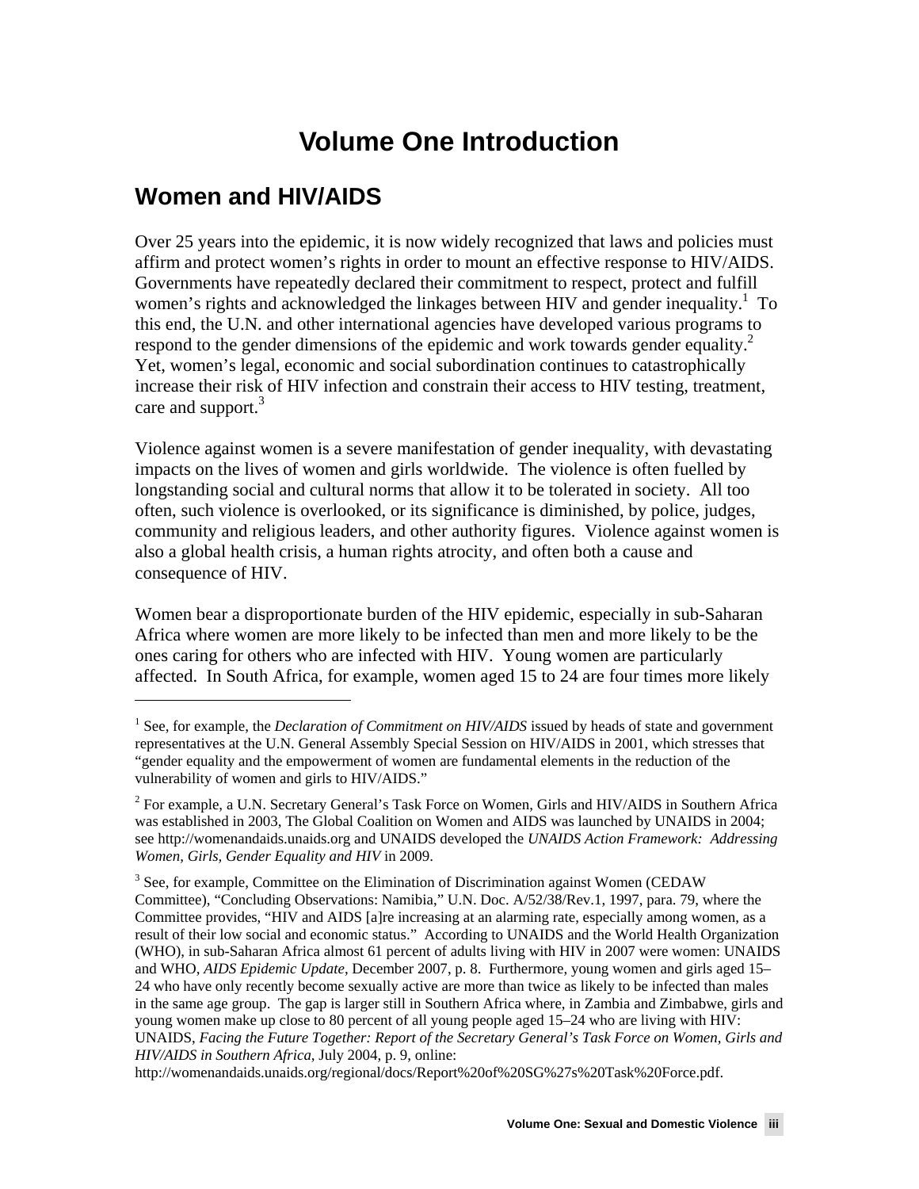# Volume One Introduction

## Women and HIV/AIDS

Over 25 years into the epidemic, it is now widely recognized that laws and policies must affirm and protect women's rights in order to mount an effective response to HIV/AIDS. Governments have repeatedly declared their commitment to respect, protect and fulfill women's rights and acknowledged the linkages between HIV and gender inequality.[1] To this end, the U.N. and other international agencies have developed various programs to respond to the gender dimensions of the epidemic and work towards gender equality.[2] Yet, women's legal, economic and social subordination continues to catastrophically increase their risk of HIV infection and constrain their access to HIV testing, treatment, care and support.[3]

Violence against women is a severe manifestation of gender inequality, with devastating impacts on the lives of women and girls worldwide. The violence is often fuelled by longstanding social and cultural norms that allow it to be tolerated in society. All too often, such violence is overlooked, or its significance is diminished, by police, judges, community and religious leaders, and other authority figures. Violence against women is also a global health crisis, a human rights atrocity, and often both a cause and consequence of HIV.

Women bear a disproportionate burden of the HIV epidemic, especially in sub-Saharan Africa where women are more likely to be infected than men and more likely to be the ones caring for others who are infected with HIV. Young women are particularly affected. In South Africa, for example, women aged 15 to 24 are four times more likely

---

[1] See, for example, the *Declaration of Commitment on HIV/AIDS* issued by heads of state and government representatives at the U.N. General Assembly Special Session on HIV/AIDS in 2001, which stresses that "gender equality and the empowerment of women are fundamental elements in the reduction of the vulnerability of women and girls to HIV/AIDS."

[2] For example, a U.N. Secretary General's Task Force on Women, Girls and HIV/AIDS in Southern Africa was established in 2003, The Global Coalition on Women and AIDS was launched by UNAIDS in 2004; see http://womenandaids.unaids.org and UNAIDS developed the *UNAIDS Action Framework: Addressing Women, Girls, Gender Equality and HIV* in 2009.

[3] See, for example, Committee on the Elimination of Discrimination against Women (CEDAW Committee), "Concluding Observations: Namibia," U.N. Doc. A/52/38/Rev.1, 1997, para. 79, where the Committee provides, "HIV and AIDS [a]re increasing at an alarming rate, especially among women, as a result of their low social and economic status." According to UNAIDS and the World Health Organization (WHO), in sub-Saharan Africa almost 61 percent of adults living with HIV in 2007 were women: UNAIDS and WHO, *AIDS Epidemic Update*, December 2007, p. 8. Furthermore, young women and girls aged 15–24 who have only recently become sexually active are more than twice as likely to be infected than males in the same age group. The gap is larger still in Southern Africa where, in Zambia and Zimbabwe, girls and young women make up close to 80 percent of all young people aged 15–24 who are living with HIV: UNAIDS, *Facing the Future Together: Report of the Secretary General's Task Force on Women, Girls and HIV/AIDS in Southern Africa*, July 2004, p. 9, online: http://womenandaids.unaids.org/regional/docs/Report%20of%20SG%27s%20Task%20Force.pdf.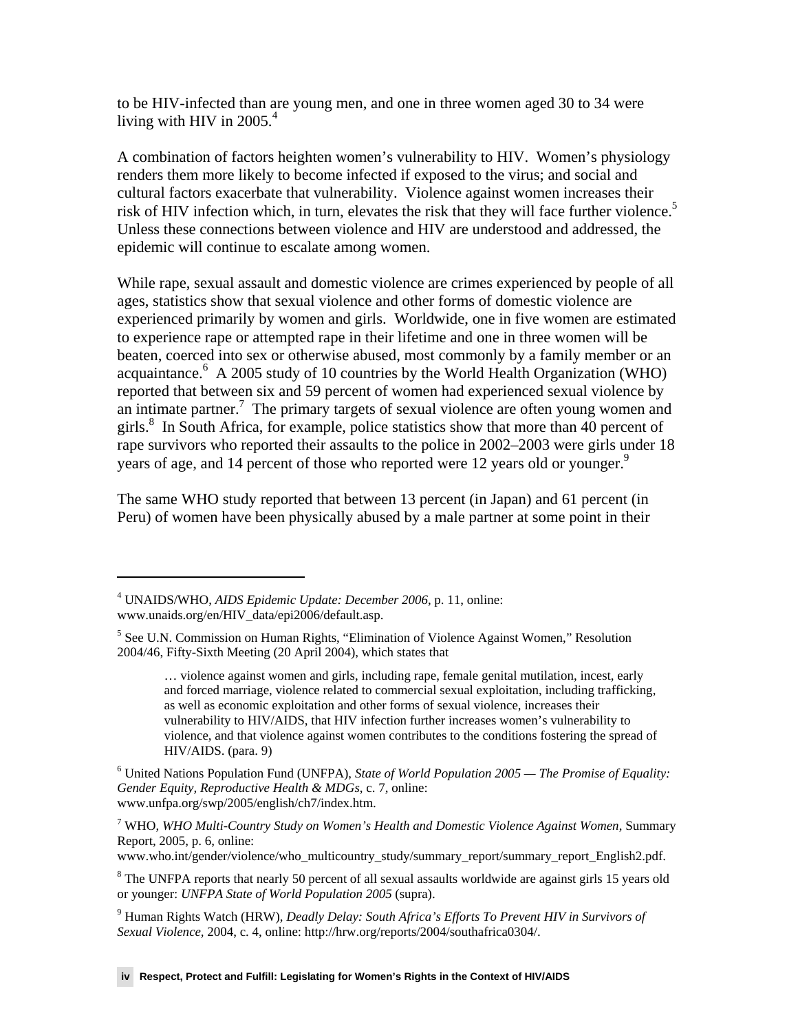to be HIV-infected than are young men, and one in three women aged 30 to 34 were living with HIV in 2005.[4]

A combination of factors heighten women's vulnerability to HIV. Women's physiology renders them more likely to become infected if exposed to the virus; and social and cultural factors exacerbate that vulnerability. Violence against women increases their risk of HIV infection which, in turn, elevates the risk that they will face further violence.[5] Unless these connections between violence and HIV are understood and addressed, the epidemic will continue to escalate among women.

While rape, sexual assault and domestic violence are crimes experienced by people of all ages, statistics show that sexual violence and other forms of domestic violence are experienced primarily by women and girls. Worldwide, one in five women are estimated to experience rape or attempted rape in their lifetime and one in three women will be beaten, coerced into sex or otherwise abused, most commonly by a family member or an acquaintance.[6] A 2005 study of 10 countries by the World Health Organization (WHO) reported that between six and 59 percent of women had experienced sexual violence by an intimate partner.[7] The primary targets of sexual violence are often young women and girls.[8] In South Africa, for example, police statistics show that more than 40 percent of rape survivors who reported their assaults to the police in 2002–2003 were girls under 18 years of age, and 14 percent of those who reported were 12 years old or younger.[9]

The same WHO study reported that between 13 percent (in Japan) and 61 percent (in Peru) of women have been physically abused by a male partner at some point in their

---

[4] UNAIDS/WHO, *AIDS Epidemic Update: December 2006*, p. 11, online: www.unaids.org/en/HIV_data/epi2006/default.asp.

[5] See U.N. Commission on Human Rights, "Elimination of Violence Against Women," Resolution 2004/46, Fifty-Sixth Meeting (20 April 2004), which states that

> … violence against women and girls, including rape, female genital mutilation, incest, early and forced marriage, violence related to commercial sexual exploitation, including trafficking, as well as economic exploitation and other forms of sexual violence, increases their vulnerability to HIV/AIDS, that HIV infection further increases women's vulnerability to violence, and that violence against women contributes to the conditions fostering the spread of HIV/AIDS. (para. 9)

[6] United Nations Population Fund (UNFPA), *State of World Population 2005 — The Promise of Equality: Gender Equity, Reproductive Health & MDGs*, c. 7, online: www.unfpa.org/swp/2005/english/ch7/index.htm.

[7] WHO, *WHO Multi-Country Study on Women's Health and Domestic Violence Against Women*, Summary Report, 2005, p. 6, online: www.who.int/gender/violence/who_multicountry_study/summary_report/summary_report_English2.pdf.

[8] The UNFPA reports that nearly 50 percent of all sexual assaults worldwide are against girls 15 years old or younger: *UNFPA State of World Population 2005* (supra).

[9] Human Rights Watch (HRW), *Deadly Delay: South Africa's Efforts To Prevent HIV in Survivors of Sexual Violence*, 2004, c. 4, online: http://hrw.org/reports/2004/southafrica0304/.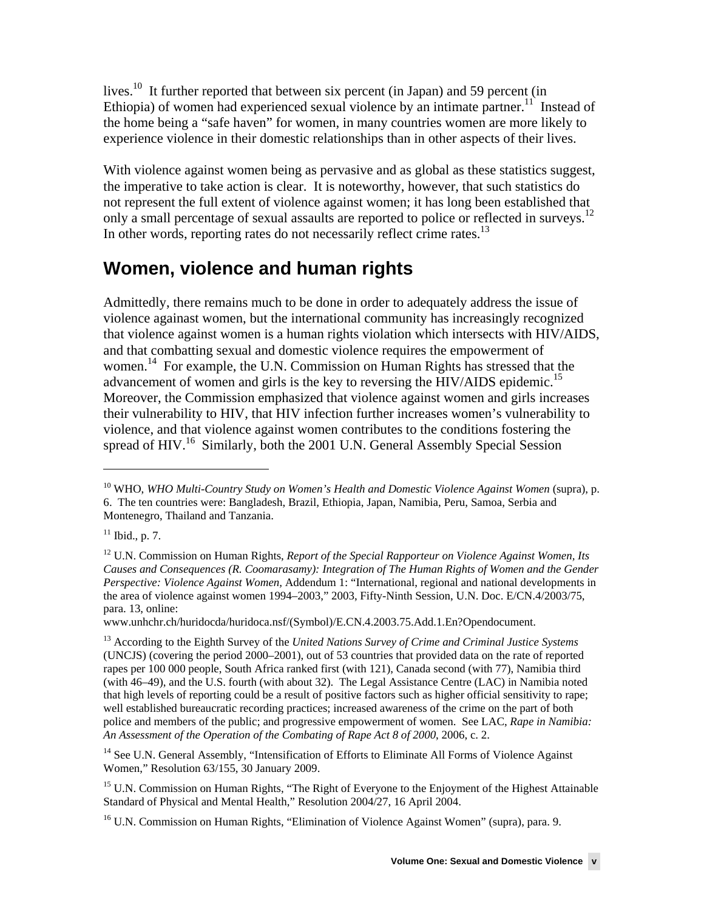lives.[10] It further reported that between six percent (in Japan) and 59 percent (in Ethiopia) of women had experienced sexual violence by an intimate partner.[11] Instead of the home being a "safe haven" for women, in many countries women are more likely to experience violence in their domestic relationships than in other aspects of their lives.

With violence against women being as pervasive and as global as these statistics suggest, the imperative to take action is clear. It is noteworthy, however, that such statistics do not represent the full extent of violence against women; it has long been established that only a small percentage of sexual assaults are reported to police or reflected in surveys.[12] In other words, reporting rates do not necessarily reflect crime rates.[13]

## Women, violence and human rights

Admittedly, there remains much to be done in order to adequately address the issue of violence againast women, but the international community has increasingly recognized that violence against women is a human rights violation which intersects with HIV/AIDS, and that combatting sexual and domestic violence requires the empowerment of women.[14] For example, the U.N. Commission on Human Rights has stressed that the advancement of women and girls is the key to reversing the HIV/AIDS epidemic.[15] Moreover, the Commission emphasized that violence against women and girls increases their vulnerability to HIV, that HIV infection further increases women's vulnerability to violence, and that violence against women contributes to the conditions fostering the spread of HIV.[16] Similarly, both the 2001 U.N. General Assembly Special Session

---

[10] WHO, *WHO Multi-Country Study on Women's Health and Domestic Violence Against Women* (supra), p. 6. The ten countries were: Bangladesh, Brazil, Ethiopia, Japan, Namibia, Peru, Samoa, Serbia and Montenegro, Thailand and Tanzania.

[11] Ibid., p. 7.

[12] U.N. Commission on Human Rights, *Report of the Special Rapporteur on Violence Against Women, Its Causes and Consequences (R. Coomarasamy): Integration of The Human Rights of Women and the Gender Perspective: Violence Against Women*, Addendum 1: "International, regional and national developments in the area of violence against women 1994–2003," 2003, Fifty-Ninth Session, U.N. Doc. E/CN.4/2003/75, para. 13, online: www.unhchr.ch/huridocda/huridoca.nsf/(Symbol)/E.CN.4.2003.75.Add.1.En?Opendocument.

[13] According to the Eighth Survey of the *United Nations Survey of Crime and Criminal Justice Systems* (UNCJS) (covering the period 2000–2001), out of 53 countries that provided data on the rate of reported rapes per 100 000 people, South Africa ranked first (with 121), Canada second (with 77), Namibia third (with 46–49), and the U.S. fourth (with about 32). The Legal Assistance Centre (LAC) in Namibia noted that high levels of reporting could be a result of positive factors such as higher official sensitivity to rape; well established bureaucratic recording practices; increased awareness of the crime on the part of both police and members of the public; and progressive empowerment of women. See LAC, *Rape in Namibia: An Assessment of the Operation of the Combating of Rape Act 8 of 2000*, 2006, c. 2.

[14] See U.N. General Assembly, "Intensification of Efforts to Eliminate All Forms of Violence Against Women," Resolution 63/155, 30 January 2009.

[15] U.N. Commission on Human Rights, "The Right of Everyone to the Enjoyment of the Highest Attainable Standard of Physical and Mental Health," Resolution 2004/27, 16 April 2004.

[16] U.N. Commission on Human Rights, "Elimination of Violence Against Women" (supra), para. 9.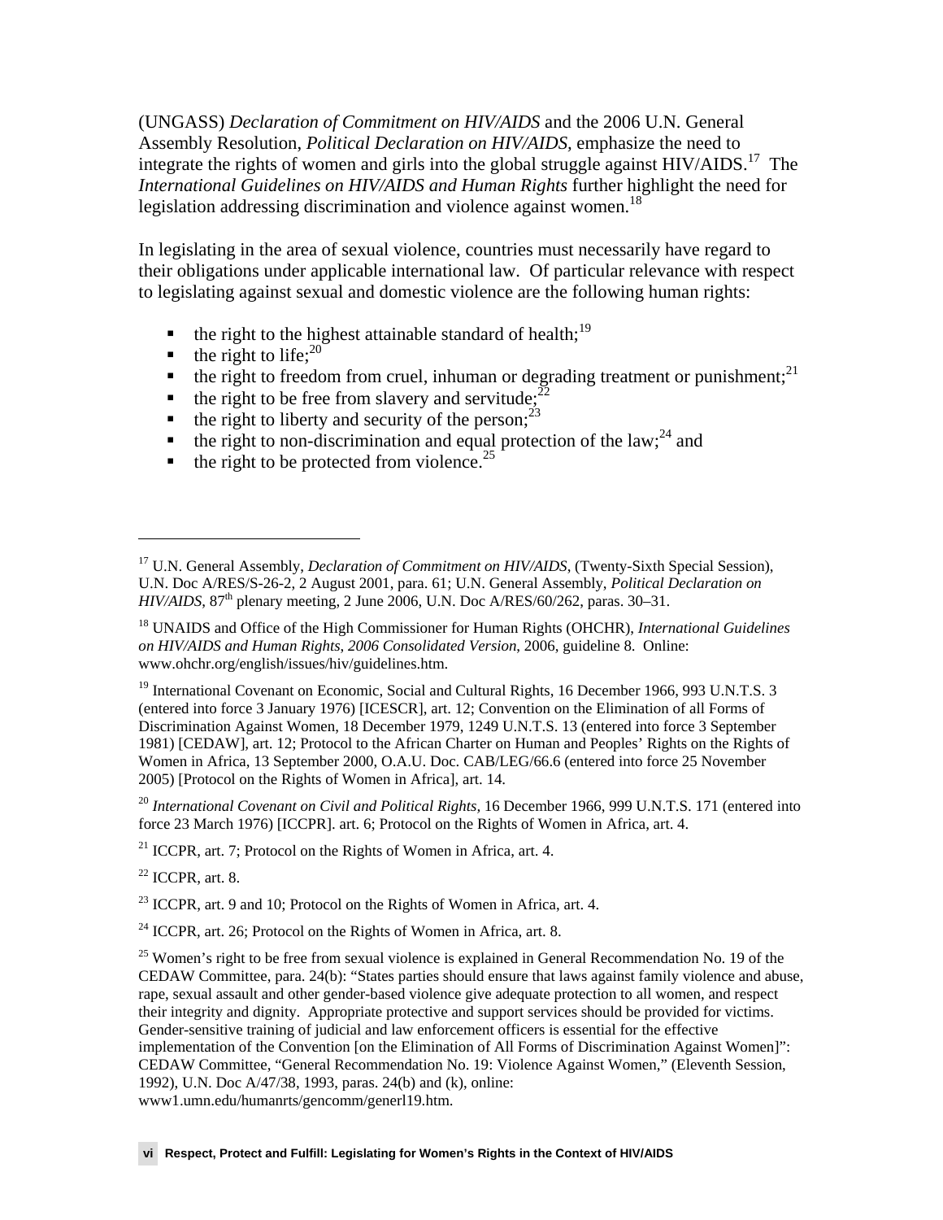(UNGASS) *Declaration of Commitment on HIV/AIDS* and the 2006 U.N. General Assembly Resolution, *Political Declaration on HIV/AIDS,* emphasize the need to integrate the rights of women and girls into the global struggle against HIV/AIDS.[17] The *International Guidelines on HIV/AIDS and Human Rights* further highlight the need for legislation addressing discrimination and violence against women.[18]

In legislating in the area of sexual violence, countries must necessarily have regard to their obligations under applicable international law. Of particular relevance with respect to legislating against sexual and domestic violence are the following human rights:

- the right to the highest attainable standard of health;[19]
- the right to life;[20]
- the right to freedom from cruel, inhuman or degrading treatment or punishment;[21]
- the right to be free from slavery and servitude;[22]
- the right to liberty and security of the person;[23]
- the right to non-discrimination and equal protection of the law;[24] and
- the right to be protected from violence.[25]

---

[17] U.N. General Assembly, *Declaration of Commitment on HIV/AIDS*, (Twenty-Sixth Special Session), U.N. Doc A/RES/S-26-2, 2 August 2001, para. 61; U.N. General Assembly, *Political Declaration on HIV/AIDS*, 87th plenary meeting, 2 June 2006, U.N. Doc A/RES/60/262, paras. 30–31.

[18] UNAIDS and Office of the High Commissioner for Human Rights (OHCHR), *International Guidelines on HIV/AIDS and Human Rights, 2006 Consolidated Version,* 2006, guideline 8. Online: www.ohchr.org/english/issues/hiv/guidelines.htm.

[19] International Covenant on Economic, Social and Cultural Rights, 16 December 1966, 993 U.N.T.S. 3 (entered into force 3 January 1976) [ICESCR], art. 12; Convention on the Elimination of all Forms of Discrimination Against Women, 18 December 1979, 1249 U.N.T.S. 13 (entered into force 3 September 1981) [CEDAW], art. 12; Protocol to the African Charter on Human and Peoples' Rights on the Rights of Women in Africa, 13 September 2000, O.A.U. Doc. CAB/LEG/66.6 (entered into force 25 November 2005) [Protocol on the Rights of Women in Africa], art. 14.

[20] *International Covenant on Civil and Political Rights,* 16 December 1966, 999 U.N.T.S. 171 (entered into force 23 March 1976) [ICCPR]. art. 6; Protocol on the Rights of Women in Africa, art. 4.

[21] ICCPR, art. 7; Protocol on the Rights of Women in Africa, art. 4.

[22] ICCPR, art. 8.

[23] ICCPR, art. 9 and 10; Protocol on the Rights of Women in Africa, art. 4.

[24] ICCPR, art. 26; Protocol on the Rights of Women in Africa, art. 8.

[25] Women's right to be free from sexual violence is explained in General Recommendation No. 19 of the CEDAW Committee, para. 24(b): "States parties should ensure that laws against family violence and abuse, rape, sexual assault and other gender-based violence give adequate protection to all women, and respect their integrity and dignity. Appropriate protective and support services should be provided for victims. Gender-sensitive training of judicial and law enforcement officers is essential for the effective implementation of the Convention [on the Elimination of All Forms of Discrimination Against Women]": CEDAW Committee, "General Recommendation No. 19: Violence Against Women," (Eleventh Session, 1992), U.N. Doc A/47/38, 1993, paras. 24(b) and (k), online: www1.umn.edu/humanrts/gencomm/generl19.htm.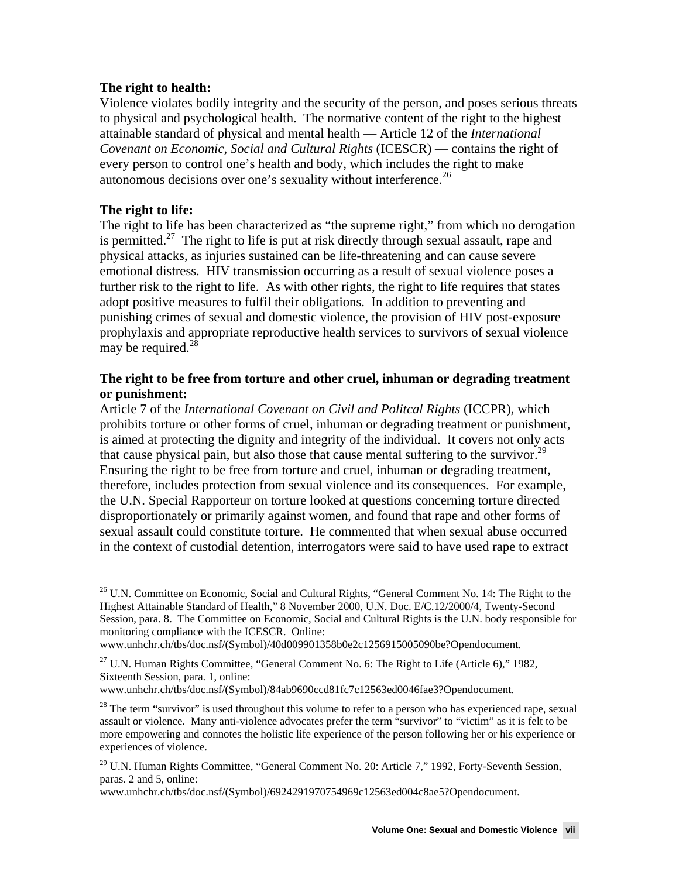**The right to health:**

Violence violates bodily integrity and the security of the person, and poses serious threats to physical and psychological health. The normative content of the right to the highest attainable standard of physical and mental health — Article 12 of the *International Covenant on Economic, Social and Cultural Rights* (ICESCR) — contains the right of every person to control one's health and body, which includes the right to make autonomous decisions over one's sexuality without interference.[26]

**The right to life:**

The right to life has been characterized as "the supreme right," from which no derogation is permitted.[27] The right to life is put at risk directly through sexual assault, rape and physical attacks, as injuries sustained can be life-threatening and can cause severe emotional distress. HIV transmission occurring as a result of sexual violence poses a further risk to the right to life. As with other rights, the right to life requires that states adopt positive measures to fulfil their obligations. In addition to preventing and punishing crimes of sexual and domestic violence, the provision of HIV post-exposure prophylaxis and appropriate reproductive health services to survivors of sexual violence may be required.[28]

**The right to be free from torture and other cruel, inhuman or degrading treatment or punishment:**

Article 7 of the *International Covenant on Civil and Politcal Rights* (ICCPR), which prohibits torture or other forms of cruel, inhuman or degrading treatment or punishment, is aimed at protecting the dignity and integrity of the individual. It covers not only acts that cause physical pain, but also those that cause mental suffering to the survivor.[29] Ensuring the right to be free from torture and cruel, inhuman or degrading treatment, therefore, includes protection from sexual violence and its consequences. For example, the U.N. Special Rapporteur on torture looked at questions concerning torture directed disproportionately or primarily against women, and found that rape and other forms of sexual assault could constitute torture. He commented that when sexual abuse occurred in the context of custodial detention, interrogators were said to have used rape to extract

---

[26] U.N. Committee on Economic, Social and Cultural Rights, "General Comment No. 14: The Right to the Highest Attainable Standard of Health," 8 November 2000, U.N. Doc. E/C.12/2000/4, Twenty-Second Session, para. 8. The Committee on Economic, Social and Cultural Rights is the U.N. body responsible for monitoring compliance with the ICESCR. Online: www.unhchr.ch/tbs/doc.nsf/(Symbol)/40d009901358b0e2c1256915005090be?Opendocument.

[27] U.N. Human Rights Committee, "General Comment No. 6: The Right to Life (Article 6)," 1982, Sixteenth Session, para. 1, online: www.unhchr.ch/tbs/doc.nsf/(Symbol)/84ab9690ccd81fc7c12563ed0046fae3?Opendocument.

[28] The term "survivor" is used throughout this volume to refer to a person who has experienced rape, sexual assault or violence. Many anti-violence advocates prefer the term "survivor" to "victim" as it is felt to be more empowering and connotes the holistic life experience of the person following her or his experience or experiences of violence.

[29] U.N. Human Rights Committee, "General Comment No. 20: Article 7," 1992, Forty-Seventh Session, paras. 2 and 5, online: www.unhchr.ch/tbs/doc.nsf/(Symbol)/6924291970754969c12563ed004c8ae5?Opendocument.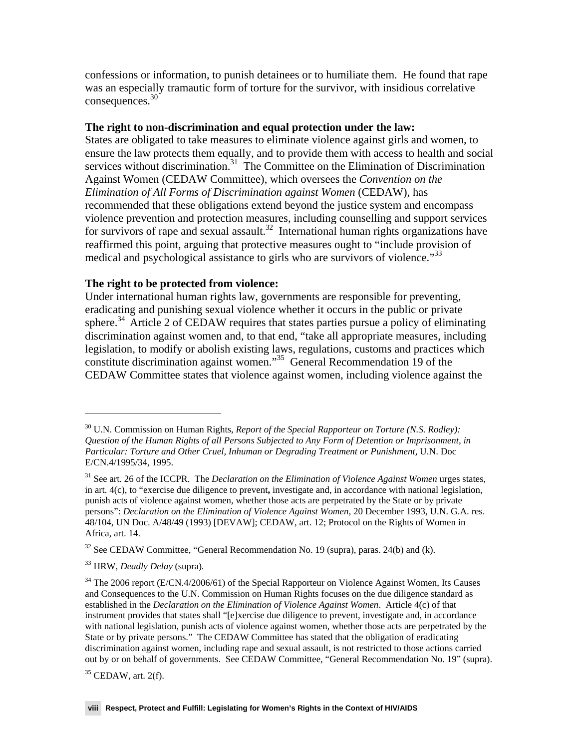confessions or information, to punish detainees or to humiliate them. He found that rape was an especially tramautic form of torture for the survivor, with insidious correlative consequences.[30]

**The right to non-discrimination and equal protection under the law:**
States are obligated to take measures to eliminate violence against girls and women, to ensure the law protects them equally, and to provide them with access to health and social services without discrimination.[31] The Committee on the Elimination of Discrimination Against Women (CEDAW Committee), which oversees the *Convention on the Elimination of All Forms of Discrimination against Women* (CEDAW), has recommended that these obligations extend beyond the justice system and encompass violence prevention and protection measures, including counselling and support services for survivors of rape and sexual assault.[32] International human rights organizations have reaffirmed this point, arguing that protective measures ought to "include provision of medical and psychological assistance to girls who are survivors of violence."[33]

**The right to be protected from violence:**
Under international human rights law, governments are responsible for preventing, eradicating and punishing sexual violence whether it occurs in the public or private sphere.[34] Article 2 of CEDAW requires that states parties pursue a policy of eliminating discrimination against women and, to that end, "take all appropriate measures, including legislation, to modify or abolish existing laws, regulations, customs and practices which constitute discrimination against women."[35] General Recommendation 19 of the CEDAW Committee states that violence against women, including violence against the

---

[30] U.N. Commission on Human Rights, *Report of the Special Rapporteur on Torture (N.S. Rodley): Question of the Human Rights of all Persons Subjected to Any Form of Detention or Imprisonment, in Particular: Torture and Other Cruel, Inhuman or Degrading Treatment or Punishment,* U.N. Doc E/CN.4/1995/34, 1995.

[31] See art. 26 of the ICCPR. The *Declaration on the Elimination of Violence Against Women* urges states, in art. 4(c), to "exercise due diligence to prevent**,** investigate and, in accordance with national legislation, punish acts of violence against women, whether those acts are perpetrated by the State or by private persons": *Declaration on the Elimination of Violence Against Women,* 20 December 1993, U.N. G.A. res. 48/104, UN Doc. A/48/49 (1993) [DEVAW]; CEDAW, art. 12; Protocol on the Rights of Women in Africa, art. 14.

[32] See CEDAW Committee, "General Recommendation No. 19 (supra), paras. 24(b) and (k).

[33] HRW, *Deadly Delay* (supra)*.*

[34] The 2006 report (E/CN.4/2006/61) of the Special Rapporteur on Violence Against Women, Its Causes and Consequences to the U.N. Commission on Human Rights focuses on the due diligence standard as established in the *Declaration on the Elimination of Violence Against Women*. Article 4(c) of that instrument provides that states shall "[e]xercise due diligence to prevent, investigate and, in accordance with national legislation, punish acts of violence against women, whether those acts are perpetrated by the State or by private persons." The CEDAW Committee has stated that the obligation of eradicating discrimination against women, including rape and sexual assault, is not restricted to those actions carried out by or on behalf of governments. See CEDAW Committee, "General Recommendation No. 19" (supra).

[35] CEDAW, art. 2(f).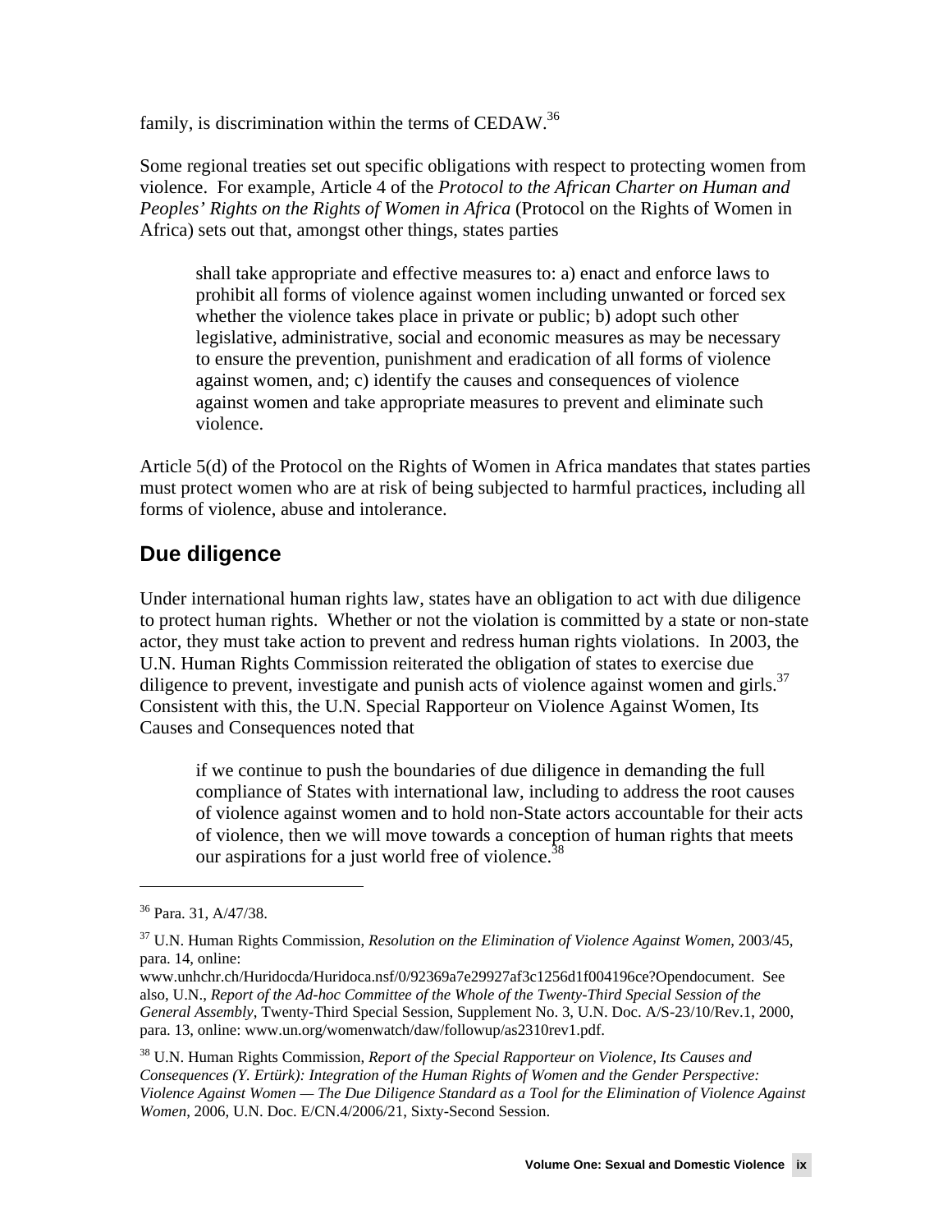family, is discrimination within the terms of CEDAW.[36]

Some regional treaties set out specific obligations with respect to protecting women from violence. For example, Article 4 of the *Protocol to the African Charter on Human and Peoples' Rights on the Rights of Women in Africa* (Protocol on the Rights of Women in Africa) sets out that, amongst other things, states parties

> shall take appropriate and effective measures to: a) enact and enforce laws to prohibit all forms of violence against women including unwanted or forced sex whether the violence takes place in private or public; b) adopt such other legislative, administrative, social and economic measures as may be necessary to ensure the prevention, punishment and eradication of all forms of violence against women, and; c) identify the causes and consequences of violence against women and take appropriate measures to prevent and eliminate such violence.

Article 5(d) of the Protocol on the Rights of Women in Africa mandates that states parties must protect women who are at risk of being subjected to harmful practices, including all forms of violence, abuse and intolerance.

## Due diligence

Under international human rights law, states have an obligation to act with due diligence to protect human rights. Whether or not the violation is committed by a state or non-state actor, they must take action to prevent and redress human rights violations. In 2003, the U.N. Human Rights Commission reiterated the obligation of states to exercise due diligence to prevent, investigate and punish acts of violence against women and girls.[37] Consistent with this, the U.N. Special Rapporteur on Violence Against Women, Its Causes and Consequences noted that

> if we continue to push the boundaries of due diligence in demanding the full compliance of States with international law, including to address the root causes of violence against women and to hold non-State actors accountable for their acts of violence, then we will move towards a conception of human rights that meets our aspirations for a just world free of violence.[38]

---

[36] Para. 31, A/47/38.

[37] U.N. Human Rights Commission, *Resolution on the Elimination of Violence Against Women*, 2003/45, para. 14, online: www.unhchr.ch/Huridocda/Huridoca.nsf/0/92369a7e29927af3c1256d1f004196ce?Opendocument. See also, U.N., *Report of the Ad-hoc Committee of the Whole of the Twenty-Third Special Session of the General Assembly*, Twenty-Third Special Session, Supplement No. 3, U.N. Doc. A/S-23/10/Rev.1, 2000, para. 13, online: www.un.org/womenwatch/daw/followup/as2310rev1.pdf.

[38] U.N. Human Rights Commission, *Report of the Special Rapporteur on Violence, Its Causes and Consequences (Y. Ertürk): Integration of the Human Rights of Women and the Gender Perspective: Violence Against Women — The Due Diligence Standard as a Tool for the Elimination of Violence Against Women*, 2006, U.N. Doc. E/CN.4/2006/21, Sixty-Second Session.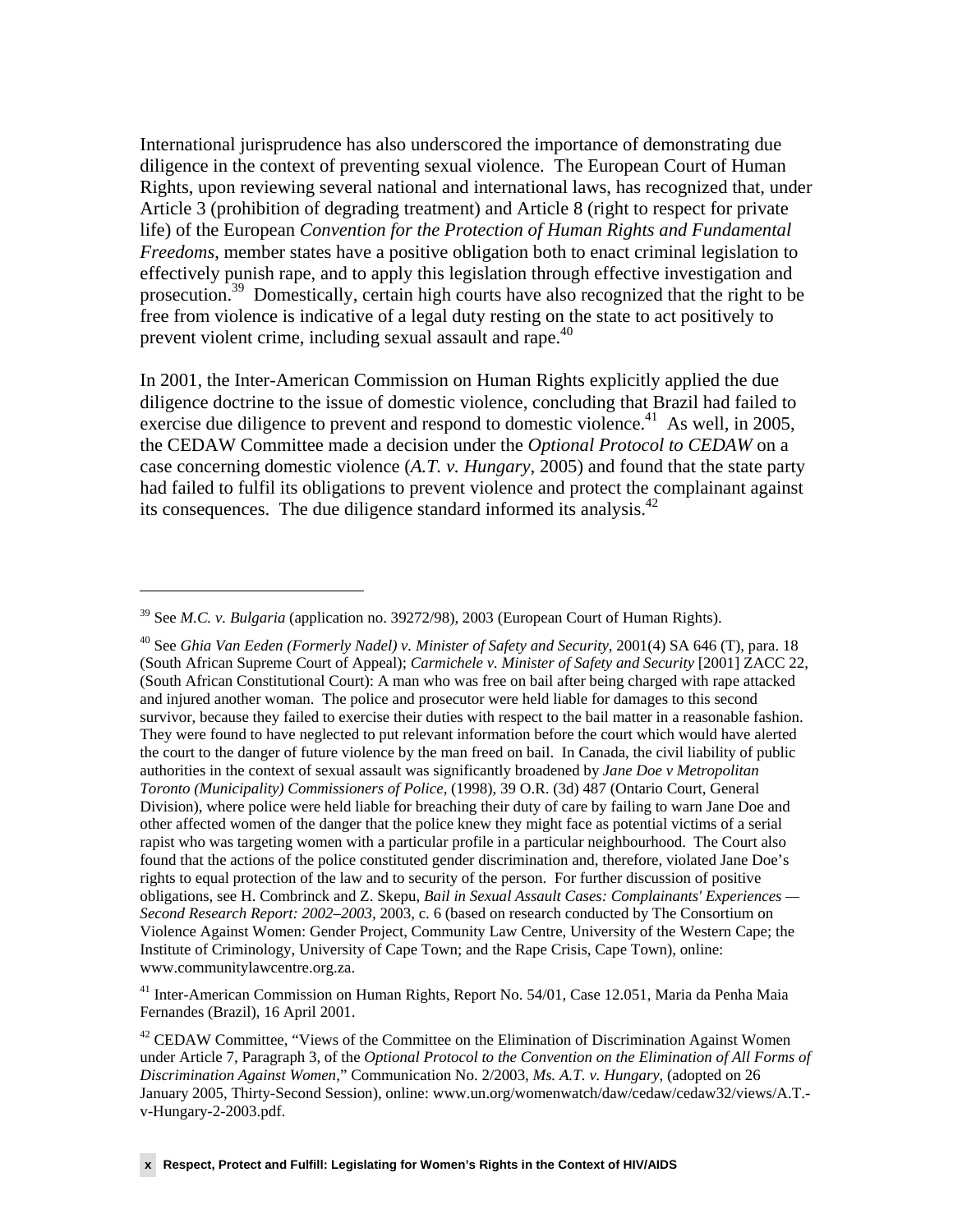International jurisprudence has also underscored the importance of demonstrating due diligence in the context of preventing sexual violence. The European Court of Human Rights, upon reviewing several national and international laws, has recognized that, under Article 3 (prohibition of degrading treatment) and Article 8 (right to respect for private life) of the European *Convention for the Protection of Human Rights and Fundamental Freedoms*, member states have a positive obligation both to enact criminal legislation to effectively punish rape, and to apply this legislation through effective investigation and prosecution.[39] Domestically, certain high courts have also recognized that the right to be free from violence is indicative of a legal duty resting on the state to act positively to prevent violent crime, including sexual assault and rape.[40]

In 2001, the Inter-American Commission on Human Rights explicitly applied the due diligence doctrine to the issue of domestic violence, concluding that Brazil had failed to exercise due diligence to prevent and respond to domestic violence.[41] As well, in 2005, the CEDAW Committee made a decision under the *Optional Protocol to CEDAW* on a case concerning domestic violence (*A.T. v. Hungary*, 2005) and found that the state party had failed to fulfil its obligations to prevent violence and protect the complainant against its consequences. The due diligence standard informed its analysis.[42]

---

[39] See *M.C. v. Bulgaria* (application no. 39272/98), 2003 (European Court of Human Rights).

[40] See *Ghia Van Eeden (Formerly Nadel) v. Minister of Safety and Security*, 2001(4) SA 646 (T), para. 18 (South African Supreme Court of Appeal); *Carmichele v. Minister of Safety and Security* [2001] ZACC 22, (South African Constitutional Court): A man who was free on bail after being charged with rape attacked and injured another woman. The police and prosecutor were held liable for damages to this second survivor, because they failed to exercise their duties with respect to the bail matter in a reasonable fashion. They were found to have neglected to put relevant information before the court which would have alerted the court to the danger of future violence by the man freed on bail. In Canada, the civil liability of public authorities in the context of sexual assault was significantly broadened by *Jane Doe v Metropolitan Toronto (Municipality) Commissioners of Police*, (1998), 39 O.R. (3d) 487 (Ontario Court, General Division), where police were held liable for breaching their duty of care by failing to warn Jane Doe and other affected women of the danger that the police knew they might face as potential victims of a serial rapist who was targeting women with a particular profile in a particular neighbourhood. The Court also found that the actions of the police constituted gender discrimination and, therefore, violated Jane Doe's rights to equal protection of the law and to security of the person. For further discussion of positive obligations, see H. Combrinck and Z. Skepu, *Bail in Sexual Assault Cases: Complainants' Experiences — Second Research Report: 2002–2003*, 2003, c. 6 (based on research conducted by The Consortium on Violence Against Women: Gender Project, Community Law Centre, University of the Western Cape; the Institute of Criminology, University of Cape Town; and the Rape Crisis, Cape Town), online: www.communitylawcentre.org.za.

[41] Inter-American Commission on Human Rights, Report No. 54/01, Case 12.051, Maria da Penha Maia Fernandes (Brazil), 16 April 2001.

[42] CEDAW Committee, "Views of the Committee on the Elimination of Discrimination Against Women under Article 7, Paragraph 3, of the *Optional Protocol to the Convention on the Elimination of All Forms of Discrimination Against Women*," Communication No. 2/2003, *Ms. A.T. v. Hungary*, (adopted on 26 January 2005, Thirty-Second Session), online: www.un.org/womenwatch/daw/cedaw/cedaw32/views/A.T.-v-Hungary-2-2003.pdf.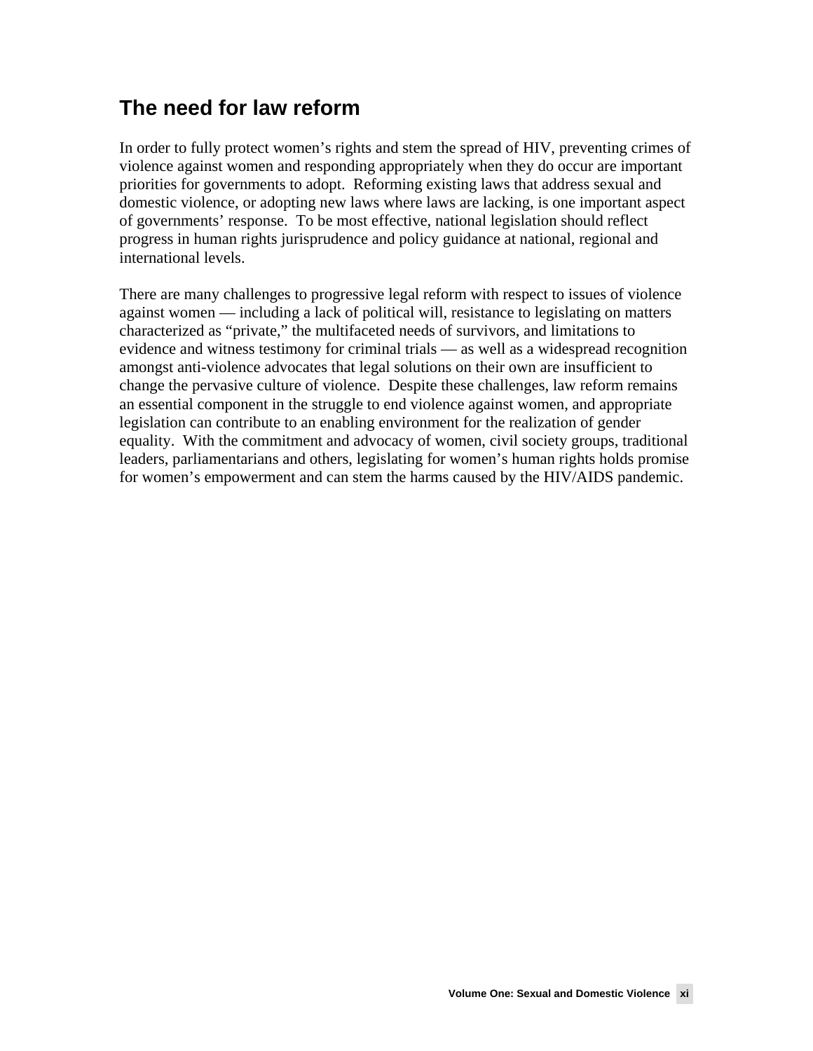## The need for law reform

In order to fully protect women's rights and stem the spread of HIV, preventing crimes of violence against women and responding appropriately when they do occur are important priorities for governments to adopt. Reforming existing laws that address sexual and domestic violence, or adopting new laws where laws are lacking, is one important aspect of governments' response. To be most effective, national legislation should reflect progress in human rights jurisprudence and policy guidance at national, regional and international levels.

There are many challenges to progressive legal reform with respect to issues of violence against women — including a lack of political will, resistance to legislating on matters characterized as "private," the multifaceted needs of survivors, and limitations to evidence and witness testimony for criminal trials — as well as a widespread recognition amongst anti-violence advocates that legal solutions on their own are insufficient to change the pervasive culture of violence. Despite these challenges, law reform remains an essential component in the struggle to end violence against women, and appropriate legislation can contribute to an enabling environment for the realization of gender equality. With the commitment and advocacy of women, civil society groups, traditional leaders, parliamentarians and others, legislating for women's human rights holds promise for women's empowerment and can stem the harms caused by the HIV/AIDS pandemic.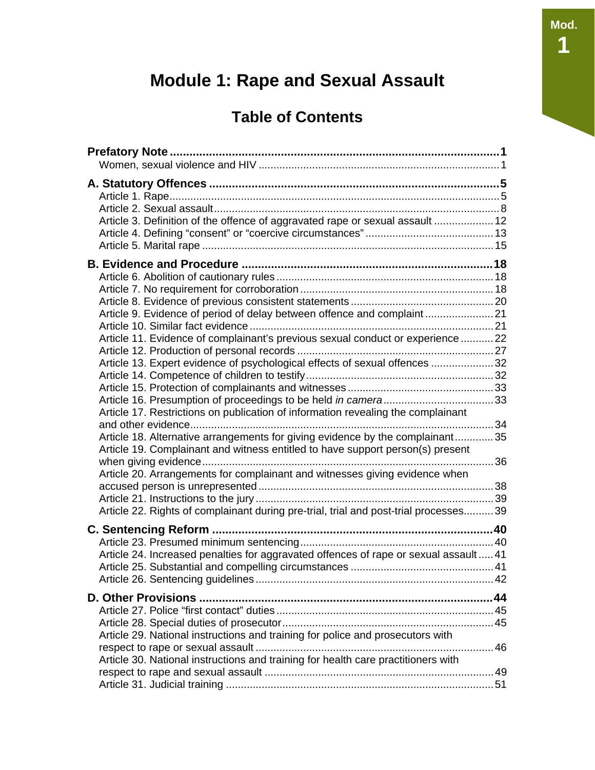# Module 1: Rape and Sexual Assault

## Table of Contents

**Prefatory Note** ........ **1**
- Women, sexual violence and HIV ........ 1

**A. Statutory Offences** ........ **5**
- Article 1. Rape ........ 5
- Article 2. Sexual assault ........ 8
- Article 3. Definition of the offence of aggravated rape or sexual assault ........ 12
- Article 4. Defining "consent" or "coercive circumstances" ........ 13
- Article 5. Marital rape ........ 15

**B. Evidence and Procedure** ........ **18**
- Article 6. Abolition of cautionary rules ........ 18
- Article 7. No requirement for corroboration ........ 18
- Article 8. Evidence of previous consistent statements ........ 20
- Article 9. Evidence of period of delay between offence and complaint ........ 21
- Article 10. Similar fact evidence ........ 21
- Article 11. Evidence of complainant's previous sexual conduct or experience ........ 22
- Article 12. Production of personal records ........ 27
- Article 13. Expert evidence of psychological effects of sexual offences ........ 32
- Article 14. Competence of children to testify ........ 32
- Article 15. Protection of complainants and witnesses ........ 33
- Article 16. Presumption of proceedings to be held *in camera* ........ 33
- Article 17. Restrictions on publication of information revealing the complainant and other evidence ........ 34
- Article 18. Alternative arrangements for giving evidence by the complainant ........ 35
- Article 19. Complainant and witness entitled to have support person(s) present when giving evidence ........ 36
- Article 20. Arrangements for complainant and witnesses giving evidence when accused person is unrepresented ........ 38
- Article 21. Instructions to the jury ........ 39
- Article 22. Rights of complainant during pre-trial, trial and post-trial processes ........ 39

**C. Sentencing Reform** ........ **40**
- Article 23. Presumed minimum sentencing ........ 40
- Article 24. Increased penalties for aggravated offences of rape or sexual assault ........ 41
- Article 25. Substantial and compelling circumstances ........ 41
- Article 26. Sentencing guidelines ........ 42

**D. Other Provisions** ........ **44**
- Article 27. Police "first contact" duties ........ 45
- Article 28. Special duties of prosecutor ........ 45
- Article 29. National instructions and training for police and prosecutors with respect to rape or sexual assault ........ 46
- Article 30. National instructions and training for health care practitioners with respect to rape and sexual assault ........ 49
- Article 31. Judicial training ........ 51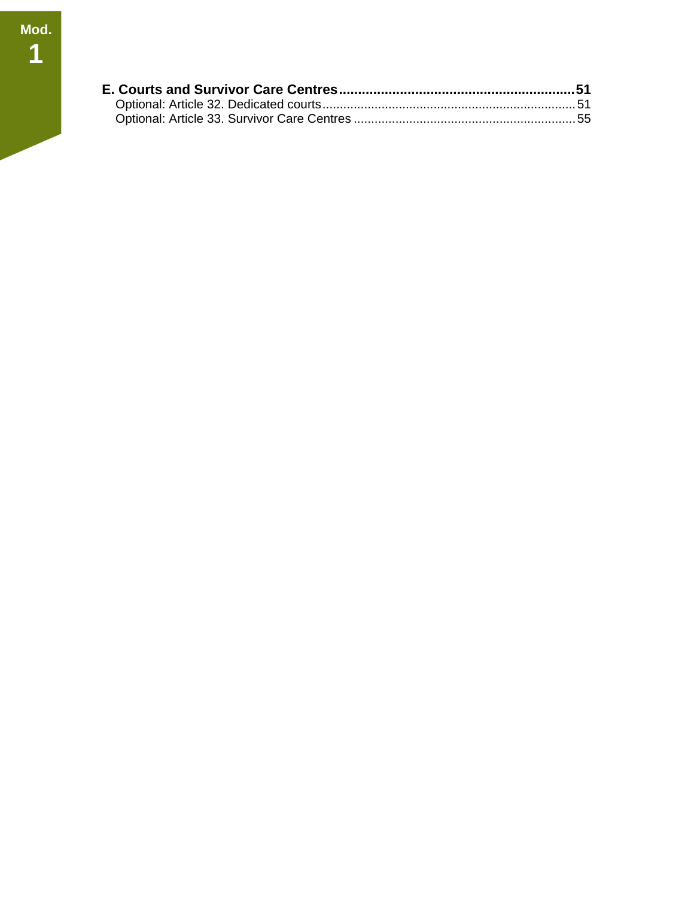**E. Courts and Survivor Care Centres .............................................................51**

Optional: Article 32. Dedicated courts.........................................................................51

Optional: Article 33. Survivor Care Centres ................................................................55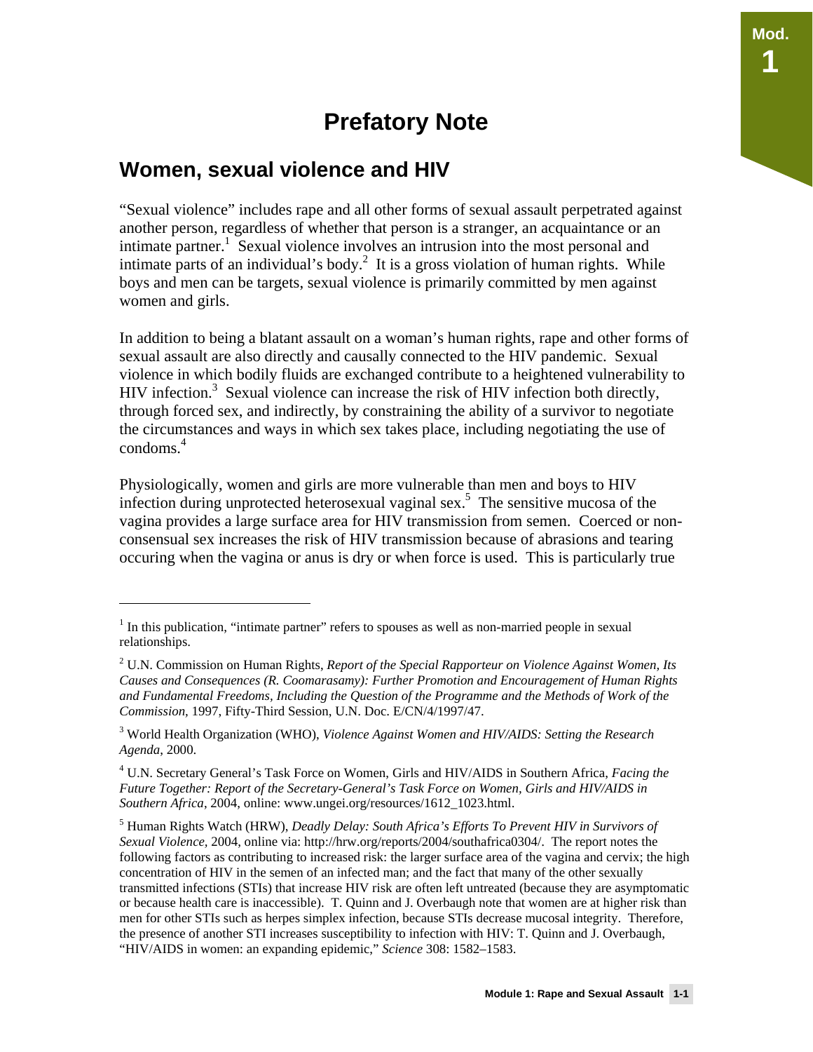# Prefatory Note

## Women, sexual violence and HIV

"Sexual violence" includes rape and all other forms of sexual assault perpetrated against another person, regardless of whether that person is a stranger, an acquaintance or an intimate partner.[1] Sexual violence involves an intrusion into the most personal and intimate parts of an individual's body.[2] It is a gross violation of human rights. While boys and men can be targets, sexual violence is primarily committed by men against women and girls.

In addition to being a blatant assault on a woman's human rights, rape and other forms of sexual assault are also directly and causally connected to the HIV pandemic. Sexual violence in which bodily fluids are exchanged contribute to a heightened vulnerability to HIV infection.[3] Sexual violence can increase the risk of HIV infection both directly, through forced sex, and indirectly, by constraining the ability of a survivor to negotiate the circumstances and ways in which sex takes place, including negotiating the use of condoms.[4]

Physiologically, women and girls are more vulnerable than men and boys to HIV infection during unprotected heterosexual vaginal sex.[5] The sensitive mucosa of the vagina provides a large surface area for HIV transmission from semen. Coerced or non-consensual sex increases the risk of HIV transmission because of abrasions and tearing occuring when the vagina or anus is dry or when force is used. This is particularly true

---

[1] In this publication, "intimate partner" refers to spouses as well as non-married people in sexual relationships.

[2] U.N. Commission on Human Rights, *Report of the Special Rapporteur on Violence Against Women, Its Causes and Consequences (R. Coomarasamy): Further Promotion and Encouragement of Human Rights and Fundamental Freedoms, Including the Question of the Programme and the Methods of Work of the Commission*, 1997, Fifty-Third Session, U.N. Doc. E/CN/4/1997/47.

[3] World Health Organization (WHO), *Violence Against Women and HIV/AIDS: Setting the Research Agenda*, 2000.

[4] U.N. Secretary General's Task Force on Women, Girls and HIV/AIDS in Southern Africa, *Facing the Future Together: Report of the Secretary-General's Task Force on Women, Girls and HIV/AIDS in Southern Africa*, 2004, online: www.ungei.org/resources/1612_1023.html.

[5] Human Rights Watch (HRW), *Deadly Delay: South Africa's Efforts To Prevent HIV in Survivors of Sexual Violence*, 2004, online via: http://hrw.org/reports/2004/southafrica0304/. The report notes the following factors as contributing to increased risk: the larger surface area of the vagina and cervix; the high concentration of HIV in the semen of an infected man; and the fact that many of the other sexually transmitted infections (STIs) that increase HIV risk are often left untreated (because they are asymptomatic or because health care is inaccessible). T. Quinn and J. Overbaugh note that women are at higher risk than men for other STIs such as herpes simplex infection, because STIs decrease mucosal integrity. Therefore, the presence of another STI increases susceptibility to infection with HIV: T. Quinn and J. Overbaugh, "HIV/AIDS in women: an expanding epidemic," *Science* 308: 1582–1583.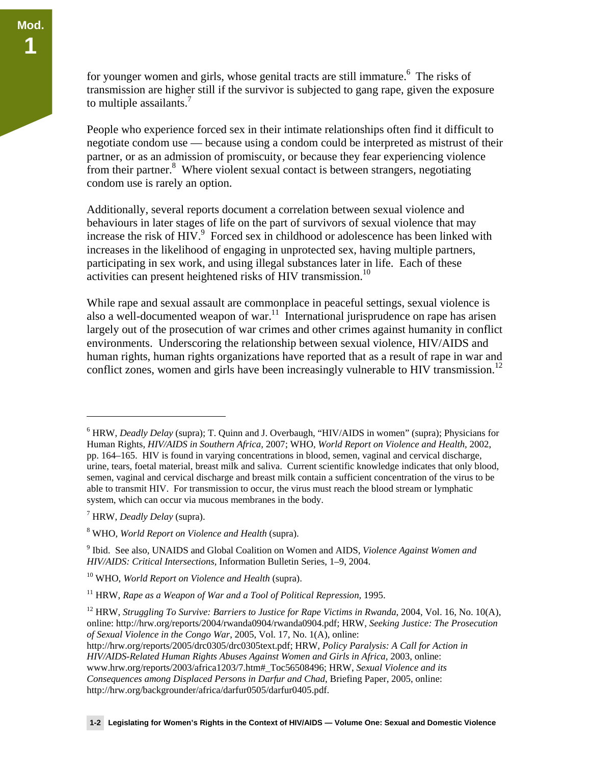for younger women and girls, whose genital tracts are still immature.[6] The risks of transmission are higher still if the survivor is subjected to gang rape, given the exposure to multiple assailants.[7]

People who experience forced sex in their intimate relationships often find it difficult to negotiate condom use — because using a condom could be interpreted as mistrust of their partner, or as an admission of promiscuity, or because they fear experiencing violence from their partner.[8] Where violent sexual contact is between strangers, negotiating condom use is rarely an option.

Additionally, several reports document a correlation between sexual violence and behaviours in later stages of life on the part of survivors of sexual violence that may increase the risk of HIV.[9] Forced sex in childhood or adolescence has been linked with increases in the likelihood of engaging in unprotected sex, having multiple partners, participating in sex work, and using illegal substances later in life. Each of these activities can present heightened risks of HIV transmission.[10]

While rape and sexual assault are commonplace in peaceful settings, sexual violence is also a well-documented weapon of war.[11] International jurisprudence on rape has arisen largely out of the prosecution of war crimes and other crimes against humanity in conflict environments. Underscoring the relationship between sexual violence, HIV/AIDS and human rights, human rights organizations have reported that as a result of rape in war and conflict zones, women and girls have been increasingly vulnerable to HIV transmission.[12]

---

[6] HRW, *Deadly Delay* (supra); T. Quinn and J. Overbaugh, "HIV/AIDS in women" (supra); Physicians for Human Rights, *HIV/AIDS in Southern Africa*, 2007; WHO, *World Report on Violence and Health*, 2002, pp. 164–165. HIV is found in varying concentrations in blood, semen, vaginal and cervical discharge, urine, tears, foetal material, breast milk and saliva. Current scientific knowledge indicates that only blood, semen, vaginal and cervical discharge and breast milk contain a sufficient concentration of the virus to be able to transmit HIV. For transmission to occur, the virus must reach the blood stream or lymphatic system, which can occur via mucous membranes in the body.

[7] HRW, *Deadly Delay* (supra).

[8] WHO, *World Report on Violence and Health* (supra).

[9] Ibid. See also, UNAIDS and Global Coalition on Women and AIDS, *Violence Against Women and HIV/AIDS: Critical Intersections*, Information Bulletin Series, 1–9, 2004.

[10] WHO, *World Report on Violence and Health* (supra).

[11] HRW, *Rape as a Weapon of War and a Tool of Political Repression*, 1995.

[12] HRW, *Struggling To Survive: Barriers to Justice for Rape Victims in Rwanda*, 2004, Vol. 16, No. 10(A), online: http://hrw.org/reports/2004/rwanda0904/rwanda0904.pdf; HRW, *Seeking Justice: The Prosecution of Sexual Violence in the Congo War*, 2005, Vol. 17, No. 1(A), online: http://hrw.org/reports/2005/drc0305/drc0305text.pdf; HRW, *Policy Paralysis: A Call for Action in HIV/AIDS-Related Human Rights Abuses Against Women and Girls in Africa*, 2003, online: www.hrw.org/reports/2003/africa1203/7.htm#_Toc56508496; HRW, *Sexual Violence and its Consequences among Displaced Persons in Darfur and Chad*, Briefing Paper, 2005, online: http://hrw.org/backgrounder/africa/darfur0505/darfur0405.pdf.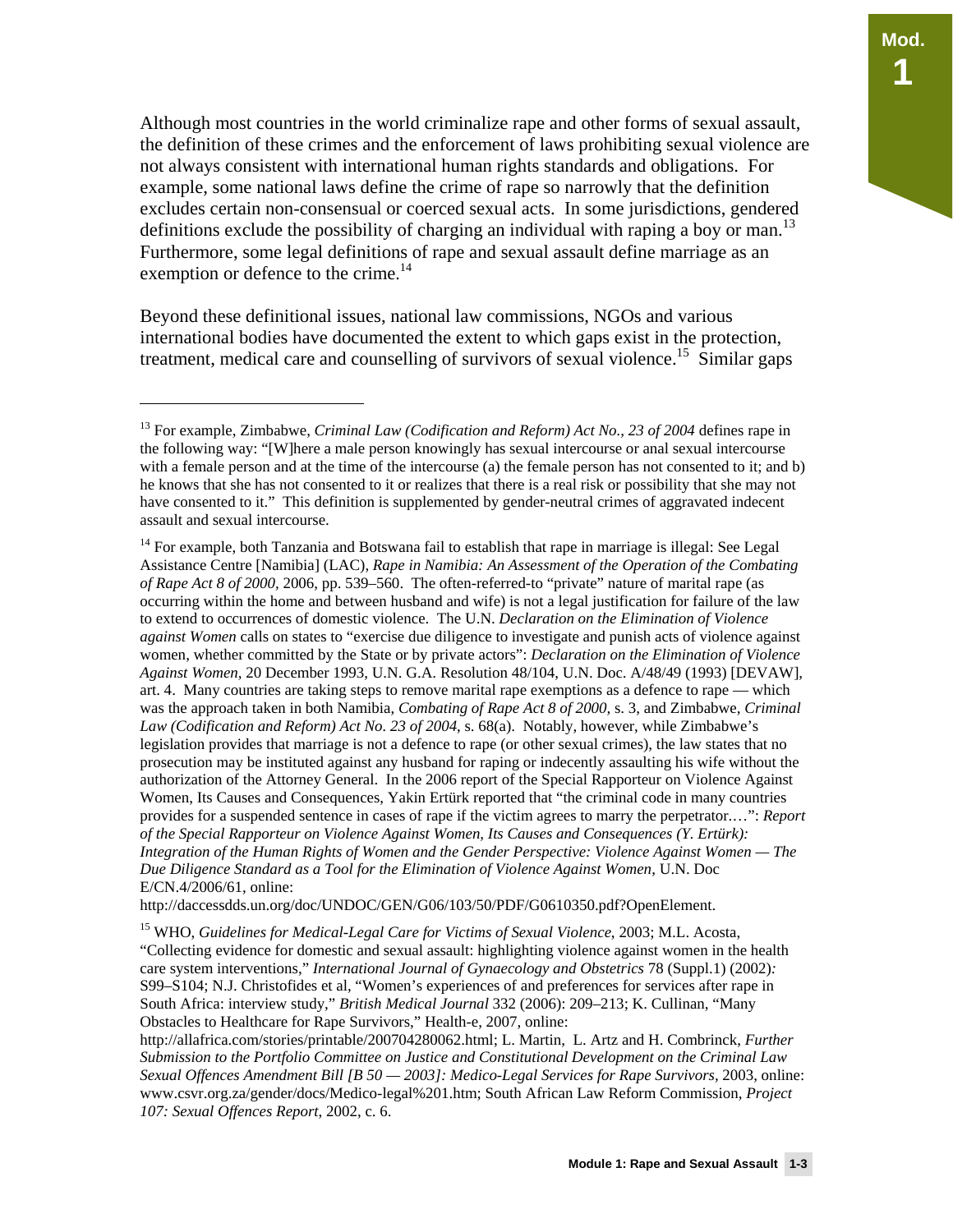Although most countries in the world criminalize rape and other forms of sexual assault, the definition of these crimes and the enforcement of laws prohibiting sexual violence are not always consistent with international human rights standards and obligations. For example, some national laws define the crime of rape so narrowly that the definition excludes certain non-consensual or coerced sexual acts. In some jurisdictions, gendered definitions exclude the possibility of charging an individual with raping a boy or man.[13] Furthermore, some legal definitions of rape and sexual assault define marriage as an exemption or defence to the crime.[14]

Beyond these definitional issues, national law commissions, NGOs and various international bodies have documented the extent to which gaps exist in the protection, treatment, medical care and counselling of survivors of sexual violence.[15] Similar gaps

---

[13] For example, Zimbabwe, *Criminal Law (Codification and Reform) Act No., 23 of 2004* defines rape in the following way: "[W]here a male person knowingly has sexual intercourse or anal sexual intercourse with a female person and at the time of the intercourse (a) the female person has not consented to it; and b) he knows that she has not consented to it or realizes that there is a real risk or possibility that she may not have consented to it." This definition is supplemented by gender-neutral crimes of aggravated indecent assault and sexual intercourse.

[14] For example, both Tanzania and Botswana fail to establish that rape in marriage is illegal: See Legal Assistance Centre [Namibia] (LAC), *Rape in Namibia: An Assessment of the Operation of the Combating of Rape Act 8 of 2000*, 2006, pp. 539–560. The often-referred-to "private" nature of marital rape (as occurring within the home and between husband and wife) is not a legal justification for failure of the law to extend to occurrences of domestic violence. The U.N. *Declaration on the Elimination of Violence against Women* calls on states to "exercise due diligence to investigate and punish acts of violence against women, whether committed by the State or by private actors": *Declaration on the Elimination of Violence Against Women*, 20 December 1993, U.N. G.A. Resolution 48/104, U.N. Doc. A/48/49 (1993) [DEVAW], art. 4. Many countries are taking steps to remove marital rape exemptions as a defence to rape — which was the approach taken in both Namibia, *Combating of Rape Act 8 of 2000*, s. 3, and Zimbabwe, *Criminal Law (Codification and Reform) Act No. 23 of 2004*, s. 68(a). Notably, however, while Zimbabwe's legislation provides that marriage is not a defence to rape (or other sexual crimes), the law states that no prosecution may be instituted against any husband for raping or indecently assaulting his wife without the authorization of the Attorney General. In the 2006 report of the Special Rapporteur on Violence Against Women, Its Causes and Consequences, Yakin Ertürk reported that "the criminal code in many countries provides for a suspended sentence in cases of rape if the victim agrees to marry the perpetrator.…": *Report of the Special Rapporteur on Violence Against Women, Its Causes and Consequences (Y. Ertürk): Integration of the Human Rights of Women and the Gender Perspective: Violence Against Women — The Due Diligence Standard as a Tool for the Elimination of Violence Against Women*, U.N. Doc E/CN.4/2006/61, online: http://daccessdds.un.org/doc/UNDOC/GEN/G06/103/50/PDF/G0610350.pdf?OpenElement.

[15] WHO, *Guidelines for Medical-Legal Care for Victims of Sexual Violence*, 2003; M.L. Acosta, "Collecting evidence for domestic and sexual assault: highlighting violence against women in the health care system interventions," *International Journal of Gynaecology and Obstetrics* 78 (Suppl.1) (2002): S99–S104; N.J. Christofides et al, "Women's experiences of and preferences for services after rape in South Africa: interview study," *British Medical Journal* 332 (2006): 209–213; K. Cullinan, "Many Obstacles to Healthcare for Rape Survivors," Health-e, 2007, online: http://allafrica.com/stories/printable/200704280062.html; L. Martin, L. Artz and H. Combrinck, *Further Submission to the Portfolio Committee on Justice and Constitutional Development on the Criminal Law Sexual Offences Amendment Bill [B 50 — 2003]: Medico-Legal Services for Rape Survivors*, 2003, online: www.csvr.org.za/gender/docs/Medico-legal%201.htm; South African Law Reform Commission, *Project 107: Sexual Offences Report*, 2002, c. 6.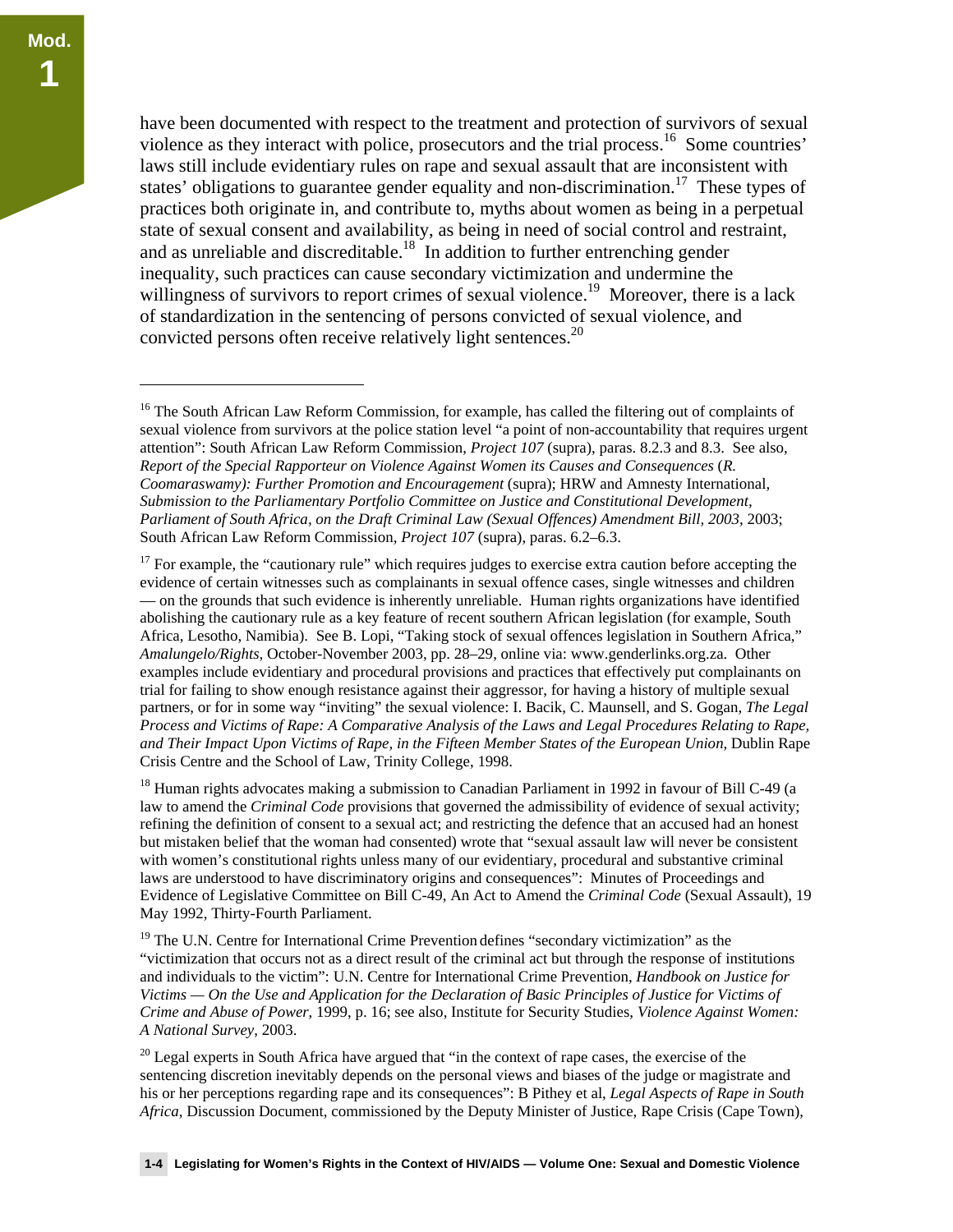have been documented with respect to the treatment and protection of survivors of sexual violence as they interact with police, prosecutors and the trial process.[16] Some countries' laws still include evidentiary rules on rape and sexual assault that are inconsistent with states' obligations to guarantee gender equality and non-discrimination.[17] These types of practices both originate in, and contribute to, myths about women as being in a perpetual state of sexual consent and availability, as being in need of social control and restraint, and as unreliable and discreditable.[18] In addition to further entrenching gender inequality, such practices can cause secondary victimization and undermine the willingness of survivors to report crimes of sexual violence.[19] Moreover, there is a lack of standardization in the sentencing of persons convicted of sexual violence, and convicted persons often receive relatively light sentences.[20]

---

[16] The South African Law Reform Commission, for example, has called the filtering out of complaints of sexual violence from survivors at the police station level "a point of non-accountability that requires urgent attention": South African Law Reform Commission, *Project 107* (supra), paras. 8.2.3 and 8.3. See also, *Report of the Special Rapporteur on Violence Against Women its Causes and Consequences* (*R. Coomaraswamy): Further Promotion and Encouragement* (supra); HRW and Amnesty International, *Submission to the Parliamentary Portfolio Committee on Justice and Constitutional Development, Parliament of South Africa, on the Draft Criminal Law (Sexual Offences) Amendment Bill, 2003*, 2003; South African Law Reform Commission, *Project 107* (supra), paras. 6.2–6.3.

[17] For example, the "cautionary rule" which requires judges to exercise extra caution before accepting the evidence of certain witnesses such as complainants in sexual offence cases, single witnesses and children — on the grounds that such evidence is inherently unreliable. Human rights organizations have identified abolishing the cautionary rule as a key feature of recent southern African legislation (for example, South Africa, Lesotho, Namibia). See B. Lopi, "Taking stock of sexual offences legislation in Southern Africa," *Amalungelo/Rights,* October-November 2003, pp. 28–29, online via: www.genderlinks.org.za. Other examples include evidentiary and procedural provisions and practices that effectively put complainants on trial for failing to show enough resistance against their aggressor, for having a history of multiple sexual partners, or for in some way "inviting" the sexual violence: I. Bacik, C. Maunsell, and S. Gogan, *The Legal Process and Victims of Rape: A Comparative Analysis of the Laws and Legal Procedures Relating to Rape, and Their Impact Upon Victims of Rape, in the Fifteen Member States of the European Union*, Dublin Rape Crisis Centre and the School of Law, Trinity College, 1998.

[18] Human rights advocates making a submission to Canadian Parliament in 1992 in favour of Bill C-49 (a law to amend the *Criminal Code* provisions that governed the admissibility of evidence of sexual activity; refining the definition of consent to a sexual act; and restricting the defence that an accused had an honest but mistaken belief that the woman had consented) wrote that "sexual assault law will never be consistent with women's constitutional rights unless many of our evidentiary, procedural and substantive criminal laws are understood to have discriminatory origins and consequences": Minutes of Proceedings and Evidence of Legislative Committee on Bill C-49, An Act to Amend the *Criminal Code* (Sexual Assault), 19 May 1992, Thirty-Fourth Parliament.

[19] The U.N. Centre for International Crime Prevention defines "secondary victimization" as the "victimization that occurs not as a direct result of the criminal act but through the response of institutions and individuals to the victim": U.N. Centre for International Crime Prevention, *Handbook on Justice for Victims — On the Use and Application for the Declaration of Basic Principles of Justice for Victims of Crime and Abuse of Power*, 1999, p. 16; see also, Institute for Security Studies, *Violence Against Women: A National Survey*, 2003.

[20] Legal experts in South Africa have argued that "in the context of rape cases, the exercise of the sentencing discretion inevitably depends on the personal views and biases of the judge or magistrate and his or her perceptions regarding rape and its consequences": B Pithey et al, *Legal Aspects of Rape in South Africa*, Discussion Document, commissioned by the Deputy Minister of Justice, Rape Crisis (Cape Town),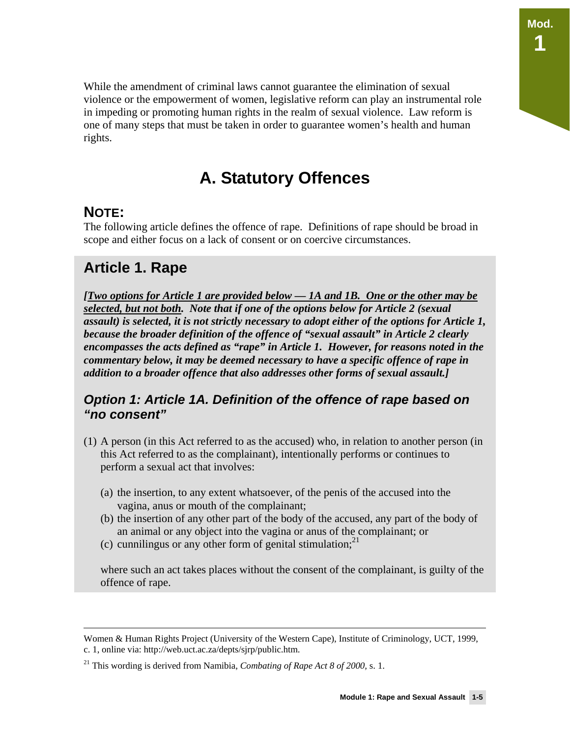While the amendment of criminal laws cannot guarantee the elimination of sexual violence or the empowerment of women, legislative reform can play an instrumental role in impeding or promoting human rights in the realm of sexual violence. Law reform is one of many steps that must be taken in order to guarantee women's health and human rights.

# A. Statutory Offences

## NOTE:

The following article defines the offence of rape. Definitions of rape should be broad in scope and either focus on a lack of consent or on coercive circumstances.

## Article 1. Rape

***[Two options for Article 1 are provided below — 1A and 1B. One or the other may be selected, but not both.** **Note that if one of the options below for Article 2 (sexual assault) is selected, it is not strictly necessary to adopt either of the options for Article 1, because the broader definition of the offence of "sexual assault" in Article 2 clearly encompasses the acts defined as "rape" in Article 1. However, for reasons noted in the commentary below, it may be deemed necessary to have a specific offence of rape in addition to a broader offence that also addresses other forms of sexual assault.]***

### *Option 1: Article 1A. Definition of the offence of rape based on "no consent"*

(1) A person (in this Act referred to as the accused) who, in relation to another person (in this Act referred to as the complainant), intentionally performs or continues to perform a sexual act that involves:

   (a) the insertion, to any extent whatsoever, of the penis of the accused into the vagina, anus or mouth of the complainant;
   (b) the insertion of any other part of the body of the accused, any part of the body of an animal or any object into the vagina or anus of the complainant; or
   (c) cunnilingus or any other form of genital stimulation;[21]

   where such an act takes places without the consent of the complainant, is guilty of the offence of rape.

---

Women & Human Rights Project (University of the Western Cape), Institute of Criminology, UCT, 1999, c. 1, online via: http://web.uct.ac.za/depts/sjrp/public.htm.

[21] This wording is derived from Namibia, *Combating of Rape Act 8 of 2000*, s. 1.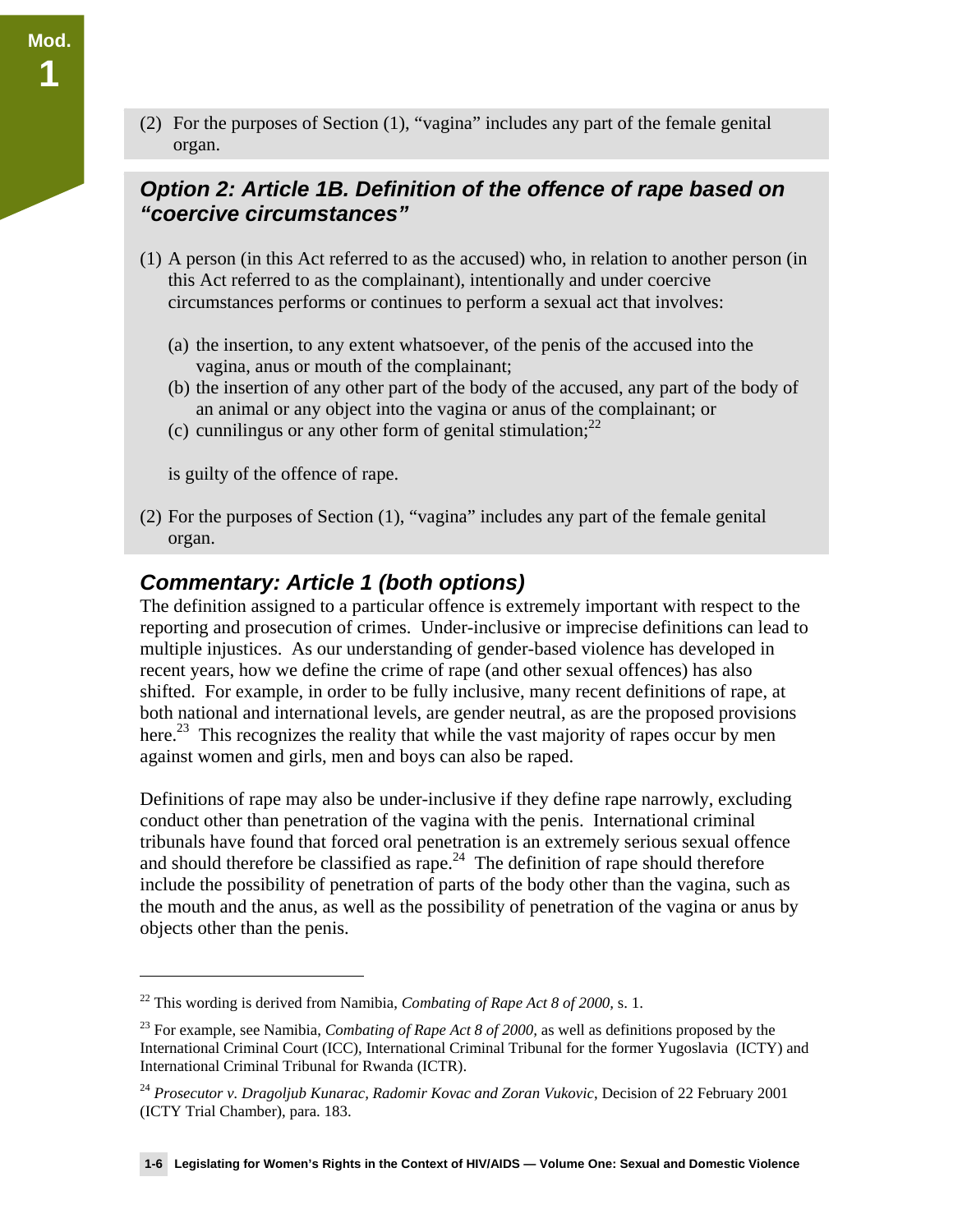(2) For the purposes of Section (1), "vagina" includes any part of the female genital organ.

### *Option 2: Article 1B. Definition of the offence of rape based on "coercive circumstances"*

(1) A person (in this Act referred to as the accused) who, in relation to another person (in this Act referred to as the complainant), intentionally and under coercive circumstances performs or continues to perform a sexual act that involves:

   (a) the insertion, to any extent whatsoever, of the penis of the accused into the vagina, anus or mouth of the complainant;
   (b) the insertion of any other part of the body of the accused, any part of the body of an animal or any object into the vagina or anus of the complainant; or
   (c) cunnilingus or any other form of genital stimulation;[22]

   is guilty of the offence of rape.

(2) For the purposes of Section (1), "vagina" includes any part of the female genital organ.

### *Commentary: Article 1 (both options)*

The definition assigned to a particular offence is extremely important with respect to the reporting and prosecution of crimes. Under-inclusive or imprecise definitions can lead to multiple injustices. As our understanding of gender-based violence has developed in recent years, how we define the crime of rape (and other sexual offences) has also shifted. For example, in order to be fully inclusive, many recent definitions of rape, at both national and international levels, are gender neutral, as are the proposed provisions here.[23] This recognizes the reality that while the vast majority of rapes occur by men against women and girls, men and boys can also be raped.

Definitions of rape may also be under-inclusive if they define rape narrowly, excluding conduct other than penetration of the vagina with the penis. International criminal tribunals have found that forced oral penetration is an extremely serious sexual offence and should therefore be classified as rape.[24] The definition of rape should therefore include the possibility of penetration of parts of the body other than the vagina, such as the mouth and the anus, as well as the possibility of penetration of the vagina or anus by objects other than the penis.

---

[22] This wording is derived from Namibia, *Combating of Rape Act 8 of 2000*, s. 1.

[23] For example, see Namibia, *Combating of Rape Act 8 of 2000*, as well as definitions proposed by the International Criminal Court (ICC), International Criminal Tribunal for the former Yugoslavia (ICTY) and International Criminal Tribunal for Rwanda (ICTR).

[24] *Prosecutor v. Dragoljub Kunarac, Radomir Kovac and Zoran Vukovic*, Decision of 22 February 2001 (ICTY Trial Chamber), para. 183.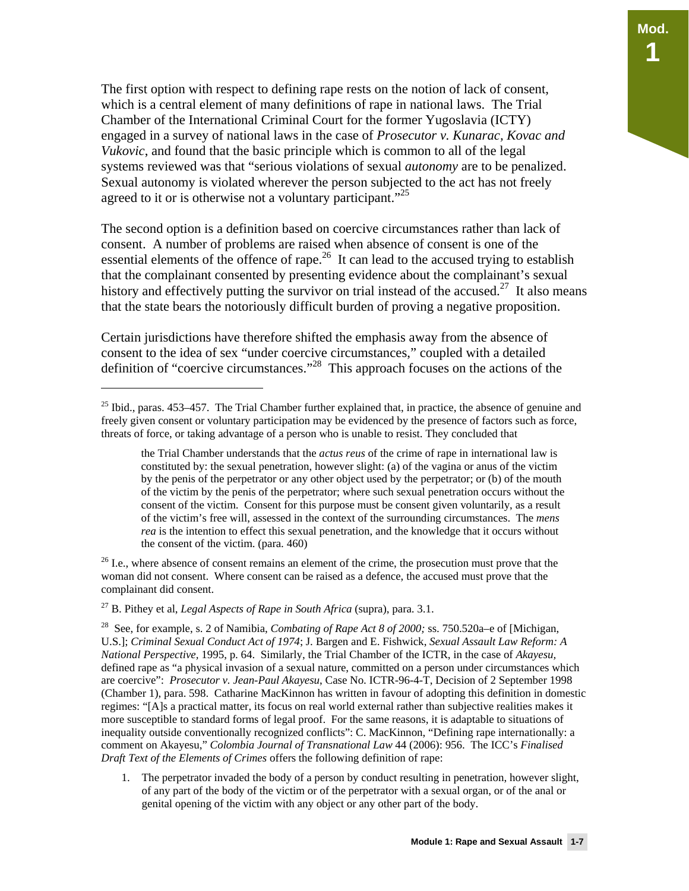The first option with respect to defining rape rests on the notion of lack of consent, which is a central element of many definitions of rape in national laws. The Trial Chamber of the International Criminal Court for the former Yugoslavia (ICTY) engaged in a survey of national laws in the case of *Prosecutor v. Kunarac, Kovac and Vukovic*, and found that the basic principle which is common to all of the legal systems reviewed was that "serious violations of sexual *autonomy* are to be penalized. Sexual autonomy is violated wherever the person subjected to the act has not freely agreed to it or is otherwise not a voluntary participant."[25]

The second option is a definition based on coercive circumstances rather than lack of consent. A number of problems are raised when absence of consent is one of the essential elements of the offence of rape.[26] It can lead to the accused trying to establish that the complainant consented by presenting evidence about the complainant's sexual history and effectively putting the survivor on trial instead of the accused.[27] It also means that the state bears the notoriously difficult burden of proving a negative proposition.

Certain jurisdictions have therefore shifted the emphasis away from the absence of consent to the idea of sex "under coercive circumstances," coupled with a detailed definition of "coercive circumstances."[28] This approach focuses on the actions of the

---

[25] Ibid., paras. 453–457. The Trial Chamber further explained that, in practice, the absence of genuine and freely given consent or voluntary participation may be evidenced by the presence of factors such as force, threats of force, or taking advantage of a person who is unable to resist. They concluded that

> the Trial Chamber understands that the *actus reus* of the crime of rape in international law is constituted by: the sexual penetration, however slight: (a) of the vagina or anus of the victim by the penis of the perpetrator or any other object used by the perpetrator; or (b) of the mouth of the victim by the penis of the perpetrator; where such sexual penetration occurs without the consent of the victim. Consent for this purpose must be consent given voluntarily, as a result of the victim's free will, assessed in the context of the surrounding circumstances. The *mens rea* is the intention to effect this sexual penetration, and the knowledge that it occurs without the consent of the victim. (para. 460)

[26] I.e., where absence of consent remains an element of the crime, the prosecution must prove that the woman did not consent. Where consent can be raised as a defence, the accused must prove that the complainant did consent.

[27] B. Pithey et al, *Legal Aspects of Rape in South Africa* (supra), para. 3.1.

[28] See, for example, s. 2 of Namibia, *Combating of Rape Act 8 of 2000;* ss. 750.520a–e of [Michigan, U.S.]; *Criminal Sexual Conduct Act of 1974*; J. Bargen and E. Fishwick, *Sexual Assault Law Reform: A National Perspective,* 1995, p. 64. Similarly, the Trial Chamber of the ICTR, in the case of *Akayesu,* defined rape as "a physical invasion of a sexual nature, committed on a person under circumstances which are coercive": *Prosecutor v. Jean-Paul Akayesu*, Case No. ICTR-96-4-T, Decision of 2 September 1998 (Chamber 1), para. 598. Catharine MacKinnon has written in favour of adopting this definition in domestic regimes: "[A]s a practical matter, its focus on real world external rather than subjective realities makes it more susceptible to standard forms of legal proof. For the same reasons, it is adaptable to situations of inequality outside conventionally recognized conflicts": C. MacKinnon, "Defining rape internationally: a comment on Akayesu," *Colombia Journal of Transnational Law* 44 (2006): 956. The ICC's *Finalised Draft Text of the Elements of Crimes* offers the following definition of rape:

1. The perpetrator invaded the body of a person by conduct resulting in penetration, however slight, of any part of the body of the victim or of the perpetrator with a sexual organ, or of the anal or genital opening of the victim with any object or any other part of the body.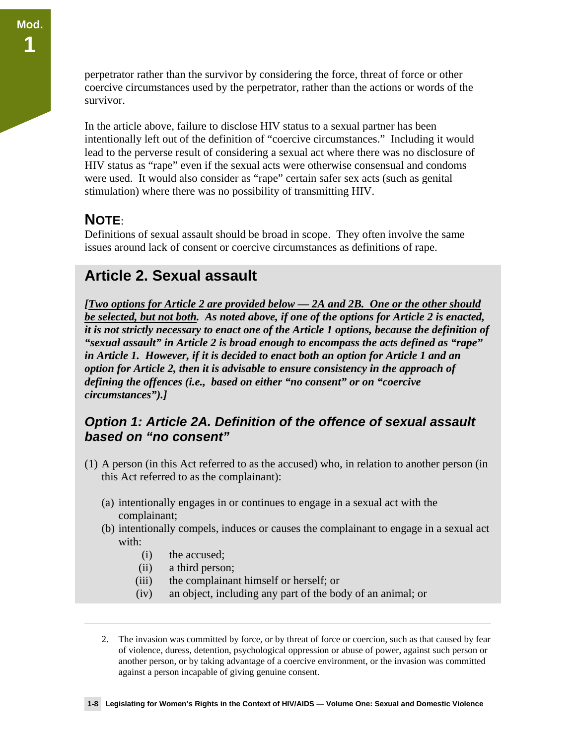perpetrator rather than the survivor by considering the force, threat of force or other coercive circumstances used by the perpetrator, rather than the actions or words of the survivor.

In the article above, failure to disclose HIV status to a sexual partner has been intentionally left out of the definition of "coercive circumstances." Including it would lead to the perverse result of considering a sexual act where there was no disclosure of HIV status as "rape" even if the sexual acts were otherwise consensual and condoms were used. It would also consider as "rape" certain safer sex acts (such as genital stimulation) where there was no possibility of transmitting HIV.

### NOTE:

Definitions of sexual assault should be broad in scope. They often involve the same issues around lack of consent or coercive circumstances as definitions of rape.

## Article 2. Sexual assault

***[Two options for Article 2 are provided below — 2A and 2B. One or the other should be selected, but not both.** **As noted above, if one of the options for Article 2 is enacted, it is not strictly necessary to enact one of the Article 1 options, because the definition of "sexual assault" in Article 2 is broad enough to encompass the acts defined as "rape" in Article 1. However, if it is decided to enact both an option for Article 1 and an option for Article 2, then it is advisable to ensure consistency in the approach of defining the offences (i.e., based on either "no consent" or on "coercive circumstances").]***

### *Option 1: Article 2A. Definition of the offence of sexual assault based on "no consent"*

(1) A person (in this Act referred to as the accused) who, in relation to another person (in this Act referred to as the complainant):

- (a) intentionally engages in or continues to engage in a sexual act with the complainant;
- (b) intentionally compels, induces or causes the complainant to engage in a sexual act with:
  - (i) the accused;
  - (ii) a third person;
  - (iii) the complainant himself or herself; or
  - (iv) an object, including any part of the body of an animal; or

---

2. The invasion was committed by force, or by threat of force or coercion, such as that caused by fear of violence, duress, detention, psychological oppression or abuse of power, against such person or another person, or by taking advantage of a coercive environment, or the invasion was committed against a person incapable of giving genuine consent.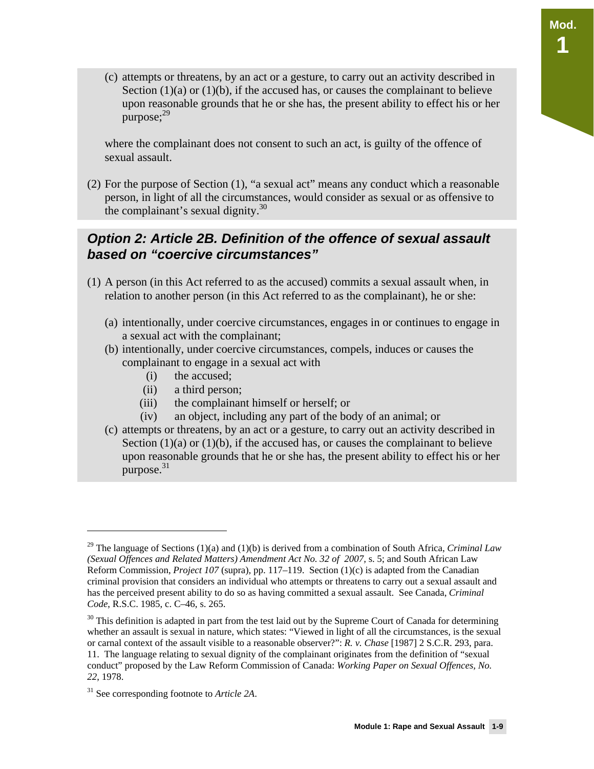(c) attempts or threatens, by an act or a gesture, to carry out an activity described in Section (1)(a) or (1)(b), if the accused has, or causes the complainant to believe upon reasonable grounds that he or she has, the present ability to effect his or her purpose;[29]

where the complainant does not consent to such an act, is guilty of the offence of sexual assault.

(2) For the purpose of Section (1), "a sexual act" means any conduct which a reasonable person, in light of all the circumstances, would consider as sexual or as offensive to the complainant's sexual dignity.[30]

### *Option 2: Article 2B. Definition of the offence of sexual assault based on "coercive circumstances"*

(1) A person (in this Act referred to as the accused) commits a sexual assault when, in relation to another person (in this Act referred to as the complainant), he or she:

(a) intentionally, under coercive circumstances, engages in or continues to engage in a sexual act with the complainant;

(b) intentionally, under coercive circumstances, compels, induces or causes the complainant to engage in a sexual act with
  - (i) the accused;
  - (ii) a third person;
  - (iii) the complainant himself or herself; or
  - (iv) an object, including any part of the body of an animal; or

(c) attempts or threatens, by an act or a gesture, to carry out an activity described in Section (1)(a) or (1)(b), if the accused has, or causes the complainant to believe upon reasonable grounds that he or she has, the present ability to effect his or her purpose.[31]

---

[29] The language of Sections (1)(a) and (1)(b) is derived from a combination of South Africa, *Criminal Law (Sexual Offences and Related Matters) Amendment Act No. 32 of 2007*, s. 5; and South African Law Reform Commission, *Project 107* (supra), pp. 117–119. Section (1)(c) is adapted from the Canadian criminal provision that considers an individual who attempts or threatens to carry out a sexual assault and has the perceived present ability to do so as having committed a sexual assault. See Canada, *Criminal Code*, R.S.C. 1985, c. C–46, s. 265.

[30] This definition is adapted in part from the test laid out by the Supreme Court of Canada for determining whether an assault is sexual in nature, which states: "Viewed in light of all the circumstances, is the sexual or carnal context of the assault visible to a reasonable observer?": *R. v. Chase* [1987] 2 S.C.R. 293, para. 11. The language relating to sexual dignity of the complainant originates from the definition of "sexual conduct" proposed by the Law Reform Commission of Canada: *Working Paper on Sexual Offences, No. 22*, 1978.

[31] See corresponding footnote to *Article 2A*.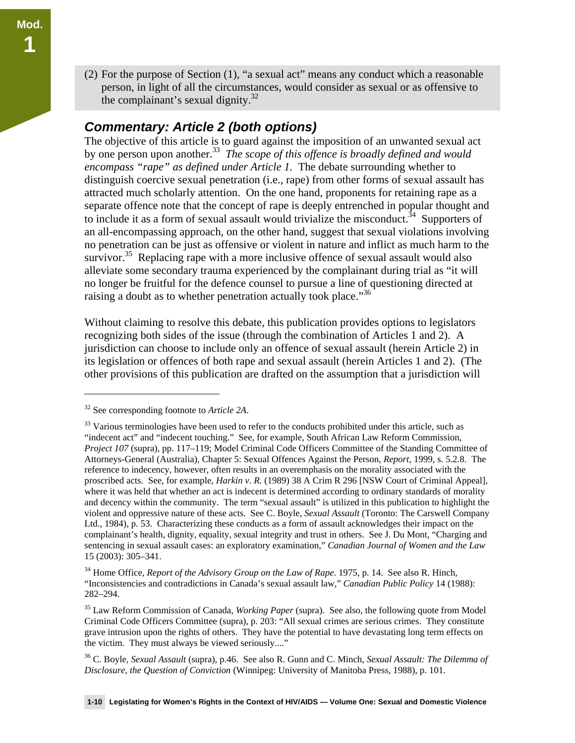(2) For the purpose of Section (1), "a sexual act" means any conduct which a reasonable person, in light of all the circumstances, would consider as sexual or as offensive to the complainant's sexual dignity.[32]

## *Commentary: Article 2 (both options)*

The objective of this article is to guard against the imposition of an unwanted sexual act by one person upon another.[33] *The scope of this offence is broadly defined and would encompass "rape" as defined under Article 1.* The debate surrounding whether to distinguish coercive sexual penetration (i.e., rape) from other forms of sexual assault has attracted much scholarly attention. On the one hand, proponents for retaining rape as a separate offence note that the concept of rape is deeply entrenched in popular thought and to include it as a form of sexual assault would trivialize the misconduct.[34] Supporters of an all-encompassing approach, on the other hand, suggest that sexual violations involving no penetration can be just as offensive or violent in nature and inflict as much harm to the survivor.[35] Replacing rape with a more inclusive offence of sexual assault would also alleviate some secondary trauma experienced by the complainant during trial as "it will no longer be fruitful for the defence counsel to pursue a line of questioning directed at raising a doubt as to whether penetration actually took place."[36]

Without claiming to resolve this debate, this publication provides options to legislators recognizing both sides of the issue (through the combination of Articles 1 and 2). A jurisdiction can choose to include only an offence of sexual assault (herein Article 2) in its legislation or offences of both rape and sexual assault (herein Articles 1 and 2). (The other provisions of this publication are drafted on the assumption that a jurisdiction will

---

[32] See corresponding footnote to *Article 2A*.

[33] Various terminologies have been used to refer to the conducts prohibited under this article, such as "indecent act" and "indecent touching." See, for example, South African Law Reform Commission, *Project 107* (supra), pp. 117–119; Model Criminal Code Officers Committee of the Standing Committee of Attorneys-General (Australia), Chapter 5: Sexual Offences Against the Person, *Report*, 1999, s. 5.2.8. The reference to indecency, however, often results in an overemphasis on the morality associated with the proscribed acts. See, for example, *Harkin v. R.* (1989) 38 A Crim R 296 [NSW Court of Criminal Appeal], where it was held that whether an act is indecent is determined according to ordinary standards of morality and decency within the community. The term "sexual assault" is utilized in this publication to highlight the violent and oppressive nature of these acts. See C. Boyle, *Sexual Assault* (Toronto: The Carswell Company Ltd., 1984), p. 53. Characterizing these conducts as a form of assault acknowledges their impact on the complainant's health, dignity, equality, sexual integrity and trust in others. See J. Du Mont, "Charging and sentencing in sexual assault cases: an exploratory examination," *Canadian Journal of Women and the Law* 15 (2003): 305–341.

[34] Home Office, *Report of the Advisory Group on the Law of Rape*. 1975, p. 14. See also R. Hinch, "Inconsistencies and contradictions in Canada's sexual assault law," *Canadian Public Policy* 14 (1988): 282–294.

[35] Law Reform Commission of Canada, *Working Paper* (supra). See also, the following quote from Model Criminal Code Officers Committee (supra), p. 203: "All sexual crimes are serious crimes. They constitute grave intrusion upon the rights of others. They have the potential to have devastating long term effects on the victim. They must always be viewed seriously...."

[36] C. Boyle, *Sexual Assault* (supra), p.46. See also R. Gunn and C. Minch, *Sexual Assault: The Dilemma of Disclosure, the Question of Conviction* (Winnipeg: University of Manitoba Press, 1988), p. 101.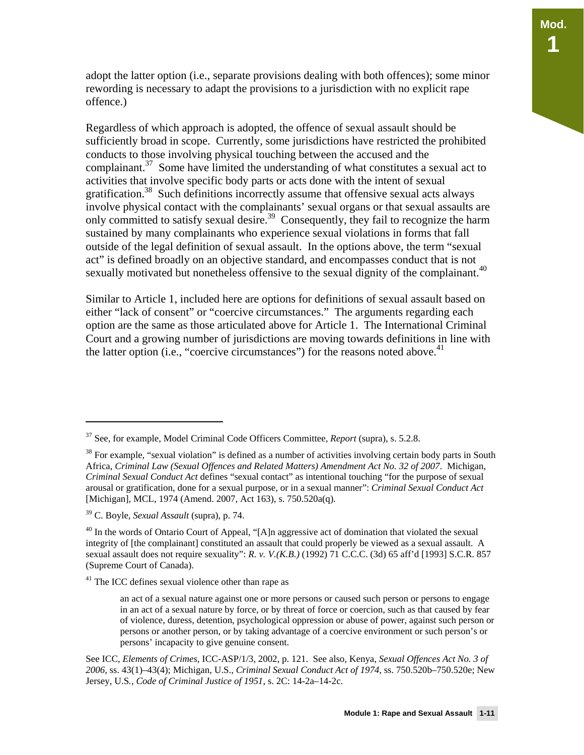adopt the latter option (i.e., separate provisions dealing with both offences); some minor rewording is necessary to adapt the provisions to a jurisdiction with no explicit rape offence.)

Regardless of which approach is adopted, the offence of sexual assault should be sufficiently broad in scope. Currently, some jurisdictions have restricted the prohibited conducts to those involving physical touching between the accused and the complainant.[37] Some have limited the understanding of what constitutes a sexual act to activities that involve specific body parts or acts done with the intent of sexual gratification.[38] Such definitions incorrectly assume that offensive sexual acts always involve physical contact with the complainants' sexual organs or that sexual assaults are only committed to satisfy sexual desire.[39] Consequently, they fail to recognize the harm sustained by many complainants who experience sexual violations in forms that fall outside of the legal definition of sexual assault. In the options above, the term "sexual act" is defined broadly on an objective standard, and encompasses conduct that is not sexually motivated but nonetheless offensive to the sexual dignity of the complainant.[40]

Similar to Article 1, included here are options for definitions of sexual assault based on either "lack of consent" or "coercive circumstances." The arguments regarding each option are the same as those articulated above for Article 1. The International Criminal Court and a growing number of jurisdictions are moving towards definitions in line with the latter option (i.e., "coercive circumstances") for the reasons noted above.[41]

---

[37] See, for example, Model Criminal Code Officers Committee, *Report* (supra), s. 5.2.8.

[38] For example, "sexual violation" is defined as a number of activities involving certain body parts in South Africa, *Criminal Law (Sexual Offences and Related Matters) Amendment Act No. 32 of 2007*. Michigan, *Criminal Sexual Conduct Act* defines "sexual contact" as intentional touching "for the purpose of sexual arousal or gratification, done for a sexual purpose, or in a sexual manner": *Criminal Sexual Conduct Act* [Michigan], MCL, 1974 (Amend. 2007, Act 163), s. 750.520a(q).

[39] C. Boyle, *Sexual Assault* (supra), p. 74.

[40] In the words of Ontario Court of Appeal, "[A]n aggressive act of domination that violated the sexual integrity of [the complainant] constituted an assault that could properly be viewed as a sexual assault. A sexual assault does not require sexuality": *R. v. V.(K.B.)* (1992) 71 C.C.C. (3d) 65 aff'd [1993] S.C.R. 857 (Supreme Court of Canada).

[41] The ICC defines sexual violence other than rape as

> an act of a sexual nature against one or more persons or caused such person or persons to engage in an act of a sexual nature by force, or by threat of force or coercion, such as that caused by fear of violence, duress, detention, psychological oppression or abuse of power, against such person or persons or another person, or by taking advantage of a coercive environment or such person's or persons' incapacity to give genuine consent.

See ICC, *Elements of Crimes*, ICC-ASP/1/3, 2002, p. 121. See also, Kenya, *Sexual Offences Act No. 3 of 2006*, ss. 43(1)–43(4); Michigan, U.S., *Criminal Sexual Conduct Act of 1974*, ss. 750.520b–750.520e; New Jersey, U.S., *Code of Criminal Justice of 1951*, s. 2C: 14-2a–14-2c.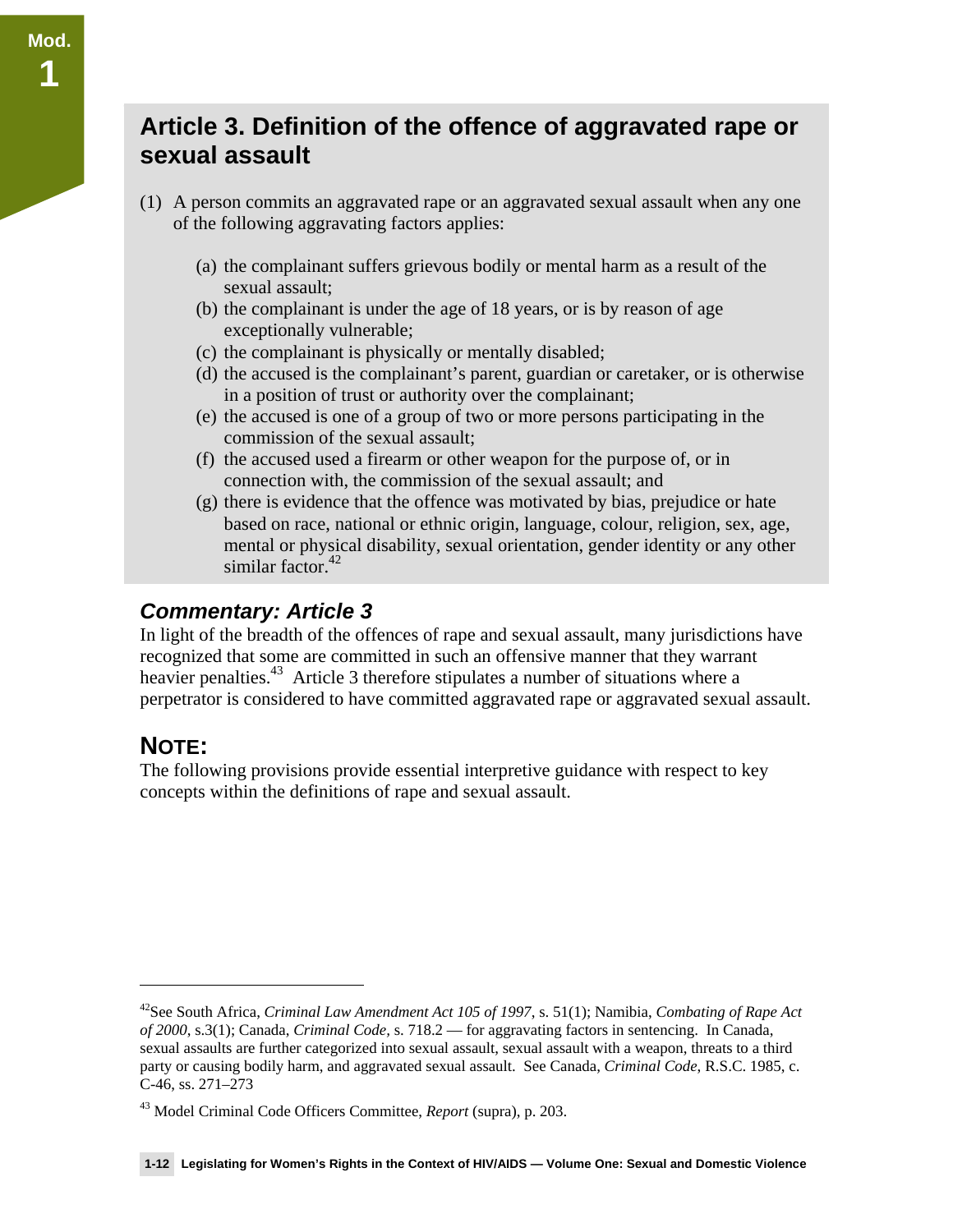## Article 3. Definition of the offence of aggravated rape or sexual assault

(1) A person commits an aggravated rape or an aggravated sexual assault when any one of the following aggravating factors applies:

(a) the complainant suffers grievous bodily or mental harm as a result of the sexual assault;
(b) the complainant is under the age of 18 years, or is by reason of age exceptionally vulnerable;
(c) the complainant is physically or mentally disabled;
(d) the accused is the complainant's parent, guardian or caretaker, or is otherwise in a position of trust or authority over the complainant;
(e) the accused is one of a group of two or more persons participating in the commission of the sexual assault;
(f) the accused used a firearm or other weapon for the purpose of, or in connection with, the commission of the sexual assault; and
(g) there is evidence that the offence was motivated by bias, prejudice or hate based on race, national or ethnic origin, language, colour, religion, sex, age, mental or physical disability, sexual orientation, gender identity or any other similar factor.[42]

### *Commentary: Article 3*

In light of the breadth of the offences of rape and sexual assault, many jurisdictions have recognized that some are committed in such an offensive manner that they warrant heavier penalties.[43] Article 3 therefore stipulates a number of situations where a perpetrator is considered to have committed aggravated rape or aggravated sexual assault.

## NOTE:

The following provisions provide essential interpretive guidance with respect to key concepts within the definitions of rape and sexual assault.

---

[42] See South Africa, *Criminal Law Amendment Act 105 of 1997*, s. 51(1); Namibia, *Combating of Rape Act of 2000*, s.3(1); Canada, *Criminal Code*, s. 718.2 — for aggravating factors in sentencing. In Canada, sexual assaults are further categorized into sexual assault, sexual assault with a weapon, threats to a third party or causing bodily harm, and aggravated sexual assault. See Canada, *Criminal Code*, R.S.C. 1985, c. C-46, ss. 271–273

[43] Model Criminal Code Officers Committee, *Report* (supra), p. 203.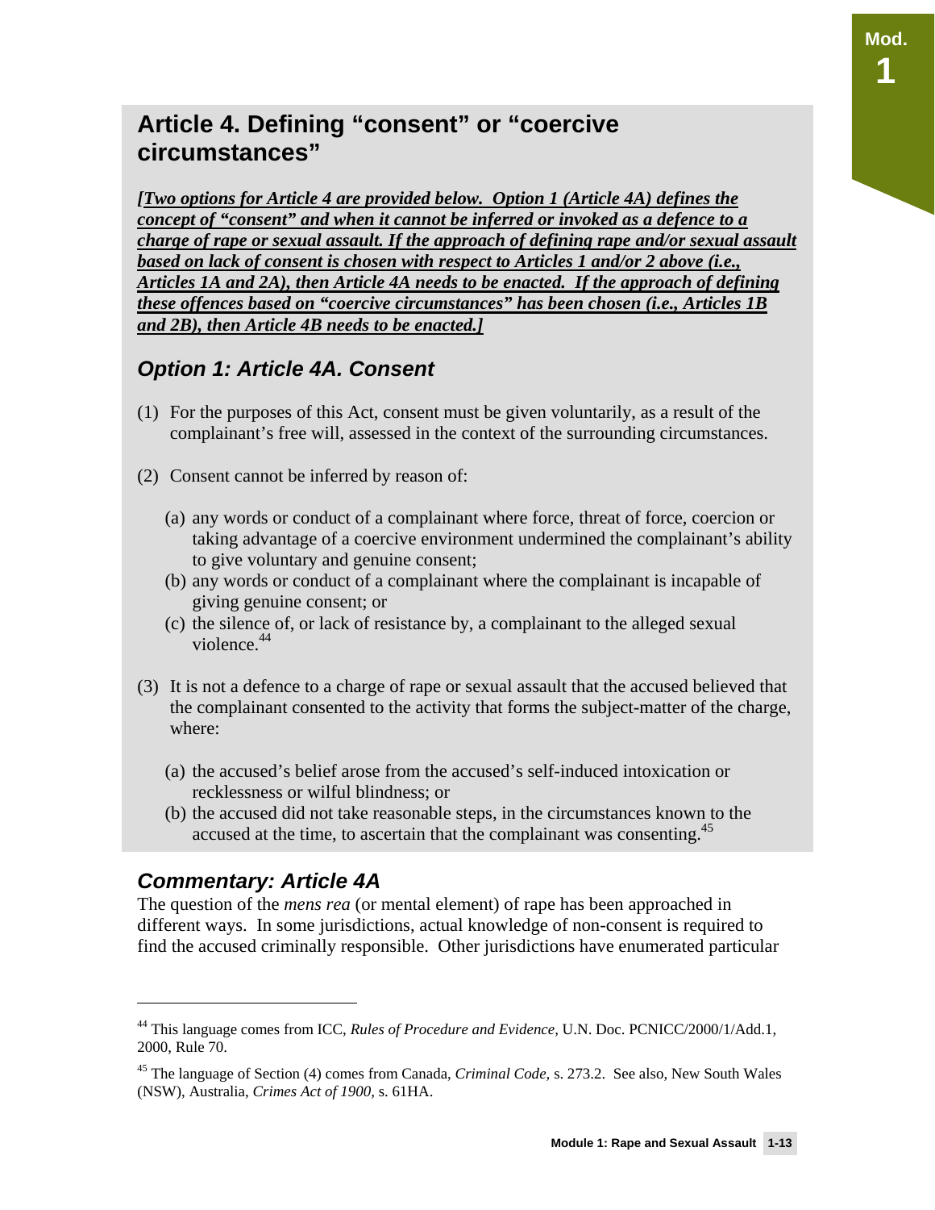## Article 4. Defining "consent" or "coercive circumstances"

***[Two options for Article 4 are provided below. Option 1 (Article 4A) defines the concept of "consent" and when it cannot be inferred or invoked as a defence to a charge of rape or sexual assault. If the approach of defining rape and/or sexual assault based on lack of consent is chosen with respect to Articles 1 and/or 2 above (i.e., Articles 1A and 2A), then Article 4A needs to be enacted. If the approach of defining these offences based on "coercive circumstances" has been chosen (i.e., Articles 1B and 2B), then Article 4B needs to be enacted.]***

### *Option 1: Article 4A. Consent*

(1) For the purposes of this Act, consent must be given voluntarily, as a result of the complainant's free will, assessed in the context of the surrounding circumstances.

(2) Consent cannot be inferred by reason of:

   (a) any words or conduct of a complainant where force, threat of force, coercion or taking advantage of a coercive environment undermined the complainant's ability to give voluntary and genuine consent;
   
   (b) any words or conduct of a complainant where the complainant is incapable of giving genuine consent; or
   
   (c) the silence of, or lack of resistance by, a complainant to the alleged sexual violence.[44]

(3) It is not a defence to a charge of rape or sexual assault that the accused believed that the complainant consented to the activity that forms the subject-matter of the charge, where:

   (a) the accused's belief arose from the accused's self-induced intoxication or recklessness or wilful blindness; or
   
   (b) the accused did not take reasonable steps, in the circumstances known to the accused at the time, to ascertain that the complainant was consenting.[45]

### *Commentary: Article 4A*

The question of the *mens rea* (or mental element) of rape has been approached in different ways. In some jurisdictions, actual knowledge of non-consent is required to find the accused criminally responsible. Other jurisdictions have enumerated particular

---

[44] This language comes from ICC, *Rules of Procedure and Evidence,* U.N. Doc. PCNICC/2000/1/Add.1, 2000, Rule 70.

[45] The language of Section (4) comes from Canada, *Criminal Code,* s. 273.2. See also, New South Wales (NSW), Australia, *Crimes Act of 1900,* s. 61HA.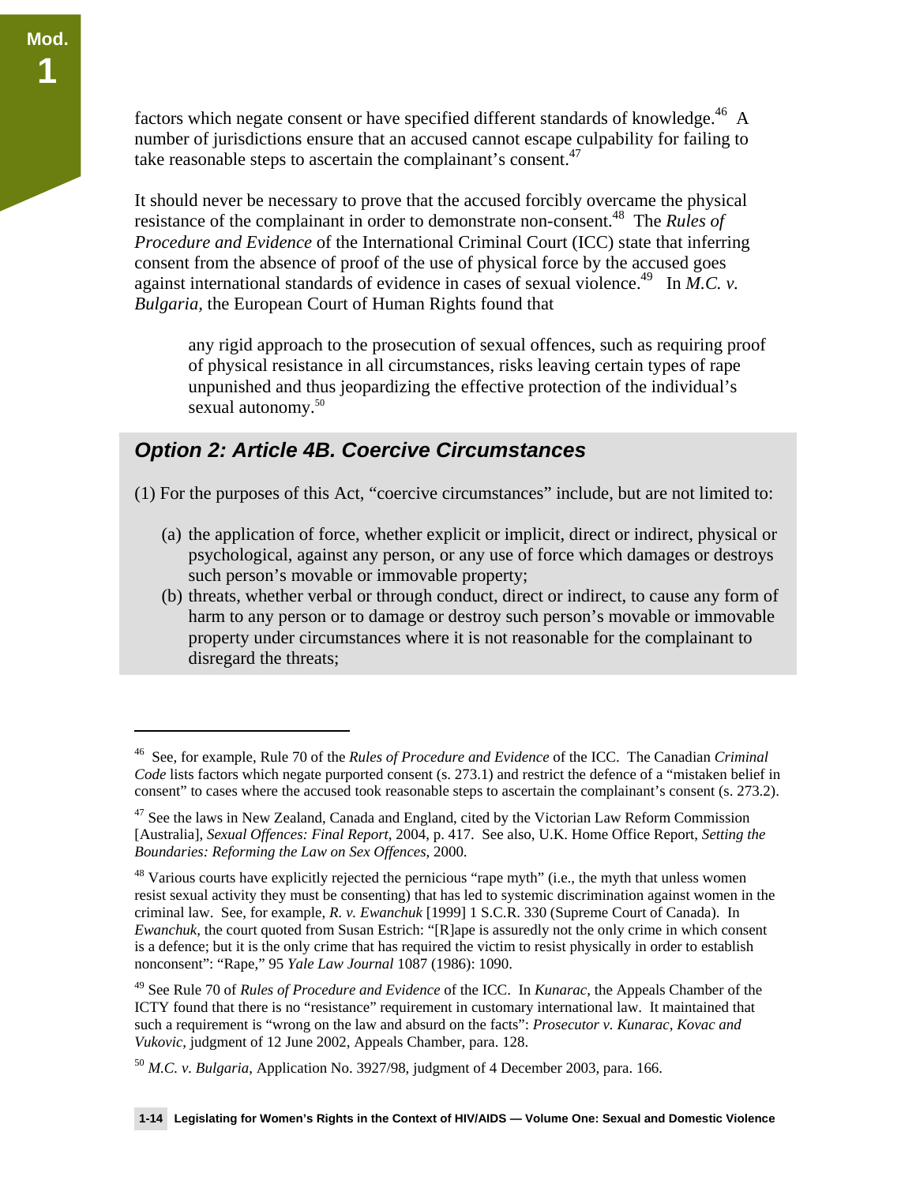factors which negate consent or have specified different standards of knowledge.[46] A number of jurisdictions ensure that an accused cannot escape culpability for failing to take reasonable steps to ascertain the complainant's consent.[47]

It should never be necessary to prove that the accused forcibly overcame the physical resistance of the complainant in order to demonstrate non-consent.[48] The *Rules of Procedure and Evidence* of the International Criminal Court (ICC) state that inferring consent from the absence of proof of the use of physical force by the accused goes against international standards of evidence in cases of sexual violence.[49] In *M.C. v. Bulgaria,* the European Court of Human Rights found that

> any rigid approach to the prosecution of sexual offences, such as requiring proof of physical resistance in all circumstances, risks leaving certain types of rape unpunished and thus jeopardizing the effective protection of the individual's sexual autonomy.[50]

### *Option 2: Article 4B. Coercive Circumstances*

(1) For the purposes of this Act, "coercive circumstances" include, but are not limited to:

(a) the application of force, whether explicit or implicit, direct or indirect, physical or psychological, against any person, or any use of force which damages or destroys such person's movable or immovable property;

(b) threats, whether verbal or through conduct, direct or indirect, to cause any form of harm to any person or to damage or destroy such person's movable or immovable property under circumstances where it is not reasonable for the complainant to disregard the threats;

---

[46] See, for example, Rule 70 of the *Rules of Procedure and Evidence* of the ICC. The Canadian *Criminal Code* lists factors which negate purported consent (s. 273.1) and restrict the defence of a "mistaken belief in consent" to cases where the accused took reasonable steps to ascertain the complainant's consent (s. 273.2).

[47] See the laws in New Zealand, Canada and England, cited by the Victorian Law Reform Commission [Australia], *Sexual Offences: Final Report*, 2004, p. 417. See also, U.K. Home Office Report, *Setting the Boundaries: Reforming the Law on Sex Offences*, 2000.

[48] Various courts have explicitly rejected the pernicious "rape myth" (i.e., the myth that unless women resist sexual activity they must be consenting) that has led to systemic discrimination against women in the criminal law. See, for example, *R. v. Ewanchuk* [1999] 1 S.C.R. 330 (Supreme Court of Canada). In *Ewanchuk*, the court quoted from Susan Estrich: "[R]ape is assuredly not the only crime in which consent is a defence; but it is the only crime that has required the victim to resist physically in order to establish nonconsent": "Rape," 95 *Yale Law Journal* 1087 (1986): 1090.

[49] See Rule 70 of *Rules of Procedure and Evidence* of the ICC. In *Kunarac*, the Appeals Chamber of the ICTY found that there is no "resistance" requirement in customary international law. It maintained that such a requirement is "wrong on the law and absurd on the facts": *Prosecutor v. Kunarac, Kovac and Vukovic*, judgment of 12 June 2002, Appeals Chamber, para. 128.

[50] *M.C. v. Bulgaria*, Application No. 3927/98, judgment of 4 December 2003, para. 166.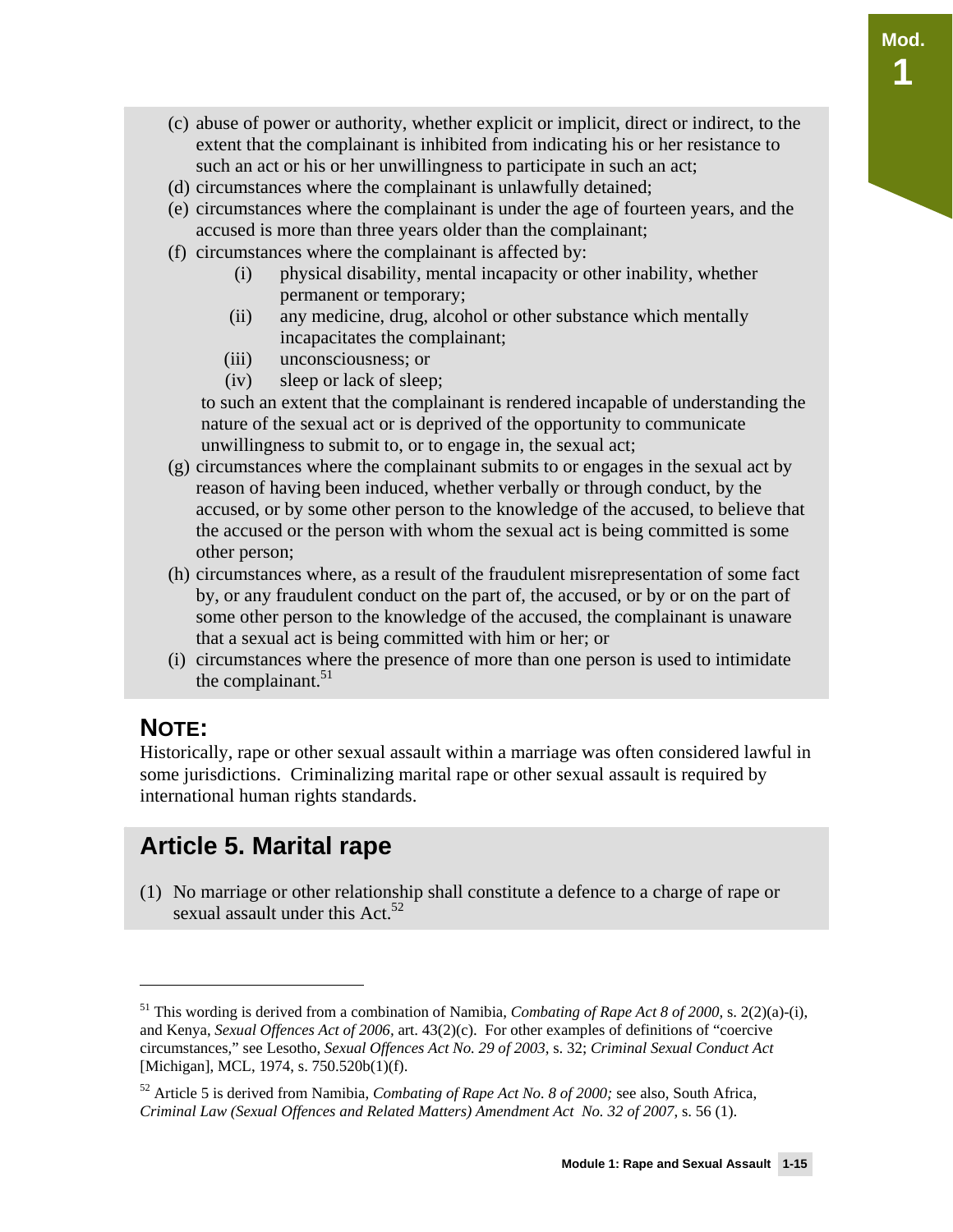(c) abuse of power or authority, whether explicit or implicit, direct or indirect, to the extent that the complainant is inhibited from indicating his or her resistance to such an act or his or her unwillingness to participate in such an act;

(d) circumstances where the complainant is unlawfully detained;

(e) circumstances where the complainant is under the age of fourteen years, and the accused is more than three years older than the complainant;

(f) circumstances where the complainant is affected by:

  (i) physical disability, mental incapacity or other inability, whether permanent or temporary;

  (ii) any medicine, drug, alcohol or other substance which mentally incapacitates the complainant;

  (iii) unconsciousness; or

  (iv) sleep or lack of sleep;

  to such an extent that the complainant is rendered incapable of understanding the nature of the sexual act or is deprived of the opportunity to communicate unwillingness to submit to, or to engage in, the sexual act;

(g) circumstances where the complainant submits to or engages in the sexual act by reason of having been induced, whether verbally or through conduct, by the accused, or by some other person to the knowledge of the accused, to believe that the accused or the person with whom the sexual act is being committed is some other person;

(h) circumstances where, as a result of the fraudulent misrepresentation of some fact by, or any fraudulent conduct on the part of, the accused, or by or on the part of some other person to the knowledge of the accused, the complainant is unaware that a sexual act is being committed with him or her; or

(i) circumstances where the presence of more than one person is used to intimidate the complainant.[51]

## NOTE:

Historically, rape or other sexual assault within a marriage was often considered lawful in some jurisdictions. Criminalizing marital rape or other sexual assault is required by international human rights standards.

## Article 5. Marital rape

(1) No marriage or other relationship shall constitute a defence to a charge of rape or sexual assault under this Act.[52]

---

[51] This wording is derived from a combination of Namibia, *Combating of Rape Act 8 of 2000,* s. 2(2)(a)-(i), and Kenya, *Sexual Offences Act of 2006,* art. 43(2)(c). For other examples of definitions of "coercive circumstances," see Lesotho, *Sexual Offences Act No. 29 of 2003,* s. 32; *Criminal Sexual Conduct Act* [Michigan], MCL, 1974, s. 750.520b(1)(f).

[52] Article 5 is derived from Namibia, *Combating of Rape Act No. 8 of 2000;* see also, South Africa, *Criminal Law (Sexual Offences and Related Matters) Amendment Act No. 32 of 2007*, s. 56 (1).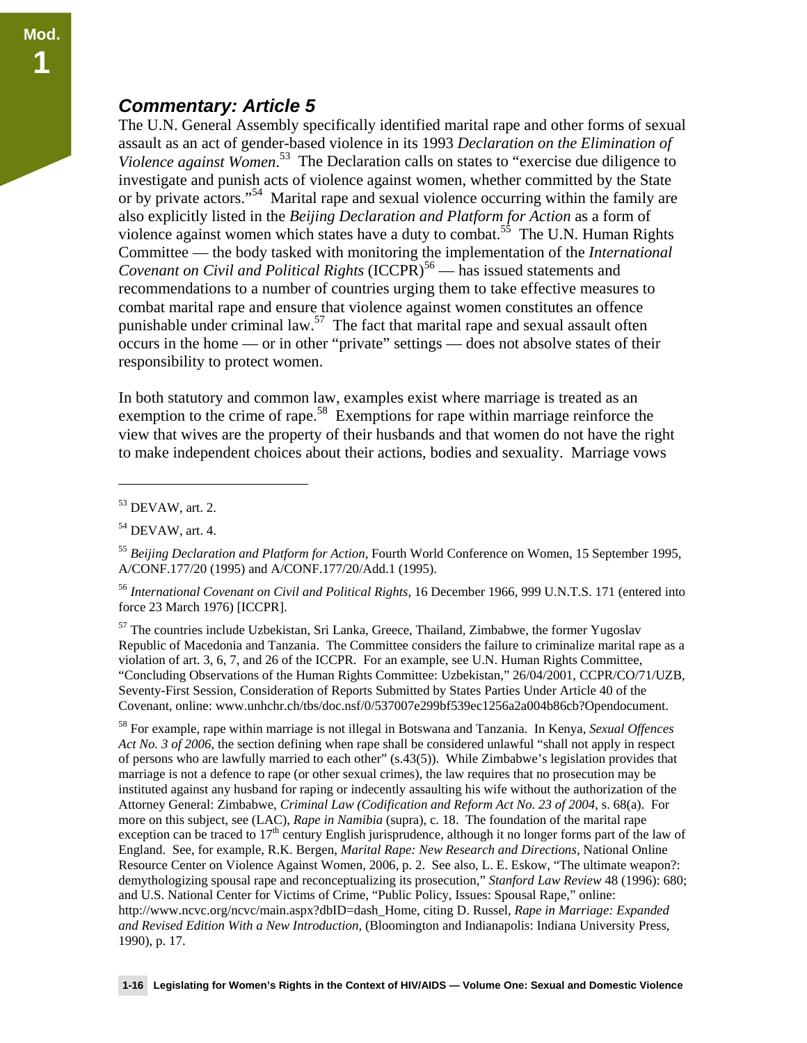## *Commentary: Article 5*

The U.N. General Assembly specifically identified marital rape and other forms of sexual assault as an act of gender-based violence in its 1993 *Declaration on the Elimination of Violence against Women*.[53] The Declaration calls on states to "exercise due diligence to investigate and punish acts of violence against women, whether committed by the State or by private actors."[54] Marital rape and sexual violence occurring within the family are also explicitly listed in the *Beijing Declaration and Platform for Action* as a form of violence against women which states have a duty to combat.[55] The U.N. Human Rights Committee — the body tasked with monitoring the implementation of the *International Covenant on Civil and Political Rights* (ICCPR)[56] — has issued statements and recommendations to a number of countries urging them to take effective measures to combat marital rape and ensure that violence against women constitutes an offence punishable under criminal law.[57] The fact that marital rape and sexual assault often occurs in the home — or in other "private" settings — does not absolve states of their responsibility to protect women.

In both statutory and common law, examples exist where marriage is treated as an exemption to the crime of rape.[58] Exemptions for rape within marriage reinforce the view that wives are the property of their husbands and that women do not have the right to make independent choices about their actions, bodies and sexuality. Marriage vows

---

[53] DEVAW, art. 2.

[54] DEVAW, art. 4.

[55] *Beijing Declaration and Platform for Action*, Fourth World Conference on Women, 15 September 1995, A/CONF.177/20 (1995) and A/CONF.177/20/Add.1 (1995).

[56] *International Covenant on Civil and Political Rights*, 16 December 1966, 999 U.N.T.S. 171 (entered into force 23 March 1976) [ICCPR].

[57] The countries include Uzbekistan, Sri Lanka, Greece, Thailand, Zimbabwe, the former Yugoslav Republic of Macedonia and Tanzania. The Committee considers the failure to criminalize marital rape as a violation of art. 3, 6, 7, and 26 of the ICCPR. For an example, see U.N. Human Rights Committee, "Concluding Observations of the Human Rights Committee: Uzbekistan," 26/04/2001, CCPR/CO/71/UZB, Seventy-First Session, Consideration of Reports Submitted by States Parties Under Article 40 of the Covenant, online: www.unhchr.ch/tbs/doc.nsf/0/537007e299bf539ec1256a2a004b86cb?Opendocument.

[58] For example, rape within marriage is not illegal in Botswana and Tanzania. In Kenya, *Sexual Offences Act No. 3 of 2006*, the section defining when rape shall be considered unlawful "shall not apply in respect of persons who are lawfully married to each other" (s.43(5)). While Zimbabwe's legislation provides that marriage is not a defence to rape (or other sexual crimes), the law requires that no prosecution may be instituted against any husband for raping or indecently assaulting his wife without the authorization of the Attorney General: Zimbabwe, *Criminal Law (Codification and Reform Act No. 23 of 2004*, s. 68(a). For more on this subject, see (LAC), *Rape in Namibia* (supra), c. 18. The foundation of the marital rape exception can be traced to 17th century English jurisprudence, although it no longer forms part of the law of England. See, for example, R.K. Bergen, *Marital Rape: New Research and Directions*, National Online Resource Center on Violence Against Women, 2006, p. 2. See also, L. E. Eskow, "The ultimate weapon?: demythologizing spousal rape and reconceptualizing its prosecution," *Stanford Law Review* 48 (1996): 680; and U.S. National Center for Victims of Crime, "Public Policy, Issues: Spousal Rape," online: http://www.ncvc.org/ncvc/main.aspx?dbID=dash_Home, citing D. Russel, *Rape in Marriage: Expanded and Revised Edition With a New Introduction*, (Bloomington and Indianapolis: Indiana University Press, 1990), p. 17.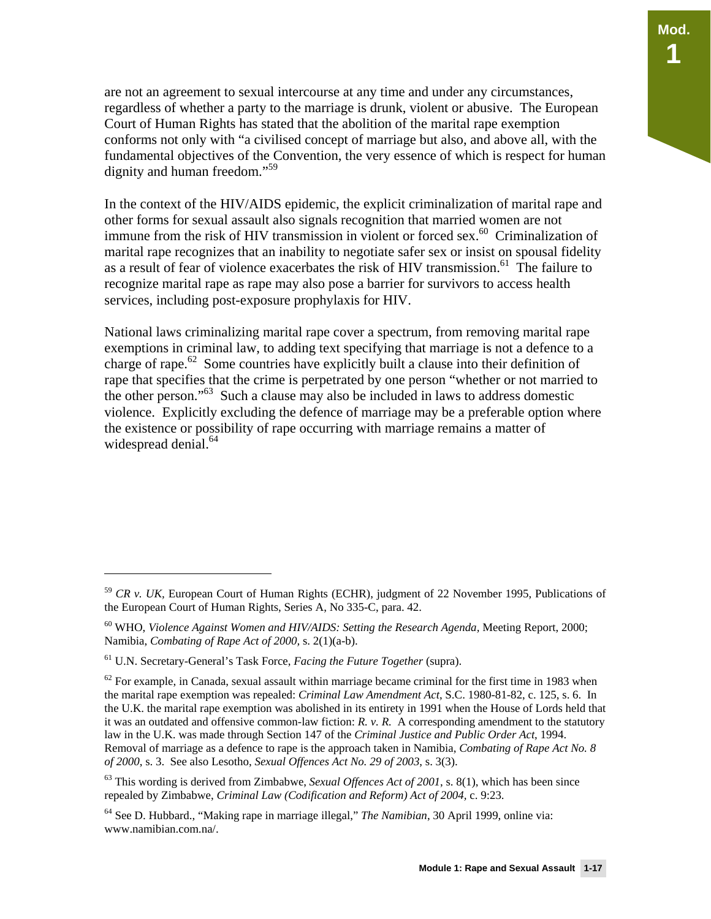are not an agreement to sexual intercourse at any time and under any circumstances, regardless of whether a party to the marriage is drunk, violent or abusive. The European Court of Human Rights has stated that the abolition of the marital rape exemption conforms not only with "a civilised concept of marriage but also, and above all, with the fundamental objectives of the Convention, the very essence of which is respect for human dignity and human freedom."[59]

In the context of the HIV/AIDS epidemic, the explicit criminalization of marital rape and other forms for sexual assault also signals recognition that married women are not immune from the risk of HIV transmission in violent or forced sex.[60] Criminalization of marital rape recognizes that an inability to negotiate safer sex or insist on spousal fidelity as a result of fear of violence exacerbates the risk of HIV transmission.[61] The failure to recognize marital rape as rape may also pose a barrier for survivors to access health services, including post-exposure prophylaxis for HIV.

National laws criminalizing marital rape cover a spectrum, from removing marital rape exemptions in criminal law, to adding text specifying that marriage is not a defence to a charge of rape.[62] Some countries have explicitly built a clause into their definition of rape that specifies that the crime is perpetrated by one person "whether or not married to the other person."[63] Such a clause may also be included in laws to address domestic violence. Explicitly excluding the defence of marriage may be a preferable option where the existence or possibility of rape occurring with marriage remains a matter of widespread denial.[64]

---

[59] *CR v. UK*, European Court of Human Rights (ECHR), judgment of 22 November 1995, Publications of the European Court of Human Rights, Series A, No 335-C, para. 42.

[60] WHO, *Violence Against Women and HIV/AIDS: Setting the Research Agenda,* Meeting Report, 2000; Namibia, *Combating of Rape Act of 2000*, s. 2(1)(a-b).

[61] U.N. Secretary-General's Task Force, *Facing the Future Together* (supra).

[62] For example, in Canada, sexual assault within marriage became criminal for the first time in 1983 when the marital rape exemption was repealed: *Criminal Law Amendment Act*, S.C. 1980-81-82, c. 125, s. 6. In the U.K. the marital rape exemption was abolished in its entirety in 1991 when the House of Lords held that it was an outdated and offensive common-law fiction: *R. v. R.* A corresponding amendment to the statutory law in the U.K. was made through Section 147 of the *Criminal Justice and Public Order Act*, 1994. Removal of marriage as a defence to rape is the approach taken in Namibia, *Combating of Rape Act No. 8 of 2000*, s. 3. See also Lesotho, *Sexual Offences Act No. 29 of 2003*, s. 3(3).

[63] This wording is derived from Zimbabwe, *Sexual Offences Act of 2001*, s. 8(1), which has been since repealed by Zimbabwe, *Criminal Law (Codification and Reform) Act of 2004*, c. 9:23.

[64] See D. Hubbard., "Making rape in marriage illegal," *The Namibian*, 30 April 1999, online via: www.namibian.com.na/.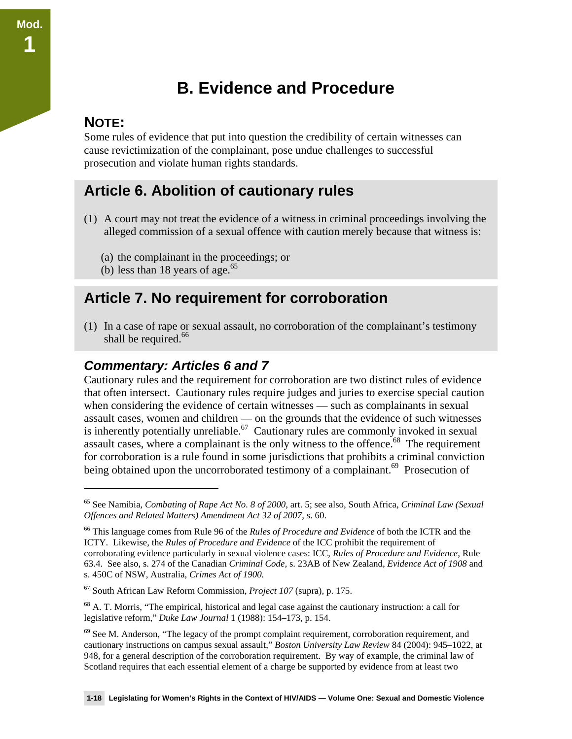# B. Evidence and Procedure

**NOTE:**
Some rules of evidence that put into question the credibility of certain witnesses can cause revictimization of the complainant, pose undue challenges to successful prosecution and violate human rights standards.

## Article 6. Abolition of cautionary rules

(1) A court may not treat the evidence of a witness in criminal proceedings involving the alleged commission of a sexual offence with caution merely because that witness is:

(a) the complainant in the proceedings; or
(b) less than 18 years of age.[65]

## Article 7. No requirement for corroboration

(1) In a case of rape or sexual assault, no corroboration of the complainant's testimony shall be required.[66]

### *Commentary: Articles 6 and 7*

Cautionary rules and the requirement for corroboration are two distinct rules of evidence that often intersect. Cautionary rules require judges and juries to exercise special caution when considering the evidence of certain witnesses — such as complainants in sexual assault cases, women and children — on the grounds that the evidence of such witnesses is inherently potentially unreliable.[67] Cautionary rules are commonly invoked in sexual assault cases, where a complainant is the only witness to the offence.[68] The requirement for corroboration is a rule found in some jurisdictions that prohibits a criminal conviction being obtained upon the uncorroborated testimony of a complainant.[69] Prosecution of

---

[65] See Namibia, *Combating of Rape Act No. 8 of 2000*, art. 5; see also, South Africa, *Criminal Law (Sexual Offences and Related Matters) Amendment Act 32 of 2007*, s. 60.

[66] This language comes from Rule 96 of the *Rules of Procedure and Evidence* of both the ICTR and the ICTY. Likewise, the *Rules of Procedure and Evidence* of the ICC prohibit the requirement of corroborating evidence particularly in sexual violence cases: ICC, *Rules of Procedure and Evidence,* Rule 63.4. See also, s. 274 of the Canadian *Criminal Code,* s. 23AB of New Zealand, *Evidence Act of 1908* and s. 450C of NSW, Australia, *Crimes Act of 1900.*

[67] South African Law Reform Commission, *Project 107* (supra), p. 175.

[68] A. T. Morris, "The empirical, historical and legal case against the cautionary instruction: a call for legislative reform," *Duke Law Journal* 1 (1988): 154–173, p. 154.

[69] See M. Anderson, "The legacy of the prompt complaint requirement, corroboration requirement, and cautionary instructions on campus sexual assault," *Boston University Law Review* 84 (2004): 945–1022, at 948, for a general description of the corroboration requirement. By way of example, the criminal law of Scotland requires that each essential element of a charge be supported by evidence from at least two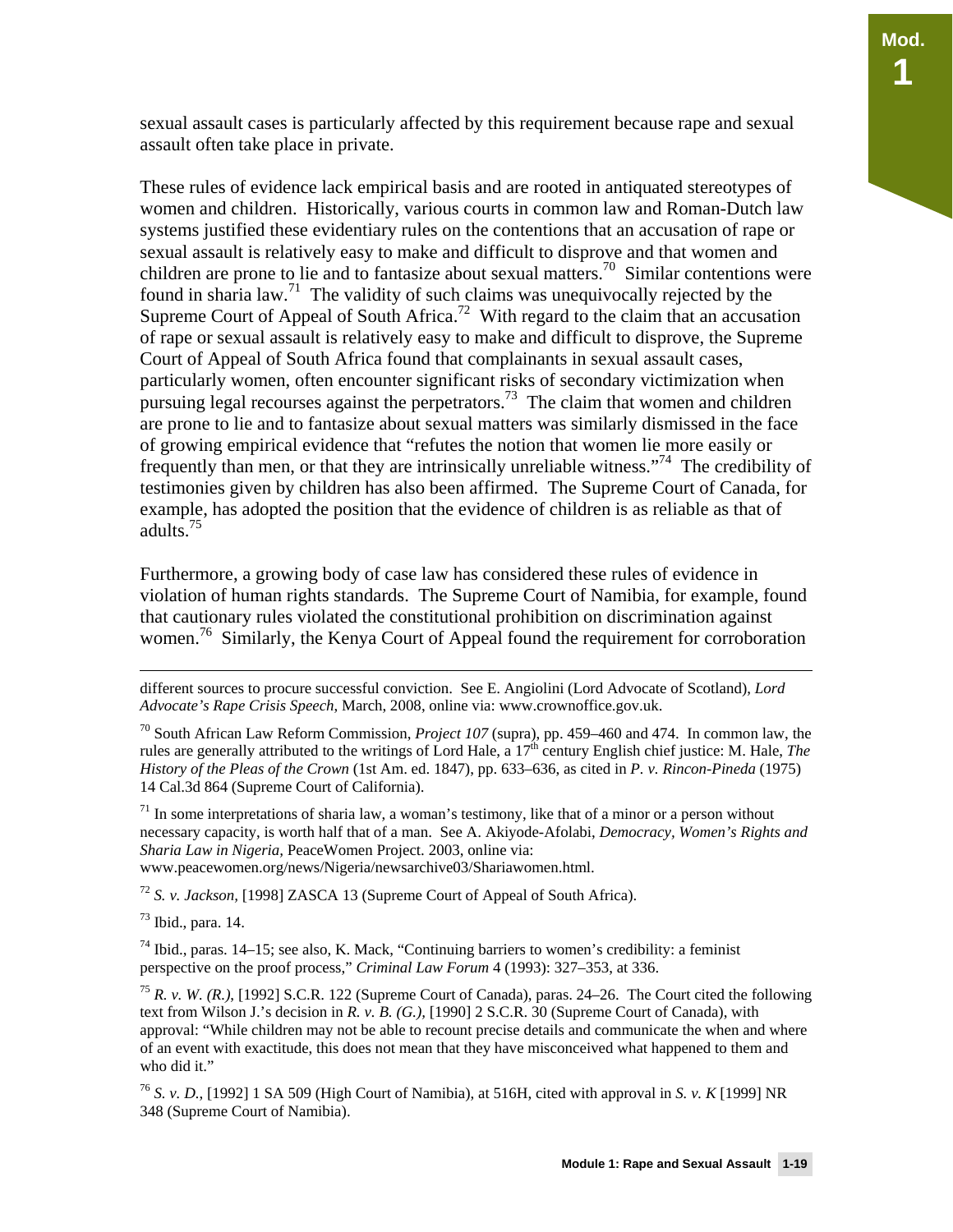sexual assault cases is particularly affected by this requirement because rape and sexual assault often take place in private.

These rules of evidence lack empirical basis and are rooted in antiquated stereotypes of women and children. Historically, various courts in common law and Roman-Dutch law systems justified these evidentiary rules on the contentions that an accusation of rape or sexual assault is relatively easy to make and difficult to disprove and that women and children are prone to lie and to fantasize about sexual matters.[70] Similar contentions were found in sharia law.[71] The validity of such claims was unequivocally rejected by the Supreme Court of Appeal of South Africa.[72] With regard to the claim that an accusation of rape or sexual assault is relatively easy to make and difficult to disprove, the Supreme Court of Appeal of South Africa found that complainants in sexual assault cases, particularly women, often encounter significant risks of secondary victimization when pursuing legal recourses against the perpetrators.[73] The claim that women and children are prone to lie and to fantasize about sexual matters was similarly dismissed in the face of growing empirical evidence that "refutes the notion that women lie more easily or frequently than men, or that they are intrinsically unreliable witness."[74] The credibility of testimonies given by children has also been affirmed. The Supreme Court of Canada, for example, has adopted the position that the evidence of children is as reliable as that of adults.[75]

Furthermore, a growing body of case law has considered these rules of evidence in violation of human rights standards. The Supreme Court of Namibia, for example, found that cautionary rules violated the constitutional prohibition on discrimination against women.[76] Similarly, the Kenya Court of Appeal found the requirement for corroboration

---

different sources to procure successful conviction. See E. Angiolini (Lord Advocate of Scotland), *Lord Advocate's Rape Crisis Speech*, March, 2008, online via: www.crownoffice.gov.uk.

[70] South African Law Reform Commission, *Project 107* (supra), pp. 459–460 and 474. In common law, the rules are generally attributed to the writings of Lord Hale, a 17th century English chief justice: M. Hale, *The History of the Pleas of the Crown* (1st Am. ed. 1847), pp. 633–636, as cited in *P. v. Rincon-Pineda* (1975) 14 Cal.3d 864 (Supreme Court of California).

[71] In some interpretations of sharia law, a woman's testimony, like that of a minor or a person without necessary capacity, is worth half that of a man. See A. Akiyode-Afolabi, *Democracy, Women's Rights and Sharia Law in Nigeria*, PeaceWomen Project. 2003, online via: www.peacewomen.org/news/Nigeria/newsarchive03/Shariawomen.html.

[72] *S. v. Jackson*, [1998] ZASCA 13 (Supreme Court of Appeal of South Africa).

[73] Ibid., para. 14.

[74] Ibid., paras. 14–15; see also, K. Mack, "Continuing barriers to women's credibility: a feminist perspective on the proof process," *Criminal Law Forum* 4 (1993): 327–353, at 336.

[75] *R. v. W. (R.)*, [1992] S.C.R. 122 (Supreme Court of Canada), paras. 24–26. The Court cited the following text from Wilson J.'s decision in *R. v. B. (G.)*, [1990] 2 S.C.R. 30 (Supreme Court of Canada), with approval: "While children may not be able to recount precise details and communicate the when and where of an event with exactitude, this does not mean that they have misconceived what happened to them and who did it."

[76] *S. v. D.*, [1992] 1 SA 509 (High Court of Namibia), at 516H, cited with approval in *S. v. K* [1999] NR 348 (Supreme Court of Namibia).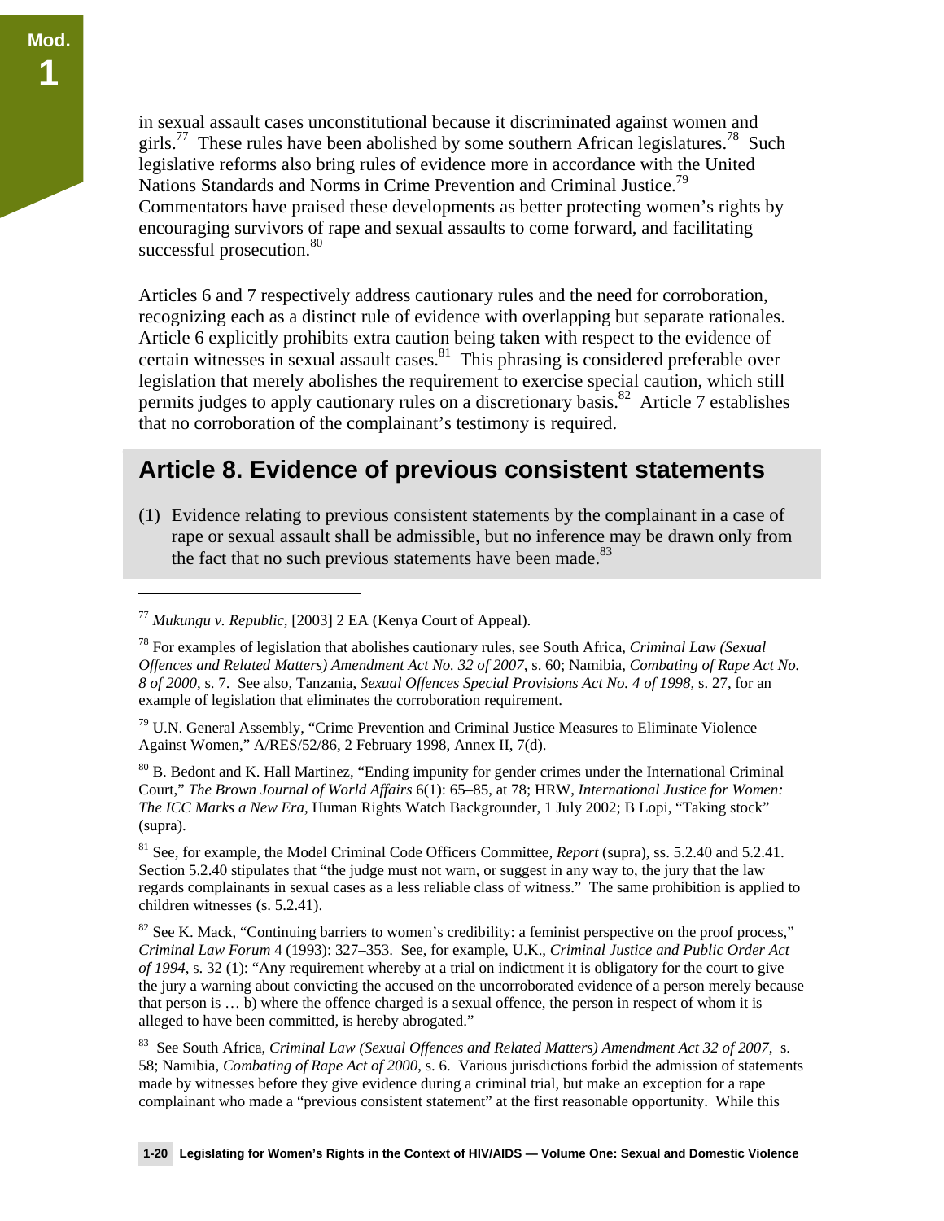in sexual assault cases unconstitutional because it discriminated against women and girls.[77] These rules have been abolished by some southern African legislatures.[78] Such legislative reforms also bring rules of evidence more in accordance with the United Nations Standards and Norms in Crime Prevention and Criminal Justice.[79] Commentators have praised these developments as better protecting women's rights by encouraging survivors of rape and sexual assaults to come forward, and facilitating successful prosecution.[80]

Articles 6 and 7 respectively address cautionary rules and the need for corroboration, recognizing each as a distinct rule of evidence with overlapping but separate rationales. Article 6 explicitly prohibits extra caution being taken with respect to the evidence of certain witnesses in sexual assault cases.[81] This phrasing is considered preferable over legislation that merely abolishes the requirement to exercise special caution, which still permits judges to apply cautionary rules on a discretionary basis.[82] Article 7 establishes that no corroboration of the complainant's testimony is required.

## Article 8. Evidence of previous consistent statements

(1) Evidence relating to previous consistent statements by the complainant in a case of rape or sexual assault shall be admissible, but no inference may be drawn only from the fact that no such previous statements have been made.[83]

---

[77] *Mukungu v. Republic*, [2003] 2 EA (Kenya Court of Appeal).

[78] For examples of legislation that abolishes cautionary rules, see South Africa, *Criminal Law (Sexual Offences and Related Matters) Amendment Act No. 32 of 2007*, s. 60; Namibia, *Combating of Rape Act No. 8 of 2000*, s. 7. See also, Tanzania, *Sexual Offences Special Provisions Act No. 4 of 1998*, s. 27, for an example of legislation that eliminates the corroboration requirement.

[79] U.N. General Assembly, "Crime Prevention and Criminal Justice Measures to Eliminate Violence Against Women," A/RES/52/86, 2 February 1998, Annex II, 7(d).

[80] B. Bedont and K. Hall Martinez, "Ending impunity for gender crimes under the International Criminal Court," *The Brown Journal of World Affairs* 6(1): 65–85, at 78; HRW, *International Justice for Women: The ICC Marks a New Era,* Human Rights Watch Backgrounder, 1 July 2002; B Lopi, "Taking stock" (supra).

[81] See, for example, the Model Criminal Code Officers Committee, *Report* (supra), ss. 5.2.40 and 5.2.41. Section 5.2.40 stipulates that "the judge must not warn, or suggest in any way to, the jury that the law regards complainants in sexual cases as a less reliable class of witness." The same prohibition is applied to children witnesses (s. 5.2.41).

[82] See K. Mack, "Continuing barriers to women's credibility: a feminist perspective on the proof process," *Criminal Law Forum* 4 (1993): 327–353. See, for example, U.K., *Criminal Justice and Public Order Act of 1994*, s. 32 (1): "Any requirement whereby at a trial on indictment it is obligatory for the court to give the jury a warning about convicting the accused on the uncorroborated evidence of a person merely because that person is … b) where the offence charged is a sexual offence, the person in respect of whom it is alleged to have been committed, is hereby abrogated."

[83] See South Africa, *Criminal Law (Sexual Offences and Related Matters) Amendment Act 32 of 2007*, s. 58; Namibia, *Combating of Rape Act of 2000*, s. 6. Various jurisdictions forbid the admission of statements made by witnesses before they give evidence during a criminal trial, but make an exception for a rape complainant who made a "previous consistent statement" at the first reasonable opportunity. While this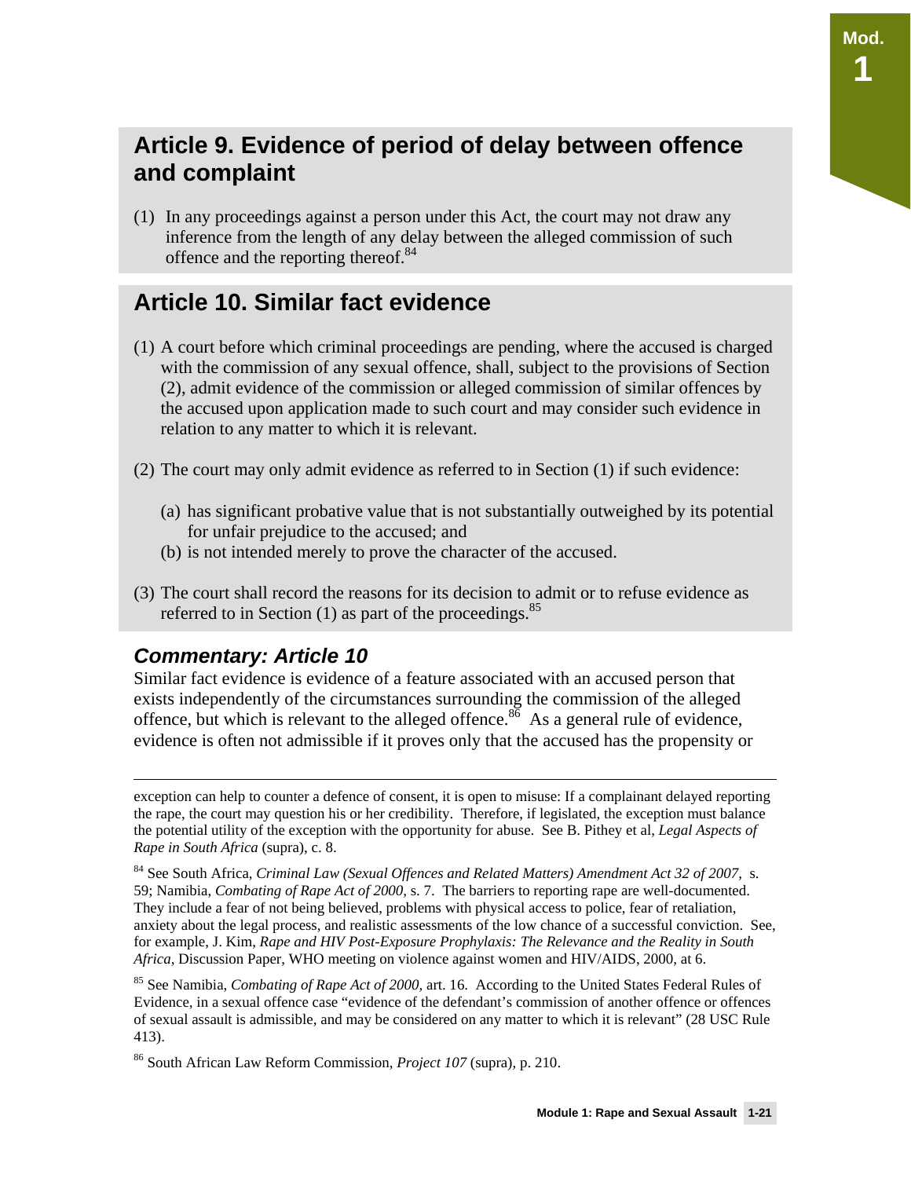## Article 9. Evidence of period of delay between offence and complaint

(1) In any proceedings against a person under this Act, the court may not draw any inference from the length of any delay between the alleged commission of such offence and the reporting thereof.[84]

## Article 10. Similar fact evidence

(1) A court before which criminal proceedings are pending, where the accused is charged with the commission of any sexual offence, shall, subject to the provisions of Section (2), admit evidence of the commission or alleged commission of similar offences by the accused upon application made to such court and may consider such evidence in relation to any matter to which it is relevant.

(2) The court may only admit evidence as referred to in Section (1) if such evidence:

(a) has significant probative value that is not substantially outweighed by its potential for unfair prejudice to the accused; and

(b) is not intended merely to prove the character of the accused.

(3) The court shall record the reasons for its decision to admit or to refuse evidence as referred to in Section (1) as part of the proceedings.[85]

### *Commentary: Article 10*

Similar fact evidence is evidence of a feature associated with an accused person that exists independently of the circumstances surrounding the commission of the alleged offence, but which is relevant to the alleged offence.[86] As a general rule of evidence, evidence is often not admissible if it proves only that the accused has the propensity or

---

exception can help to counter a defence of consent, it is open to misuse: If a complainant delayed reporting the rape, the court may question his or her credibility. Therefore, if legislated, the exception must balance the potential utility of the exception with the opportunity for abuse. See B. Pithey et al, *Legal Aspects of Rape in South Africa* (supra), c. 8.

[84] See South Africa, *Criminal Law (Sexual Offences and Related Matters) Amendment Act 32 of 2007*, s. 59; Namibia, *Combating of Rape Act of 2000*, s. 7. The barriers to reporting rape are well-documented. They include a fear of not being believed, problems with physical access to police, fear of retaliation, anxiety about the legal process, and realistic assessments of the low chance of a successful conviction. See, for example, J. Kim, *Rape and HIV Post-Exposure Prophylaxis: The Relevance and the Reality in South Africa*, Discussion Paper, WHO meeting on violence against women and HIV/AIDS, 2000, at 6.

[85] See Namibia, *Combating of Rape Act of 2000*, art. 16. According to the United States Federal Rules of Evidence, in a sexual offence case "evidence of the defendant's commission of another offence or offences of sexual assault is admissible, and may be considered on any matter to which it is relevant" (28 USC Rule 413).

[86] South African Law Reform Commission, *Project 107* (supra), p. 210.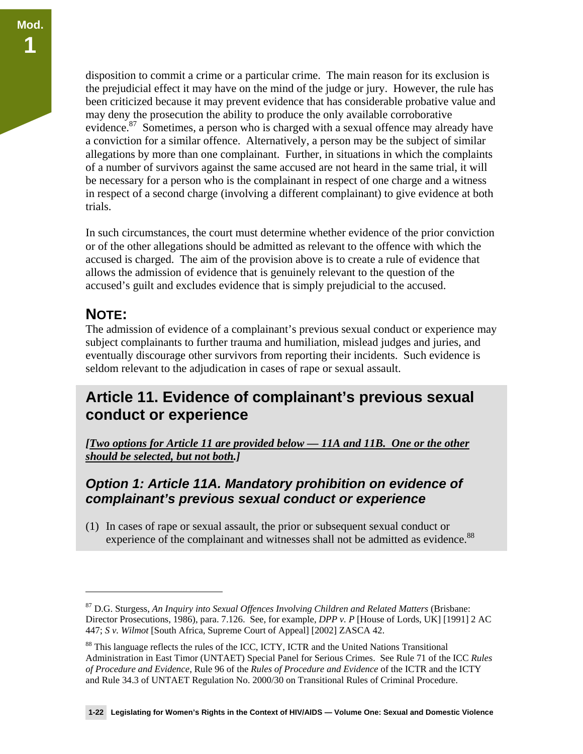disposition to commit a crime or a particular crime. The main reason for its exclusion is the prejudicial effect it may have on the mind of the judge or jury. However, the rule has been criticized because it may prevent evidence that has considerable probative value and may deny the prosecution the ability to produce the only available corroborative evidence.[87] Sometimes, a person who is charged with a sexual offence may already have a conviction for a similar offence. Alternatively, a person may be the subject of similar allegations by more than one complainant. Further, in situations in which the complaints of a number of survivors against the same accused are not heard in the same trial, it will be necessary for a person who is the complainant in respect of one charge and a witness in respect of a second charge (involving a different complainant) to give evidence at both trials.

In such circumstances, the court must determine whether evidence of the prior conviction or of the other allegations should be admitted as relevant to the offence with which the accused is charged. The aim of the provision above is to create a rule of evidence that allows the admission of evidence that is genuinely relevant to the question of the accused's guilt and excludes evidence that is simply prejudicial to the accused.

## NOTE:

The admission of evidence of a complainant's previous sexual conduct or experience may subject complainants to further trauma and humiliation, mislead judges and juries, and eventually discourage other survivors from reporting their incidents. Such evidence is seldom relevant to the adjudication in cases of rape or sexual assault.

## Article 11. Evidence of complainant's previous sexual conduct or experience

***[Two options for Article 11 are provided below — 11A and 11B. One or the other should be selected, but not both.]***

### *Option 1: Article 11A. Mandatory prohibition on evidence of complainant's previous sexual conduct or experience*

(1) In cases of rape or sexual assault, the prior or subsequent sexual conduct or experience of the complainant and witnesses shall not be admitted as evidence.[88]

---

[87] D.G. Sturgess, *An Inquiry into Sexual Offences Involving Children and Related Matters* (Brisbane: Director Prosecutions, 1986), para. 7.126. See, for example, *DPP v. P* [House of Lords, UK] [1991] 2 AC 447; *S v. Wilmot* [South Africa, Supreme Court of Appeal] [2002] ZASCA 42.

[88] This language reflects the rules of the ICC, ICTY, ICTR and the United Nations Transitional Administration in East Timor (UNTAET) Special Panel for Serious Crimes. See Rule 71 of the ICC *Rules of Procedure and Evidence,* Rule 96 of the *Rules of Procedure and Evidence* of the ICTR and the ICTY and Rule 34.3 of UNTAET Regulation No. 2000/30 on Transitional Rules of Criminal Procedure.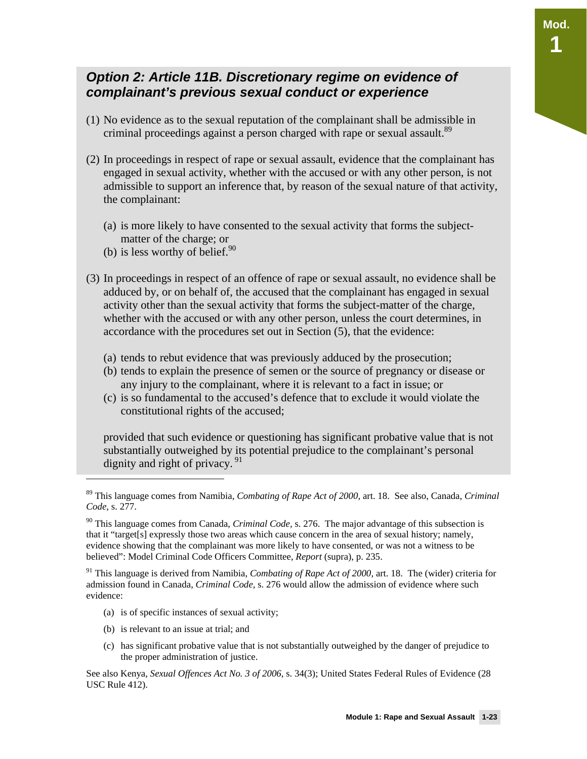### *Option 2: Article 11B. Discretionary regime on evidence of complainant's previous sexual conduct or experience*

(1) No evidence as to the sexual reputation of the complainant shall be admissible in criminal proceedings against a person charged with rape or sexual assault.[89]

(2) In proceedings in respect of rape or sexual assault, evidence that the complainant has engaged in sexual activity, whether with the accused or with any other person, is not admissible to support an inference that, by reason of the sexual nature of that activity, the complainant:

(a) is more likely to have consented to the sexual activity that forms the subject-matter of the charge; or
(b) is less worthy of belief.[90]

(3) In proceedings in respect of an offence of rape or sexual assault, no evidence shall be adduced by, or on behalf of, the accused that the complainant has engaged in sexual activity other than the sexual activity that forms the subject-matter of the charge, whether with the accused or with any other person, unless the court determines, in accordance with the procedures set out in Section (5), that the evidence:

(a) tends to rebut evidence that was previously adduced by the prosecution;
(b) tends to explain the presence of semen or the source of pregnancy or disease or any injury to the complainant, where it is relevant to a fact in issue; or
(c) is so fundamental to the accused's defence that to exclude it would violate the constitutional rights of the accused;

provided that such evidence or questioning has significant probative value that is not substantially outweighed by its potential prejudice to the complainant's personal dignity and right of privacy. [91]

---

[89] This language comes from Namibia, *Combating of Rape Act of 2000,* art. 18. See also, Canada, *Criminal Code*, s. 277.

[90] This language comes from Canada, *Criminal Code*, s. 276. The major advantage of this subsection is that it "target[s] expressly those two areas which cause concern in the area of sexual history; namely, evidence showing that the complainant was more likely to have consented, or was not a witness to be believed": Model Criminal Code Officers Committee, *Report* (supra), p. 235.

[91] This language is derived from Namibia, *Combating of Rape Act of 2000,* art. 18. The (wider) criteria for admission found in Canada, *Criminal Code,* s. 276 would allow the admission of evidence where such evidence:

(a) is of specific instances of sexual activity;

(b) is relevant to an issue at trial; and

(c) has significant probative value that is not substantially outweighed by the danger of prejudice to the proper administration of justice.

See also Kenya, *Sexual Offences Act No. 3 of 2006*, s. 34(3); United States Federal Rules of Evidence (28 USC Rule 412).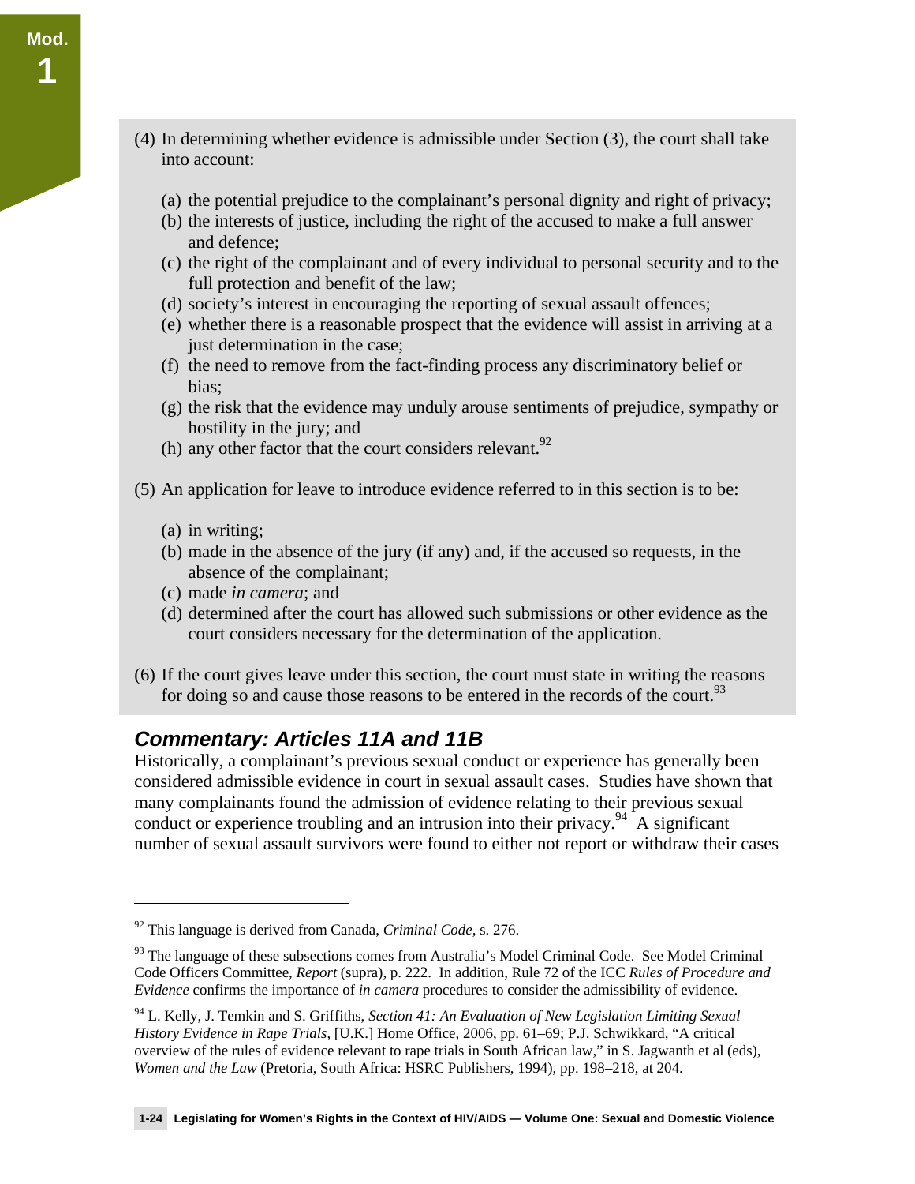(4) In determining whether evidence is admissible under Section (3), the court shall take into account:

(a) the potential prejudice to the complainant's personal dignity and right of privacy;
(b) the interests of justice, including the right of the accused to make a full answer and defence;
(c) the right of the complainant and of every individual to personal security and to the full protection and benefit of the law;
(d) society's interest in encouraging the reporting of sexual assault offences;
(e) whether there is a reasonable prospect that the evidence will assist in arriving at a just determination in the case;
(f) the need to remove from the fact-finding process any discriminatory belief or bias;
(g) the risk that the evidence may unduly arouse sentiments of prejudice, sympathy or hostility in the jury; and
(h) any other factor that the court considers relevant.[92]

(5) An application for leave to introduce evidence referred to in this section is to be:

(a) in writing;
(b) made in the absence of the jury (if any) and, if the accused so requests, in the absence of the complainant;
(c) made *in camera*; and
(d) determined after the court has allowed such submissions or other evidence as the court considers necessary for the determination of the application.

(6) If the court gives leave under this section, the court must state in writing the reasons for doing so and cause those reasons to be entered in the records of the court.[93]

### *Commentary: Articles 11A and 11B*

Historically, a complainant's previous sexual conduct or experience has generally been considered admissible evidence in court in sexual assault cases. Studies have shown that many complainants found the admission of evidence relating to their previous sexual conduct or experience troubling and an intrusion into their privacy.[94] A significant number of sexual assault survivors were found to either not report or withdraw their cases

---

[92] This language is derived from Canada, *Criminal Code*, s. 276.

[93] The language of these subsections comes from Australia's Model Criminal Code. See Model Criminal Code Officers Committee, *Report* (supra), p. 222. In addition, Rule 72 of the ICC *Rules of Procedure and Evidence* confirms the importance of *in camera* procedures to consider the admissibility of evidence.

[94] L. Kelly, J. Temkin and S. Griffiths, *Section 41: An Evaluation of New Legislation Limiting Sexual History Evidence in Rape Trials*, [U.K.] Home Office, 2006, pp. 61–69; P.J. Schwikkard, "A critical overview of the rules of evidence relevant to rape trials in South African law," in S. Jagwanth et al (eds), *Women and the Law* (Pretoria, South Africa: HSRC Publishers, 1994), pp. 198–218, at 204.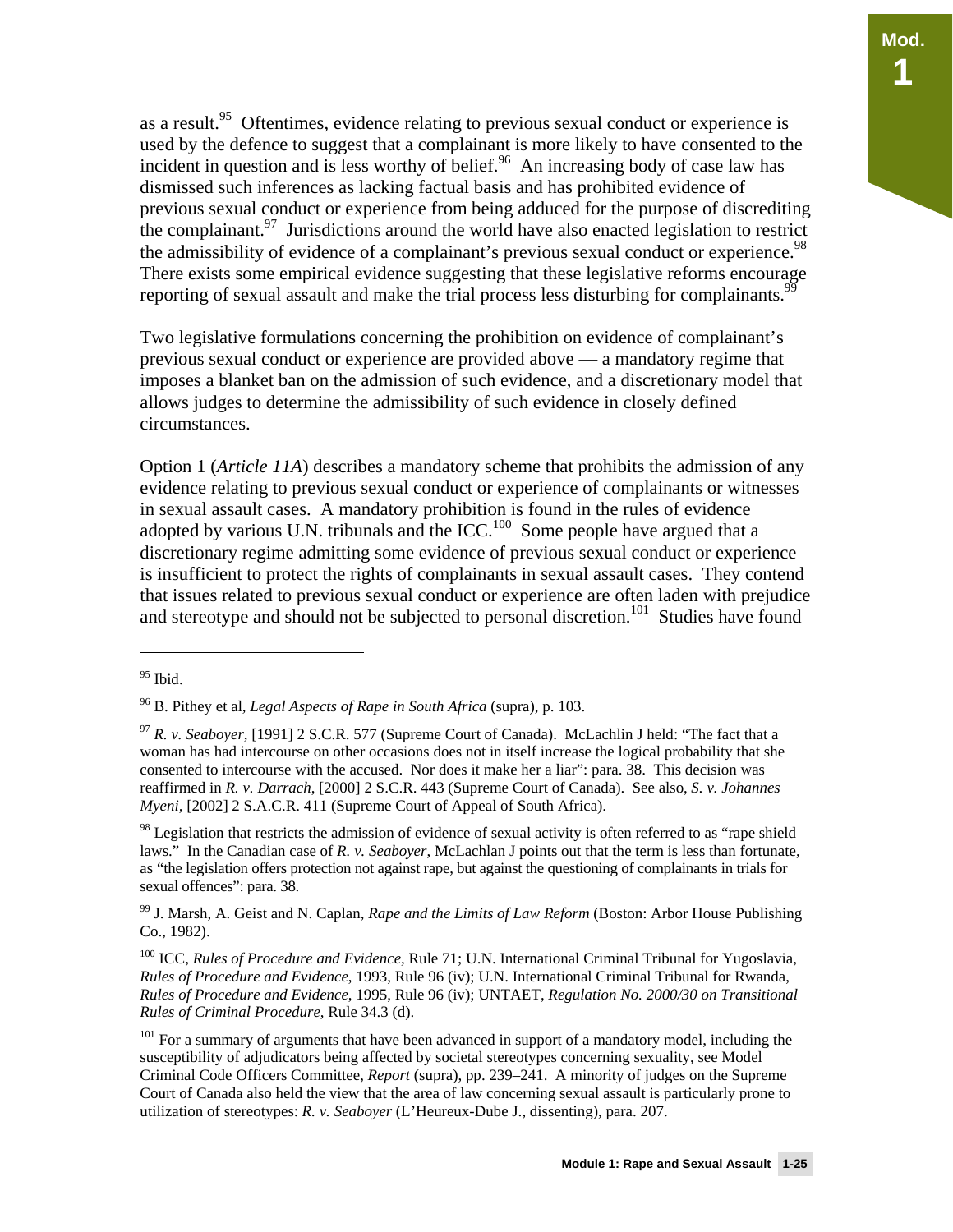as a result.[95] Oftentimes, evidence relating to previous sexual conduct or experience is used by the defence to suggest that a complainant is more likely to have consented to the incident in question and is less worthy of belief.[96] An increasing body of case law has dismissed such inferences as lacking factual basis and has prohibited evidence of previous sexual conduct or experience from being adduced for the purpose of discrediting the complainant.[97] Jurisdictions around the world have also enacted legislation to restrict the admissibility of evidence of a complainant's previous sexual conduct or experience.[98] There exists some empirical evidence suggesting that these legislative reforms encourage reporting of sexual assault and make the trial process less disturbing for complainants.[99]

Two legislative formulations concerning the prohibition on evidence of complainant's previous sexual conduct or experience are provided above — a mandatory regime that imposes a blanket ban on the admission of such evidence, and a discretionary model that allows judges to determine the admissibility of such evidence in closely defined circumstances.

Option 1 (*Article 11A*) describes a mandatory scheme that prohibits the admission of any evidence relating to previous sexual conduct or experience of complainants or witnesses in sexual assault cases. A mandatory prohibition is found in the rules of evidence adopted by various U.N. tribunals and the ICC.[100] Some people have argued that a discretionary regime admitting some evidence of previous sexual conduct or experience is insufficient to protect the rights of complainants in sexual assault cases. They contend that issues related to previous sexual conduct or experience are often laden with prejudice and stereotype and should not be subjected to personal discretion.[101] Studies have found

---

[95] Ibid.

[96] B. Pithey et al, *Legal Aspects of Rape in South Africa* (supra), p. 103.

[97] *R. v. Seaboyer*, [1991] 2 S.C.R. 577 (Supreme Court of Canada). McLachlin J held: "The fact that a woman has had intercourse on other occasions does not in itself increase the logical probability that she consented to intercourse with the accused. Nor does it make her a liar": para. 38. This decision was reaffirmed in *R. v. Darrach*, [2000] 2 S.C.R. 443 (Supreme Court of Canada). See also, *S. v. Johannes Myeni*, [2002] 2 S.A.C.R. 411 (Supreme Court of Appeal of South Africa).

[98] Legislation that restricts the admission of evidence of sexual activity is often referred to as "rape shield laws." In the Canadian case of *R. v. Seaboyer*, McLachlan J points out that the term is less than fortunate, as "the legislation offers protection not against rape, but against the questioning of complainants in trials for sexual offences": para. 38.

[99] J. Marsh, A. Geist and N. Caplan, *Rape and the Limits of Law Reform* (Boston: Arbor House Publishing Co., 1982).

[100] ICC, *Rules of Procedure and Evidence*, Rule 71; U.N. International Criminal Tribunal for Yugoslavia, *Rules of Procedure and Evidence*, 1993, Rule 96 (iv); U.N. International Criminal Tribunal for Rwanda, *Rules of Procedure and Evidence*, 1995, Rule 96 (iv); UNTAET, *Regulation No. 2000/30 on Transitional Rules of Criminal Procedure*, Rule 34.3 (d).

[101] For a summary of arguments that have been advanced in support of a mandatory model, including the susceptibility of adjudicators being affected by societal stereotypes concerning sexuality, see Model Criminal Code Officers Committee, *Report* (supra), pp. 239–241. A minority of judges on the Supreme Court of Canada also held the view that the area of law concerning sexual assault is particularly prone to utilization of stereotypes: *R. v. Seaboyer* (L'Heureux-Dube J., dissenting), para. 207.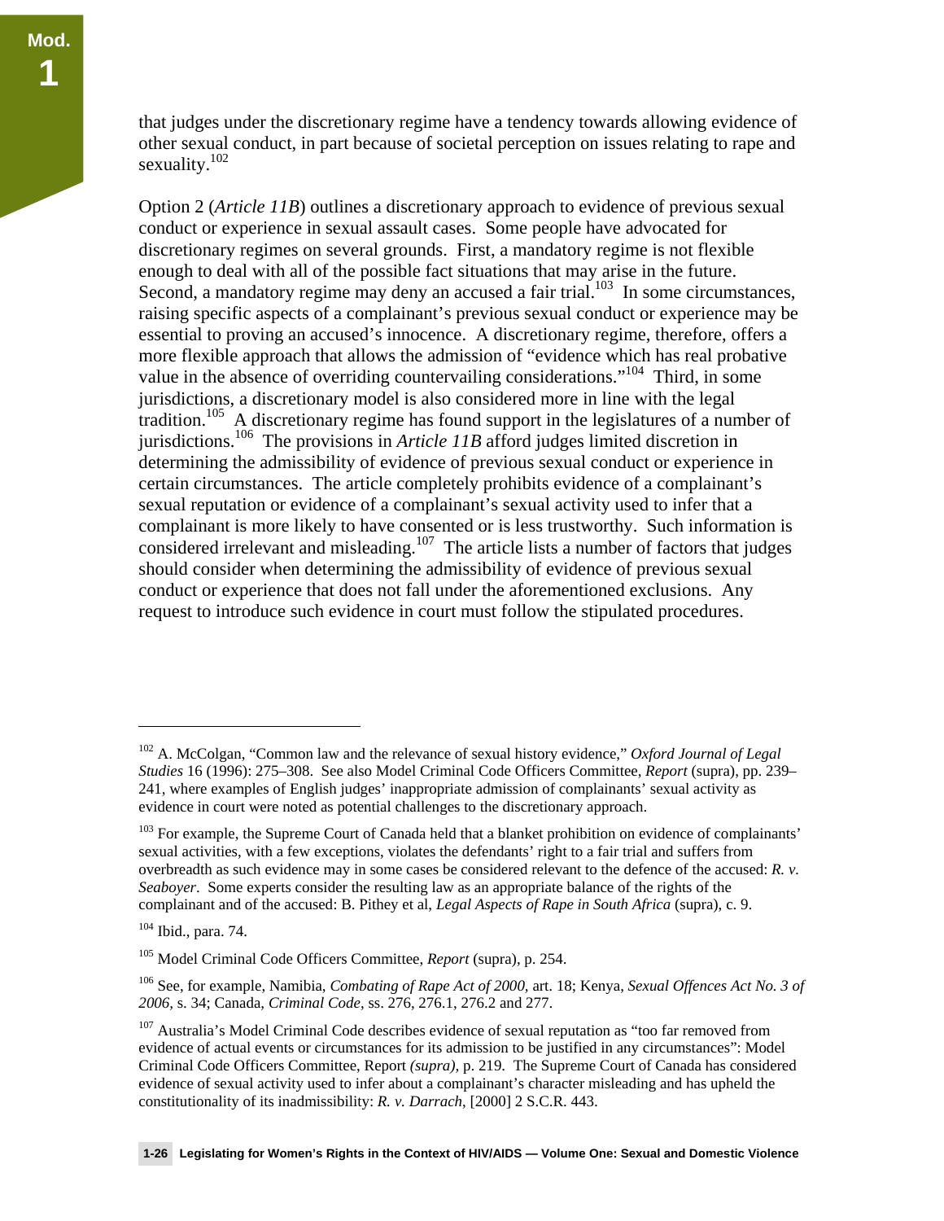that judges under the discretionary regime have a tendency towards allowing evidence of other sexual conduct, in part because of societal perception on issues relating to rape and sexuality.[102]

Option 2 (*Article 11B*) outlines a discretionary approach to evidence of previous sexual conduct or experience in sexual assault cases. Some people have advocated for discretionary regimes on several grounds. First, a mandatory regime is not flexible enough to deal with all of the possible fact situations that may arise in the future. Second, a mandatory regime may deny an accused a fair trial.[103] In some circumstances, raising specific aspects of a complainant's previous sexual conduct or experience may be essential to proving an accused's innocence. A discretionary regime, therefore, offers a more flexible approach that allows the admission of "evidence which has real probative value in the absence of overriding countervailing considerations."[104] Third, in some jurisdictions, a discretionary model is also considered more in line with the legal tradition.[105] A discretionary regime has found support in the legislatures of a number of jurisdictions.[106] The provisions in *Article 11B* afford judges limited discretion in determining the admissibility of evidence of previous sexual conduct or experience in certain circumstances. The article completely prohibits evidence of a complainant's sexual reputation or evidence of a complainant's sexual activity used to infer that a complainant is more likely to have consented or is less trustworthy. Such information is considered irrelevant and misleading.[107] The article lists a number of factors that judges should consider when determining the admissibility of evidence of previous sexual conduct or experience that does not fall under the aforementioned exclusions. Any request to introduce such evidence in court must follow the stipulated procedures.

---

[102] A. McColgan, "Common law and the relevance of sexual history evidence," *Oxford Journal of Legal Studies* 16 (1996): 275–308. See also Model Criminal Code Officers Committee, *Report* (supra), pp. 239–241, where examples of English judges' inappropriate admission of complainants' sexual activity as evidence in court were noted as potential challenges to the discretionary approach.

[103] For example, the Supreme Court of Canada held that a blanket prohibition on evidence of complainants' sexual activities, with a few exceptions, violates the defendants' right to a fair trial and suffers from overbreadth as such evidence may in some cases be considered relevant to the defence of the accused: *R. v. Seaboyer*. Some experts consider the resulting law as an appropriate balance of the rights of the complainant and of the accused: B. Pithey et al, *Legal Aspects of Rape in South Africa* (supra), c. 9.

[104] Ibid., para. 74.

[105] Model Criminal Code Officers Committee, *Report* (supra), p. 254.

[106] See, for example, Namibia, *Combating of Rape Act of 2000*, art. 18; Kenya, *Sexual Offences Act No. 3 of 2006*, s. 34; Canada, *Criminal Code*, ss. 276, 276.1, 276.2 and 277.

[107] Australia's Model Criminal Code describes evidence of sexual reputation as "too far removed from evidence of actual events or circumstances for its admission to be justified in any circumstances": Model Criminal Code Officers Committee, Report *(supra)*, p. 219. The Supreme Court of Canada has considered evidence of sexual activity used to infer about a complainant's character misleading and has upheld the constitutionality of its inadmissibility: *R. v. Darrach*, [2000] 2 S.C.R. 443.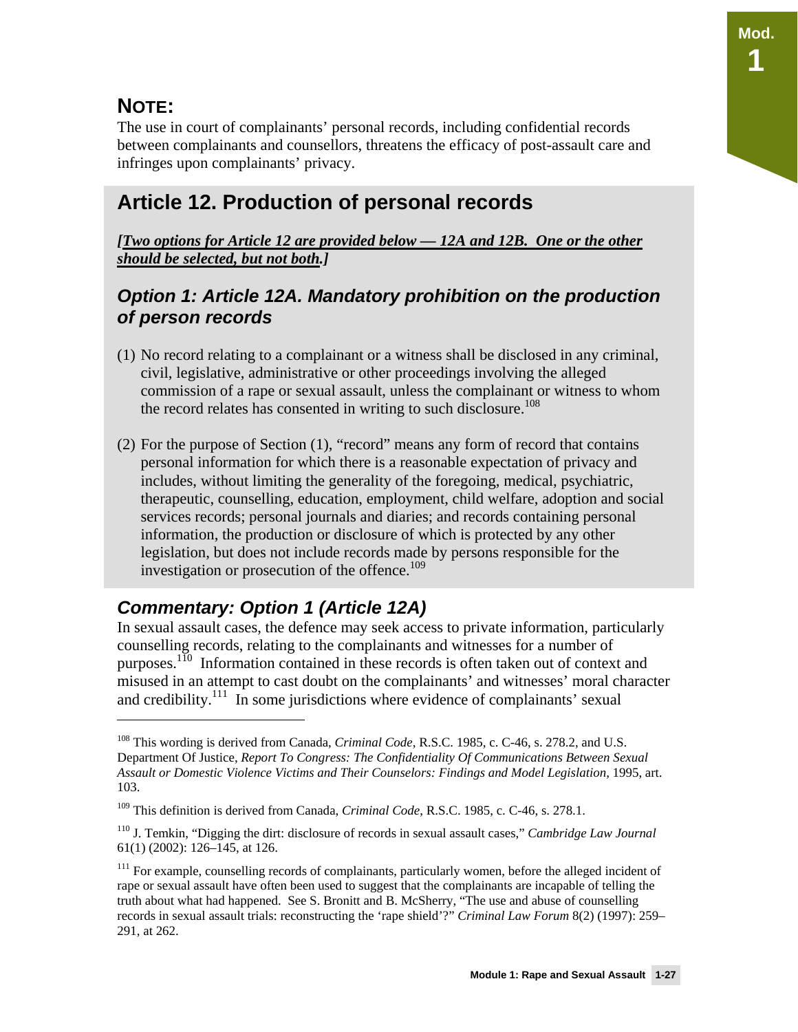## NOTE:

The use in court of complainants' personal records, including confidential records between complainants and counsellors, threatens the efficacy of post-assault care and infringes upon complainants' privacy.

## Article 12. Production of personal records

***[Two options for Article 12 are provided below — 12A and 12B. One or the other should be selected, but not both.]***

### *Option 1: Article 12A. Mandatory prohibition on the production of person records*

(1) No record relating to a complainant or a witness shall be disclosed in any criminal, civil, legislative, administrative or other proceedings involving the alleged commission of a rape or sexual assault, unless the complainant or witness to whom the record relates has consented in writing to such disclosure.[108]

(2) For the purpose of Section (1), "record" means any form of record that contains personal information for which there is a reasonable expectation of privacy and includes, without limiting the generality of the foregoing, medical, psychiatric, therapeutic, counselling, education, employment, child welfare, adoption and social services records; personal journals and diaries; and records containing personal information, the production or disclosure of which is protected by any other legislation, but does not include records made by persons responsible for the investigation or prosecution of the offence.[109]

### *Commentary: Option 1 (Article 12A)*

In sexual assault cases, the defence may seek access to private information, particularly counselling records, relating to the complainants and witnesses for a number of purposes.[110] Information contained in these records is often taken out of context and misused in an attempt to cast doubt on the complainants' and witnesses' moral character and credibility.[111] In some jurisdictions where evidence of complainants' sexual

---

[108] This wording is derived from Canada, *Criminal Code*, R.S.C. 1985, c. C-46, s. 278.2, and U.S. Department Of Justice, *Report To Congress: The Confidentiality Of Communications Between Sexual Assault or Domestic Violence Victims and Their Counselors: Findings and Model Legislation,* 1995, art. 103.

[109] This definition is derived from Canada, *Criminal Code*, R.S.C. 1985, c. C-46, s. 278.1.

[110] J. Temkin, "Digging the dirt: disclosure of records in sexual assault cases," *Cambridge Law Journal* 61(1) (2002): 126–145, at 126.

[111] For example, counselling records of complainants, particularly women, before the alleged incident of rape or sexual assault have often been used to suggest that the complainants are incapable of telling the truth about what had happened. See S. Bronitt and B. McSherry, "The use and abuse of counselling records in sexual assault trials: reconstructing the 'rape shield'?" *Criminal Law Forum* 8(2) (1997): 259–291, at 262.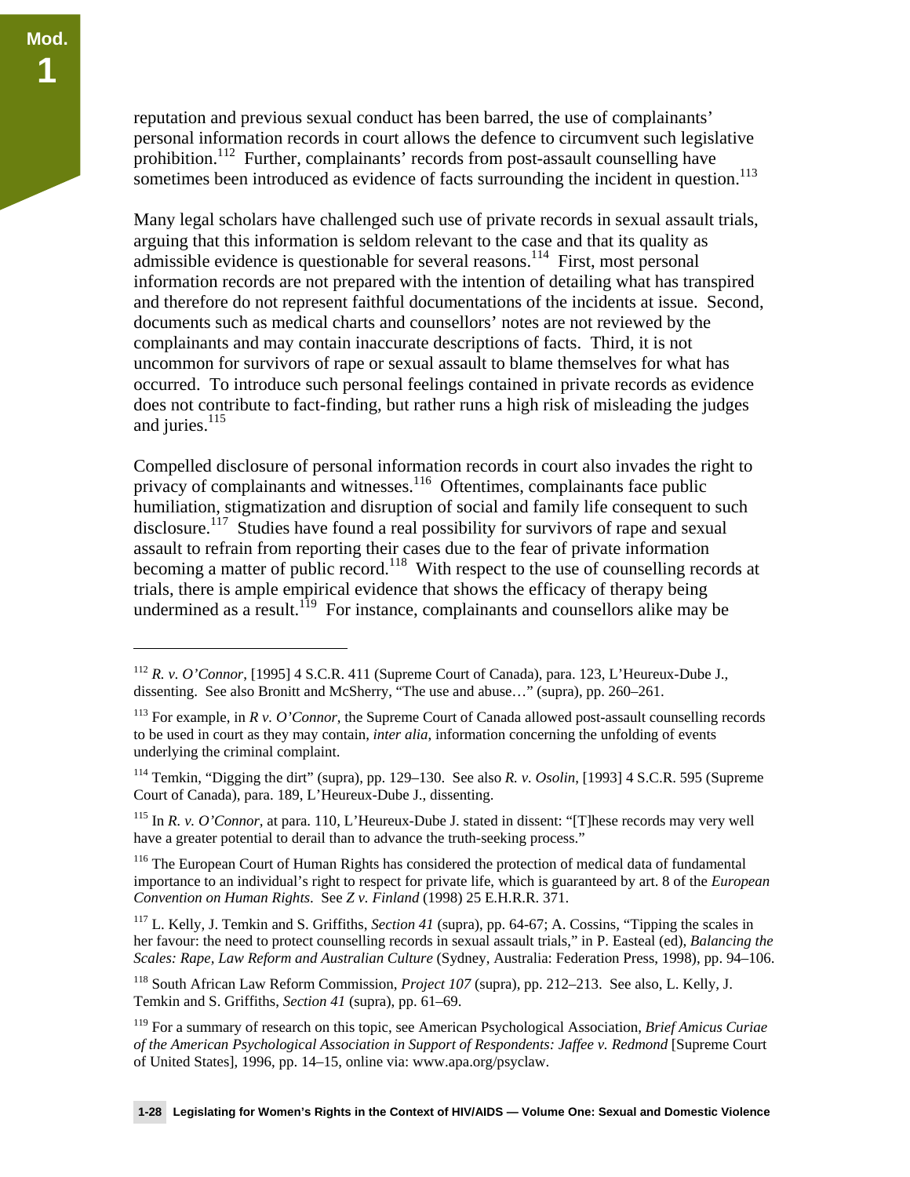reputation and previous sexual conduct has been barred, the use of complainants' personal information records in court allows the defence to circumvent such legislative prohibition.[112] Further, complainants' records from post-assault counselling have sometimes been introduced as evidence of facts surrounding the incident in question.[113]

Many legal scholars have challenged such use of private records in sexual assault trials, arguing that this information is seldom relevant to the case and that its quality as admissible evidence is questionable for several reasons.[114] First, most personal information records are not prepared with the intention of detailing what has transpired and therefore do not represent faithful documentations of the incidents at issue. Second, documents such as medical charts and counsellors' notes are not reviewed by the complainants and may contain inaccurate descriptions of facts. Third, it is not uncommon for survivors of rape or sexual assault to blame themselves for what has occurred. To introduce such personal feelings contained in private records as evidence does not contribute to fact-finding, but rather runs a high risk of misleading the judges and juries.[115]

Compelled disclosure of personal information records in court also invades the right to privacy of complainants and witnesses.[116] Oftentimes, complainants face public humiliation, stigmatization and disruption of social and family life consequent to such disclosure.[117] Studies have found a real possibility for survivors of rape and sexual assault to refrain from reporting their cases due to the fear of private information becoming a matter of public record.[118] With respect to the use of counselling records at trials, there is ample empirical evidence that shows the efficacy of therapy being undermined as a result.[119] For instance, complainants and counsellors alike may be

---

[112] *R. v. O'Connor*, [1995] 4 S.C.R. 411 (Supreme Court of Canada), para. 123, L'Heureux-Dube J., dissenting. See also Bronitt and McSherry, "The use and abuse…" (supra), pp. 260–261.

[113] For example, in *R v. O'Connor*, the Supreme Court of Canada allowed post-assault counselling records to be used in court as they may contain, *inter alia*, information concerning the unfolding of events underlying the criminal complaint.

[114] Temkin, "Digging the dirt" (supra), pp. 129–130. See also *R. v. Osolin*, [1993] 4 S.C.R. 595 (Supreme Court of Canada), para. 189, L'Heureux-Dube J., dissenting.

[115] In *R. v. O'Connor*, at para. 110, L'Heureux-Dube J. stated in dissent: "[T]hese records may very well have a greater potential to derail than to advance the truth-seeking process."

[116] The European Court of Human Rights has considered the protection of medical data of fundamental importance to an individual's right to respect for private life, which is guaranteed by art. 8 of the *European Convention on Human Rights*. See *Z v. Finland* (1998) 25 E.H.R.R. 371.

[117] L. Kelly, J. Temkin and S. Griffiths, *Section 41* (supra), pp. 64-67; A. Cossins, "Tipping the scales in her favour: the need to protect counselling records in sexual assault trials," in P. Easteal (ed), *Balancing the Scales: Rape, Law Reform and Australian Culture* (Sydney, Australia: Federation Press, 1998), pp. 94–106.

[118] South African Law Reform Commission, *Project 107* (supra), pp. 212–213. See also, L. Kelly, J. Temkin and S. Griffiths, *Section 41* (supra), pp. 61–69.

[119] For a summary of research on this topic, see American Psychological Association, *Brief Amicus Curiae of the American Psychological Association in Support of Respondents: Jaffee v. Redmond* [Supreme Court of United States], 1996, pp. 14–15, online via: www.apa.org/psyclaw.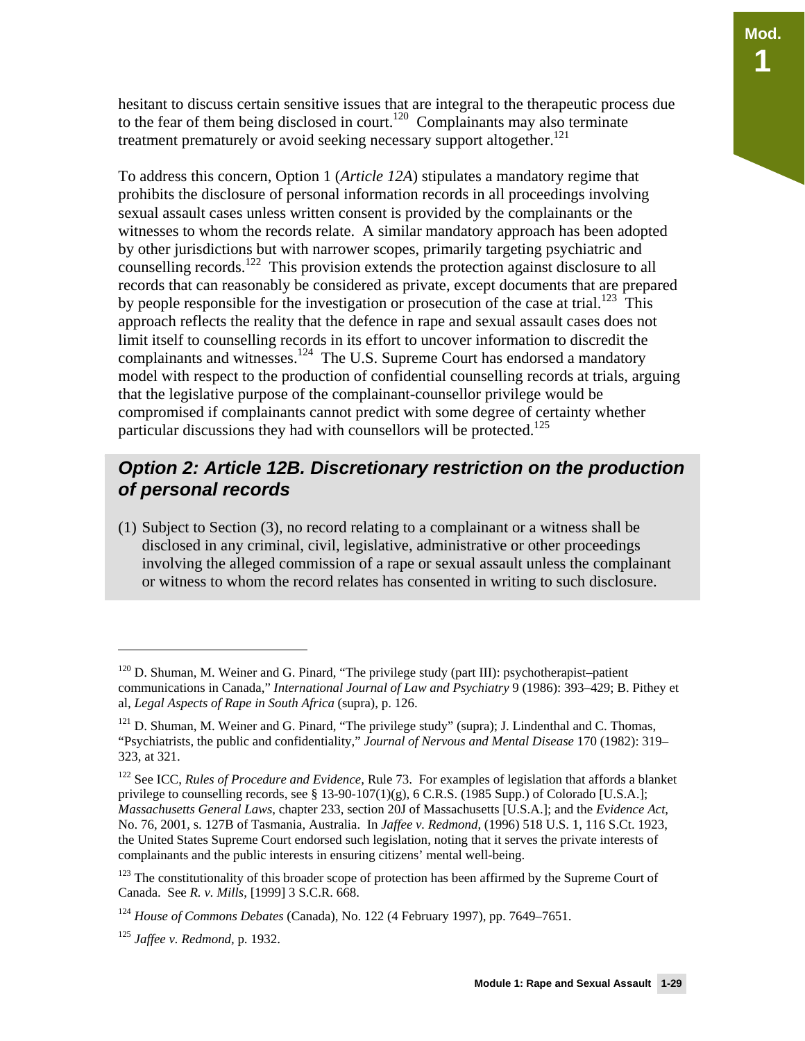hesitant to discuss certain sensitive issues that are integral to the therapeutic process due to the fear of them being disclosed in court.[120] Complainants may also terminate treatment prematurely or avoid seeking necessary support altogether.[121]

To address this concern, Option 1 (*Article 12A*) stipulates a mandatory regime that prohibits the disclosure of personal information records in all proceedings involving sexual assault cases unless written consent is provided by the complainants or the witnesses to whom the records relate. A similar mandatory approach has been adopted by other jurisdictions but with narrower scopes, primarily targeting psychiatric and counselling records.[122] This provision extends the protection against disclosure to all records that can reasonably be considered as private, except documents that are prepared by people responsible for the investigation or prosecution of the case at trial.[123] This approach reflects the reality that the defence in rape and sexual assault cases does not limit itself to counselling records in its effort to uncover information to discredit the complainants and witnesses.[124] The U.S. Supreme Court has endorsed a mandatory model with respect to the production of confidential counselling records at trials, arguing that the legislative purpose of the complainant-counsellor privilege would be compromised if complainants cannot predict with some degree of certainty whether particular discussions they had with counsellors will be protected.[125]

## *Option 2: Article 12B. Discretionary restriction on the production of personal records*

(1) Subject to Section (3), no record relating to a complainant or a witness shall be disclosed in any criminal, civil, legislative, administrative or other proceedings involving the alleged commission of a rape or sexual assault unless the complainant or witness to whom the record relates has consented in writing to such disclosure.

---

[120] D. Shuman, M. Weiner and G. Pinard, "The privilege study (part III): psychotherapist–patient communications in Canada," *International Journal of Law and Psychiatry* 9 (1986): 393–429; B. Pithey et al, *Legal Aspects of Rape in South Africa* (supra), p. 126.

[121] D. Shuman, M. Weiner and G. Pinard, "The privilege study" (supra); J. Lindenthal and C. Thomas, "Psychiatrists, the public and confidentiality," *Journal of Nervous and Mental Disease* 170 (1982): 319–323, at 321.

[122] See ICC, *Rules of Procedure and Evidence*, Rule 73. For examples of legislation that affords a blanket privilege to counselling records, see § 13-90-107(1)(g), 6 C.R.S. (1985 Supp.) of Colorado [U.S.A.]; *Massachusetts General Laws*, chapter 233, section 20J of Massachusetts [U.S.A.]; and the *Evidence Act*, No. 76, 2001, s. 127B of Tasmania, Australia. In *Jaffee v. Redmond*, (1996) 518 U.S. 1, 116 S.Ct. 1923, the United States Supreme Court endorsed such legislation, noting that it serves the private interests of complainants and the public interests in ensuring citizens' mental well-being.

[123] The constitutionality of this broader scope of protection has been affirmed by the Supreme Court of Canada. See *R. v. Mills*, [1999] 3 S.C.R. 668.

[124] *House of Commons Debates* (Canada), No. 122 (4 February 1997), pp. 7649–7651.

[125] *Jaffee v. Redmond*, p. 1932.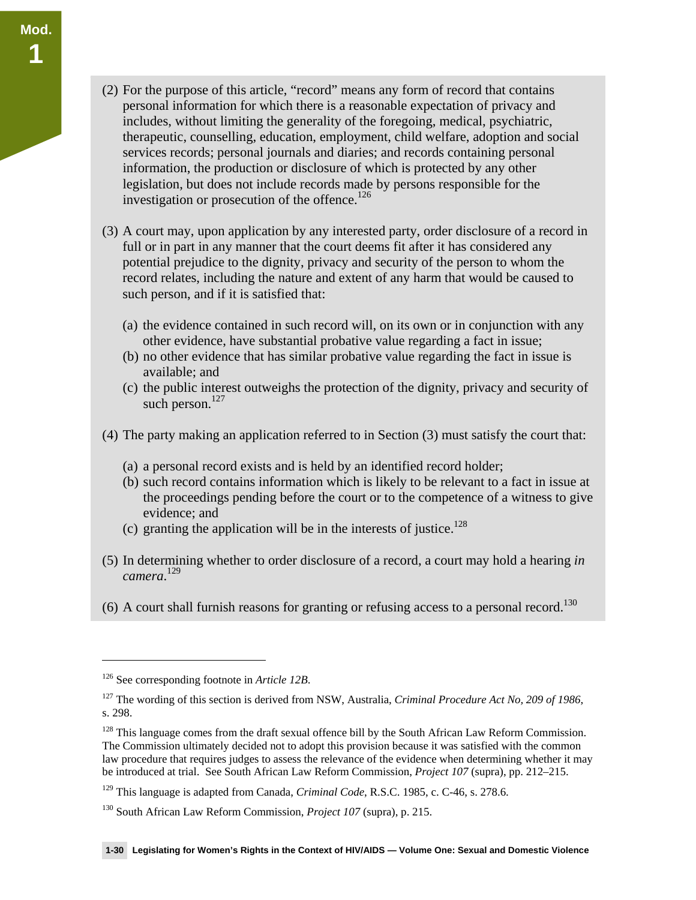(2) For the purpose of this article, "record" means any form of record that contains personal information for which there is a reasonable expectation of privacy and includes, without limiting the generality of the foregoing, medical, psychiatric, therapeutic, counselling, education, employment, child welfare, adoption and social services records; personal journals and diaries; and records containing personal information, the production or disclosure of which is protected by any other legislation, but does not include records made by persons responsible for the investigation or prosecution of the offence.[126]

(3) A court may, upon application by any interested party, order disclosure of a record in full or in part in any manner that the court deems fit after it has considered any potential prejudice to the dignity, privacy and security of the person to whom the record relates, including the nature and extent of any harm that would be caused to such person, and if it is satisfied that:

(a) the evidence contained in such record will, on its own or in conjunction with any other evidence, have substantial probative value regarding a fact in issue;
(b) no other evidence that has similar probative value regarding the fact in issue is available; and
(c) the public interest outweighs the protection of the dignity, privacy and security of such person.[127]

(4) The party making an application referred to in Section (3) must satisfy the court that:

(a) a personal record exists and is held by an identified record holder;
(b) such record contains information which is likely to be relevant to a fact in issue at the proceedings pending before the court or to the competence of a witness to give evidence; and
(c) granting the application will be in the interests of justice.[128]

(5) In determining whether to order disclosure of a record, a court may hold a hearing *in camera*.[129]

(6) A court shall furnish reasons for granting or refusing access to a personal record.[130]

---

[126] See corresponding footnote in *Article 12B.*

[127] The wording of this section is derived from NSW, Australia, *Criminal Procedure Act No, 209 of 1986*, s. 298.

[128] This language comes from the draft sexual offence bill by the South African Law Reform Commission. The Commission ultimately decided not to adopt this provision because it was satisfied with the common law procedure that requires judges to assess the relevance of the evidence when determining whether it may be introduced at trial. See South African Law Reform Commission, *Project 107* (supra), pp. 212–215.

[129] This language is adapted from Canada, *Criminal Code*, R.S.C. 1985, c. C-46, s. 278.6.

[130] South African Law Reform Commission, *Project 107* (supra), p. 215.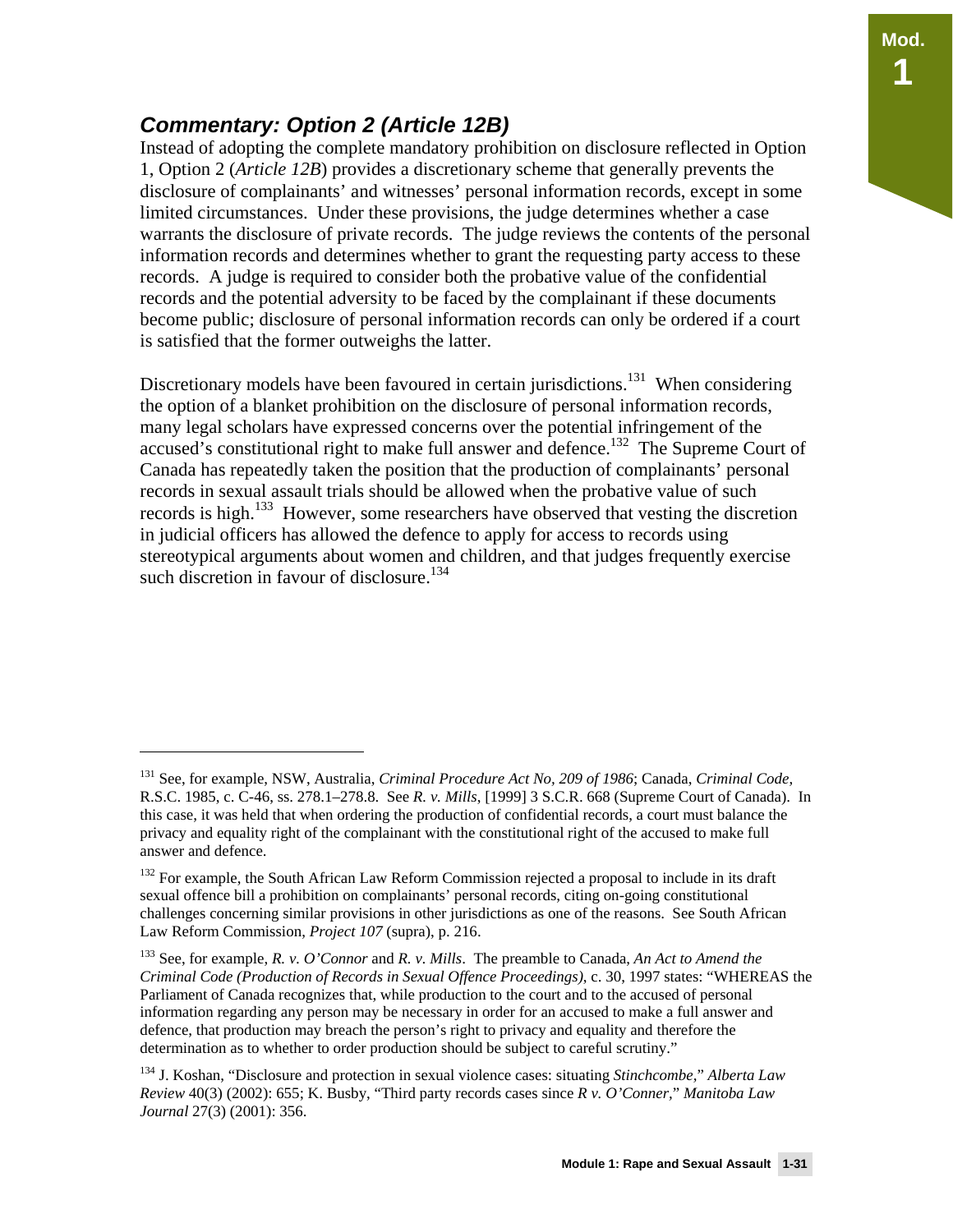## *Commentary: Option 2 (Article 12B)*

Instead of adopting the complete mandatory prohibition on disclosure reflected in Option 1, Option 2 (*Article 12B*) provides a discretionary scheme that generally prevents the disclosure of complainants' and witnesses' personal information records, except in some limited circumstances. Under these provisions, the judge determines whether a case warrants the disclosure of private records. The judge reviews the contents of the personal information records and determines whether to grant the requesting party access to these records. A judge is required to consider both the probative value of the confidential records and the potential adversity to be faced by the complainant if these documents become public; disclosure of personal information records can only be ordered if a court is satisfied that the former outweighs the latter.

Discretionary models have been favoured in certain jurisdictions.[131] When considering the option of a blanket prohibition on the disclosure of personal information records, many legal scholars have expressed concerns over the potential infringement of the accused's constitutional right to make full answer and defence.[132] The Supreme Court of Canada has repeatedly taken the position that the production of complainants' personal records in sexual assault trials should be allowed when the probative value of such records is high.[133] However, some researchers have observed that vesting the discretion in judicial officers has allowed the defence to apply for access to records using stereotypical arguments about women and children, and that judges frequently exercise such discretion in favour of disclosure.[134]

---

[131] See, for example, NSW, Australia, *Criminal Procedure Act No, 209 of 1986*; Canada, *Criminal Code*, R.S.C. 1985, c. C-46, ss. 278.1–278.8. See *R. v. Mills*, [1999] 3 S.C.R. 668 (Supreme Court of Canada). In this case, it was held that when ordering the production of confidential records, a court must balance the privacy and equality right of the complainant with the constitutional right of the accused to make full answer and defence.

[132] For example, the South African Law Reform Commission rejected a proposal to include in its draft sexual offence bill a prohibition on complainants' personal records, citing on-going constitutional challenges concerning similar provisions in other jurisdictions as one of the reasons. See South African Law Reform Commission, *Project 107* (supra), p. 216.

[133] See, for example, *R. v. O'Connor* and *R. v. Mills*. The preamble to Canada, *An Act to Amend the Criminal Code (Production of Records in Sexual Offence Proceedings)*, c. 30, 1997 states: "WHEREAS the Parliament of Canada recognizes that, while production to the court and to the accused of personal information regarding any person may be necessary in order for an accused to make a full answer and defence, that production may breach the person's right to privacy and equality and therefore the determination as to whether to order production should be subject to careful scrutiny."

[134] J. Koshan, "Disclosure and protection in sexual violence cases: situating *Stinchcombe*," *Alberta Law Review* 40(3) (2002): 655; K. Busby, "Third party records cases since *R v. O'Conner*," *Manitoba Law Journal* 27(3) (2001): 356.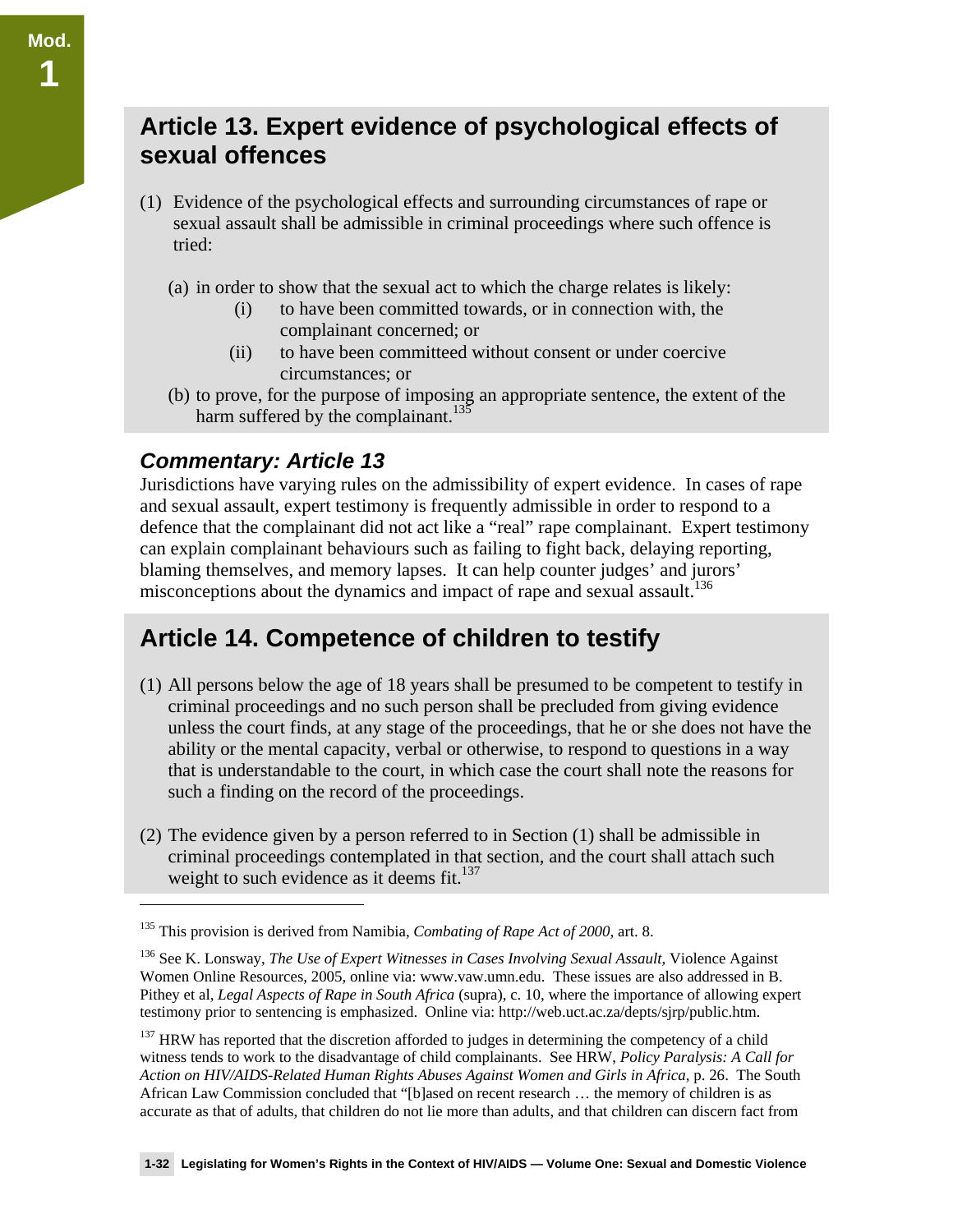## Article 13. Expert evidence of psychological effects of sexual offences

(1) Evidence of the psychological effects and surrounding circumstances of rape or sexual assault shall be admissible in criminal proceedings where such offence is tried:

(a) in order to show that the sexual act to which the charge relates is likely:

(i) to have been committed towards, or in connection with, the complainant concerned; or

(ii) to have been committeed without consent or under coercive circumstances; or

(b) to prove, for the purpose of imposing an appropriate sentence, the extent of the harm suffered by the complainant.[135]

### *Commentary: Article 13*

Jurisdictions have varying rules on the admissibility of expert evidence. In cases of rape and sexual assault, expert testimony is frequently admissible in order to respond to a defence that the complainant did not act like a "real" rape complainant. Expert testimony can explain complainant behaviours such as failing to fight back, delaying reporting, blaming themselves, and memory lapses. It can help counter judges' and jurors' misconceptions about the dynamics and impact of rape and sexual assault.[136]

## Article 14. Competence of children to testify

(1) All persons below the age of 18 years shall be presumed to be competent to testify in criminal proceedings and no such person shall be precluded from giving evidence unless the court finds, at any stage of the proceedings, that he or she does not have the ability or the mental capacity, verbal or otherwise, to respond to questions in a way that is understandable to the court, in which case the court shall note the reasons for such a finding on the record of the proceedings.

(2) The evidence given by a person referred to in Section (1) shall be admissible in criminal proceedings contemplated in that section, and the court shall attach such weight to such evidence as it deems fit.[137]

---

[135] This provision is derived from Namibia, *Combating of Rape Act of 2000,* art. 8.

[136] See K. Lonsway, *The Use of Expert Witnesses in Cases Involving Sexual Assault*, Violence Against Women Online Resources, 2005, online via: www.vaw.umn.edu. These issues are also addressed in B. Pithey et al, *Legal Aspects of Rape in South Africa* (supra), c. 10, where the importance of allowing expert testimony prior to sentencing is emphasized. Online via: http://web.uct.ac.za/depts/sjrp/public.htm.

[137] HRW has reported that the discretion afforded to judges in determining the competency of a child witness tends to work to the disadvantage of child complainants. See HRW, *Policy Paralysis: A Call for Action on HIV/AIDS-Related Human Rights Abuses Against Women and Girls in Africa*, p. 26. The South African Law Commission concluded that "[b]ased on recent research … the memory of children is as accurate as that of adults, that children do not lie more than adults, and that children can discern fact from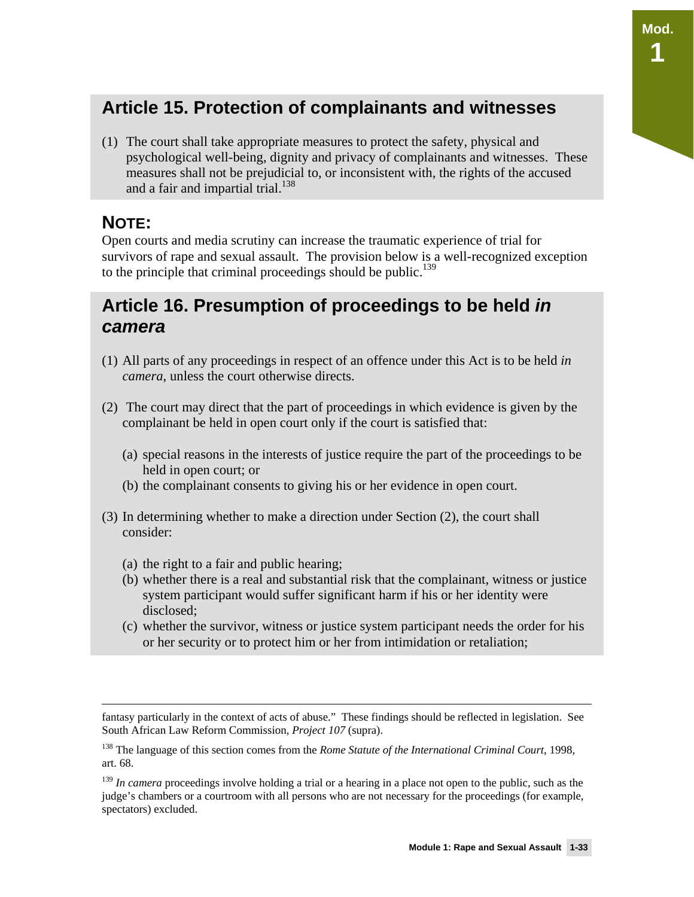## Article 15. Protection of complainants and witnesses

(1) The court shall take appropriate measures to protect the safety, physical and psychological well-being, dignity and privacy of complainants and witnesses. These measures shall not be prejudicial to, or inconsistent with, the rights of the accused and a fair and impartial trial.[138]

### NOTE:

Open courts and media scrutiny can increase the traumatic experience of trial for survivors of rape and sexual assault. The provision below is a well-recognized exception to the principle that criminal proceedings should be public.[139]

## Article 16. Presumption of proceedings to be held *in camera*

(1) All parts of any proceedings in respect of an offence under this Act is to be held *in camera*, unless the court otherwise directs.

(2) The court may direct that the part of proceedings in which evidence is given by the complainant be held in open court only if the court is satisfied that:

- (a) special reasons in the interests of justice require the part of the proceedings to be held in open court; or
- (b) the complainant consents to giving his or her evidence in open court.

(3) In determining whether to make a direction under Section (2), the court shall consider:

- (a) the right to a fair and public hearing;
- (b) whether there is a real and substantial risk that the complainant, witness or justice system participant would suffer significant harm if his or her identity were disclosed;
- (c) whether the survivor, witness or justice system participant needs the order for his or her security or to protect him or her from intimidation or retaliation;

---

fantasy particularly in the context of acts of abuse." These findings should be reflected in legislation. See South African Law Reform Commission, *Project 107* (supra).

[138] The language of this section comes from the *Rome Statute of the International Criminal Court*, 1998, art. 68.

[139] *In camera* proceedings involve holding a trial or a hearing in a place not open to the public, such as the judge's chambers or a courtroom with all persons who are not necessary for the proceedings (for example, spectators) excluded.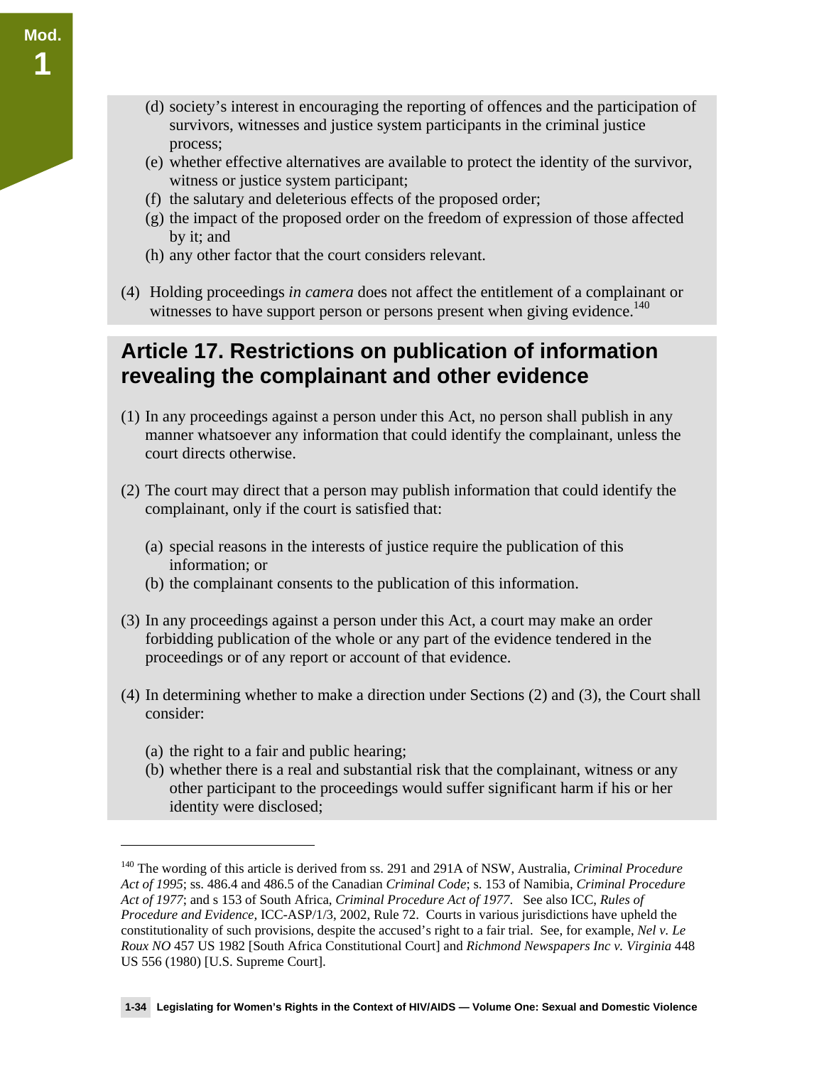(d) society's interest in encouraging the reporting of offences and the participation of survivors, witnesses and justice system participants in the criminal justice process;
(e) whether effective alternatives are available to protect the identity of the survivor, witness or justice system participant;
(f) the salutary and deleterious effects of the proposed order;
(g) the impact of the proposed order on the freedom of expression of those affected by it; and
(h) any other factor that the court considers relevant.

(4) Holding proceedings *in camera* does not affect the entitlement of a complainant or witnesses to have support person or persons present when giving evidence.[140]

## Article 17. Restrictions on publication of information revealing the complainant and other evidence

(1) In any proceedings against a person under this Act, no person shall publish in any manner whatsoever any information that could identify the complainant, unless the court directs otherwise.

(2) The court may direct that a person may publish information that could identify the complainant, only if the court is satisfied that:

(a) special reasons in the interests of justice require the publication of this information; or
(b) the complainant consents to the publication of this information.

(3) In any proceedings against a person under this Act, a court may make an order forbidding publication of the whole or any part of the evidence tendered in the proceedings or of any report or account of that evidence.

(4) In determining whether to make a direction under Sections (2) and (3), the Court shall consider:

(a) the right to a fair and public hearing;
(b) whether there is a real and substantial risk that the complainant, witness or any other participant to the proceedings would suffer significant harm if his or her identity were disclosed;

---

[140] The wording of this article is derived from ss. 291 and 291A of NSW, Australia, *Criminal Procedure Act of 1995*; ss. 486.4 and 486.5 of the Canadian *Criminal Code*; s. 153 of Namibia, *Criminal Procedure Act of 1977*; and s 153 of South Africa, *Criminal Procedure Act of 1977*. See also ICC, *Rules of Procedure and Evidence,* ICC-ASP/1/3, 2002, Rule 72. Courts in various jurisdictions have upheld the constitutionality of such provisions, despite the accused's right to a fair trial. See, for example, *Nel v. Le Roux NO* 457 US 1982 [South Africa Constitutional Court] and *Richmond Newspapers Inc v. Virginia* 448 US 556 (1980) [U.S. Supreme Court].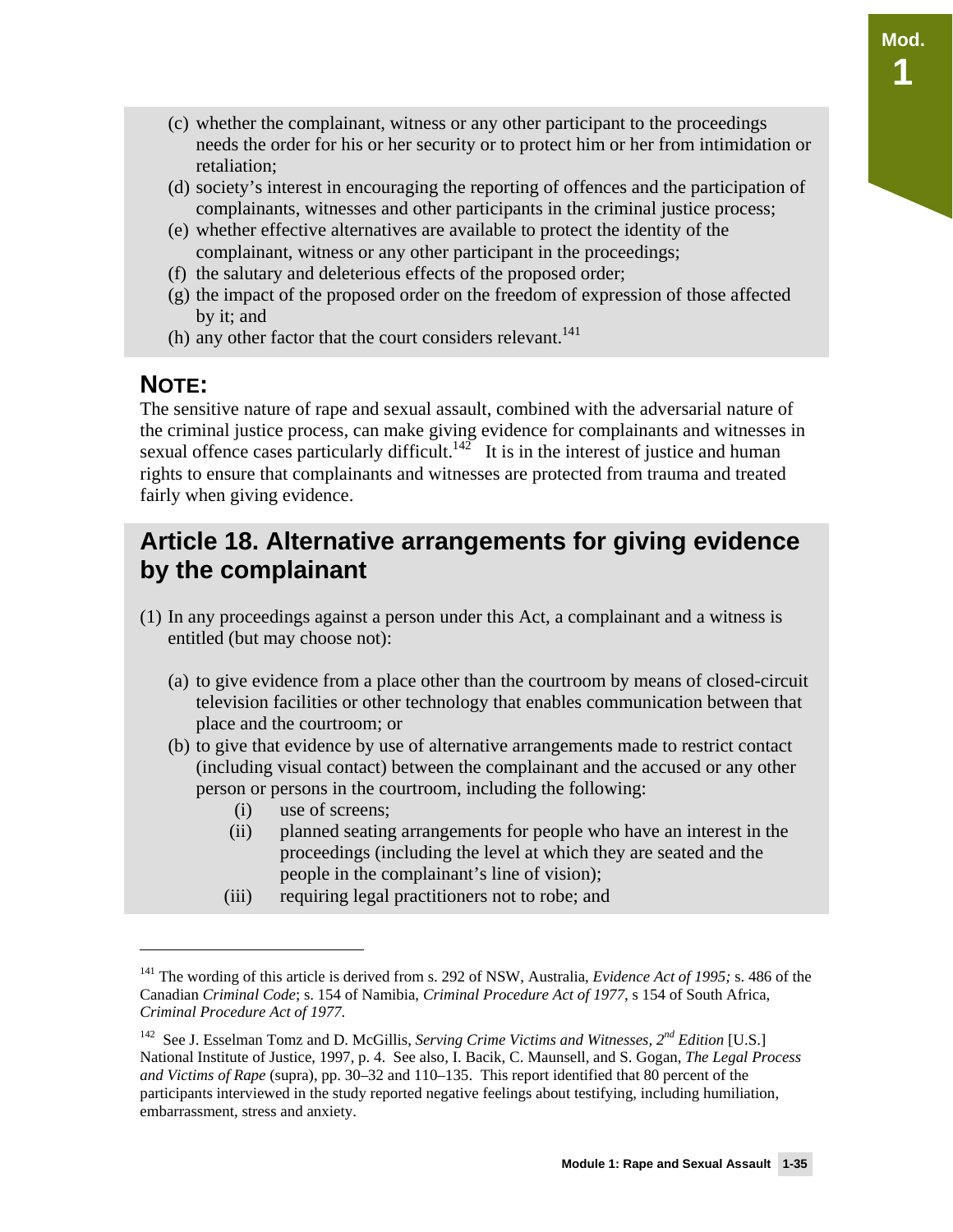(c) whether the complainant, witness or any other participant to the proceedings needs the order for his or her security or to protect him or her from intimidation or retaliation;
(d) society's interest in encouraging the reporting of offences and the participation of complainants, witnesses and other participants in the criminal justice process;
(e) whether effective alternatives are available to protect the identity of the complainant, witness or any other participant in the proceedings;
(f) the salutary and deleterious effects of the proposed order;
(g) the impact of the proposed order on the freedom of expression of those affected by it; and
(h) any other factor that the court considers relevant.[141]

## NOTE:

The sensitive nature of rape and sexual assault, combined with the adversarial nature of the criminal justice process, can make giving evidence for complainants and witnesses in sexual offence cases particularly difficult.[142] It is in the interest of justice and human rights to ensure that complainants and witnesses are protected from trauma and treated fairly when giving evidence.

## Article 18. Alternative arrangements for giving evidence by the complainant

(1) In any proceedings against a person under this Act, a complainant and a witness is entitled (but may choose not):

(a) to give evidence from a place other than the courtroom by means of closed-circuit television facilities or other technology that enables communication between that place and the courtroom; or
(b) to give that evidence by use of alternative arrangements made to restrict contact (including visual contact) between the complainant and the accused or any other person or persons in the courtroom, including the following:
   (i) use of screens;
   (ii) planned seating arrangements for people who have an interest in the proceedings (including the level at which they are seated and the people in the complainant's line of vision);
   (iii) requiring legal practitioners not to robe; and

---

[141] The wording of this article is derived from s. 292 of NSW, Australia, *Evidence Act of 1995;* s. 486 of the Canadian *Criminal Code*; s. 154 of Namibia, *Criminal Procedure Act of 1977*, s 154 of South Africa, *Criminal Procedure Act of 1977*.

[142] See J. Esselman Tomz and D. McGillis, *Serving Crime Victims and Witnesses, 2nd Edition* [U.S.] National Institute of Justice, 1997, p. 4. See also, I. Bacik, C. Maunsell, and S. Gogan, *The Legal Process and Victims of Rape* (supra), pp. 30–32 and 110–135. This report identified that 80 percent of the participants interviewed in the study reported negative feelings about testifying, including humiliation, embarrassment, stress and anxiety.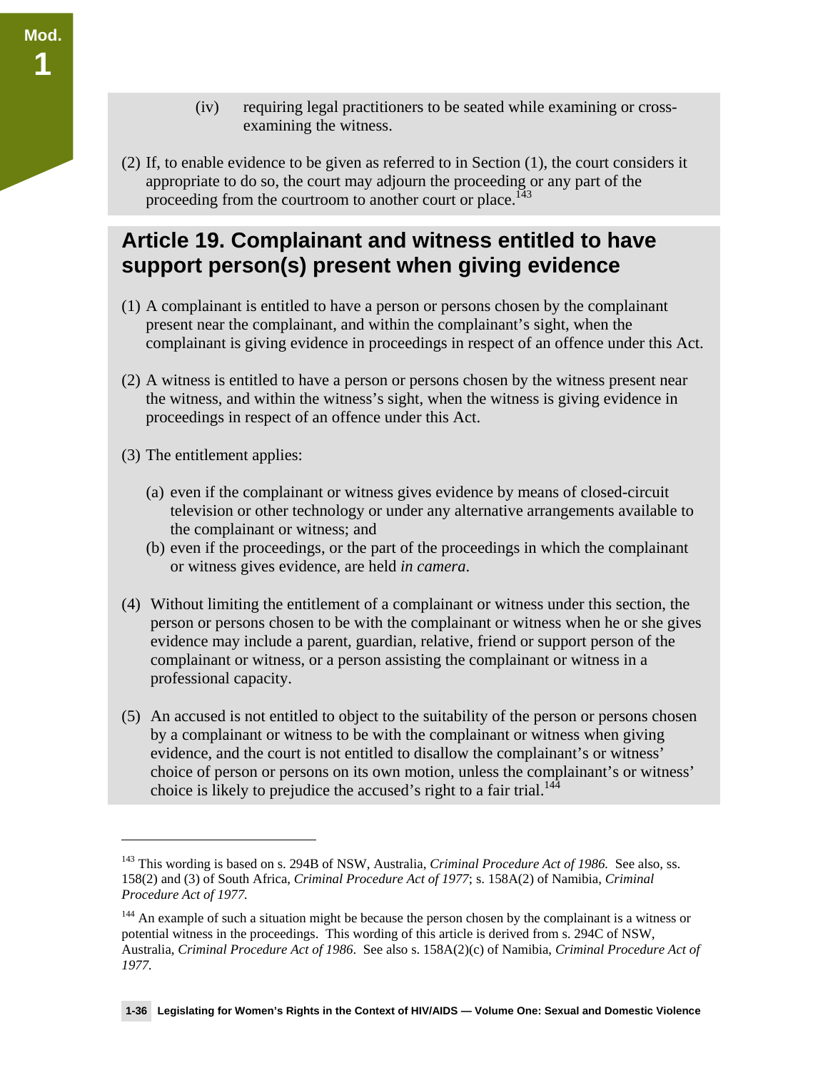(iv) requiring legal practitioners to be seated while examining or cross-examining the witness.

(2) If, to enable evidence to be given as referred to in Section (1), the court considers it appropriate to do so, the court may adjourn the proceeding or any part of the proceeding from the courtroom to another court or place.[143]

## Article 19. Complainant and witness entitled to have support person(s) present when giving evidence

(1) A complainant is entitled to have a person or persons chosen by the complainant present near the complainant, and within the complainant's sight, when the complainant is giving evidence in proceedings in respect of an offence under this Act.

(2) A witness is entitled to have a person or persons chosen by the witness present near the witness, and within the witness's sight, when the witness is giving evidence in proceedings in respect of an offence under this Act.

(3) The entitlement applies:

(a) even if the complainant or witness gives evidence by means of closed-circuit television or other technology or under any alternative arrangements available to the complainant or witness; and
(b) even if the proceedings, or the part of the proceedings in which the complainant or witness gives evidence, are held *in camera*.

(4) Without limiting the entitlement of a complainant or witness under this section, the person or persons chosen to be with the complainant or witness when he or she gives evidence may include a parent, guardian, relative, friend or support person of the complainant or witness, or a person assisting the complainant or witness in a professional capacity.

(5) An accused is not entitled to object to the suitability of the person or persons chosen by a complainant or witness to be with the complainant or witness when giving evidence, and the court is not entitled to disallow the complainant's or witness' choice of person or persons on its own motion, unless the complainant's or witness' choice is likely to prejudice the accused's right to a fair trial.[144]

---

[143] This wording is based on s. 294B of NSW, Australia, *Criminal Procedure Act of 1986.* See also, ss. 158(2) and (3) of South Africa, *Criminal Procedure Act of 1977*; s. 158A(2) of Namibia, *Criminal Procedure Act of 1977.*

[144] An example of such a situation might be because the person chosen by the complainant is a witness or potential witness in the proceedings. This wording of this article is derived from s. 294C of NSW, Australia, *Criminal Procedure Act of 1986*. See also s. 158A(2)(c) of Namibia, *Criminal Procedure Act of 1977.*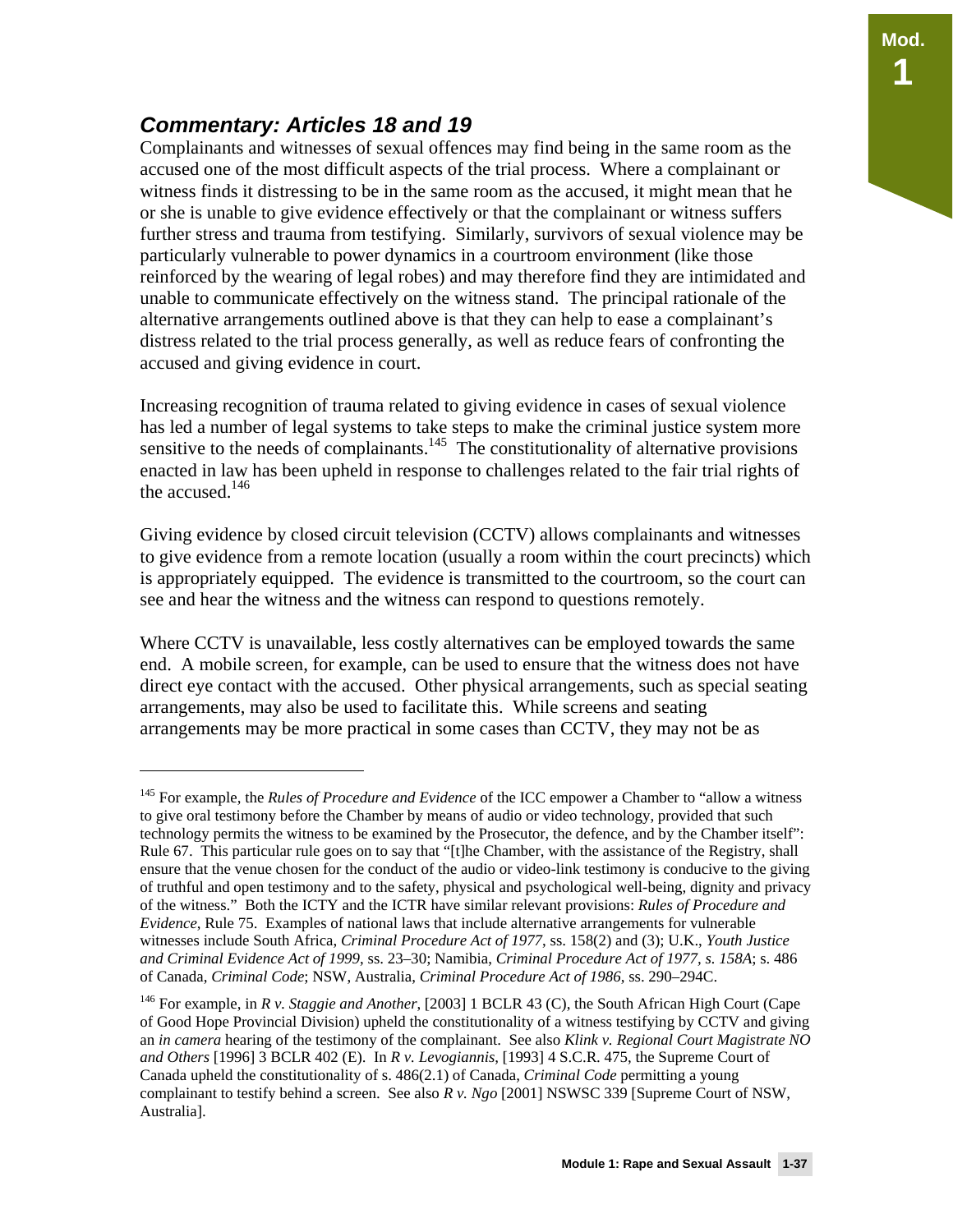## *Commentary: Articles 18 and 19*

Complainants and witnesses of sexual offences may find being in the same room as the accused one of the most difficult aspects of the trial process. Where a complainant or witness finds it distressing to be in the same room as the accused, it might mean that he or she is unable to give evidence effectively or that the complainant or witness suffers further stress and trauma from testifying. Similarly, survivors of sexual violence may be particularly vulnerable to power dynamics in a courtroom environment (like those reinforced by the wearing of legal robes) and may therefore find they are intimidated and unable to communicate effectively on the witness stand. The principal rationale of the alternative arrangements outlined above is that they can help to ease a complainant's distress related to the trial process generally, as well as reduce fears of confronting the accused and giving evidence in court.

Increasing recognition of trauma related to giving evidence in cases of sexual violence has led a number of legal systems to take steps to make the criminal justice system more sensitive to the needs of complainants.[145] The constitutionality of alternative provisions enacted in law has been upheld in response to challenges related to the fair trial rights of the accused.[146]

Giving evidence by closed circuit television (CCTV) allows complainants and witnesses to give evidence from a remote location (usually a room within the court precincts) which is appropriately equipped. The evidence is transmitted to the courtroom, so the court can see and hear the witness and the witness can respond to questions remotely.

Where CCTV is unavailable, less costly alternatives can be employed towards the same end. A mobile screen, for example, can be used to ensure that the witness does not have direct eye contact with the accused. Other physical arrangements, such as special seating arrangements, may also be used to facilitate this. While screens and seating arrangements may be more practical in some cases than CCTV, they may not be as

---

[145] For example, the *Rules of Procedure and Evidence* of the ICC empower a Chamber to "allow a witness to give oral testimony before the Chamber by means of audio or video technology, provided that such technology permits the witness to be examined by the Prosecutor, the defence, and by the Chamber itself": Rule 67. This particular rule goes on to say that "[t]he Chamber, with the assistance of the Registry, shall ensure that the venue chosen for the conduct of the audio or video-link testimony is conducive to the giving of truthful and open testimony and to the safety, physical and psychological well-being, dignity and privacy of the witness." Both the ICTY and the ICTR have similar relevant provisions: *Rules of Procedure and Evidence*, Rule 75. Examples of national laws that include alternative arrangements for vulnerable witnesses include South Africa, *Criminal Procedure Act of 1977*, ss. 158(2) and (3); U.K., *Youth Justice and Criminal Evidence Act of 1999*, ss. 23–30; Namibia, *Criminal Procedure Act of 1977*, *s. 158A*; s. 486 of Canada, *Criminal Code*; NSW, Australia, *Criminal Procedure Act of 1986*, ss. 290–294C.

[146] For example, in *R v. Staggie and Another*, [2003] 1 BCLR 43 (C), the South African High Court (Cape of Good Hope Provincial Division) upheld the constitutionality of a witness testifying by CCTV and giving an *in camera* hearing of the testimony of the complainant. See also *Klink v. Regional Court Magistrate NO and Others* [1996] 3 BCLR 402 (E). In *R v. Levogiannis*, [1993] 4 S.C.R. 475, the Supreme Court of Canada upheld the constitutionality of s. 486(2.1) of Canada, *Criminal Code* permitting a young complainant to testify behind a screen. See also *R v. Ngo* [2001] NSWSC 339 [Supreme Court of NSW, Australia].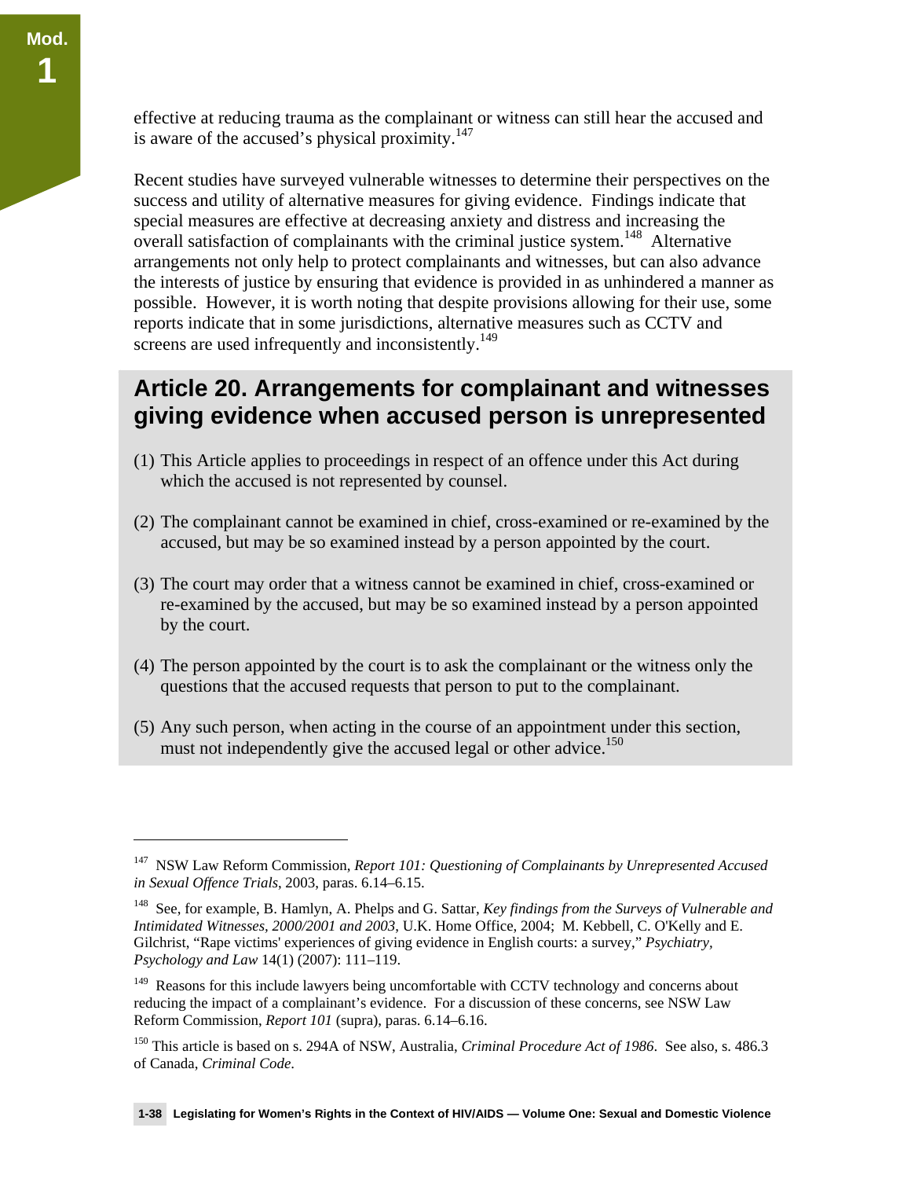effective at reducing trauma as the complainant or witness can still hear the accused and is aware of the accused's physical proximity.[147]

Recent studies have surveyed vulnerable witnesses to determine their perspectives on the success and utility of alternative measures for giving evidence. Findings indicate that special measures are effective at decreasing anxiety and distress and increasing the overall satisfaction of complainants with the criminal justice system.[148] Alternative arrangements not only help to protect complainants and witnesses, but can also advance the interests of justice by ensuring that evidence is provided in as unhindered a manner as possible. However, it is worth noting that despite provisions allowing for their use, some reports indicate that in some jurisdictions, alternative measures such as CCTV and screens are used infrequently and inconsistently.[149]

## Article 20. Arrangements for complainant and witnesses giving evidence when accused person is unrepresented

(1) This Article applies to proceedings in respect of an offence under this Act during which the accused is not represented by counsel.

(2) The complainant cannot be examined in chief, cross-examined or re-examined by the accused, but may be so examined instead by a person appointed by the court.

(3) The court may order that a witness cannot be examined in chief, cross-examined or re-examined by the accused, but may be so examined instead by a person appointed by the court.

(4) The person appointed by the court is to ask the complainant or the witness only the questions that the accused requests that person to put to the complainant.

(5) Any such person, when acting in the course of an appointment under this section, must not independently give the accused legal or other advice.[150]

---

[147] NSW Law Reform Commission, *Report 101: Questioning of Complainants by Unrepresented Accused in Sexual Offence Trials*, 2003, paras. 6.14–6.15.

[148] See, for example, B. Hamlyn, A. Phelps and G. Sattar, *Key findings from the Surveys of Vulnerable and Intimidated Witnesses, 2000/2001 and 2003*, U.K. Home Office, 2004; M. Kebbell, C. O'Kelly and E. Gilchrist, "Rape victims' experiences of giving evidence in English courts: a survey," *Psychiatry, Psychology and Law* 14(1) (2007): 111–119.

[149] Reasons for this include lawyers being uncomfortable with CCTV technology and concerns about reducing the impact of a complainant's evidence. For a discussion of these concerns, see NSW Law Reform Commission, *Report 101* (supra), paras. 6.14–6.16.

[150] This article is based on s. 294A of NSW, Australia, *Criminal Procedure Act of 1986*. See also, s. 486.3 of Canada, *Criminal Code*.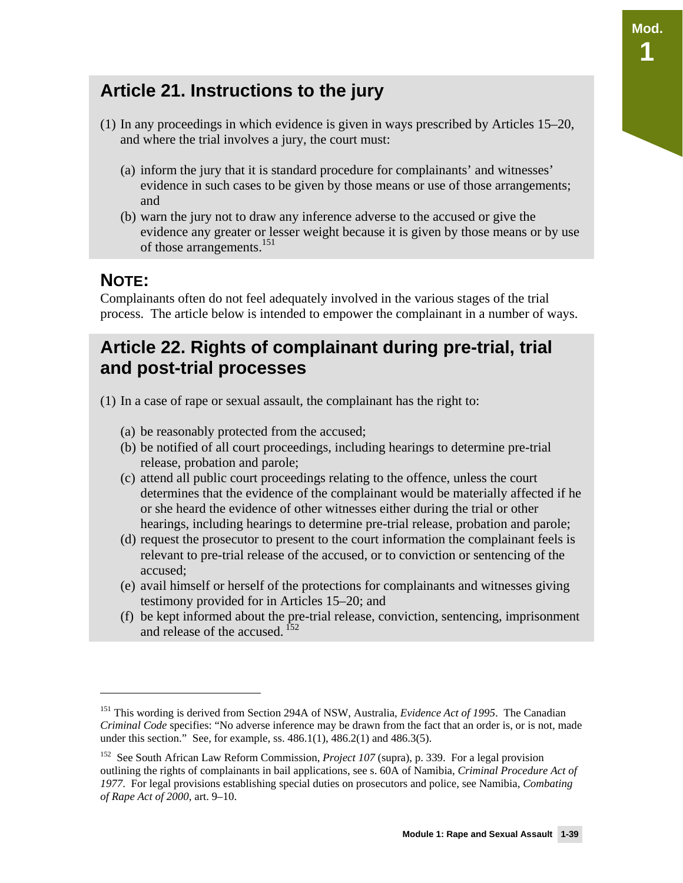## Article 21. Instructions to the jury

(1) In any proceedings in which evidence is given in ways prescribed by Articles 15–20, and where the trial involves a jury, the court must:

(a) inform the jury that it is standard procedure for complainants' and witnesses' evidence in such cases to be given by those means or use of those arrangements; and

(b) warn the jury not to draw any inference adverse to the accused or give the evidence any greater or lesser weight because it is given by those means or by use of those arrangements.[151]

### NOTE:

Complainants often do not feel adequately involved in the various stages of the trial process. The article below is intended to empower the complainant in a number of ways.

## Article 22. Rights of complainant during pre-trial, trial and post-trial processes

(1) In a case of rape or sexual assault, the complainant has the right to:

(a) be reasonably protected from the accused;

(b) be notified of all court proceedings, including hearings to determine pre-trial release, probation and parole;

(c) attend all public court proceedings relating to the offence, unless the court determines that the evidence of the complainant would be materially affected if he or she heard the evidence of other witnesses either during the trial or other hearings, including hearings to determine pre-trial release, probation and parole;

(d) request the prosecutor to present to the court information the complainant feels is relevant to pre-trial release of the accused, or to conviction or sentencing of the accused;

(e) avail himself or herself of the protections for complainants and witnesses giving testimony provided for in Articles 15–20; and

(f) be kept informed about the pre-trial release, conviction, sentencing, imprisonment and release of the accused.[152]

---

[151] This wording is derived from Section 294A of NSW, Australia, *Evidence Act of 1995*. The Canadian *Criminal Code* specifies: "No adverse inference may be drawn from the fact that an order is, or is not, made under this section." See, for example, ss. 486.1(1), 486.2(1) and 486.3(5).

[152] See South African Law Reform Commission, *Project 107* (supra), p. 339. For a legal provision outlining the rights of complainants in bail applications, see s. 60A of Namibia, *Criminal Procedure Act of 1977*. For legal provisions establishing special duties on prosecutors and police, see Namibia, *Combating of Rape Act of 2000*, art. 9–10.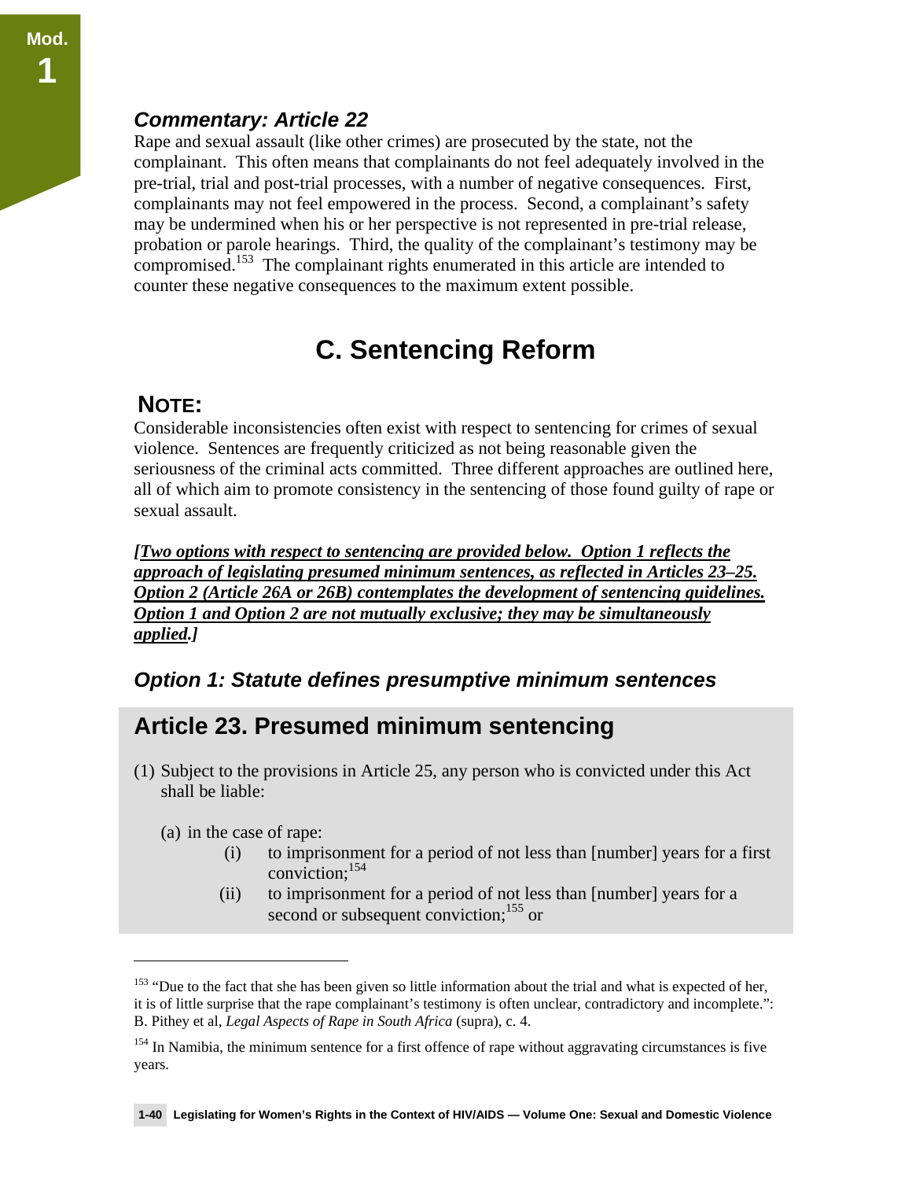### *Commentary: Article 22*

Rape and sexual assault (like other crimes) are prosecuted by the state, not the complainant. This often means that complainants do not feel adequately involved in the pre-trial, trial and post-trial processes, with a number of negative consequences. First, complainants may not feel empowered in the process. Second, a complainant's safety may be undermined when his or her perspective is not represented in pre-trial release, probation or parole hearings. Third, the quality of the complainant's testimony may be compromised.[153] The complainant rights enumerated in this article are intended to counter these negative consequences to the maximum extent possible.

## C. Sentencing Reform

### NOTE:

Considerable inconsistencies often exist with respect to sentencing for crimes of sexual violence. Sentences are frequently criticized as not being reasonable given the seriousness of the criminal acts committed. Three different approaches are outlined here, all of which aim to promote consistency in the sentencing of those found guilty of rape or sexual assault.

***[Two options with respect to sentencing are provided below. Option 1 reflects the approach of legislating presumed minimum sentences, as reflected in Articles 23–25. Option 2 (Article 26A or 26B) contemplates the development of sentencing guidelines. Option 1 and Option 2 are not mutually exclusive; they may be simultaneously applied.]***

### *Option 1: Statute defines presumptive minimum sentences*

### Article 23. Presumed minimum sentencing

(1) Subject to the provisions in Article 25, any person who is convicted under this Act shall be liable:

(a) in the case of rape:

(i) to imprisonment for a period of not less than [number] years for a first conviction;[154]

(ii) to imprisonment for a period of not less than [number] years for a second or subsequent conviction;[155] or

---

[153] "Due to the fact that she has been given so little information about the trial and what is expected of her, it is of little surprise that the rape complainant's testimony is often unclear, contradictory and incomplete.": B. Pithey et al, *Legal Aspects of Rape in South Africa* (supra), c. 4.

[154] In Namibia, the minimum sentence for a first offence of rape without aggravating circumstances is five years.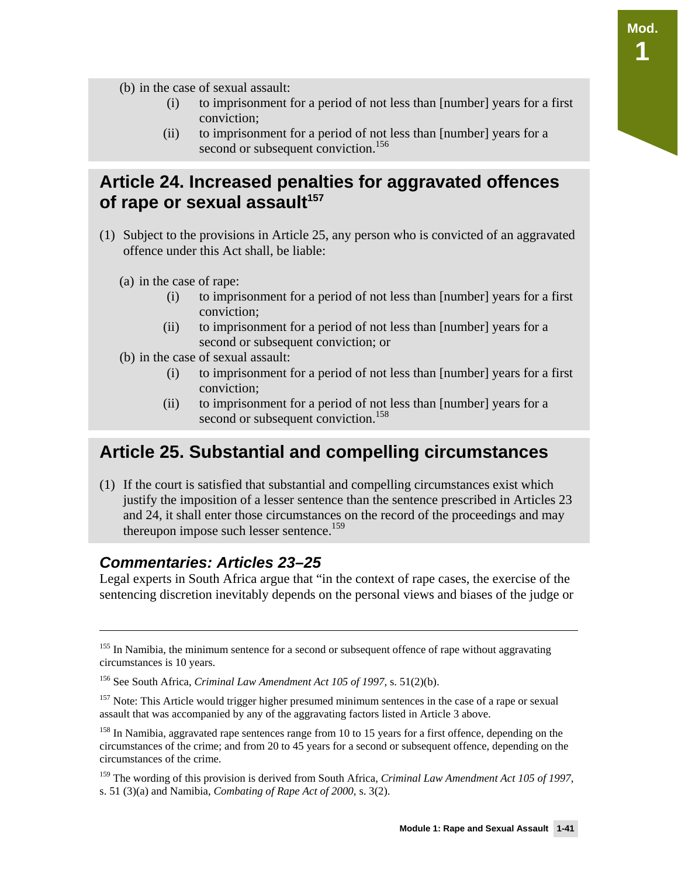(b) in the case of sexual assault:
- (i) to imprisonment for a period of not less than [number] years for a first conviction;
- (ii) to imprisonment for a period of not less than [number] years for a second or subsequent conviction.[156]

## Article 24. Increased penalties for aggravated offences of rape or sexual assault[157]

(1) Subject to the provisions in Article 25, any person who is convicted of an aggravated offence under this Act shall, be liable:

(a) in the case of rape:
- (i) to imprisonment for a period of not less than [number] years for a first conviction;
- (ii) to imprisonment for a period of not less than [number] years for a second or subsequent conviction; or

(b) in the case of sexual assault:
- (i) to imprisonment for a period of not less than [number] years for a first conviction;
- (ii) to imprisonment for a period of not less than [number] years for a second or subsequent conviction.[158]

## Article 25. Substantial and compelling circumstances

(1) If the court is satisfied that substantial and compelling circumstances exist which justify the imposition of a lesser sentence than the sentence prescribed in Articles 23 and 24, it shall enter those circumstances on the record of the proceedings and may thereupon impose such lesser sentence.[159]

### *Commentaries: Articles 23–25*

Legal experts in South Africa argue that "in the context of rape cases, the exercise of the sentencing discretion inevitably depends on the personal views and biases of the judge or

---

[155] In Namibia, the minimum sentence for a second or subsequent offence of rape without aggravating circumstances is 10 years.

[156] See South Africa, *Criminal Law Amendment Act 105 of 1997*, s. 51(2)(b).

[157] Note: This Article would trigger higher presumed minimum sentences in the case of a rape or sexual assault that was accompanied by any of the aggravating factors listed in Article 3 above.

[158] In Namibia, aggravated rape sentences range from 10 to 15 years for a first offence, depending on the circumstances of the crime; and from 20 to 45 years for a second or subsequent offence, depending on the circumstances of the crime.

[159] The wording of this provision is derived from South Africa, *Criminal Law Amendment Act 105 of 1997*, s. 51 (3)(a) and Namibia, *Combating of Rape Act of 2000*, s. 3(2).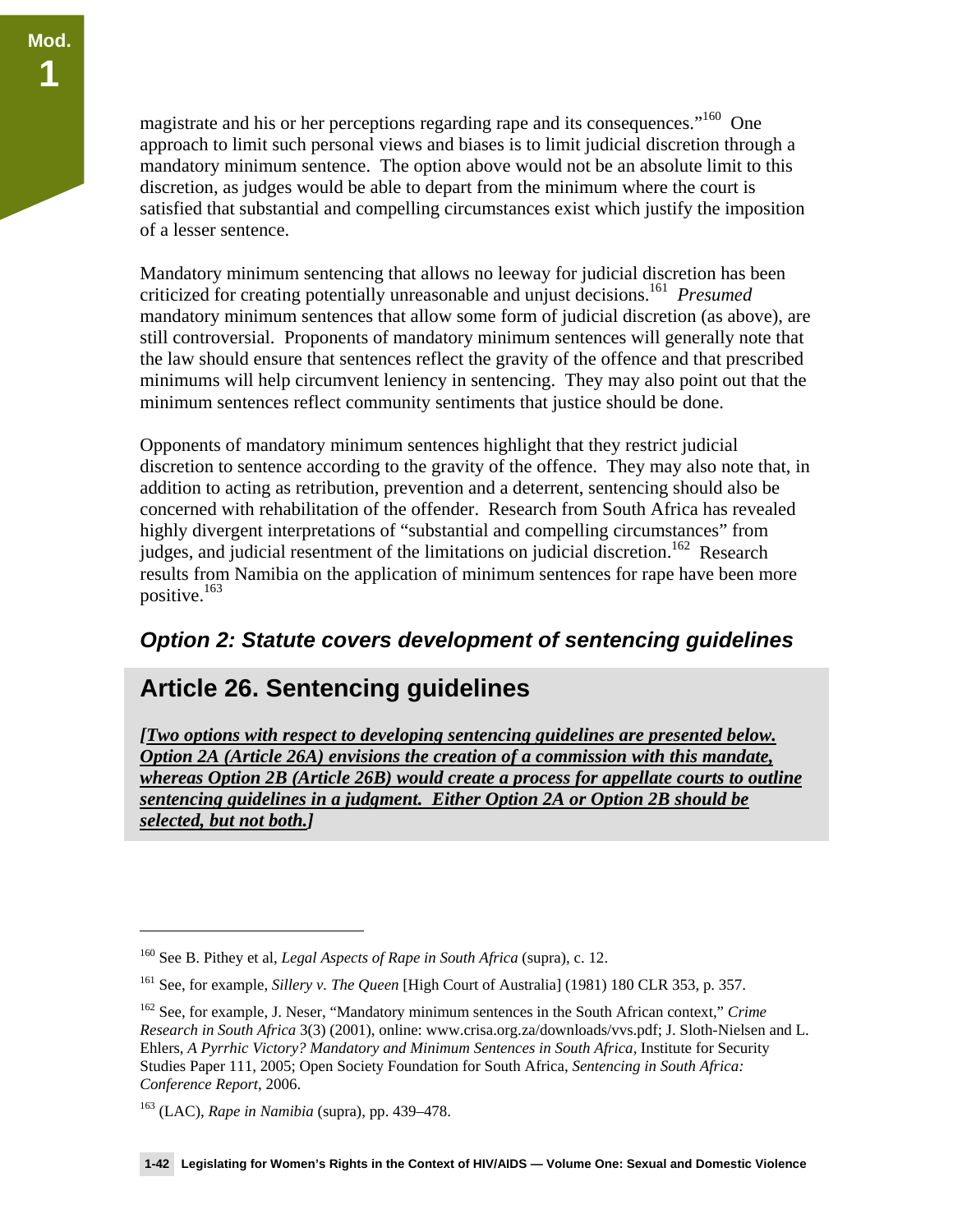magistrate and his or her perceptions regarding rape and its consequences."[160] One approach to limit such personal views and biases is to limit judicial discretion through a mandatory minimum sentence. The option above would not be an absolute limit to this discretion, as judges would be able to depart from the minimum where the court is satisfied that substantial and compelling circumstances exist which justify the imposition of a lesser sentence.

Mandatory minimum sentencing that allows no leeway for judicial discretion has been criticized for creating potentially unreasonable and unjust decisions.[161] *Presumed* mandatory minimum sentences that allow some form of judicial discretion (as above), are still controversial. Proponents of mandatory minimum sentences will generally note that the law should ensure that sentences reflect the gravity of the offence and that prescribed minimums will help circumvent leniency in sentencing. They may also point out that the minimum sentences reflect community sentiments that justice should be done.

Opponents of mandatory minimum sentences highlight that they restrict judicial discretion to sentence according to the gravity of the offence. They may also note that, in addition to acting as retribution, prevention and a deterrent, sentencing should also be concerned with rehabilitation of the offender. Research from South Africa has revealed highly divergent interpretations of "substantial and compelling circumstances" from judges, and judicial resentment of the limitations on judicial discretion.[162] Research results from Namibia on the application of minimum sentences for rape have been more positive.[163]

### *Option 2: Statute covers development of sentencing guidelines*

## Article 26. Sentencing guidelines

***[Two options with respect to developing sentencing guidelines are presented below. Option 2A (Article 26A) envisions the creation of a commission with this mandate, whereas Option 2B (Article 26B) would create a process for appellate courts to outline sentencing guidelines in a judgment. Either Option 2A or Option 2B should be selected, but not both.]***

---

[160] See B. Pithey et al, *Legal Aspects of Rape in South Africa* (supra), c. 12.

[161] See, for example, *Sillery v. The Queen* [High Court of Australia] (1981) 180 CLR 353, p. 357.

[162] See, for example, J. Neser, "Mandatory minimum sentences in the South African context," *Crime Research in South Africa* 3(3) (2001), online: www.crisa.org.za/downloads/vvs.pdf; J. Sloth-Nielsen and L. Ehlers, *A Pyrrhic Victory? Mandatory and Minimum Sentences in South Africa*, Institute for Security Studies Paper 111, 2005; Open Society Foundation for South Africa, *Sentencing in South Africa: Conference Report*, 2006.

[163] (LAC), *Rape in Namibia* (supra), pp. 439–478.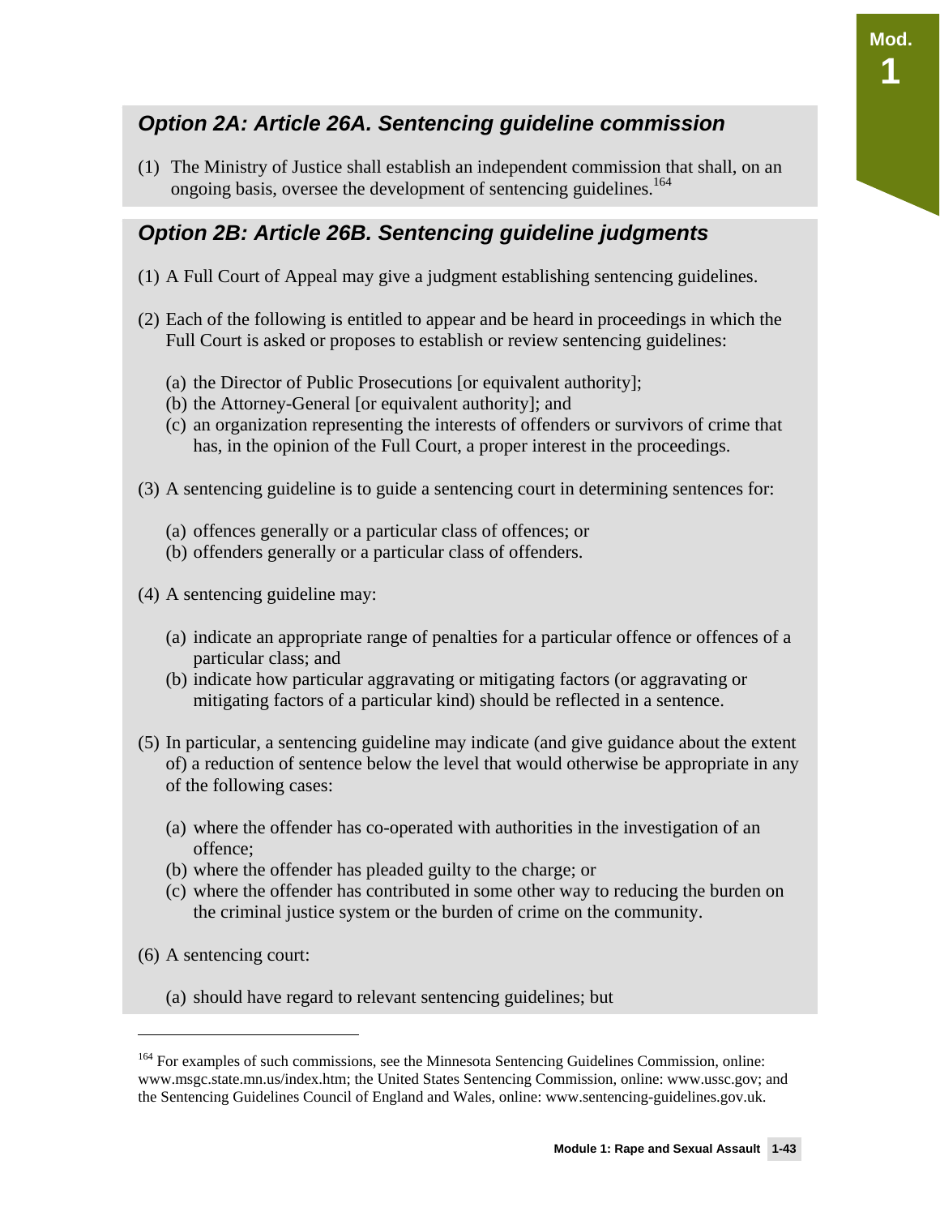### *Option 2A: Article 26A. Sentencing guideline commission*

(1) The Ministry of Justice shall establish an independent commission that shall, on an ongoing basis, oversee the development of sentencing guidelines.[164]

### *Option 2B: Article 26B. Sentencing guideline judgments*

(1) A Full Court of Appeal may give a judgment establishing sentencing guidelines.

(2) Each of the following is entitled to appear and be heard in proceedings in which the Full Court is asked or proposes to establish or review sentencing guidelines:

- (a) the Director of Public Prosecutions [or equivalent authority];
- (b) the Attorney-General [or equivalent authority]; and
- (c) an organization representing the interests of offenders or survivors of crime that has, in the opinion of the Full Court, a proper interest in the proceedings.

(3) A sentencing guideline is to guide a sentencing court in determining sentences for:

- (a) offences generally or a particular class of offences; or
- (b) offenders generally or a particular class of offenders.

(4) A sentencing guideline may:

- (a) indicate an appropriate range of penalties for a particular offence or offences of a particular class; and
- (b) indicate how particular aggravating or mitigating factors (or aggravating or mitigating factors of a particular kind) should be reflected in a sentence.

(5) In particular, a sentencing guideline may indicate (and give guidance about the extent of) a reduction of sentence below the level that would otherwise be appropriate in any of the following cases:

- (a) where the offender has co-operated with authorities in the investigation of an offence;
- (b) where the offender has pleaded guilty to the charge; or
- (c) where the offender has contributed in some other way to reducing the burden on the criminal justice system or the burden of crime on the community.

(6) A sentencing court:

- (a) should have regard to relevant sentencing guidelines; but

---

[164] For examples of such commissions, see the Minnesota Sentencing Guidelines Commission, online: www.msgc.state.mn.us/index.htm; the United States Sentencing Commission, online: www.ussc.gov; and the Sentencing Guidelines Council of England and Wales, online: www.sentencing-guidelines.gov.uk.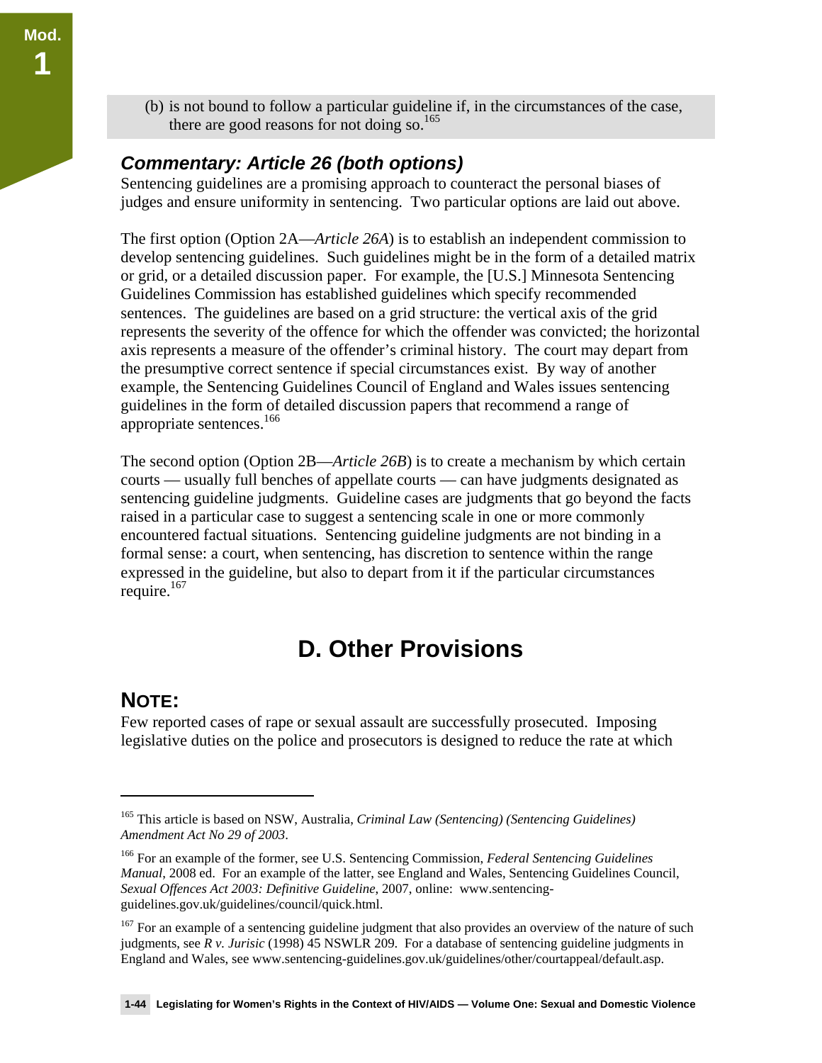(b) is not bound to follow a particular guideline if, in the circumstances of the case, there are good reasons for not doing so.[165]

### *Commentary: Article 26 (both options)*

Sentencing guidelines are a promising approach to counteract the personal biases of judges and ensure uniformity in sentencing. Two particular options are laid out above.

The first option (Option 2A—*Article 26A*) is to establish an independent commission to develop sentencing guidelines. Such guidelines might be in the form of a detailed matrix or grid, or a detailed discussion paper. For example, the [U.S.] Minnesota Sentencing Guidelines Commission has established guidelines which specify recommended sentences. The guidelines are based on a grid structure: the vertical axis of the grid represents the severity of the offence for which the offender was convicted; the horizontal axis represents a measure of the offender's criminal history. The court may depart from the presumptive correct sentence if special circumstances exist. By way of another example, the Sentencing Guidelines Council of England and Wales issues sentencing guidelines in the form of detailed discussion papers that recommend a range of appropriate sentences.[166]

The second option (Option 2B—*Article 26B*) is to create a mechanism by which certain courts — usually full benches of appellate courts — can have judgments designated as sentencing guideline judgments. Guideline cases are judgments that go beyond the facts raised in a particular case to suggest a sentencing scale in one or more commonly encountered factual situations. Sentencing guideline judgments are not binding in a formal sense: a court, when sentencing, has discretion to sentence within the range expressed in the guideline, but also to depart from it if the particular circumstances require.[167]

## D. Other Provisions

### NOTE:

Few reported cases of rape or sexual assault are successfully prosecuted. Imposing legislative duties on the police and prosecutors is designed to reduce the rate at which

---

[165] This article is based on NSW, Australia, *Criminal Law (Sentencing) (Sentencing Guidelines) Amendment Act No 29 of 2003*.

[166] For an example of the former, see U.S. Sentencing Commission, *Federal Sentencing Guidelines Manual*, 2008 ed. For an example of the latter, see England and Wales, Sentencing Guidelines Council, *Sexual Offences Act 2003: Definitive Guideline*, 2007, online: www.sentencing-guidelines.gov.uk/guidelines/council/quick.html.

[167] For an example of a sentencing guideline judgment that also provides an overview of the nature of such judgments, see *R v. Jurisic* (1998) 45 NSWLR 209. For a database of sentencing guideline judgments in England and Wales, see www.sentencing-guidelines.gov.uk/guidelines/other/courtappeal/default.asp.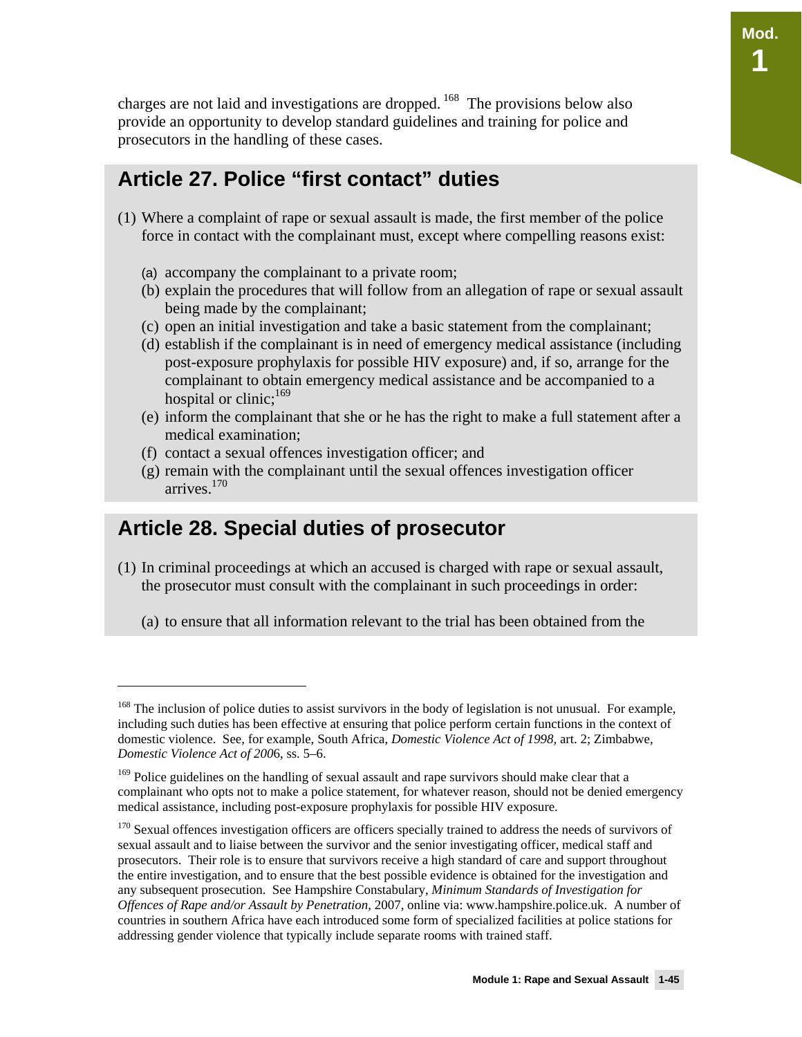charges are not laid and investigations are dropped.[168] The provisions below also provide an opportunity to develop standard guidelines and training for police and prosecutors in the handling of these cases.

## Article 27. Police "first contact" duties

(1) Where a complaint of rape or sexual assault is made, the first member of the police force in contact with the complainant must, except where compelling reasons exist:

(a) accompany the complainant to a private room;
(b) explain the procedures that will follow from an allegation of rape or sexual assault being made by the complainant;
(c) open an initial investigation and take a basic statement from the complainant;
(d) establish if the complainant is in need of emergency medical assistance (including post-exposure prophylaxis for possible HIV exposure) and, if so, arrange for the complainant to obtain emergency medical assistance and be accompanied to a hospital or clinic;[169]
(e) inform the complainant that she or he has the right to make a full statement after a medical examination;
(f) contact a sexual offences investigation officer; and
(g) remain with the complainant until the sexual offences investigation officer arrives.[170]

## Article 28. Special duties of prosecutor

(1) In criminal proceedings at which an accused is charged with rape or sexual assault, the prosecutor must consult with the complainant in such proceedings in order:

(a) to ensure that all information relevant to the trial has been obtained from the

---

[168] The inclusion of police duties to assist survivors in the body of legislation is not unusual. For example, including such duties has been effective at ensuring that police perform certain functions in the context of domestic violence. See, for example, South Africa, *Domestic Violence Act of 1998*, art. 2; Zimbabwe, *Domestic Violence Act of 2006*, ss. 5–6.

[169] Police guidelines on the handling of sexual assault and rape survivors should make clear that a complainant who opts not to make a police statement, for whatever reason, should not be denied emergency medical assistance, including post-exposure prophylaxis for possible HIV exposure.

[170] Sexual offences investigation officers are officers specially trained to address the needs of survivors of sexual assault and to liaise between the survivor and the senior investigating officer, medical staff and prosecutors. Their role is to ensure that survivors receive a high standard of care and support throughout the entire investigation, and to ensure that the best possible evidence is obtained for the investigation and any subsequent prosecution. See Hampshire Constabulary, *Minimum Standards of Investigation for Offences of Rape and/or Assault by Penetration*, 2007, online via: www.hampshire.police.uk. A number of countries in southern Africa have each introduced some form of specialized facilities at police stations for addressing gender violence that typically include separate rooms with trained staff.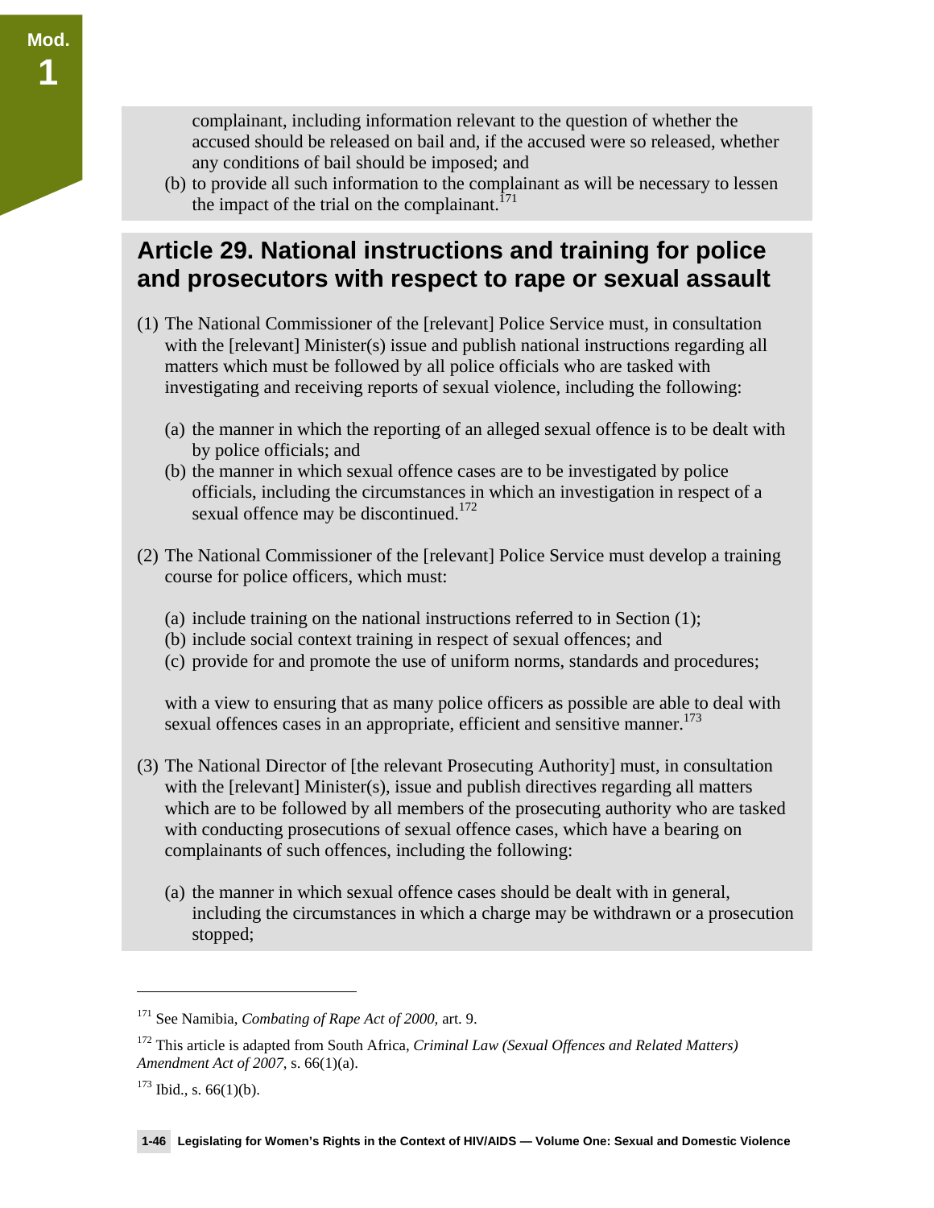complainant, including information relevant to the question of whether the accused should be released on bail and, if the accused were so released, whether any conditions of bail should be imposed; and

(b) to provide all such information to the complainant as will be necessary to lessen the impact of the trial on the complainant.[171]

## Article 29. National instructions and training for police and prosecutors with respect to rape or sexual assault

(1) The National Commissioner of the [relevant] Police Service must, in consultation with the [relevant] Minister(s) issue and publish national instructions regarding all matters which must be followed by all police officials who are tasked with investigating and receiving reports of sexual violence, including the following:

(a) the manner in which the reporting of an alleged sexual offence is to be dealt with by police officials; and

(b) the manner in which sexual offence cases are to be investigated by police officials, including the circumstances in which an investigation in respect of a sexual offence may be discontinued.[172]

(2) The National Commissioner of the [relevant] Police Service must develop a training course for police officers, which must:

(a) include training on the national instructions referred to in Section (1);

(b) include social context training in respect of sexual offences; and

(c) provide for and promote the use of uniform norms, standards and procedures;

with a view to ensuring that as many police officers as possible are able to deal with sexual offences cases in an appropriate, efficient and sensitive manner.[173]

(3) The National Director of [the relevant Prosecuting Authority] must, in consultation with the [relevant] Minister(s), issue and publish directives regarding all matters which are to be followed by all members of the prosecuting authority who are tasked with conducting prosecutions of sexual offence cases, which have a bearing on complainants of such offences, including the following:

(a) the manner in which sexual offence cases should be dealt with in general, including the circumstances in which a charge may be withdrawn or a prosecution stopped;

---

[171] See Namibia, *Combating of Rape Act of 2000*, art. 9.

[172] This article is adapted from South Africa, *Criminal Law (Sexual Offences and Related Matters) Amendment Act of 2007*, s. 66(1)(a).

[173] Ibid., s. 66(1)(b).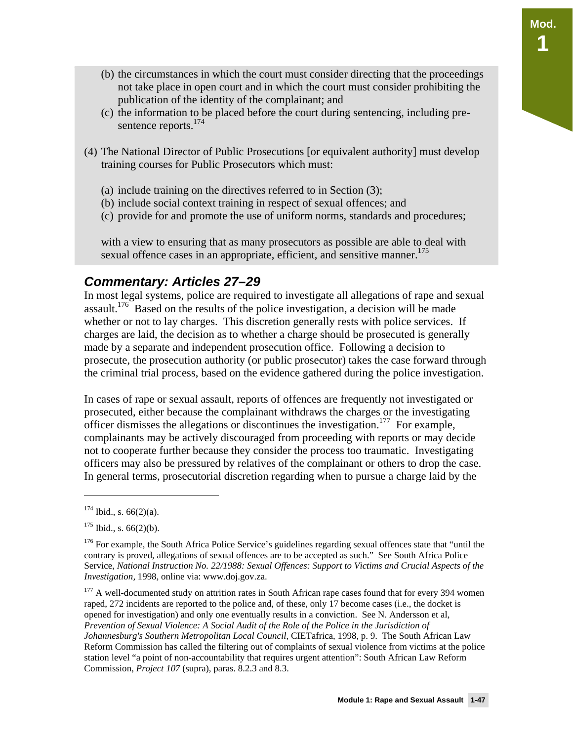(b) the circumstances in which the court must consider directing that the proceedings not take place in open court and in which the court must consider prohibiting the publication of the identity of the complainant; and

(c) the information to be placed before the court during sentencing, including pre-sentence reports.[174]

(4) The National Director of Public Prosecutions [or equivalent authority] must develop training courses for Public Prosecutors which must:

(a) include training on the directives referred to in Section (3);

(b) include social context training in respect of sexual offences; and

(c) provide for and promote the use of uniform norms, standards and procedures;

with a view to ensuring that as many prosecutors as possible are able to deal with sexual offence cases in an appropriate, efficient, and sensitive manner.[175]

## *Commentary: Articles 27–29*

In most legal systems, police are required to investigate all allegations of rape and sexual assault.[176] Based on the results of the police investigation, a decision will be made whether or not to lay charges. This discretion generally rests with police services. If charges are laid, the decision as to whether a charge should be prosecuted is generally made by a separate and independent prosecution office. Following a decision to prosecute, the prosecution authority (or public prosecutor) takes the case forward through the criminal trial process, based on the evidence gathered during the police investigation.

In cases of rape or sexual assault, reports of offences are frequently not investigated or prosecuted, either because the complainant withdraws the charges or the investigating officer dismisses the allegations or discontinues the investigation.[177] For example, complainants may be actively discouraged from proceeding with reports or may decide not to cooperate further because they consider the process too traumatic. Investigating officers may also be pressured by relatives of the complainant or others to drop the case. In general terms, prosecutorial discretion regarding when to pursue a charge laid by the

---

[174] Ibid., s. 66(2)(a).

[175] Ibid., s. 66(2)(b).

[176] For example, the South Africa Police Service's guidelines regarding sexual offences state that "until the contrary is proved, allegations of sexual offences are to be accepted as such." See South Africa Police Service, *National Instruction No. 22/1988: Sexual Offences: Support to Victims and Crucial Aspects of the Investigation,* 1998, online via: www.doj.gov.za.

[177] A well-documented study on attrition rates in South African rape cases found that for every 394 women raped, 272 incidents are reported to the police and, of these, only 17 become cases (i.e., the docket is opened for investigation) and only one eventually results in a conviction. See N. Andersson et al, *Prevention of Sexual Violence: A Social Audit of the Role of the Police in the Jurisdiction of Johannesburg's Southern Metropolitan Local Council*, CIETafrica, 1998, p. 9. The South African Law Reform Commission has called the filtering out of complaints of sexual violence from victims at the police station level "a point of non-accountability that requires urgent attention": South African Law Reform Commission, *Project 107* (supra), paras. 8.2.3 and 8.3.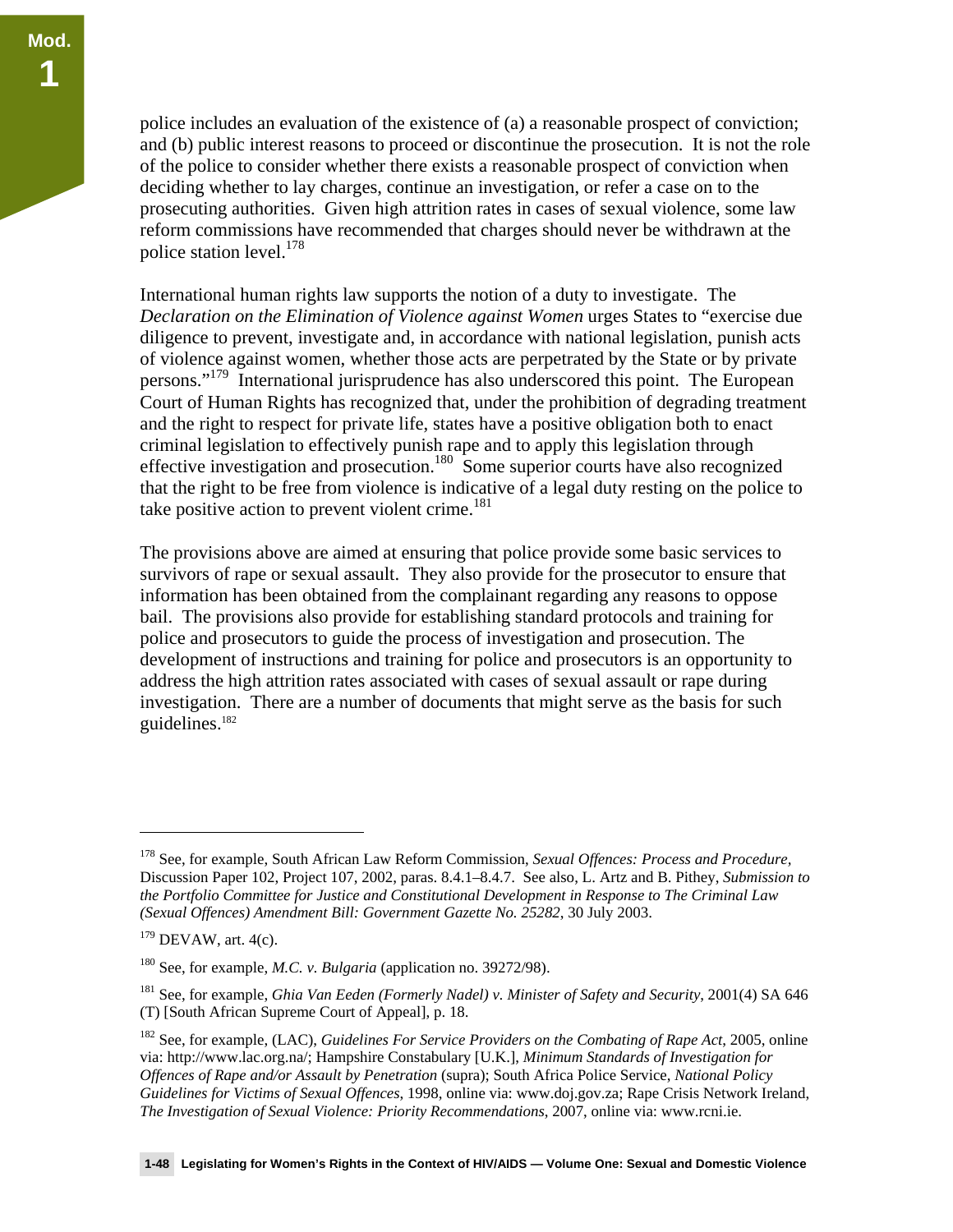police includes an evaluation of the existence of (a) a reasonable prospect of conviction; and (b) public interest reasons to proceed or discontinue the prosecution. It is not the role of the police to consider whether there exists a reasonable prospect of conviction when deciding whether to lay charges, continue an investigation, or refer a case on to the prosecuting authorities. Given high attrition rates in cases of sexual violence, some law reform commissions have recommended that charges should never be withdrawn at the police station level.[178]

International human rights law supports the notion of a duty to investigate. The *Declaration on the Elimination of Violence against Women* urges States to "exercise due diligence to prevent, investigate and, in accordance with national legislation, punish acts of violence against women, whether those acts are perpetrated by the State or by private persons."[179] International jurisprudence has also underscored this point. The European Court of Human Rights has recognized that, under the prohibition of degrading treatment and the right to respect for private life, states have a positive obligation both to enact criminal legislation to effectively punish rape and to apply this legislation through effective investigation and prosecution.[180] Some superior courts have also recognized that the right to be free from violence is indicative of a legal duty resting on the police to take positive action to prevent violent crime.[181]

The provisions above are aimed at ensuring that police provide some basic services to survivors of rape or sexual assault. They also provide for the prosecutor to ensure that information has been obtained from the complainant regarding any reasons to oppose bail. The provisions also provide for establishing standard protocols and training for police and prosecutors to guide the process of investigation and prosecution. The development of instructions and training for police and prosecutors is an opportunity to address the high attrition rates associated with cases of sexual assault or rape during investigation. There are a number of documents that might serve as the basis for such guidelines.[182]

---

[178] See, for example, South African Law Reform Commission, *Sexual Offences: Process and Procedure,* Discussion Paper 102, Project 107, 2002, paras. 8.4.1–8.4.7. See also, L. Artz and B. Pithey, *Submission to the Portfolio Committee for Justice and Constitutional Development in Response to The Criminal Law (Sexual Offences) Amendment Bill: Government Gazette No. 25282*, 30 July 2003.

[179] DEVAW, art. 4(c).

[180] See, for example, *M.C. v. Bulgaria* (application no. 39272/98).

[181] See, for example, *Ghia Van Eeden (Formerly Nadel) v. Minister of Safety and Security*, 2001(4) SA 646 (T) [South African Supreme Court of Appeal], p. 18.

[182] See, for example, (LAC), *Guidelines For Service Providers on the Combating of Rape Act*, 2005, online via: http://www.lac.org.na/; Hampshire Constabulary [U.K.], *Minimum Standards of Investigation for Offences of Rape and/or Assault by Penetration* (supra); South Africa Police Service, *National Policy Guidelines for Victims of Sexual Offences*, 1998, online via: www.doj.gov.za; Rape Crisis Network Ireland, *The Investigation of Sexual Violence: Priority Recommendations*, 2007, online via: www.rcni.ie.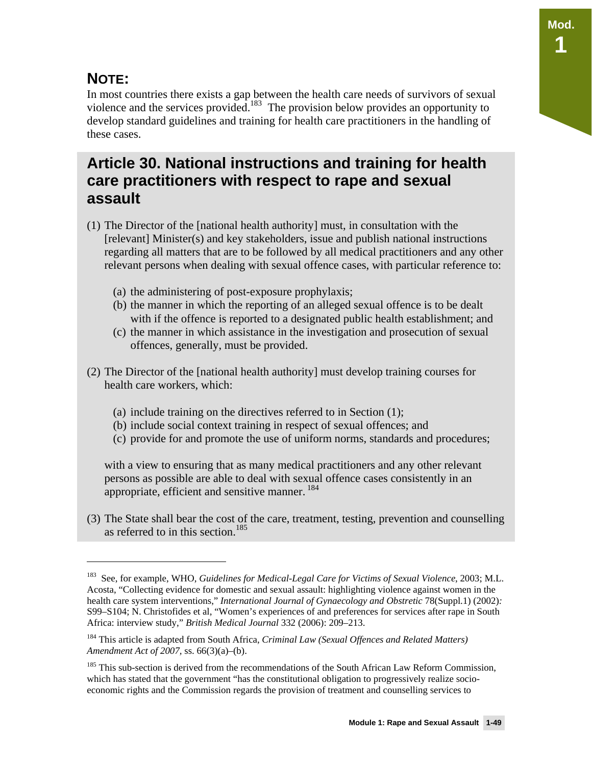## NOTE:

In most countries there exists a gap between the health care needs of survivors of sexual violence and the services provided.[183] The provision below provides an opportunity to develop standard guidelines and training for health care practitioners in the handling of these cases.

## Article 30. National instructions and training for health care practitioners with respect to rape and sexual assault

(1) The Director of the [national health authority] must, in consultation with the [relevant] Minister(s) and key stakeholders, issue and publish national instructions regarding all matters that are to be followed by all medical practitioners and any other relevant persons when dealing with sexual offence cases, with particular reference to:

- (a) the administering of post-exposure prophylaxis;
- (b) the manner in which the reporting of an alleged sexual offence is to be dealt with if the offence is reported to a designated public health establishment; and
- (c) the manner in which assistance in the investigation and prosecution of sexual offences, generally, must be provided.

(2) The Director of the [national health authority] must develop training courses for health care workers, which:

- (a) include training on the directives referred to in Section (1);
- (b) include social context training in respect of sexual offences; and
- (c) provide for and promote the use of uniform norms, standards and procedures;

with a view to ensuring that as many medical practitioners and any other relevant persons as possible are able to deal with sexual offence cases consistently in an appropriate, efficient and sensitive manner.[184]

(3) The State shall bear the cost of the care, treatment, testing, prevention and counselling as referred to in this section.[185]

---

[183] See, for example, WHO, *Guidelines for Medical-Legal Care for Victims of Sexual Violence*, 2003; M.L. Acosta, "Collecting evidence for domestic and sexual assault: highlighting violence against women in the health care system interventions," *International Journal of Gynaecology and Obstretic* 78(Suppl.1) (2002): S99–S104; N. Christofides et al, "Women's experiences of and preferences for services after rape in South Africa: interview study," *British Medical Journal* 332 (2006): 209–213.

[184] This article is adapted from South Africa, *Criminal Law (Sexual Offences and Related Matters) Amendment Act of 2007*, ss. 66(3)(a)–(b).

[185] This sub-section is derived from the recommendations of the South African Law Reform Commission, which has stated that the government "has the constitutional obligation to progressively realize socio-economic rights and the Commission regards the provision of treatment and counselling services to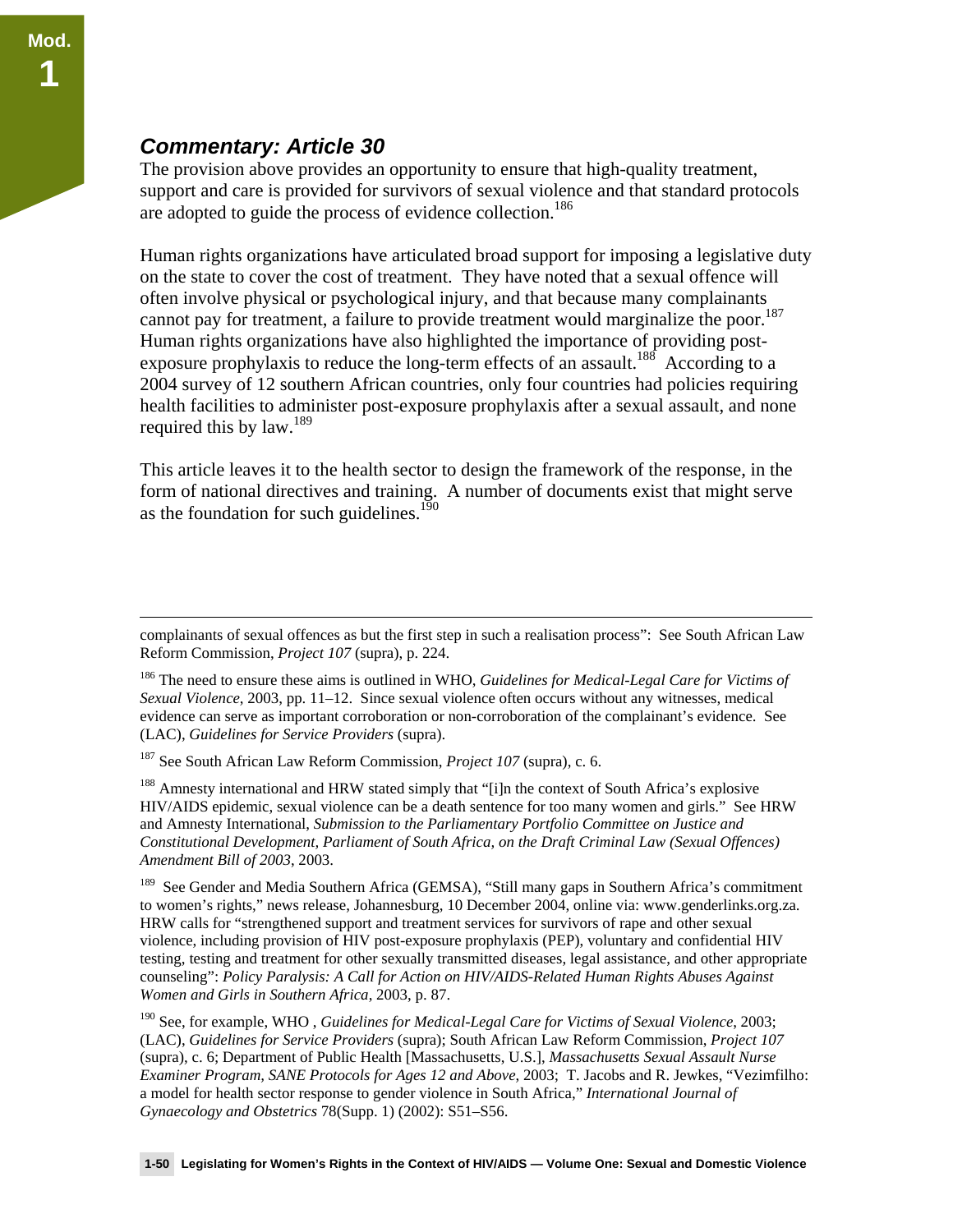### *Commentary: Article 30*

The provision above provides an opportunity to ensure that high-quality treatment, support and care is provided for survivors of sexual violence and that standard protocols are adopted to guide the process of evidence collection.[186]

Human rights organizations have articulated broad support for imposing a legislative duty on the state to cover the cost of treatment. They have noted that a sexual offence will often involve physical or psychological injury, and that because many complainants cannot pay for treatment, a failure to provide treatment would marginalize the poor.[187] Human rights organizations have also highlighted the importance of providing post-exposure prophylaxis to reduce the long-term effects of an assault.[188] According to a 2004 survey of 12 southern African countries, only four countries had policies requiring health facilities to administer post-exposure prophylaxis after a sexual assault, and none required this by law.[189]

This article leaves it to the health sector to design the framework of the response, in the form of national directives and training. A number of documents exist that might serve as the foundation for such guidelines.[190]

---

complainants of sexual offences as but the first step in such a realisation process": See South African Law Reform Commission, *Project 107* (supra), p. 224.

[186] The need to ensure these aims is outlined in WHO, *Guidelines for Medical-Legal Care for Victims of Sexual Violence*, 2003, pp. 11–12. Since sexual violence often occurs without any witnesses, medical evidence can serve as important corroboration or non-corroboration of the complainant's evidence. See (LAC), *Guidelines for Service Providers* (supra).

[187] See South African Law Reform Commission, *Project 107* (supra), c. 6.

[188] Amnesty international and HRW stated simply that "[i]n the context of South Africa's explosive HIV/AIDS epidemic, sexual violence can be a death sentence for too many women and girls." See HRW and Amnesty International, *Submission to the Parliamentary Portfolio Committee on Justice and Constitutional Development, Parliament of South Africa, on the Draft Criminal Law (Sexual Offences) Amendment Bill of 2003*, 2003.

[189] See Gender and Media Southern Africa (GEMSA), "Still many gaps in Southern Africa's commitment to women's rights," news release, Johannesburg, 10 December 2004, online via: www.genderlinks.org.za. HRW calls for "strengthened support and treatment services for survivors of rape and other sexual violence, including provision of HIV post-exposure prophylaxis (PEP), voluntary and confidential HIV testing, testing and treatment for other sexually transmitted diseases, legal assistance, and other appropriate counseling": *Policy Paralysis: A Call for Action on HIV/AIDS-Related Human Rights Abuses Against Women and Girls in Southern Africa*, 2003, p. 87.

[190] See, for example, WHO , *Guidelines for Medical-Legal Care for Victims of Sexual Violence*, 2003; (LAC), *Guidelines for Service Providers* (supra); South African Law Reform Commission, *Project 107* (supra), c. 6; Department of Public Health [Massachusetts, U.S.], *Massachusetts Sexual Assault Nurse Examiner Program, SANE Protocols for Ages 12 and Above*, 2003; T. Jacobs and R. Jewkes, "Vezimfilho: a model for health sector response to gender violence in South Africa," *International Journal of Gynaecology and Obstetrics* 78(Supp. 1) (2002): S51–S56.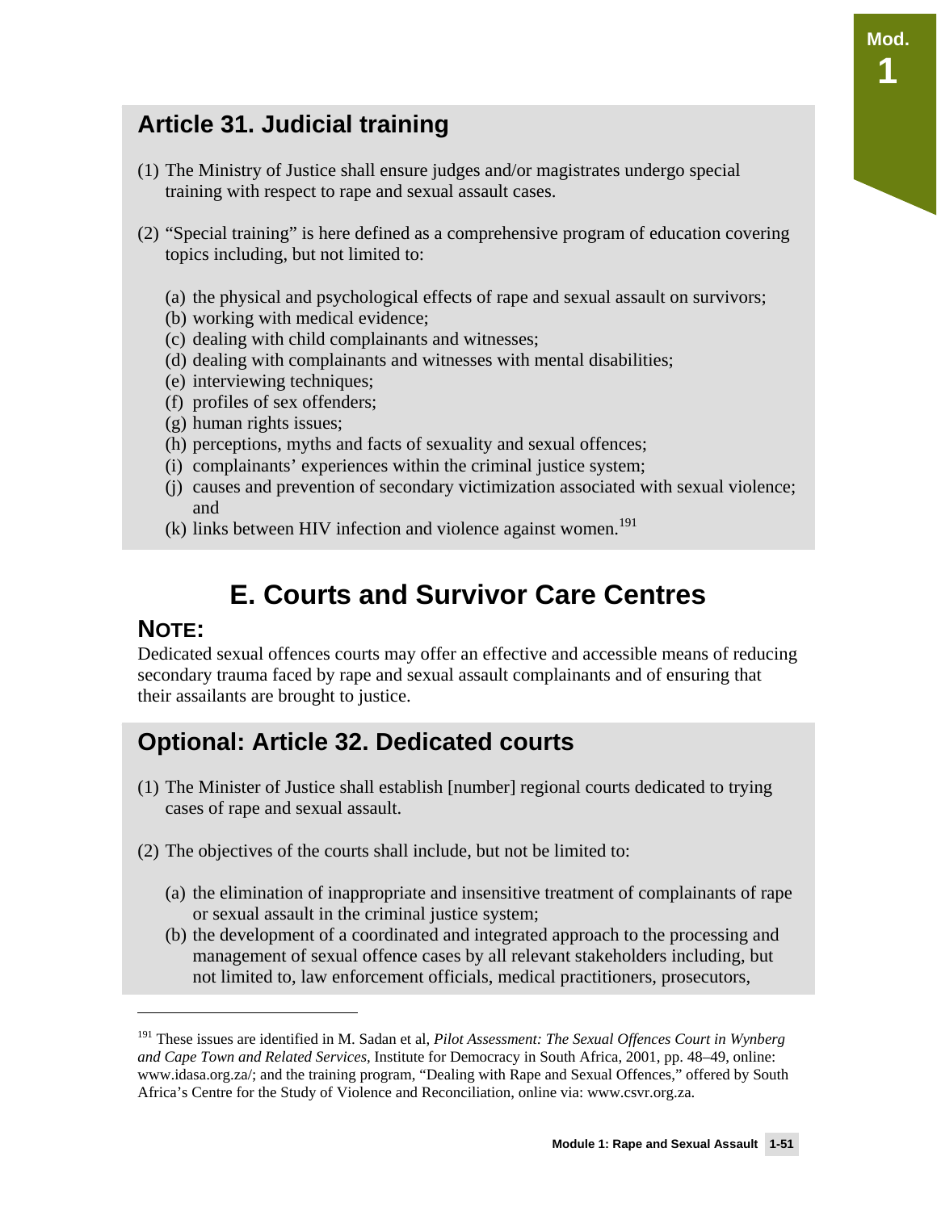## Article 31. Judicial training

(1) The Ministry of Justice shall ensure judges and/or magistrates undergo special training with respect to rape and sexual assault cases.

(2) "Special training" is here defined as a comprehensive program of education covering topics including, but not limited to:

(a) the physical and psychological effects of rape and sexual assault on survivors;
(b) working with medical evidence;
(c) dealing with child complainants and witnesses;
(d) dealing with complainants and witnesses with mental disabilities;
(e) interviewing techniques;
(f) profiles of sex offenders;
(g) human rights issues;
(h) perceptions, myths and facts of sexuality and sexual offences;
(i) complainants' experiences within the criminal justice system;
(j) causes and prevention of secondary victimization associated with sexual violence; and
(k) links between HIV infection and violence against women.[191]

# E. Courts and Survivor Care Centres

### NOTE:

Dedicated sexual offences courts may offer an effective and accessible means of reducing secondary trauma faced by rape and sexual assault complainants and of ensuring that their assailants are brought to justice.

## Optional: Article 32. Dedicated courts

(1) The Minister of Justice shall establish [number] regional courts dedicated to trying cases of rape and sexual assault.

(2) The objectives of the courts shall include, but not be limited to:

(a) the elimination of inappropriate and insensitive treatment of complainants of rape or sexual assault in the criminal justice system;
(b) the development of a coordinated and integrated approach to the processing and management of sexual offence cases by all relevant stakeholders including, but not limited to, law enforcement officials, medical practitioners, prosecutors,

---

[191] These issues are identified in M. Sadan et al, *Pilot Assessment: The Sexual Offences Court in Wynberg and Cape Town and Related Services*, Institute for Democracy in South Africa, 2001, pp. 48–49, online: www.idasa.org.za/; and the training program, "Dealing with Rape and Sexual Offences," offered by South Africa's Centre for the Study of Violence and Reconciliation, online via: www.csvr.org.za.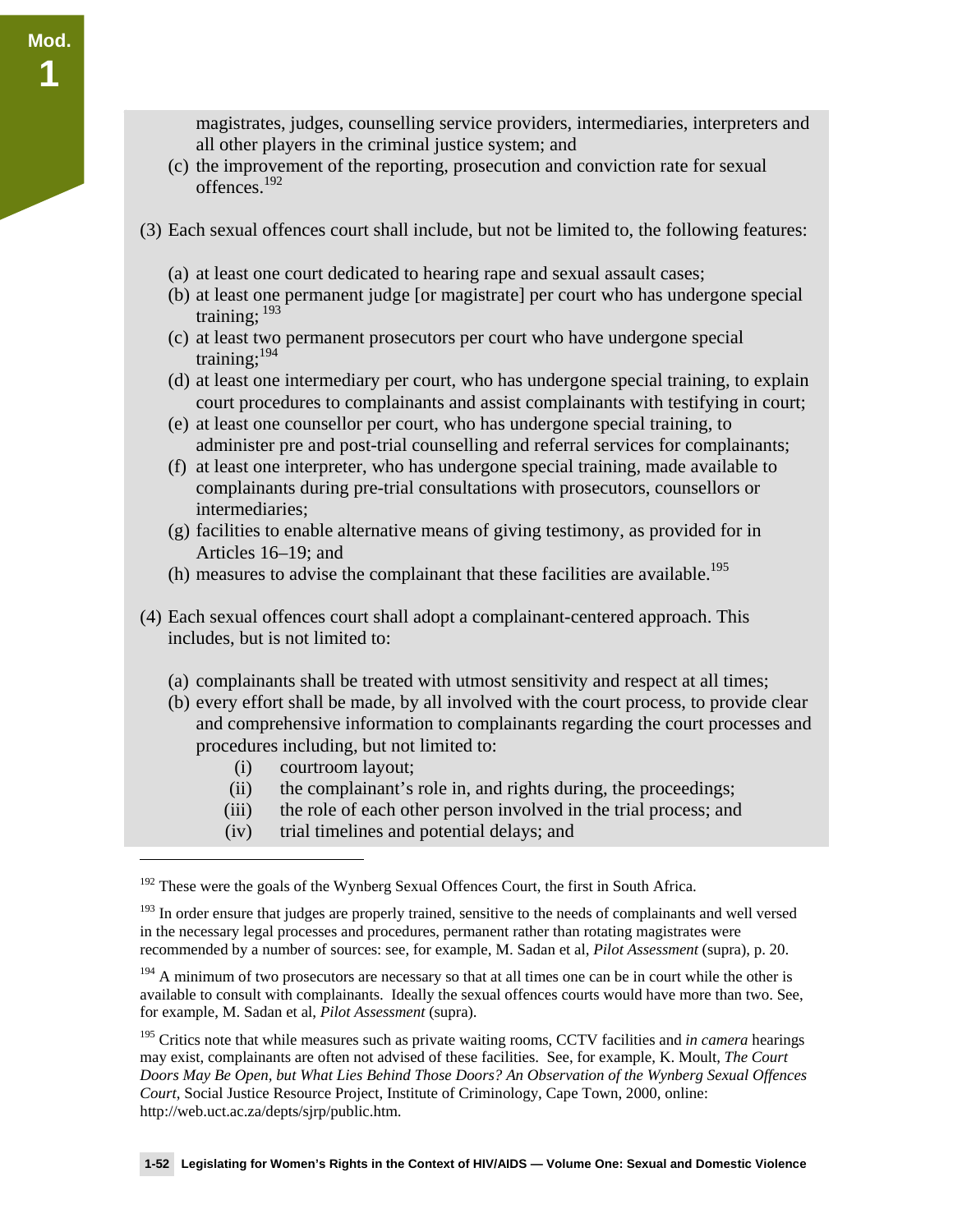magistrates, judges, counselling service providers, intermediaries, interpreters and all other players in the criminal justice system; and

(c) the improvement of the reporting, prosecution and conviction rate for sexual offences.[192]

(3) Each sexual offences court shall include, but not be limited to, the following features:

(a) at least one court dedicated to hearing rape and sexual assault cases;
(b) at least one permanent judge [or magistrate] per court who has undergone special training; [193]
(c) at least two permanent prosecutors per court who have undergone special training;[194]
(d) at least one intermediary per court, who has undergone special training, to explain court procedures to complainants and assist complainants with testifying in court;
(e) at least one counsellor per court, who has undergone special training, to administer pre and post-trial counselling and referral services for complainants;
(f) at least one interpreter, who has undergone special training, made available to complainants during pre-trial consultations with prosecutors, counsellors or intermediaries;
(g) facilities to enable alternative means of giving testimony, as provided for in Articles 16–19; and
(h) measures to advise the complainant that these facilities are available.[195]

(4) Each sexual offences court shall adopt a complainant-centered approach. This includes, but is not limited to:

(a) complainants shall be treated with utmost sensitivity and respect at all times;
(b) every effort shall be made, by all involved with the court process, to provide clear and comprehensive information to complainants regarding the court processes and procedures including, but not limited to:
    (i) courtroom layout;
    (ii) the complainant's role in, and rights during, the proceedings;
    (iii) the role of each other person involved in the trial process; and
    (iv) trial timelines and potential delays; and

---

[192] These were the goals of the Wynberg Sexual Offences Court, the first in South Africa.

[193] In order ensure that judges are properly trained, sensitive to the needs of complainants and well versed in the necessary legal processes and procedures, permanent rather than rotating magistrates were recommended by a number of sources: see, for example, M. Sadan et al, *Pilot Assessment* (supra), p. 20.

[194] A minimum of two prosecutors are necessary so that at all times one can be in court while the other is available to consult with complainants. Ideally the sexual offences courts would have more than two. See, for example, M. Sadan et al, *Pilot Assessment* (supra).

[195] Critics note that while measures such as private waiting rooms, CCTV facilities and *in camera* hearings may exist, complainants are often not advised of these facilities. See, for example, K. Moult, *The Court Doors May Be Open, but What Lies Behind Those Doors? An Observation of the Wynberg Sexual Offences Court*, Social Justice Resource Project, Institute of Criminology, Cape Town, 2000, online: http://web.uct.ac.za/depts/sjrp/public.htm.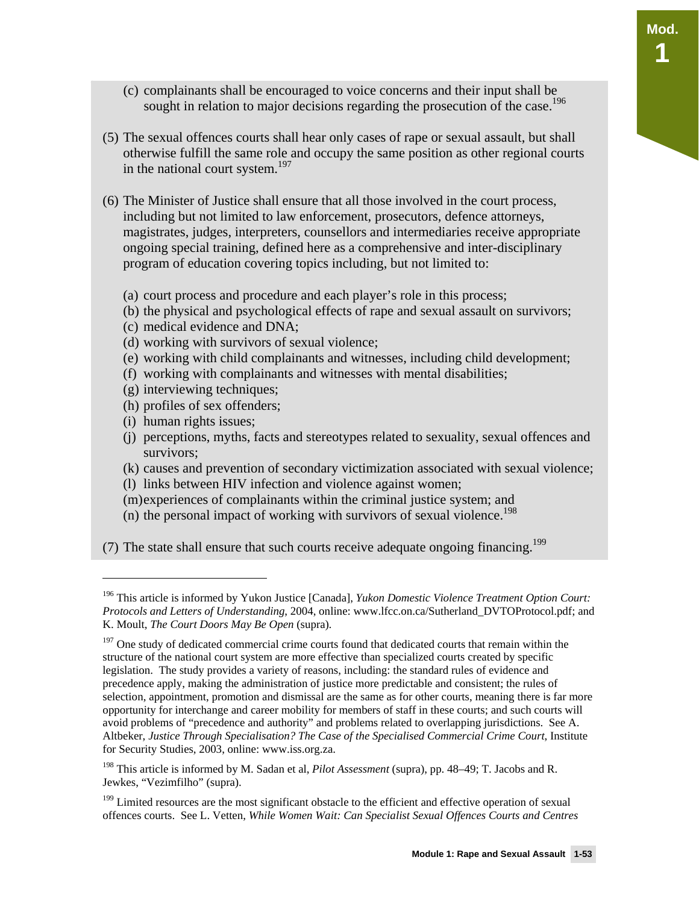(c) complainants shall be encouraged to voice concerns and their input shall be sought in relation to major decisions regarding the prosecution of the case.[196]

(5) The sexual offences courts shall hear only cases of rape or sexual assault, but shall otherwise fulfill the same role and occupy the same position as other regional courts in the national court system.[197]

(6) The Minister of Justice shall ensure that all those involved in the court process, including but not limited to law enforcement, prosecutors, defence attorneys, magistrates, judges, interpreters, counsellors and intermediaries receive appropriate ongoing special training, defined here as a comprehensive and inter-disciplinary program of education covering topics including, but not limited to:

(a) court process and procedure and each player's role in this process;
(b) the physical and psychological effects of rape and sexual assault on survivors;
(c) medical evidence and DNA;
(d) working with survivors of sexual violence;
(e) working with child complainants and witnesses, including child development;
(f) working with complainants and witnesses with mental disabilities;
(g) interviewing techniques;
(h) profiles of sex offenders;
(i) human rights issues;
(j) perceptions, myths, facts and stereotypes related to sexuality, sexual offences and survivors;
(k) causes and prevention of secondary victimization associated with sexual violence;
(l) links between HIV infection and violence against women;
(m) experiences of complainants within the criminal justice system; and
(n) the personal impact of working with survivors of sexual violence.[198]

(7) The state shall ensure that such courts receive adequate ongoing financing.[199]

---

[196] This article is informed by Yukon Justice [Canada], *Yukon Domestic Violence Treatment Option Court: Protocols and Letters of Understanding*, 2004, online: www.lfcc.on.ca/Sutherland_DVTOProtocol.pdf; and K. Moult, *The Court Doors May Be Open* (supra).

[197] One study of dedicated commercial crime courts found that dedicated courts that remain within the structure of the national court system are more effective than specialized courts created by specific legislation. The study provides a variety of reasons, including: the standard rules of evidence and precedence apply, making the administration of justice more predictable and consistent; the rules of selection, appointment, promotion and dismissal are the same as for other courts, meaning there is far more opportunity for interchange and career mobility for members of staff in these courts; and such courts will avoid problems of "precedence and authority" and problems related to overlapping jurisdictions. See A. Altbeker, *Justice Through Specialisation? The Case of the Specialised Commercial Crime Court*, Institute for Security Studies, 2003, online: www.iss.org.za.

[198] This article is informed by M. Sadan et al, *Pilot Assessment* (supra), pp. 48–49; T. Jacobs and R. Jewkes, "Vezimfilho" (supra).

[199] Limited resources are the most significant obstacle to the efficient and effective operation of sexual offences courts. See L. Vetten, *While Women Wait: Can Specialist Sexual Offences Courts and Centres*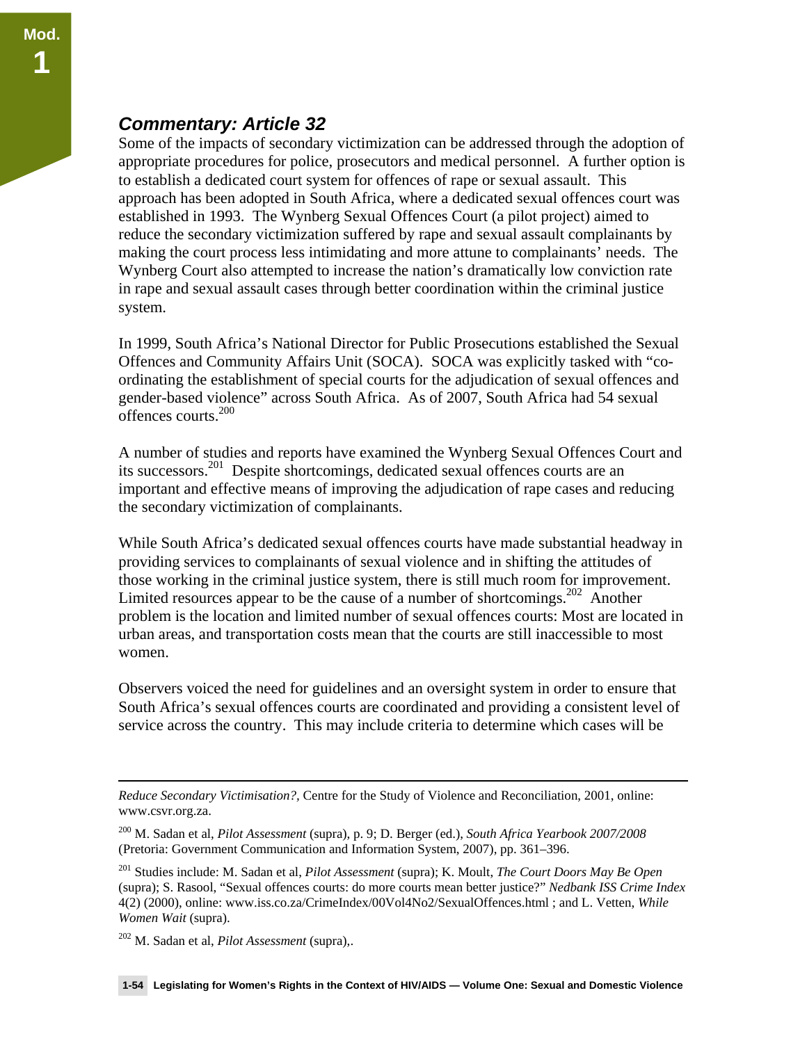### *Commentary: Article 32*

Some of the impacts of secondary victimization can be addressed through the adoption of appropriate procedures for police, prosecutors and medical personnel. A further option is to establish a dedicated court system for offences of rape or sexual assault. This approach has been adopted in South Africa, where a dedicated sexual offences court was established in 1993. The Wynberg Sexual Offences Court (a pilot project) aimed to reduce the secondary victimization suffered by rape and sexual assault complainants by making the court process less intimidating and more attune to complainants' needs. The Wynberg Court also attempted to increase the nation's dramatically low conviction rate in rape and sexual assault cases through better coordination within the criminal justice system.

In 1999, South Africa's National Director for Public Prosecutions established the Sexual Offences and Community Affairs Unit (SOCA). SOCA was explicitly tasked with "co-ordinating the establishment of special courts for the adjudication of sexual offences and gender-based violence" across South Africa. As of 2007, South Africa had 54 sexual offences courts.[200]

A number of studies and reports have examined the Wynberg Sexual Offences Court and its successors.[201] Despite shortcomings, dedicated sexual offences courts are an important and effective means of improving the adjudication of rape cases and reducing the secondary victimization of complainants.

While South Africa's dedicated sexual offences courts have made substantial headway in providing services to complainants of sexual violence and in shifting the attitudes of those working in the criminal justice system, there is still much room for improvement. Limited resources appear to be the cause of a number of shortcomings.[202] Another problem is the location and limited number of sexual offences courts: Most are located in urban areas, and transportation costs mean that the courts are still inaccessible to most women.

Observers voiced the need for guidelines and an oversight system in order to ensure that South Africa's sexual offences courts are coordinated and providing a consistent level of service across the country. This may include criteria to determine which cases will be

---

*Reduce Secondary Victimisation?*, Centre for the Study of Violence and Reconciliation, 2001, online: www.csvr.org.za.

[200] M. Sadan et al, *Pilot Assessment* (supra), p. 9; D. Berger (ed.), *South Africa Yearbook 2007/2008* (Pretoria: Government Communication and Information System, 2007), pp. 361–396.

[201] Studies include: M. Sadan et al, *Pilot Assessment* (supra); K. Moult, *The Court Doors May Be Open* (supra); S. Rasool, "Sexual offences courts: do more courts mean better justice?" *Nedbank ISS Crime Index* 4(2) (2000), online: www.iss.co.za/CrimeIndex/00Vol4No2/SexualOffences.html ; and L. Vetten, *While Women Wait* (supra).

[202] M. Sadan et al, *Pilot Assessment* (supra),.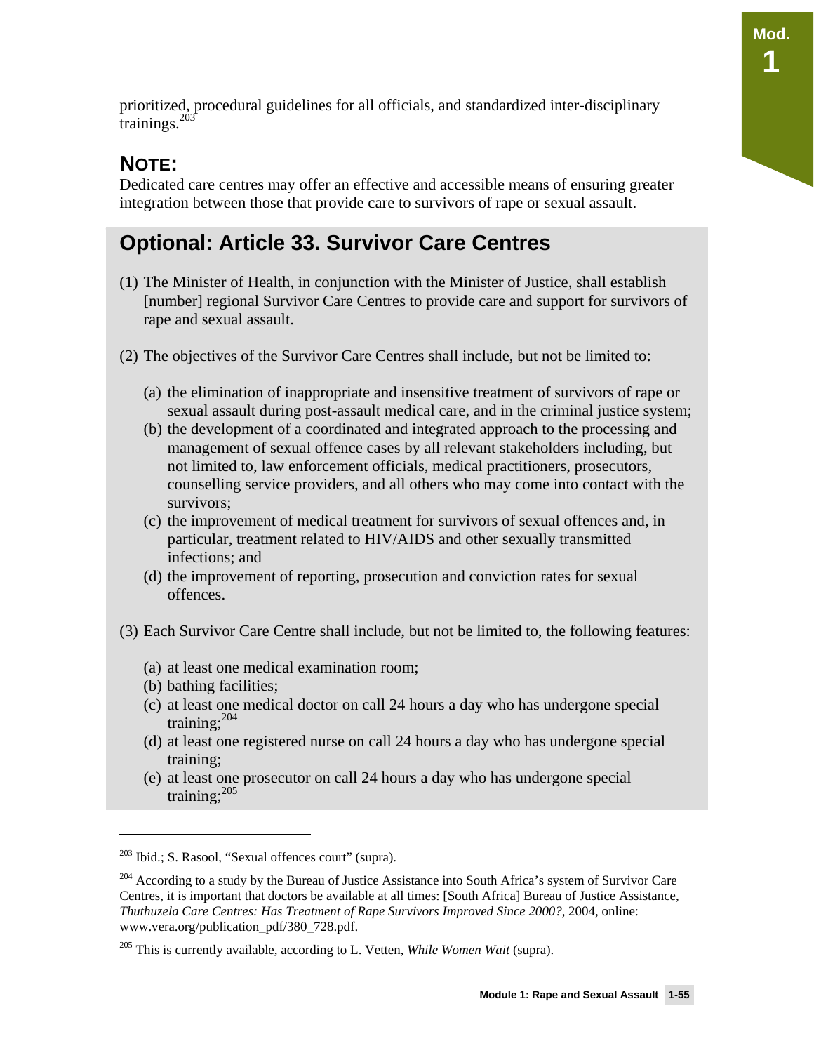prioritized, procedural guidelines for all officials, and standardized inter-disciplinary trainings.[203]

## NOTE:

Dedicated care centres may offer an effective and accessible means of ensuring greater integration between those that provide care to survivors of rape or sexual assault.

## Optional: Article 33. Survivor Care Centres

(1) The Minister of Health, in conjunction with the Minister of Justice, shall establish [number] regional Survivor Care Centres to provide care and support for survivors of rape and sexual assault.

(2) The objectives of the Survivor Care Centres shall include, but not be limited to:

(a) the elimination of inappropriate and insensitive treatment of survivors of rape or sexual assault during post-assault medical care, and in the criminal justice system;
(b) the development of a coordinated and integrated approach to the processing and management of sexual offence cases by all relevant stakeholders including, but not limited to, law enforcement officials, medical practitioners, prosecutors, counselling service providers, and all others who may come into contact with the survivors;
(c) the improvement of medical treatment for survivors of sexual offences and, in particular, treatment related to HIV/AIDS and other sexually transmitted infections; and
(d) the improvement of reporting, prosecution and conviction rates for sexual offences.

(3) Each Survivor Care Centre shall include, but not be limited to, the following features:

(a) at least one medical examination room;
(b) bathing facilities;
(c) at least one medical doctor on call 24 hours a day who has undergone special training;[204]
(d) at least one registered nurse on call 24 hours a day who has undergone special training;
(e) at least one prosecutor on call 24 hours a day who has undergone special training;[205]

---

[203] Ibid.; S. Rasool, "Sexual offences court" (supra).

[204] According to a study by the Bureau of Justice Assistance into South Africa's system of Survivor Care Centres, it is important that doctors be available at all times: [South Africa] Bureau of Justice Assistance, *Thuthuzela Care Centres: Has Treatment of Rape Survivors Improved Since 2000?*, 2004, online: www.vera.org/publication_pdf/380_728.pdf.

[205] This is currently available, according to L. Vetten, *While Women Wait* (supra).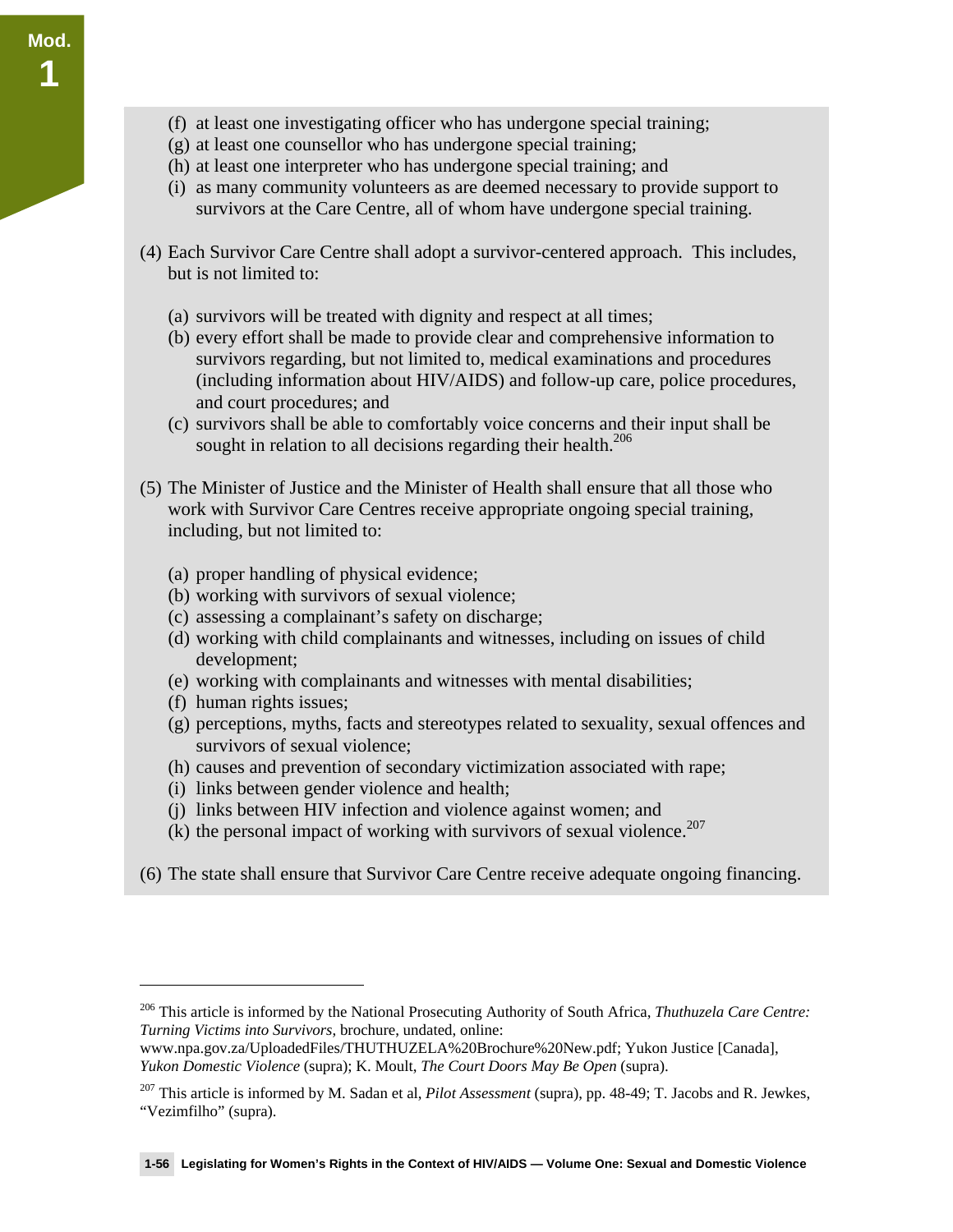(f) at least one investigating officer who has undergone special training;
(g) at least one counsellor who has undergone special training;
(h) at least one interpreter who has undergone special training; and
(i) as many community volunteers as are deemed necessary to provide support to survivors at the Care Centre, all of whom have undergone special training.

(4) Each Survivor Care Centre shall adopt a survivor-centered approach. This includes, but is not limited to:

(a) survivors will be treated with dignity and respect at all times;
(b) every effort shall be made to provide clear and comprehensive information to survivors regarding, but not limited to, medical examinations and procedures (including information about HIV/AIDS) and follow-up care, police procedures, and court procedures; and
(c) survivors shall be able to comfortably voice concerns and their input shall be sought in relation to all decisions regarding their health.[206]

(5) The Minister of Justice and the Minister of Health shall ensure that all those who work with Survivor Care Centres receive appropriate ongoing special training, including, but not limited to:

(a) proper handling of physical evidence;
(b) working with survivors of sexual violence;
(c) assessing a complainant's safety on discharge;
(d) working with child complainants and witnesses, including on issues of child development;
(e) working with complainants and witnesses with mental disabilities;
(f) human rights issues;
(g) perceptions, myths, facts and stereotypes related to sexuality, sexual offences and survivors of sexual violence;
(h) causes and prevention of secondary victimization associated with rape;
(i) links between gender violence and health;
(j) links between HIV infection and violence against women; and
(k) the personal impact of working with survivors of sexual violence.[207]

(6) The state shall ensure that Survivor Care Centre receive adequate ongoing financing.

---

[206] This article is informed by the National Prosecuting Authority of South Africa, *Thuthuzela Care Centre: Turning Victims into Survivors*, brochure, undated, online: www.npa.gov.za/UploadedFiles/THUTHUZELA%20Brochure%20New.pdf; Yukon Justice [Canada], *Yukon Domestic Violence* (supra); K. Moult, *The Court Doors May Be Open* (supra).

[207] This article is informed by M. Sadan et al, *Pilot Assessment* (supra), pp. 48-49; T. Jacobs and R. Jewkes, "Vezimfilho" (supra).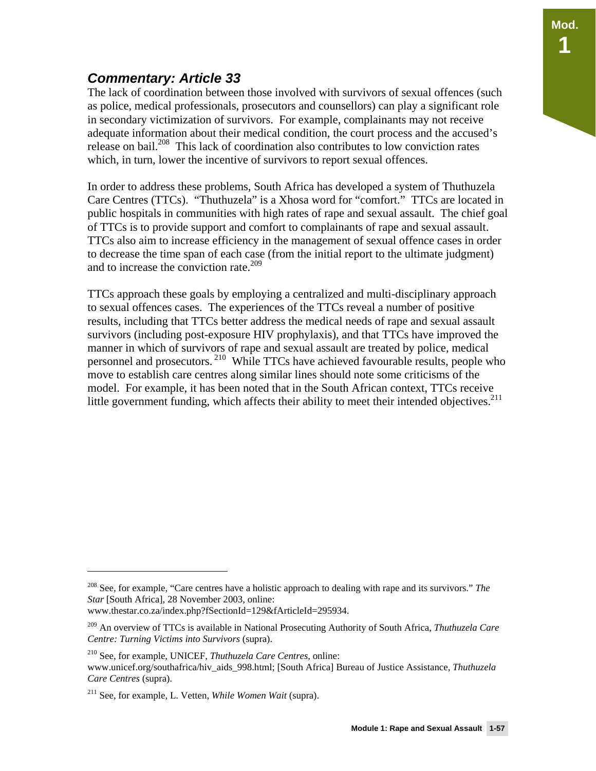### *Commentary: Article 33*

The lack of coordination between those involved with survivors of sexual offences (such as police, medical professionals, prosecutors and counsellors) can play a significant role in secondary victimization of survivors. For example, complainants may not receive adequate information about their medical condition, the court process and the accused's release on bail.[208] This lack of coordination also contributes to low conviction rates which, in turn, lower the incentive of survivors to report sexual offences.

In order to address these problems, South Africa has developed a system of Thuthuzela Care Centres (TTCs). "Thuthuzela" is a Xhosa word for "comfort." TTCs are located in public hospitals in communities with high rates of rape and sexual assault. The chief goal of TTCs is to provide support and comfort to complainants of rape and sexual assault. TTCs also aim to increase efficiency in the management of sexual offence cases in order to decrease the time span of each case (from the initial report to the ultimate judgment) and to increase the conviction rate.[209]

TTCs approach these goals by employing a centralized and multi-disciplinary approach to sexual offences cases. The experiences of the TTCs reveal a number of positive results, including that TTCs better address the medical needs of rape and sexual assault survivors (including post-exposure HIV prophylaxis), and that TTCs have improved the manner in which of survivors of rape and sexual assault are treated by police, medical personnel and prosecutors.[210] While TTCs have achieved favourable results, people who move to establish care centres along similar lines should note some criticisms of the model. For example, it has been noted that in the South African context, TTCs receive little government funding, which affects their ability to meet their intended objectives.[211]

---

[208] See, for example, "Care centres have a holistic approach to dealing with rape and its survivors." *The Star* [South Africa], 28 November 2003, online: www.thestar.co.za/index.php?fSectionId=129&fArticleId=295934.

[209] An overview of TTCs is available in National Prosecuting Authority of South Africa, *Thuthuzela Care Centre: Turning Victims into Survivors* (supra).

[210] See, for example, UNICEF, *Thuthuzela Care Centres*, online: www.unicef.org/southafrica/hiv_aids_998.html; [South Africa] Bureau of Justice Assistance, *Thuthuzela Care Centres* (supra).

[211] See, for example, L. Vetten, *While Women Wait* (supra).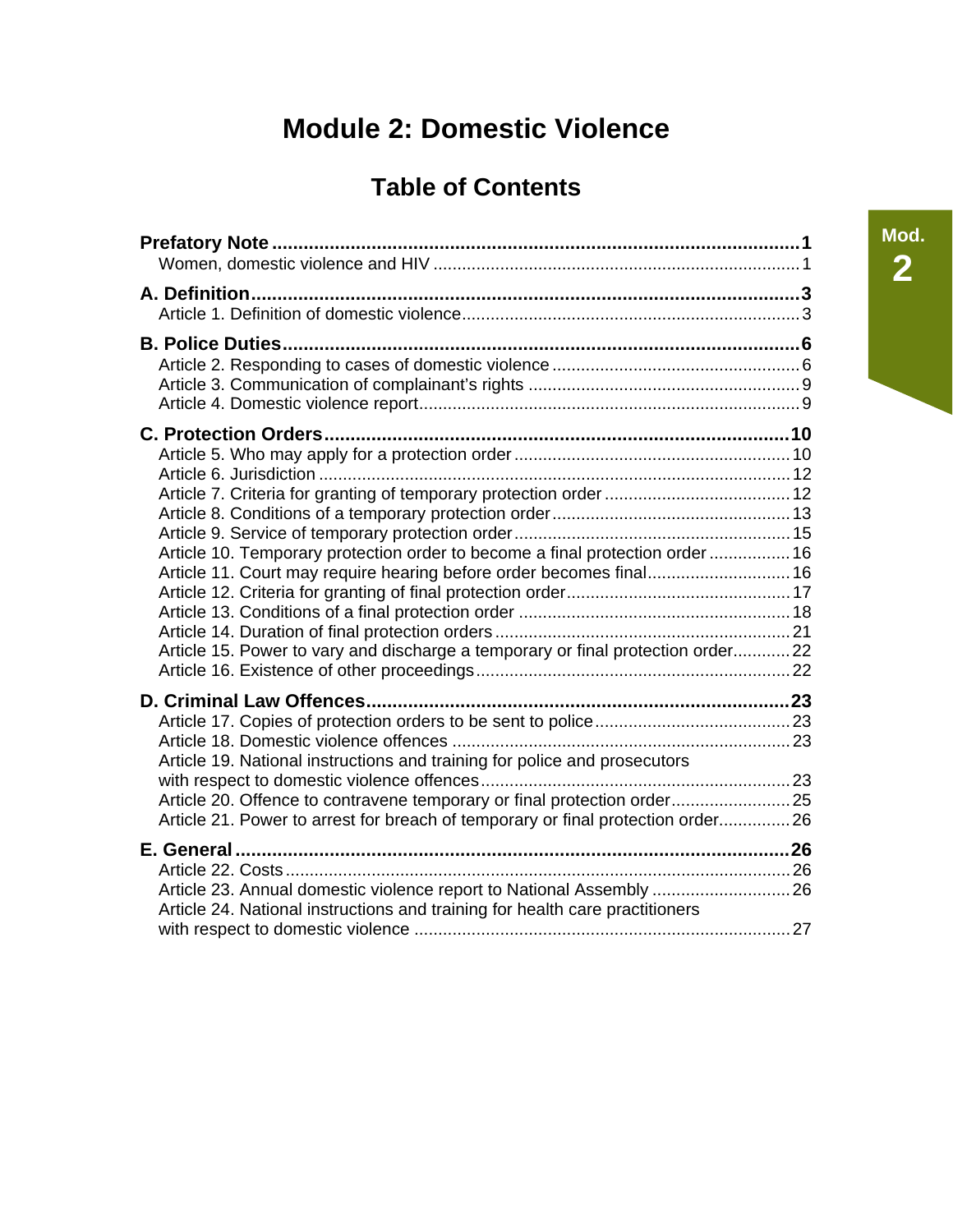# Module 2: Domestic Violence

## Table of Contents

**Prefatory Note** .......... **1**
- Women, domestic violence and HIV .......... 1

**A. Definition** .......... **3**
- Article 1. Definition of domestic violence .......... 3

**B. Police Duties** .......... **6**
- Article 2. Responding to cases of domestic violence .......... 6
- Article 3. Communication of complainant's rights .......... 9
- Article 4. Domestic violence report .......... 9

**C. Protection Orders** .......... **10**
- Article 5. Who may apply for a protection order .......... 10
- Article 6. Jurisdiction .......... 12
- Article 7. Criteria for granting of temporary protection order .......... 12
- Article 8. Conditions of a temporary protection order .......... 13
- Article 9. Service of temporary protection order .......... 15
- Article 10. Temporary protection order to become a final protection order .......... 16
- Article 11. Court may require hearing before order becomes final .......... 16
- Article 12. Criteria for granting of final protection order .......... 17
- Article 13. Conditions of a final protection order .......... 18
- Article 14. Duration of final protection orders .......... 21
- Article 15. Power to vary and discharge a temporary or final protection order .......... 22
- Article 16. Existence of other proceedings .......... 22

**D. Criminal Law Offences** .......... **23**
- Article 17. Copies of protection orders to be sent to police .......... 23
- Article 18. Domestic violence offences .......... 23
- Article 19. National instructions and training for police and prosecutors with respect to domestic violence offences .......... 23
- Article 20. Offence to contravene temporary or final protection order .......... 25
- Article 21. Power to arrest for breach of temporary or final protection order .......... 26

**E. General** .......... **26**
- Article 22. Costs .......... 26
- Article 23. Annual domestic violence report to National Assembly .......... 26
- Article 24. National instructions and training for health care practitioners with respect to domestic violence .......... 27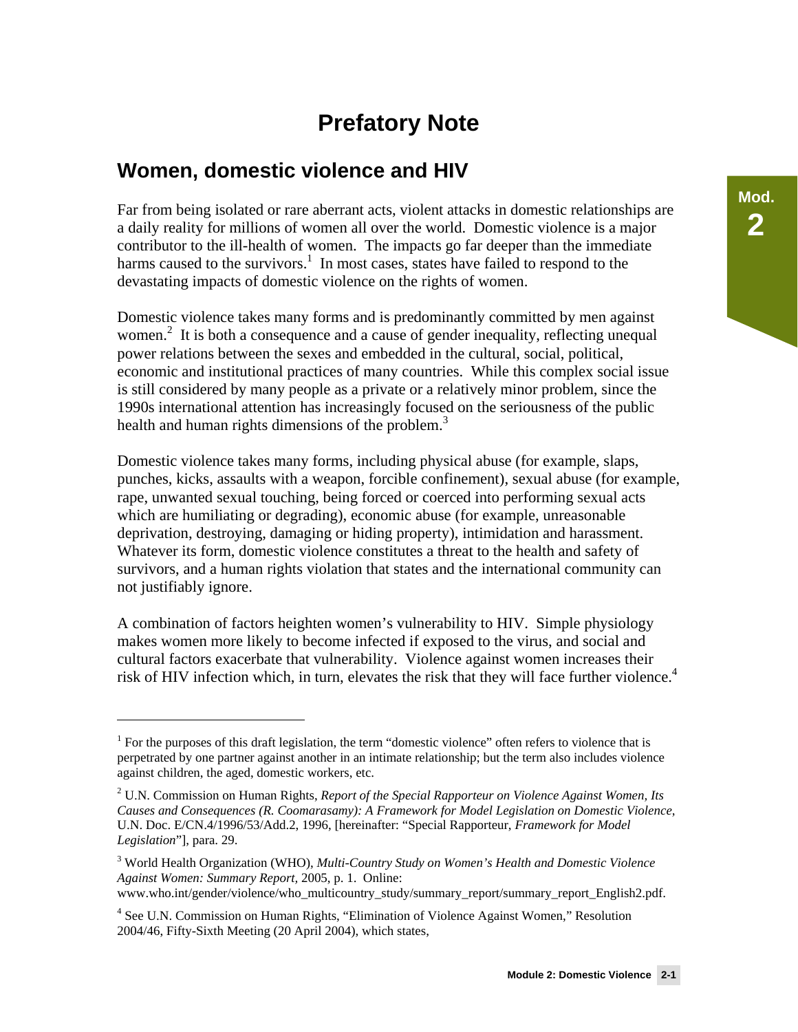# Prefatory Note

## Women, domestic violence and HIV

Far from being isolated or rare aberrant acts, violent attacks in domestic relationships are a daily reality for millions of women all over the world. Domestic violence is a major contributor to the ill-health of women. The impacts go far deeper than the immediate harms caused to the survivors.[1] In most cases, states have failed to respond to the devastating impacts of domestic violence on the rights of women.

Domestic violence takes many forms and is predominantly committed by men against women.[2] It is both a consequence and a cause of gender inequality, reflecting unequal power relations between the sexes and embedded in the cultural, social, political, economic and institutional practices of many countries. While this complex social issue is still considered by many people as a private or a relatively minor problem, since the 1990s international attention has increasingly focused on the seriousness of the public health and human rights dimensions of the problem.[3]

Domestic violence takes many forms, including physical abuse (for example, slaps, punches, kicks, assaults with a weapon, forcible confinement), sexual abuse (for example, rape, unwanted sexual touching, being forced or coerced into performing sexual acts which are humiliating or degrading), economic abuse (for example, unreasonable deprivation, destroying, damaging or hiding property), intimidation and harassment. Whatever its form, domestic violence constitutes a threat to the health and safety of survivors, and a human rights violation that states and the international community can not justifiably ignore.

A combination of factors heighten women's vulnerability to HIV. Simple physiology makes women more likely to become infected if exposed to the virus, and social and cultural factors exacerbate that vulnerability. Violence against women increases their risk of HIV infection which, in turn, elevates the risk that they will face further violence.[4]

---

[1] For the purposes of this draft legislation, the term "domestic violence" often refers to violence that is perpetrated by one partner against another in an intimate relationship; but the term also includes violence against children, the aged, domestic workers, etc.

[2] U.N. Commission on Human Rights, *Report of the Special Rapporteur on Violence Against Women, Its Causes and Consequences (R. Coomarasamy): A Framework for Model Legislation on Domestic Violence,* U.N. Doc. E/CN.4/1996/53/Add.2, 1996, [hereinafter: "Special Rapporteur, *Framework for Model Legislation*"], para. 29.

[3] World Health Organization (WHO), *Multi-Country Study on Women's Health and Domestic Violence Against Women: Summary Report,* 2005, p. 1. Online: www.who.int/gender/violence/who_multicountry_study/summary_report/summary_report_English2.pdf.

[4] See U.N. Commission on Human Rights, "Elimination of Violence Against Women," Resolution 2004/46, Fifty-Sixth Meeting (20 April 2004), which states,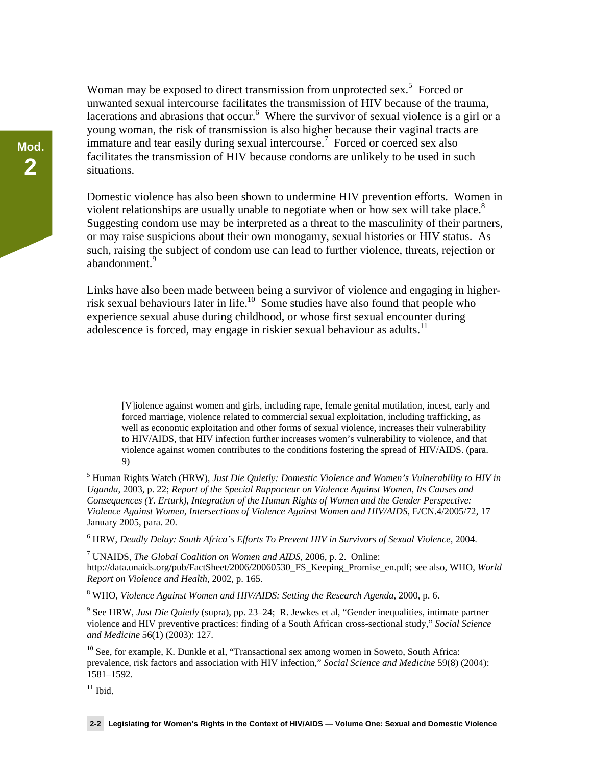Woman may be exposed to direct transmission from unprotected sex.[5] Forced or unwanted sexual intercourse facilitates the transmission of HIV because of the trauma, lacerations and abrasions that occur.[6] Where the survivor of sexual violence is a girl or a young woman, the risk of transmission is also higher because their vaginal tracts are immature and tear easily during sexual intercourse.[7] Forced or coerced sex also facilitates the transmission of HIV because condoms are unlikely to be used in such situations.

Domestic violence has also been shown to undermine HIV prevention efforts. Women in violent relationships are usually unable to negotiate when or how sex will take place.[8] Suggesting condom use may be interpreted as a threat to the masculinity of their partners, or may raise suspicions about their own monogamy, sexual histories or HIV status. As such, raising the subject of condom use can lead to further violence, threats, rejection or abandonment.[9]

Links have also been made between being a survivor of violence and engaging in higher-risk sexual behaviours later in life.[10] Some studies have also found that people who experience sexual abuse during childhood, or whose first sexual encounter during adolescence is forced, may engage in riskier sexual behaviour as adults.[11]

---

> [V]iolence against women and girls, including rape, female genital mutilation, incest, early and forced marriage, violence related to commercial sexual exploitation, including trafficking, as well as economic exploitation and other forms of sexual violence, increases their vulnerability to HIV/AIDS, that HIV infection further increases women's vulnerability to violence, and that violence against women contributes to the conditions fostering the spread of HIV/AIDS. (para. 9)

[5] Human Rights Watch (HRW), *Just Die Quietly: Domestic Violence and Women's Vulnerability to HIV in Uganda*, 2003, p. 22; *Report of the Special Rapporteur on Violence Against Women, Its Causes and Consequences (Y. Erturk), Integration of the Human Rights of Women and the Gender Perspective: Violence Against Women, Intersections of Violence Against Women and HIV/AIDS*, E/CN.4/2005/72, 17 January 2005, para. 20.

[6] HRW, *Deadly Delay: South Africa's Efforts To Prevent HIV in Survivors of Sexual Violence*, 2004.

[7] UNAIDS, *The Global Coalition on Women and AIDS*, 2006, p. 2. Online: http://data.unaids.org/pub/FactSheet/2006/20060530_FS_Keeping_Promise_en.pdf; see also, WHO, *World Report on Violence and Health*, 2002, p. 165.

[8] WHO, *Violence Against Women and HIV/AIDS: Setting the Research Agenda*, 2000, p. 6.

[9] See HRW, *Just Die Quietly* (supra), pp. 23–24; R. Jewkes et al, "Gender inequalities, intimate partner violence and HIV preventive practices: finding of a South African cross-sectional study," *Social Science and Medicine* 56(1) (2003): 127.

[10] See, for example, K. Dunkle et al, "Transactional sex among women in Soweto, South Africa: prevalence, risk factors and association with HIV infection," *Social Science and Medicine* 59(8) (2004): 1581–1592.

[11] Ibid.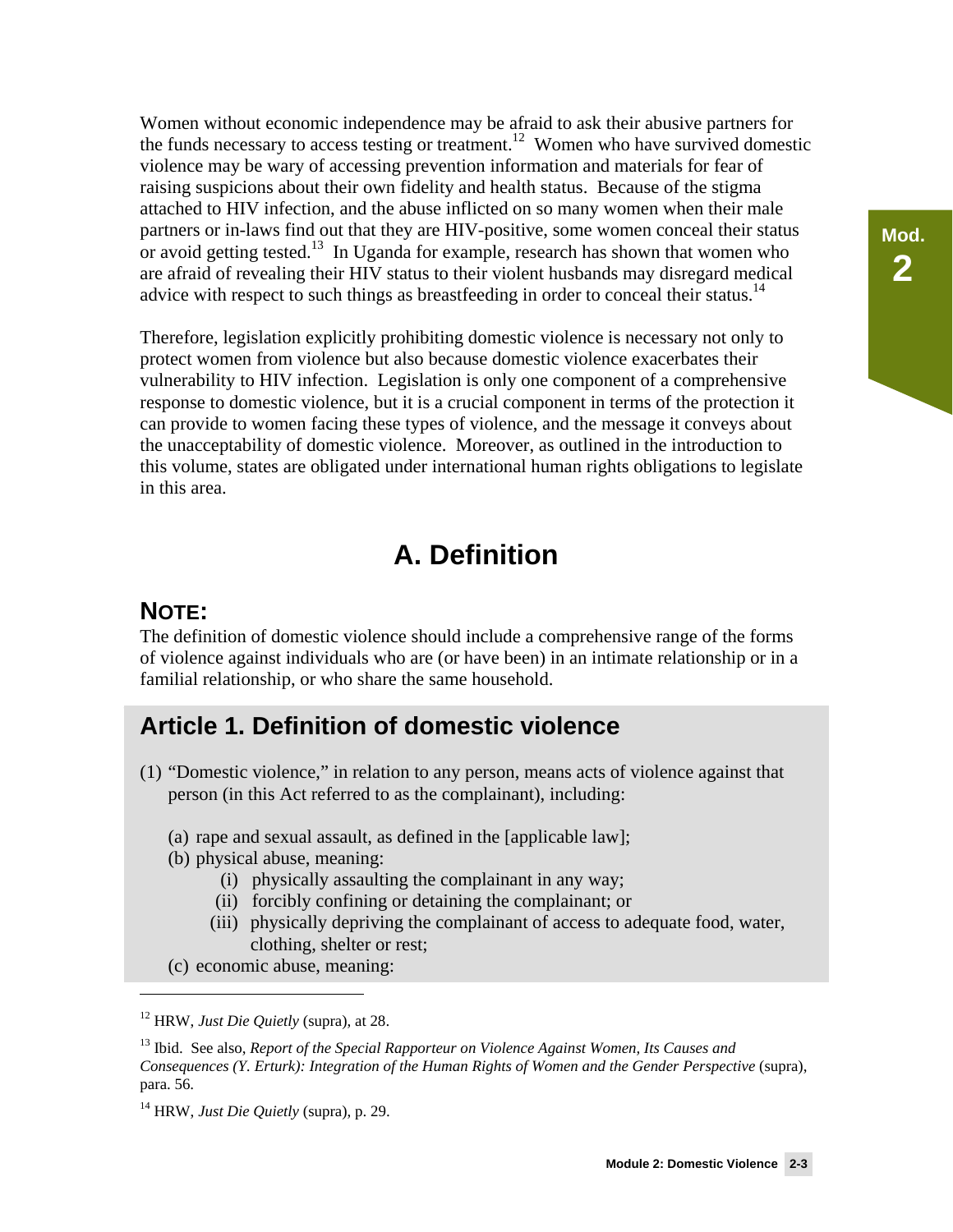Women without economic independence may be afraid to ask their abusive partners for the funds necessary to access testing or treatment.[12] Women who have survived domestic violence may be wary of accessing prevention information and materials for fear of raising suspicions about their own fidelity and health status. Because of the stigma attached to HIV infection, and the abuse inflicted on so many women when their male partners or in-laws find out that they are HIV-positive, some women conceal their status or avoid getting tested.[13] In Uganda for example, research has shown that women who are afraid of revealing their HIV status to their violent husbands may disregard medical advice with respect to such things as breastfeeding in order to conceal their status.[14]

Therefore, legislation explicitly prohibiting domestic violence is necessary not only to protect women from violence but also because domestic violence exacerbates their vulnerability to HIV infection. Legislation is only one component of a comprehensive response to domestic violence, but it is a crucial component in terms of the protection it can provide to women facing these types of violence, and the message it conveys about the unacceptability of domestic violence. Moreover, as outlined in the introduction to this volume, states are obligated under international human rights obligations to legislate in this area.

# A. Definition

## NOTE:

The definition of domestic violence should include a comprehensive range of the forms of violence against individuals who are (or have been) in an intimate relationship or in a familial relationship, or who share the same household.

## Article 1. Definition of domestic violence

(1) "Domestic violence," in relation to any person, means acts of violence against that person (in this Act referred to as the complainant), including:

- (a) rape and sexual assault, as defined in the [applicable law];
- (b) physical abuse, meaning:
  - (i) physically assaulting the complainant in any way;
  - (ii) forcibly confining or detaining the complainant; or
  - (iii) physically depriving the complainant of access to adequate food, water, clothing, shelter or rest;
- (c) economic abuse, meaning:

---

[12] HRW, *Just Die Quietly* (supra), at 28.

[13] Ibid. See also, *Report of the Special Rapporteur on Violence Against Women, Its Causes and Consequences (Y. Erturk): Integration of the Human Rights of Women and the Gender Perspective* (supra), para. 56.

[14] HRW, *Just Die Quietly* (supra), p. 29.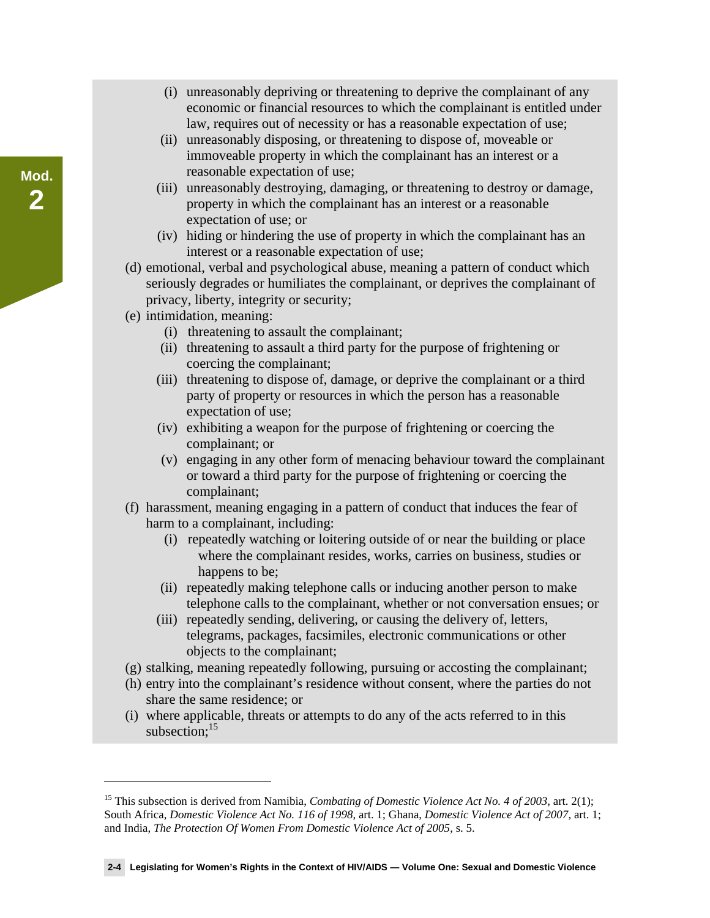(i) unreasonably depriving or threatening to deprive the complainant of any economic or financial resources to which the complainant is entitled under law, requires out of necessity or has a reasonable expectation of use;

(ii) unreasonably disposing, or threatening to dispose of, moveable or immoveable property in which the complainant has an interest or a reasonable expectation of use;

(iii) unreasonably destroying, damaging, or threatening to destroy or damage, property in which the complainant has an interest or a reasonable expectation of use; or

(iv) hiding or hindering the use of property in which the complainant has an interest or a reasonable expectation of use;

(d) emotional, verbal and psychological abuse, meaning a pattern of conduct which seriously degrades or humiliates the complainant, or deprives the complainant of privacy, liberty, integrity or security;

(e) intimidation, meaning:

(i) threatening to assault the complainant;

(ii) threatening to assault a third party for the purpose of frightening or coercing the complainant;

(iii) threatening to dispose of, damage, or deprive the complainant or a third party of property or resources in which the person has a reasonable expectation of use;

(iv) exhibiting a weapon for the purpose of frightening or coercing the complainant; or

(v) engaging in any other form of menacing behaviour toward the complainant or toward a third party for the purpose of frightening or coercing the complainant;

(f) harassment, meaning engaging in a pattern of conduct that induces the fear of harm to a complainant, including:

(i) repeatedly watching or loitering outside of or near the building or place where the complainant resides, works, carries on business, studies or happens to be;

(ii) repeatedly making telephone calls or inducing another person to make telephone calls to the complainant, whether or not conversation ensues; or

(iii) repeatedly sending, delivering, or causing the delivery of, letters, telegrams, packages, facsimiles, electronic communications or other objects to the complainant;

(g) stalking, meaning repeatedly following, pursuing or accosting the complainant;

(h) entry into the complainant's residence without consent, where the parties do not share the same residence; or

(i) where applicable, threats or attempts to do any of the acts referred to in this subsection;[15]

---

[15] This subsection is derived from Namibia, *Combating of Domestic Violence Act No. 4 of 2003*, art. 2(1); South Africa, *Domestic Violence Act No. 116 of 1998*, art. 1; Ghana, *Domestic Violence Act of 2007*, art. 1; and India, *The Protection Of Women From Domestic Violence Act of 2005*, s. 5.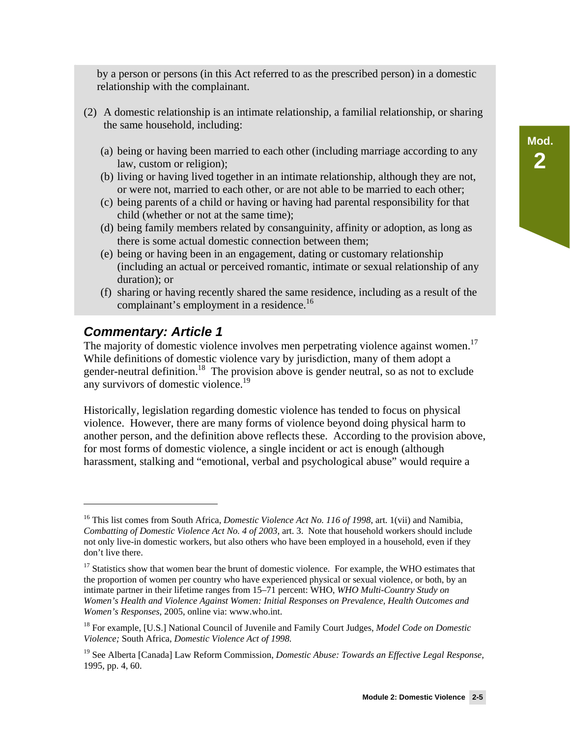by a person or persons (in this Act referred to as the prescribed person) in a domestic relationship with the complainant.

(2) A domestic relationship is an intimate relationship, a familial relationship, or sharing the same household, including:

(a) being or having been married to each other (including marriage according to any law, custom or religion);
(b) living or having lived together in an intimate relationship, although they are not, or were not, married to each other, or are not able to be married to each other;
(c) being parents of a child or having or having had parental responsibility for that child (whether or not at the same time);
(d) being family members related by consanguinity, affinity or adoption, as long as there is some actual domestic connection between them;
(e) being or having been in an engagement, dating or customary relationship (including an actual or perceived romantic, intimate or sexual relationship of any duration); or
(f) sharing or having recently shared the same residence, including as a result of the complainant's employment in a residence.[16]

## *Commentary: Article 1*

The majority of domestic violence involves men perpetrating violence against women.[17] While definitions of domestic violence vary by jurisdiction, many of them adopt a gender-neutral definition.[18] The provision above is gender neutral, so as not to exclude any survivors of domestic violence.[19]

Historically, legislation regarding domestic violence has tended to focus on physical violence. However, there are many forms of violence beyond doing physical harm to another person, and the definition above reflects these. According to the provision above, for most forms of domestic violence, a single incident or act is enough (although harassment, stalking and "emotional, verbal and psychological abuse" would require a

---

[16] This list comes from South Africa, *Domestic Violence Act No. 116 of 1998*, art. 1(vii) and Namibia, *Combatting of Domestic Violence Act No. 4 of 2003*, art. 3. Note that household workers should include not only live-in domestic workers, but also others who have been employed in a household, even if they don't live there.

[17] Statistics show that women bear the brunt of domestic violence. For example, the WHO estimates that the proportion of women per country who have experienced physical or sexual violence, or both, by an intimate partner in their lifetime ranges from 15–71 percent: WHO, *WHO Multi-Country Study on Women's Health and Violence Against Women: Initial Responses on Prevalence, Health Outcomes and Women's Responses,* 2005, online via: www.who.int.

[18] For example, [U.S.] National Council of Juvenile and Family Court Judges, *Model Code on Domestic Violence;* South Africa, *Domestic Violence Act of 1998.*

[19] See Alberta [Canada] Law Reform Commission, *Domestic Abuse: Towards an Effective Legal Response,* 1995, pp. 4, 60.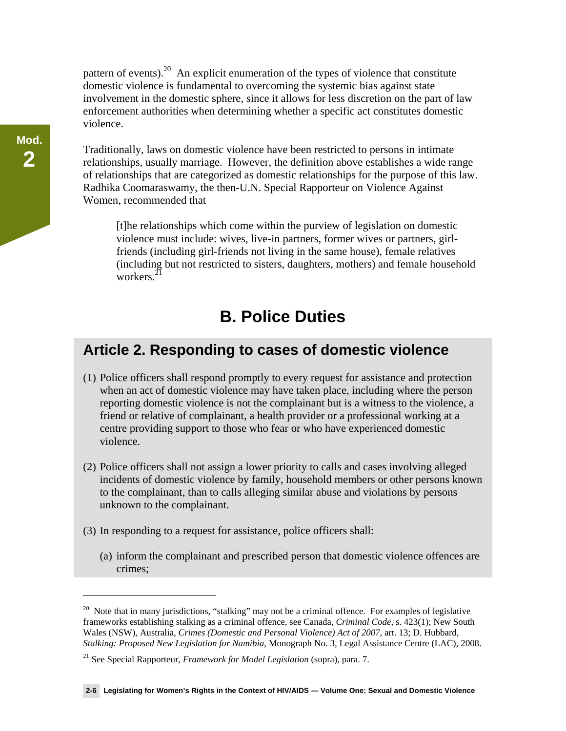pattern of events).[20] An explicit enumeration of the types of violence that constitute domestic violence is fundamental to overcoming the systemic bias against state involvement in the domestic sphere, since it allows for less discretion on the part of law enforcement authorities when determining whether a specific act constitutes domestic violence.

Traditionally, laws on domestic violence have been restricted to persons in intimate relationships, usually marriage. However, the definition above establishes a wide range of relationships that are categorized as domestic relationships for the purpose of this law. Radhika Coomaraswamy, the then-U.N. Special Rapporteur on Violence Against Women, recommended that

> [t]he relationships which come within the purview of legislation on domestic violence must include: wives, live-in partners, former wives or partners, girl-friends (including girl-friends not living in the same house), female relatives (including but not restricted to sisters, daughters, mothers) and female household workers.[21]

## B. Police Duties

### Article 2. Responding to cases of domestic violence

(1) Police officers shall respond promptly to every request for assistance and protection when an act of domestic violence may have taken place, including where the person reporting domestic violence is not the complainant but is a witness to the violence, a friend or relative of complainant, a health provider or a professional working at a centre providing support to those who fear or who have experienced domestic violence.

(2) Police officers shall not assign a lower priority to calls and cases involving alleged incidents of domestic violence by family, household members or other persons known to the complainant, than to calls alleging similar abuse and violations by persons unknown to the complainant.

(3) In responding to a request for assistance, police officers shall:

   (a) inform the complainant and prescribed person that domestic violence offences are crimes;

---

[20] Note that in many jurisdictions, "stalking" may not be a criminal offence. For examples of legislative frameworks establishing stalking as a criminal offence, see Canada, *Criminal Code*, s. 423(1); New South Wales (NSW), Australia, *Crimes (Domestic and Personal Violence) Act of 2007*, art. 13; D. Hubbard, *Stalking: Proposed New Legislation for Namibia*, Monograph No. 3, Legal Assistance Centre (LAC), 2008.

[21] See Special Rapporteur, *Framework for Model Legislation* (supra), para. 7.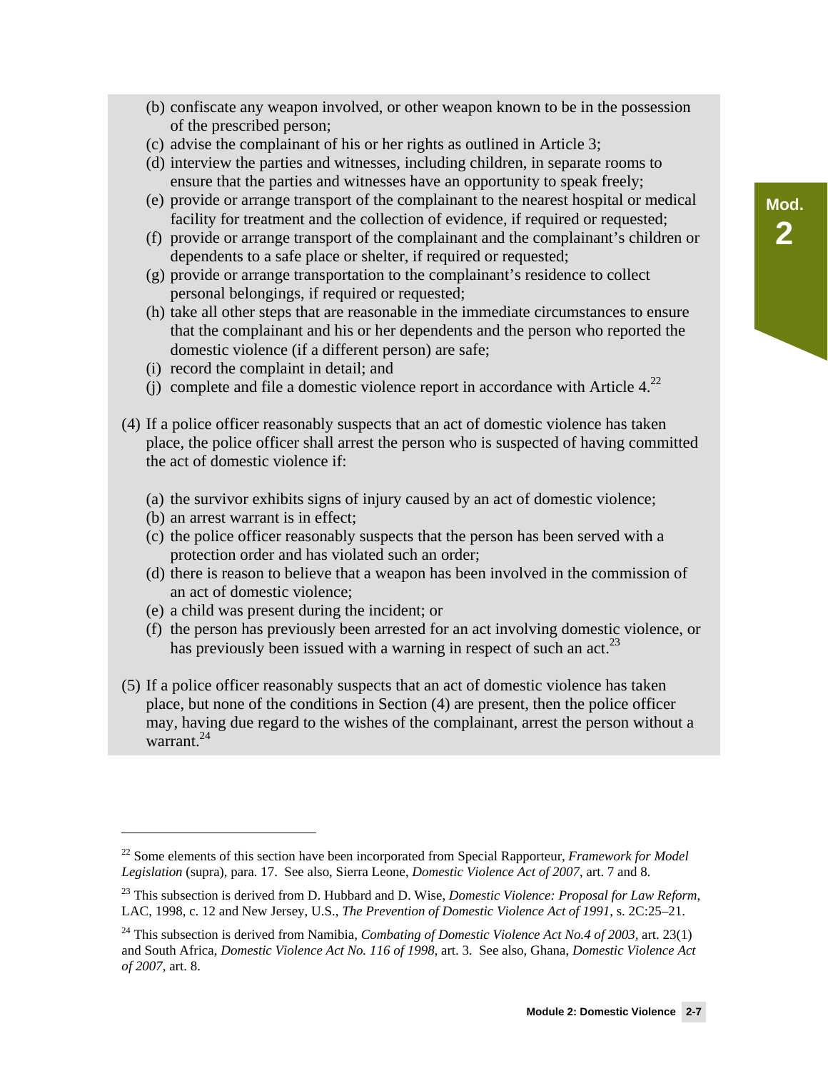(b) confiscate any weapon involved, or other weapon known to be in the possession of the prescribed person;
(c) advise the complainant of his or her rights as outlined in Article 3;
(d) interview the parties and witnesses, including children, in separate rooms to ensure that the parties and witnesses have an opportunity to speak freely;
(e) provide or arrange transport of the complainant to the nearest hospital or medical facility for treatment and the collection of evidence, if required or requested;
(f) provide or arrange transport of the complainant and the complainant's children or dependents to a safe place or shelter, if required or requested;
(g) provide or arrange transportation to the complainant's residence to collect personal belongings, if required or requested;
(h) take all other steps that are reasonable in the immediate circumstances to ensure that the complainant and his or her dependents and the person who reported the domestic violence (if a different person) are safe;
(i) record the complaint in detail; and
(j) complete and file a domestic violence report in accordance with Article 4.[22]

(4) If a police officer reasonably suspects that an act of domestic violence has taken place, the police officer shall arrest the person who is suspected of having committed the act of domestic violence if:

(a) the survivor exhibits signs of injury caused by an act of domestic violence;
(b) an arrest warrant is in effect;
(c) the police officer reasonably suspects that the person has been served with a protection order and has violated such an order;
(d) there is reason to believe that a weapon has been involved in the commission of an act of domestic violence;
(e) a child was present during the incident; or
(f) the person has previously been arrested for an act involving domestic violence, or has previously been issued with a warning in respect of such an act.[23]

(5) If a police officer reasonably suspects that an act of domestic violence has taken place, but none of the conditions in Section (4) are present, then the police officer may, having due regard to the wishes of the complainant, arrest the person without a warrant.[24]

---

[22] Some elements of this section have been incorporated from Special Rapporteur, *Framework for Model Legislation* (supra), para. 17. See also, Sierra Leone, *Domestic Violence Act of 2007*, art. 7 and 8.

[23] This subsection is derived from D. Hubbard and D. Wise, *Domestic Violence: Proposal for Law Reform*, LAC, 1998, c. 12 and New Jersey, U.S., *The Prevention of Domestic Violence Act of 1991*, s. 2C:25–21.

[24] This subsection is derived from Namibia, *Combating of Domestic Violence Act No.4 of 2003*, art. 23(1) and South Africa, *Domestic Violence Act No. 116 of 1998*, art. 3. See also, Ghana, *Domestic Violence Act of 2007*, art. 8.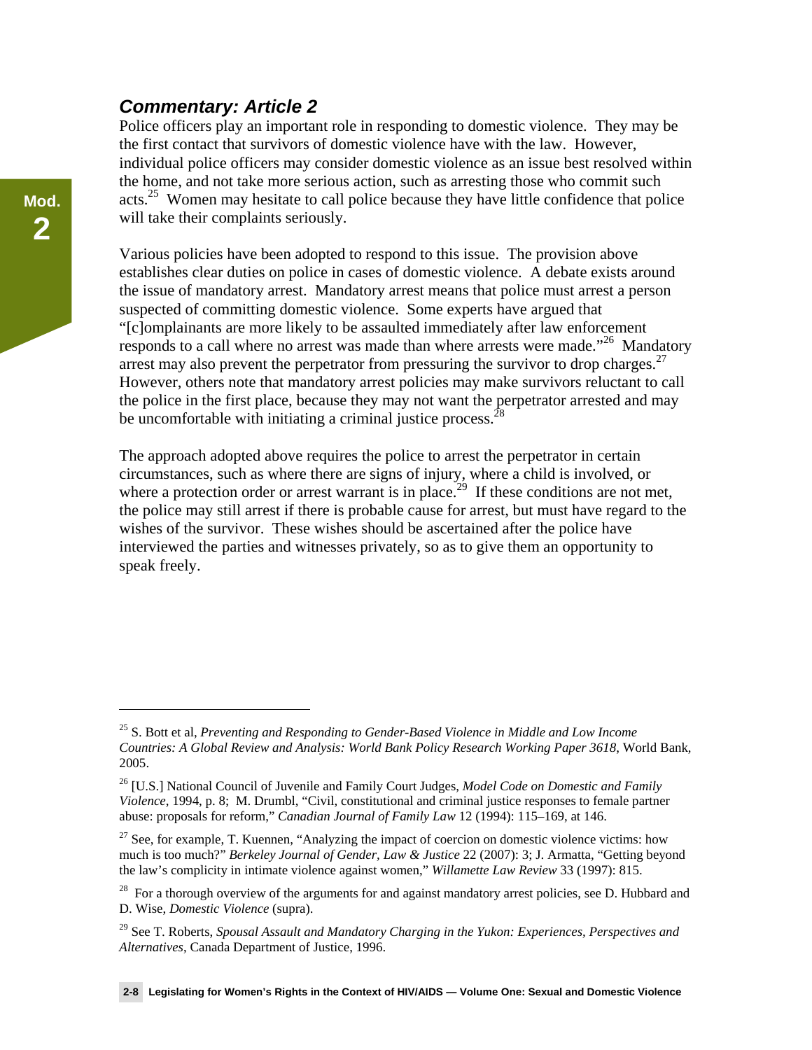### *Commentary: Article 2*

Police officers play an important role in responding to domestic violence. They may be the first contact that survivors of domestic violence have with the law. However, individual police officers may consider domestic violence as an issue best resolved within the home, and not take more serious action, such as arresting those who commit such acts.[25] Women may hesitate to call police because they have little confidence that police will take their complaints seriously.

Various policies have been adopted to respond to this issue. The provision above establishes clear duties on police in cases of domestic violence. A debate exists around the issue of mandatory arrest. Mandatory arrest means that police must arrest a person suspected of committing domestic violence. Some experts have argued that "[c]omplainants are more likely to be assaulted immediately after law enforcement responds to a call where no arrest was made than where arrests were made."[26] Mandatory arrest may also prevent the perpetrator from pressuring the survivor to drop charges.[27] However, others note that mandatory arrest policies may make survivors reluctant to call the police in the first place, because they may not want the perpetrator arrested and may be uncomfortable with initiating a criminal justice process.[28]

The approach adopted above requires the police to arrest the perpetrator in certain circumstances, such as where there are signs of injury, where a child is involved, or where a protection order or arrest warrant is in place.[29] If these conditions are not met, the police may still arrest if there is probable cause for arrest, but must have regard to the wishes of the survivor. These wishes should be ascertained after the police have interviewed the parties and witnesses privately, so as to give them an opportunity to speak freely.

---

[25] S. Bott et al, *Preventing and Responding to Gender-Based Violence in Middle and Low Income Countries: A Global Review and Analysis: World Bank Policy Research Working Paper 3618*, World Bank, 2005.

[26] [U.S.] National Council of Juvenile and Family Court Judges, *Model Code on Domestic and Family Violence*, 1994, p. 8; M. Drumbl, "Civil, constitutional and criminal justice responses to female partner abuse: proposals for reform," *Canadian Journal of Family Law* 12 (1994): 115–169, at 146.

[27] See, for example, T. Kuennen, "Analyzing the impact of coercion on domestic violence victims: how much is too much?" *Berkeley Journal of Gender, Law & Justice* 22 (2007): 3; J. Armatta, "Getting beyond the law's complicity in intimate violence against women," *Willamette Law Review* 33 (1997): 815.

[28] For a thorough overview of the arguments for and against mandatory arrest policies, see D. Hubbard and D. Wise, *Domestic Violence* (supra).

[29] See T. Roberts, *Spousal Assault and Mandatory Charging in the Yukon: Experiences, Perspectives and Alternatives*, Canada Department of Justice, 1996.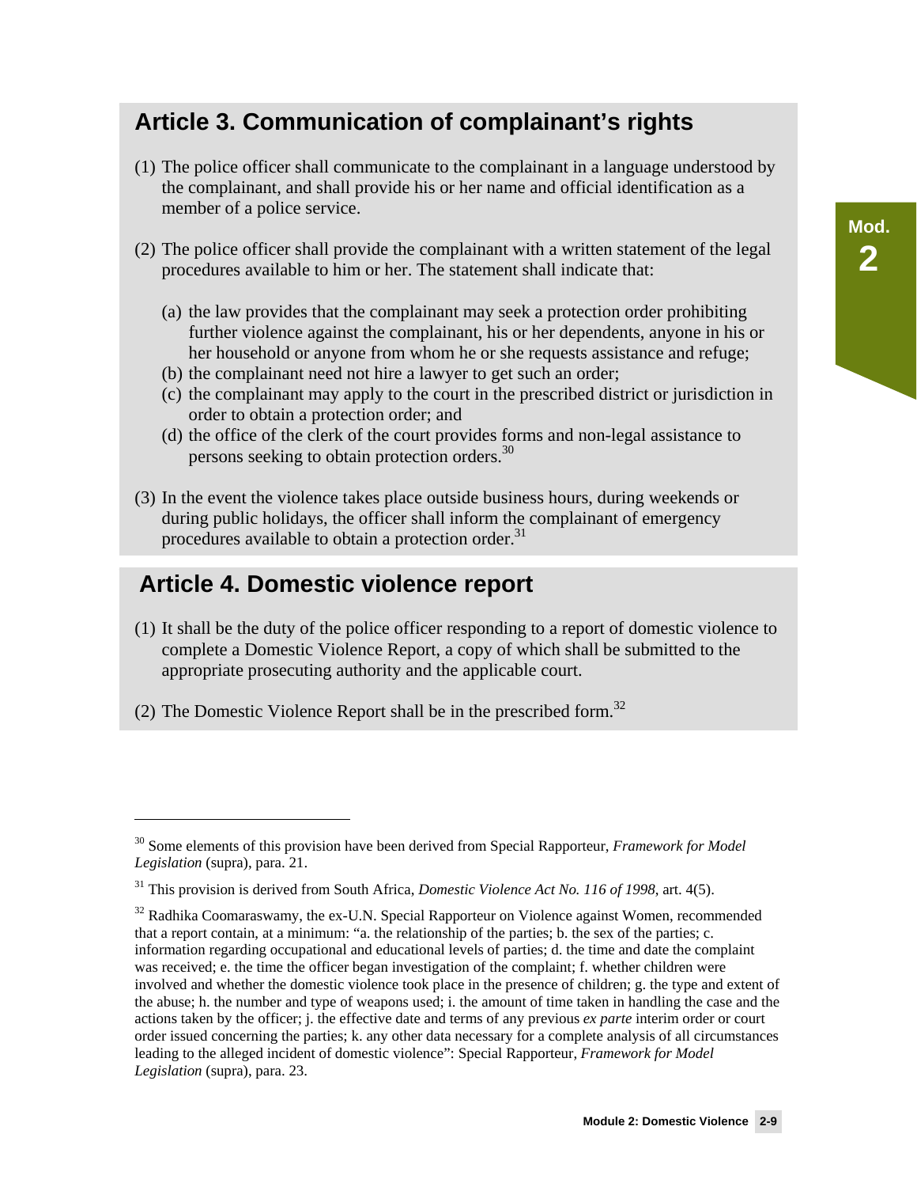## Article 3. Communication of complainant's rights

(1) The police officer shall communicate to the complainant in a language understood by the complainant, and shall provide his or her name and official identification as a member of a police service.

(2) The police officer shall provide the complainant with a written statement of the legal procedures available to him or her. The statement shall indicate that:

   (a) the law provides that the complainant may seek a protection order prohibiting further violence against the complainant, his or her dependents, anyone in his or her household or anyone from whom he or she requests assistance and refuge;
   (b) the complainant need not hire a lawyer to get such an order;
   (c) the complainant may apply to the court in the prescribed district or jurisdiction in order to obtain a protection order; and
   (d) the office of the clerk of the court provides forms and non-legal assistance to persons seeking to obtain protection orders.[30]

(3) In the event the violence takes place outside business hours, during weekends or during public holidays, the officer shall inform the complainant of emergency procedures available to obtain a protection order.[31]

## Article 4. Domestic violence report

(1) It shall be the duty of the police officer responding to a report of domestic violence to complete a Domestic Violence Report, a copy of which shall be submitted to the appropriate prosecuting authority and the applicable court.

(2) The Domestic Violence Report shall be in the prescribed form.[32]

---

[30] Some elements of this provision have been derived from Special Rapporteur, *Framework for Model Legislation* (supra), para. 21.

[31] This provision is derived from South Africa, *Domestic Violence Act No. 116 of 1998*, art. 4(5).

[32] Radhika Coomaraswamy, the ex-U.N. Special Rapporteur on Violence against Women, recommended that a report contain, at a minimum: "a. the relationship of the parties; b. the sex of the parties; c. information regarding occupational and educational levels of parties; d. the time and date the complaint was received; e. the time the officer began investigation of the complaint; f. whether children were involved and whether the domestic violence took place in the presence of children; g. the type and extent of the abuse; h. the number and type of weapons used; i. the amount of time taken in handling the case and the actions taken by the officer; j. the effective date and terms of any previous *ex parte* interim order or court order issued concerning the parties; k. any other data necessary for a complete analysis of all circumstances leading to the alleged incident of domestic violence": Special Rapporteur, *Framework for Model Legislation* (supra), para. 23.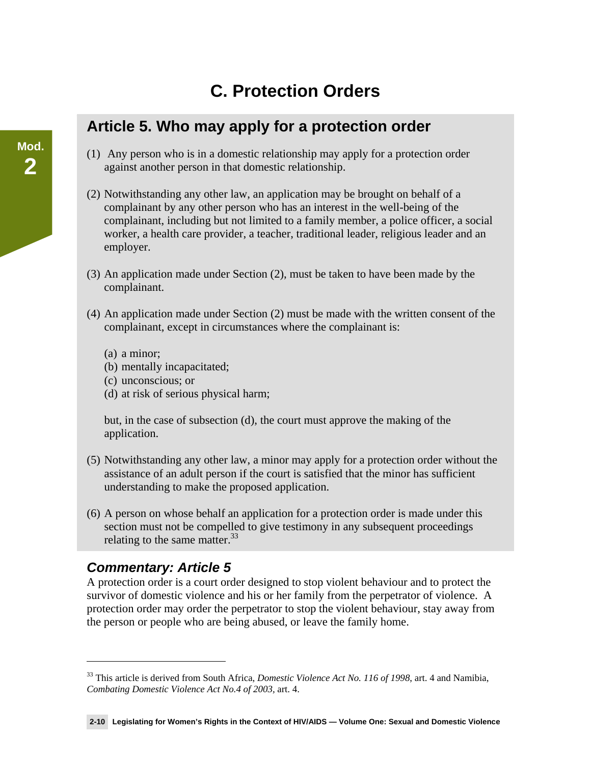# C. Protection Orders

## Article 5. Who may apply for a protection order

(1) Any person who is in a domestic relationship may apply for a protection order against another person in that domestic relationship.

(2) Notwithstanding any other law, an application may be brought on behalf of a complainant by any other person who has an interest in the well-being of the complainant, including but not limited to a family member, a police officer, a social worker, a health care provider, a teacher, traditional leader, religious leader and an employer.

(3) An application made under Section (2), must be taken to have been made by the complainant.

(4) An application made under Section (2) must be made with the written consent of the complainant, except in circumstances where the complainant is:

(a) a minor;
(b) mentally incapacitated;
(c) unconscious; or
(d) at risk of serious physical harm;

but, in the case of subsection (d), the court must approve the making of the application.

(5) Notwithstanding any other law, a minor may apply for a protection order without the assistance of an adult person if the court is satisfied that the minor has sufficient understanding to make the proposed application.

(6) A person on whose behalf an application for a protection order is made under this section must not be compelled to give testimony in any subsequent proceedings relating to the same matter.[33]

### *Commentary: Article 5*

A protection order is a court order designed to stop violent behaviour and to protect the survivor of domestic violence and his or her family from the perpetrator of violence. A protection order may order the perpetrator to stop the violent behaviour, stay away from the person or people who are being abused, or leave the family home.

---

[33] This article is derived from South Africa, *Domestic Violence Act No. 116 of 1998*, art. 4 and Namibia, *Combating Domestic Violence Act No.4 of 2003*, art. 4.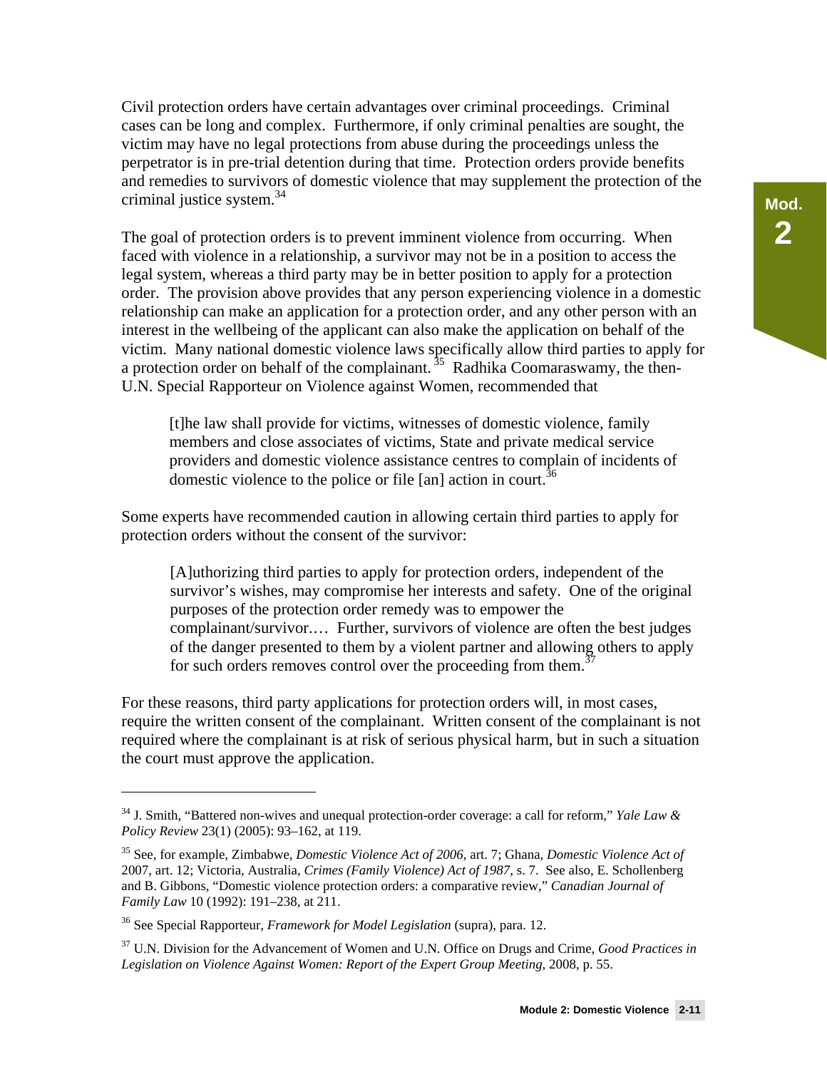Civil protection orders have certain advantages over criminal proceedings. Criminal cases can be long and complex. Furthermore, if only criminal penalties are sought, the victim may have no legal protections from abuse during the proceedings unless the perpetrator is in pre-trial detention during that time. Protection orders provide benefits and remedies to survivors of domestic violence that may supplement the protection of the criminal justice system.[34]

The goal of protection orders is to prevent imminent violence from occurring. When faced with violence in a relationship, a survivor may not be in a position to access the legal system, whereas a third party may be in better position to apply for a protection order. The provision above provides that any person experiencing violence in a domestic relationship can make an application for a protection order, and any other person with an interest in the wellbeing of the applicant can also make the application on behalf of the victim. Many national domestic violence laws specifically allow third parties to apply for a protection order on behalf of the complainant.[35] Radhika Coomaraswamy, the then-U.N. Special Rapporteur on Violence against Women, recommended that

> [t]he law shall provide for victims, witnesses of domestic violence, family members and close associates of victims, State and private medical service providers and domestic violence assistance centres to complain of incidents of domestic violence to the police or file [an] action in court.[36]

Some experts have recommended caution in allowing certain third parties to apply for protection orders without the consent of the survivor:

> [A]uthorizing third parties to apply for protection orders, independent of the survivor's wishes, may compromise her interests and safety. One of the original purposes of the protection order remedy was to empower the complainant/survivor.… Further, survivors of violence are often the best judges of the danger presented to them by a violent partner and allowing others to apply for such orders removes control over the proceeding from them.[37]

For these reasons, third party applications for protection orders will, in most cases, require the written consent of the complainant. Written consent of the complainant is not required where the complainant is at risk of serious physical harm, but in such a situation the court must approve the application.

---

[34] J. Smith, "Battered non-wives and unequal protection-order coverage: a call for reform," *Yale Law & Policy Review* 23(1) (2005): 93–162, at 119.

[35] See, for example, Zimbabwe, *Domestic Violence Act of 2006*, art. 7; Ghana, *Domestic Violence Act of* 2007, art. 12; Victoria, Australia, *Crimes (Family Violence) Act of 1987*, s. 7. See also, E. Schollenberg and B. Gibbons, "Domestic violence protection orders: a comparative review," *Canadian Journal of Family Law* 10 (1992): 191–238, at 211.

[36] See Special Rapporteur, *Framework for Model Legislation* (supra), para. 12.

[37] U.N. Division for the Advancement of Women and U.N. Office on Drugs and Crime, *Good Practices in Legislation on Violence Against Women: Report of the Expert Group Meeting*, 2008, p. 55.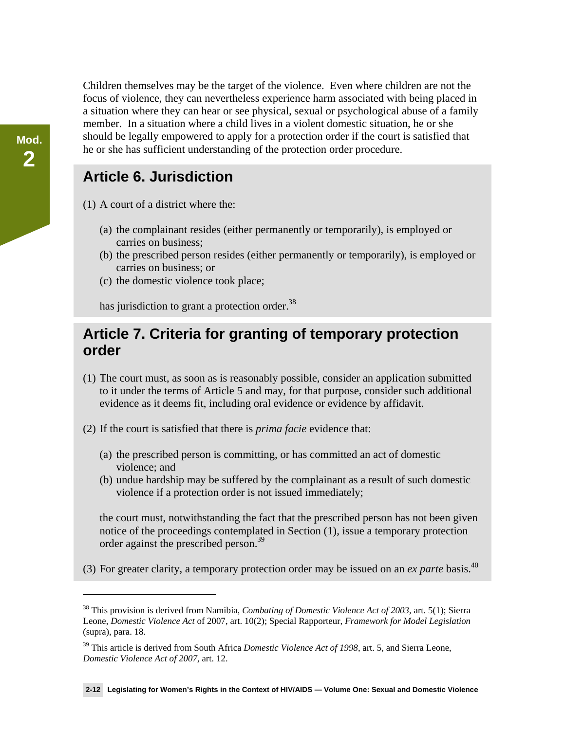Children themselves may be the target of the violence. Even where children are not the focus of violence, they can nevertheless experience harm associated with being placed in a situation where they can hear or see physical, sexual or psychological abuse of a family member. In a situation where a child lives in a violent domestic situation, he or she should be legally empowered to apply for a protection order if the court is satisfied that he or she has sufficient understanding of the protection order procedure.

## Article 6. Jurisdiction

(1) A court of a district where the:

- (a) the complainant resides (either permanently or temporarily), is employed or carries on business;
- (b) the prescribed person resides (either permanently or temporarily), is employed or carries on business; or
- (c) the domestic violence took place;

has jurisdiction to grant a protection order.[38]

## Article 7. Criteria for granting of temporary protection order

(1) The court must, as soon as is reasonably possible, consider an application submitted to it under the terms of Article 5 and may, for that purpose, consider such additional evidence as it deems fit, including oral evidence or evidence by affidavit.

(2) If the court is satisfied that there is *prima facie* evidence that:

- (a) the prescribed person is committing, or has committed an act of domestic violence; and
- (b) undue hardship may be suffered by the complainant as a result of such domestic violence if a protection order is not issued immediately;

the court must, notwithstanding the fact that the prescribed person has not been given notice of the proceedings contemplated in Section (1), issue a temporary protection order against the prescribed person.[39]

(3) For greater clarity, a temporary protection order may be issued on an *ex parte* basis.[40]

---

[38] This provision is derived from Namibia, *Combating of Domestic Violence Act of 2003*, art. 5(1); Sierra Leone, *Domestic Violence Act* of 2007, art. 10(2); Special Rapporteur, *Framework for Model Legislation* (supra), para. 18.

[39] This article is derived from South Africa *Domestic Violence Act of 1998*, art. 5, and Sierra Leone, *Domestic Violence Act of 2007*, art. 12.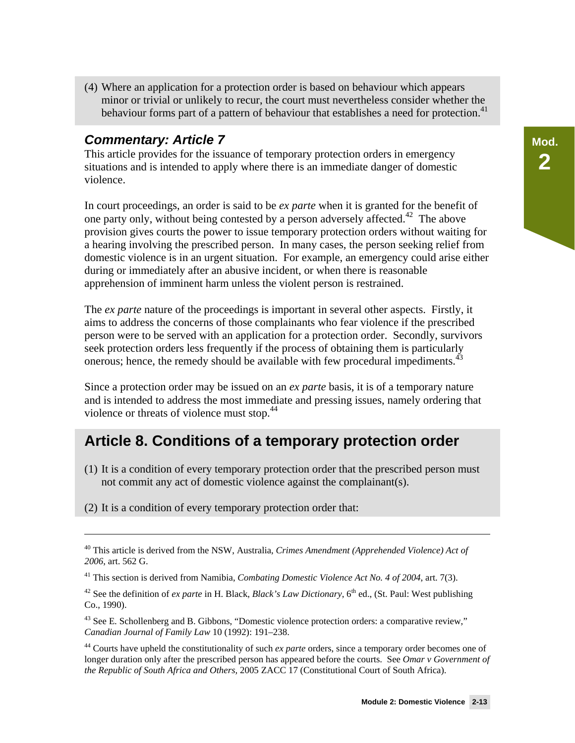(4) Where an application for a protection order is based on behaviour which appears minor or trivial or unlikely to recur, the court must nevertheless consider whether the behaviour forms part of a pattern of behaviour that establishes a need for protection.[41]

### *Commentary: Article 7*

This article provides for the issuance of temporary protection orders in emergency situations and is intended to apply where there is an immediate danger of domestic violence.

In court proceedings, an order is said to be *ex parte* when it is granted for the benefit of one party only, without being contested by a person adversely affected.[42] The above provision gives courts the power to issue temporary protection orders without waiting for a hearing involving the prescribed person. In many cases, the person seeking relief from domestic violence is in an urgent situation. For example, an emergency could arise either during or immediately after an abusive incident, or when there is reasonable apprehension of imminent harm unless the violent person is restrained.

The *ex parte* nature of the proceedings is important in several other aspects. Firstly, it aims to address the concerns of those complainants who fear violence if the prescribed person were to be served with an application for a protection order. Secondly, survivors seek protection orders less frequently if the process of obtaining them is particularly onerous; hence, the remedy should be available with few procedural impediments.[43]

Since a protection order may be issued on an *ex parte* basis, it is of a temporary nature and is intended to address the most immediate and pressing issues, namely ordering that violence or threats of violence must stop.[44]

## Article 8. Conditions of a temporary protection order

(1) It is a condition of every temporary protection order that the prescribed person must not commit any act of domestic violence against the complainant(s).

(2) It is a condition of every temporary protection order that:

---

[40] This article is derived from the NSW, Australia, *Crimes Amendment (Apprehended Violence) Act of 2006*, art. 562 G.

[41] This section is derived from Namibia, *Combating Domestic Violence Act No. 4 of 2004*, art. 7(3).

[42] See the definition of *ex parte* in H. Black, *Black's Law Dictionary*, 6th ed., (St. Paul: West publishing Co., 1990).

[43] See E. Schollenberg and B. Gibbons, "Domestic violence protection orders: a comparative review," *Canadian Journal of Family Law* 10 (1992): 191–238.

[44] Courts have upheld the constitutionality of such *ex parte* orders, since a temporary order becomes one of longer duration only after the prescribed person has appeared before the courts. See *Omar v Government of the Republic of South Africa and Others*, 2005 ZACC 17 (Constitutional Court of South Africa).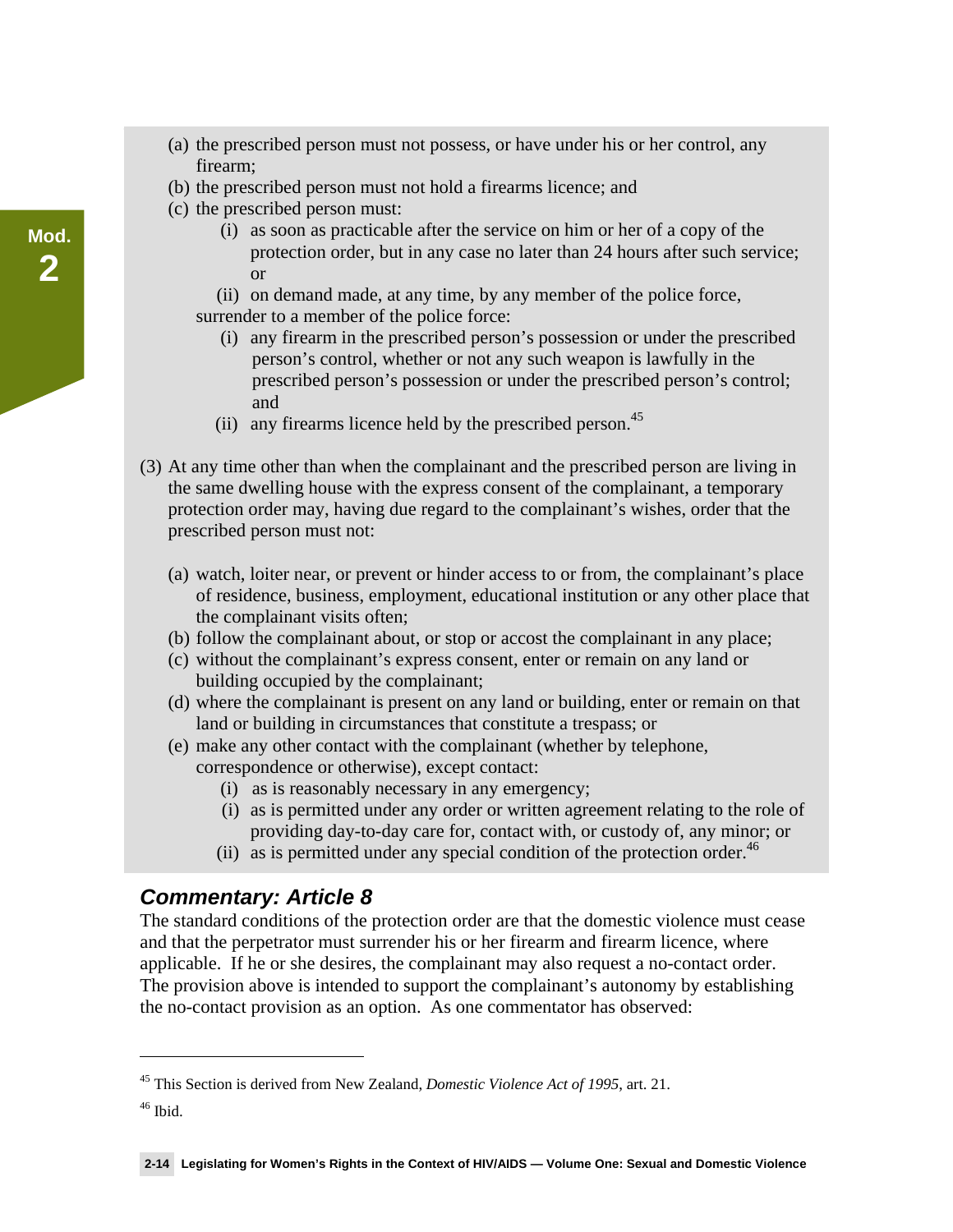(a) the prescribed person must not possess, or have under his or her control, any firearm;
(b) the prescribed person must not hold a firearms licence; and
(c) the prescribed person must:
   (i) as soon as practicable after the service on him or her of a copy of the protection order, but in any case no later than 24 hours after such service; or
   (ii) on demand made, at any time, by any member of the police force,

   surrender to a member of the police force:

   (i) any firearm in the prescribed person's possession or under the prescribed person's control, whether or not any such weapon is lawfully in the prescribed person's possession or under the prescribed person's control; and
   (ii) any firearms licence held by the prescribed person.[45]

(3) At any time other than when the complainant and the prescribed person are living in the same dwelling house with the express consent of the complainant, a temporary protection order may, having due regard to the complainant's wishes, order that the prescribed person must not:

(a) watch, loiter near, or prevent or hinder access to or from, the complainant's place of residence, business, employment, educational institution or any other place that the complainant visits often;
(b) follow the complainant about, or stop or accost the complainant in any place;
(c) without the complainant's express consent, enter or remain on any land or building occupied by the complainant;
(d) where the complainant is present on any land or building, enter or remain on that land or building in circumstances that constitute a trespass; or
(e) make any other contact with the complainant (whether by telephone, correspondence or otherwise), except contact:
   (i) as is reasonably necessary in any emergency;
   (i) as is permitted under any order or written agreement relating to the role of providing day-to-day care for, contact with, or custody of, any minor; or
   (ii) as is permitted under any special condition of the protection order.[46]

### *Commentary: Article 8*

The standard conditions of the protection order are that the domestic violence must cease and that the perpetrator must surrender his or her firearm and firearm licence, where applicable. If he or she desires, the complainant may also request a no-contact order. The provision above is intended to support the complainant's autonomy by establishing the no-contact provision as an option. As one commentator has observed:

---

[45] This Section is derived from New Zealand, *Domestic Violence Act of 1995*, art. 21.

[46] Ibid.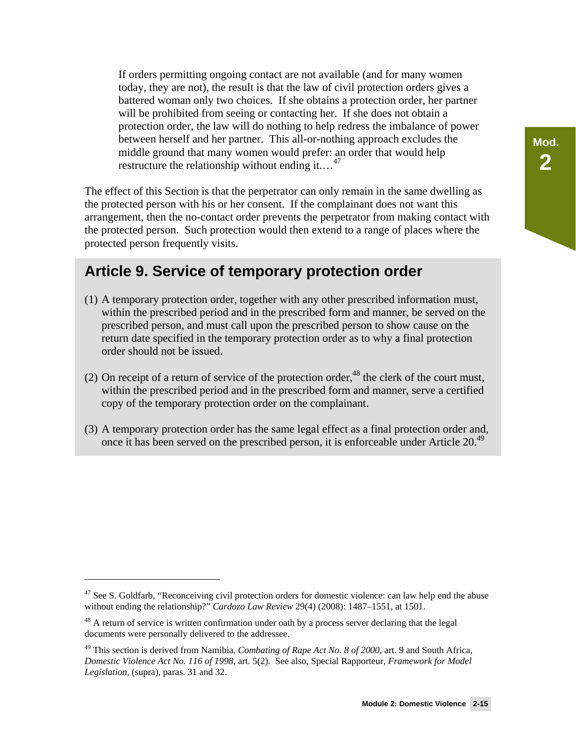> If orders permitting ongoing contact are not available (and for many women today, they are not), the result is that the law of civil protection orders gives a battered woman only two choices. If she obtains a protection order, her partner will be prohibited from seeing or contacting her. If she does not obtain a protection order, the law will do nothing to help redress the imbalance of power between herself and her partner. This all-or-nothing approach excludes the middle ground that many women would prefer: an order that would help restructure the relationship without ending it.…[47]

The effect of this Section is that the perpetrator can only remain in the same dwelling as the protected person with his or her consent. If the complainant does not want this arrangement, then the no-contact order prevents the perpetrator from making contact with the protected person. Such protection would then extend to a range of places where the protected person frequently visits.

## Article 9. Service of temporary protection order

(1) A temporary protection order, together with any other prescribed information must, within the prescribed period and in the prescribed form and manner, be served on the prescribed person, and must call upon the prescribed person to show cause on the return date specified in the temporary protection order as to why a final protection order should not be issued.

(2) On receipt of a return of service of the protection order,[48] the clerk of the court must, within the prescribed period and in the prescribed form and manner, serve a certified copy of the temporary protection order on the complainant.

(3) A temporary protection order has the same legal effect as a final protection order and, once it has been served on the prescribed person, it is enforceable under Article 20.[49]

---

[47] See S. Goldfarb, "Reconceiving civil protection orders for domestic violence: can law help end the abuse without ending the relationship?" *Cardozo Law Review* 29(4) (2008): 1487–1551, at 1501.

[48] A return of service is written confirmation under oath by a process server declaring that the legal documents were personally delivered to the addressee.

[49] This section is derived from Namibia, *Combating of Rape Act No. 8 of 2000*, art. 9 and South Africa, *Domestic Violence Act No. 116 of 1998*, art. 5(2). See also, Special Rapporteur, *Framework for Model Legislation*, (supra), paras. 31 and 32.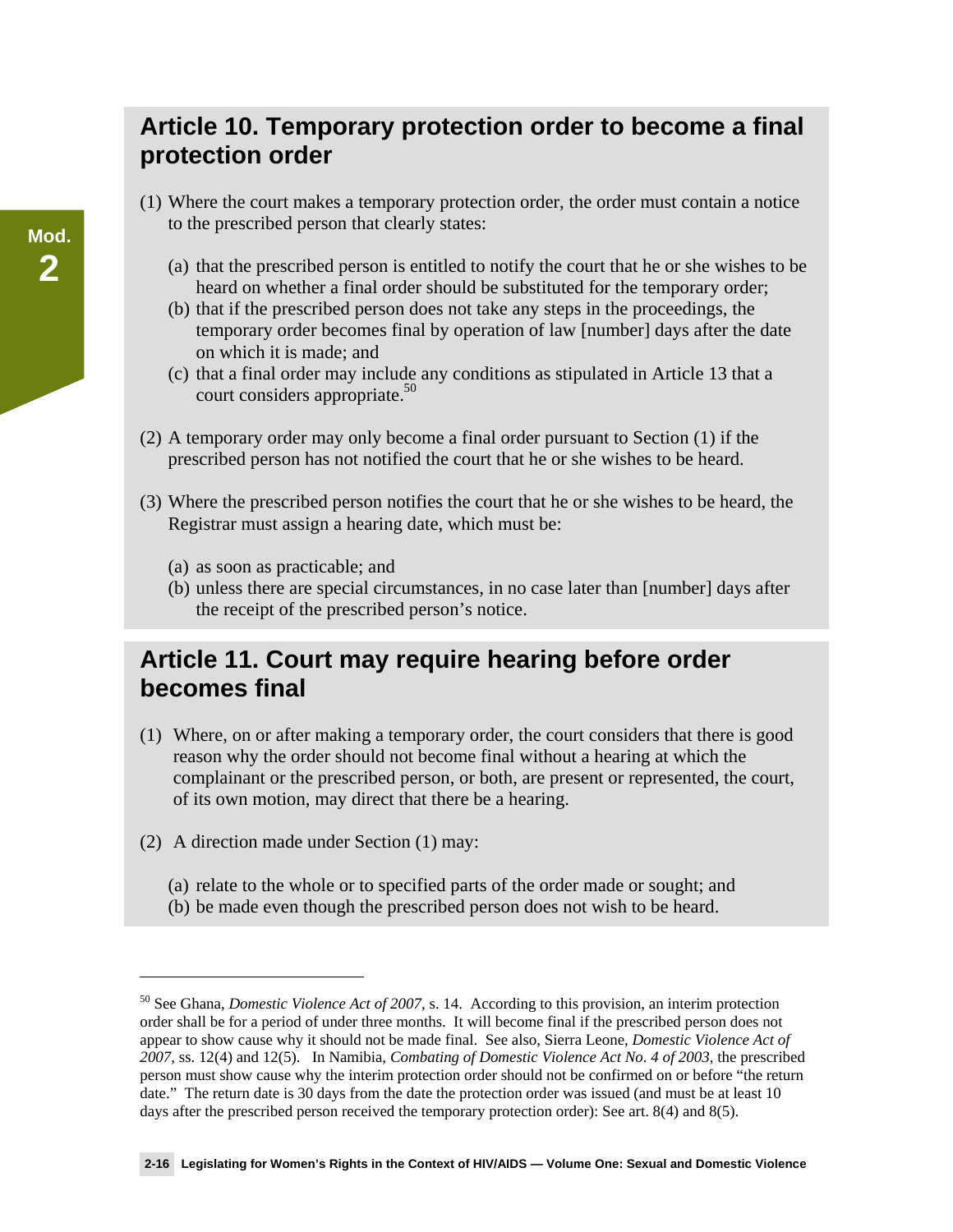## Article 10. Temporary protection order to become a final protection order

(1) Where the court makes a temporary protection order, the order must contain a notice to the prescribed person that clearly states:

  (a) that the prescribed person is entitled to notify the court that he or she wishes to be heard on whether a final order should be substituted for the temporary order;
  (b) that if the prescribed person does not take any steps in the proceedings, the temporary order becomes final by operation of law [number] days after the date on which it is made; and
  (c) that a final order may include any conditions as stipulated in Article 13 that a court considers appropriate.[50]

(2) A temporary order may only become a final order pursuant to Section (1) if the prescribed person has not notified the court that he or she wishes to be heard.

(3) Where the prescribed person notifies the court that he or she wishes to be heard, the Registrar must assign a hearing date, which must be:

  (a) as soon as practicable; and
  (b) unless there are special circumstances, in no case later than [number] days after the receipt of the prescribed person's notice.

## Article 11. Court may require hearing before order becomes final

(1) Where, on or after making a temporary order, the court considers that there is good reason why the order should not become final without a hearing at which the complainant or the prescribed person, or both, are present or represented, the court, of its own motion, may direct that there be a hearing.

(2) A direction made under Section (1) may:

  (a) relate to the whole or to specified parts of the order made or sought; and
  (b) be made even though the prescribed person does not wish to be heard.

---

[50] See Ghana, *Domestic Violence Act of 2007*, s. 14. According to this provision, an interim protection order shall be for a period of under three months. It will become final if the prescribed person does not appear to show cause why it should not be made final. See also, Sierra Leone, *Domestic Violence Act of 2007*, ss. 12(4) and 12(5). In Namibia, *Combating of Domestic Violence Act No. 4 of 2003*, the prescribed person must show cause why the interim protection order should not be confirmed on or before "the return date." The return date is 30 days from the date the protection order was issued (and must be at least 10 days after the prescribed person received the temporary protection order): See art. 8(4) and 8(5).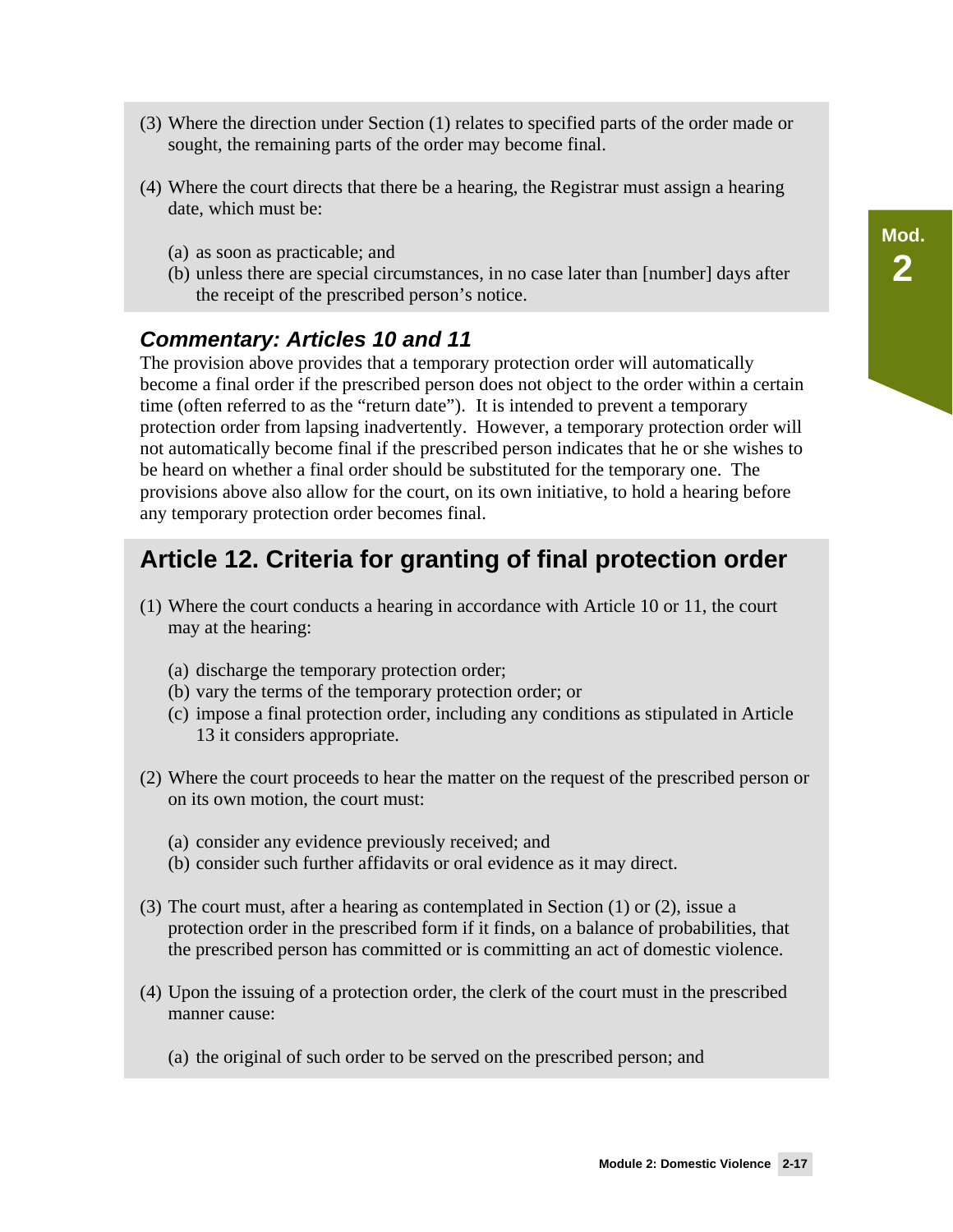(3) Where the direction under Section (1) relates to specified parts of the order made or sought, the remaining parts of the order may become final.

(4) Where the court directs that there be a hearing, the Registrar must assign a hearing date, which must be:

   (a) as soon as practicable; and
   (b) unless there are special circumstances, in no case later than [number] days after the receipt of the prescribed person's notice.

### *Commentary: Articles 10 and 11*

The provision above provides that a temporary protection order will automatically become a final order if the prescribed person does not object to the order within a certain time (often referred to as the "return date"). It is intended to prevent a temporary protection order from lapsing inadvertently. However, a temporary protection order will not automatically become final if the prescribed person indicates that he or she wishes to be heard on whether a final order should be substituted for the temporary one. The provisions above also allow for the court, on its own initiative, to hold a hearing before any temporary protection order becomes final.

## Article 12. Criteria for granting of final protection order

(1) Where the court conducts a hearing in accordance with Article 10 or 11, the court may at the hearing:

   (a) discharge the temporary protection order;
   (b) vary the terms of the temporary protection order; or
   (c) impose a final protection order, including any conditions as stipulated in Article 13 it considers appropriate.

(2) Where the court proceeds to hear the matter on the request of the prescribed person or on its own motion, the court must:

   (a) consider any evidence previously received; and
   (b) consider such further affidavits or oral evidence as it may direct.

(3) The court must, after a hearing as contemplated in Section (1) or (2), issue a protection order in the prescribed form if it finds, on a balance of probabilities, that the prescribed person has committed or is committing an act of domestic violence.

(4) Upon the issuing of a protection order, the clerk of the court must in the prescribed manner cause:

   (a) the original of such order to be served on the prescribed person; and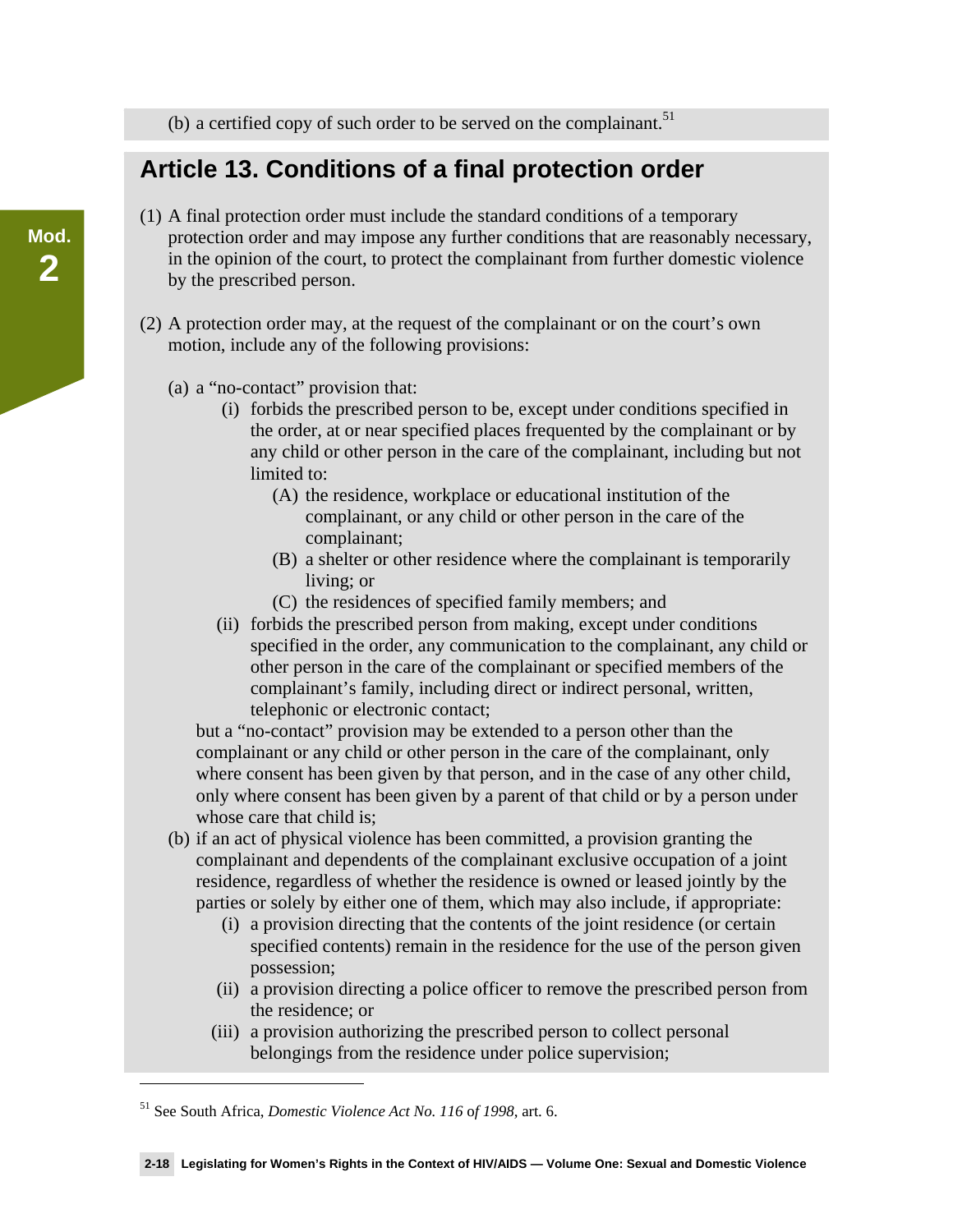(b) a certified copy of such order to be served on the complainant.[51]

## Article 13. Conditions of a final protection order

(1) A final protection order must include the standard conditions of a temporary protection order and may impose any further conditions that are reasonably necessary, in the opinion of the court, to protect the complainant from further domestic violence by the prescribed person.

(2) A protection order may, at the request of the complainant or on the court's own motion, include any of the following provisions:

(a) a "no-contact" provision that:

  (i) forbids the prescribed person to be, except under conditions specified in the order, at or near specified places frequented by the complainant or by any child or other person in the care of the complainant, including but not limited to:

    (A) the residence, workplace or educational institution of the complainant, or any child or other person in the care of the complainant;

    (B) a shelter or other residence where the complainant is temporarily living; or

    (C) the residences of specified family members; and

  (ii) forbids the prescribed from making, except under conditions specified in the order, any communication to the complainant, any child or other person in the care of the complainant or specified members of the complainant's family, including direct or indirect personal, written, telephonic or electronic contact;

but a "no-contact" provision may be extended to a person other than the complainant or any child or other person in the care of the complainant, only where consent has been given by that person, and in the case of any other child, only where consent has been given by a parent of that child or by a person under whose care that child is;

(b) if an act of physical violence has been committed, a provision granting the complainant and dependents of the complainant exclusive occupation of a joint residence, regardless of whether the residence is owned or leased jointly by the parties or solely by either one of them, which may also include, if appropriate:

  (i) a provision directing that the contents of the joint residence (or certain specified contents) remain in the residence for the use of the person given possession;

  (ii) a provision directing a police officer to remove the prescribed person from the residence; or

  (iii) a provision authorizing the prescribed person to collect personal belongings from the residence under police supervision;

---

[51] See South Africa, *Domestic Violence Act No. 116 of 1998*, art. 6.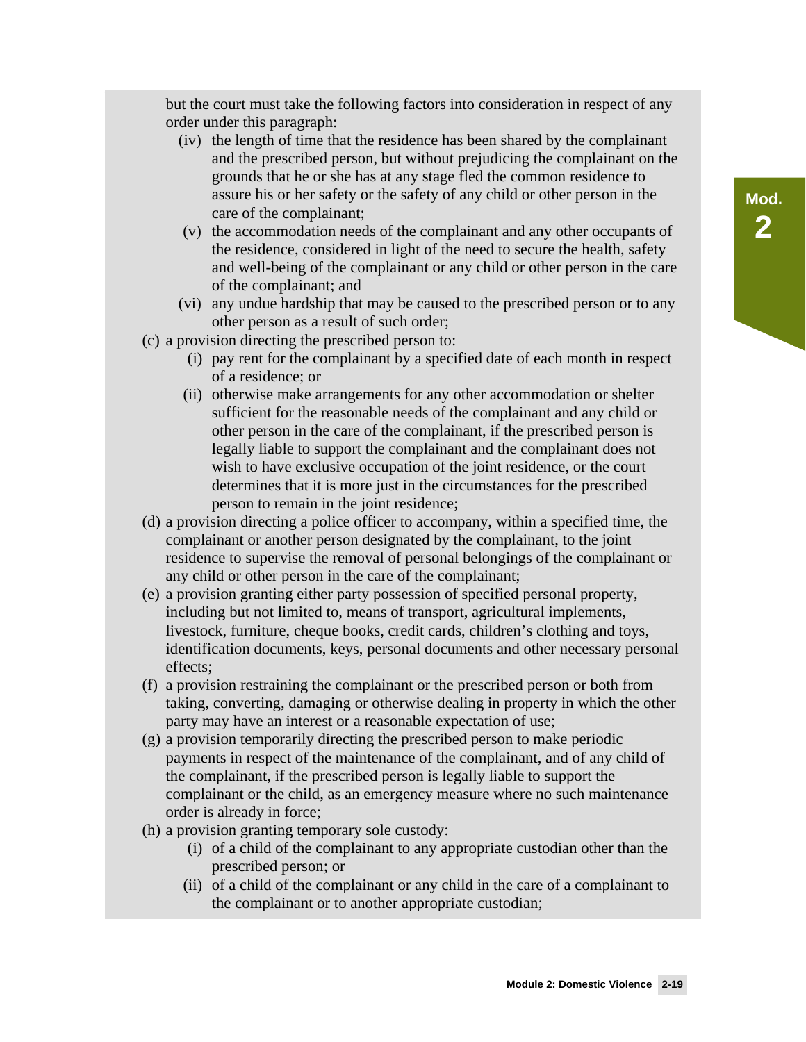but the court must take the following factors into consideration in respect of any order under this paragraph:

  (iv) the length of time that the residence has been shared by the complainant and the prescribed person, but without prejudicing the complainant on the grounds that he or she has at any stage fled the common residence to assure his or her safety or the safety of any child or other person in the care of the complainant;

  (v) the accommodation needs of the complainant and any other occupants of the residence, considered in light of the need to secure the health, safety and well-being of the complainant or any child or other person in the care of the complainant; and

  (vi) any undue hardship that may be caused to the prescribed person or to any other person as a result of such order;

(c) a provision directing the prescribed person to:

  (i) pay rent for the complainant by a specified date of each month in respect of a residence; or

  (ii) otherwise make arrangements for any other accommodation or shelter sufficient for the reasonable needs of the complainant and any child or other person in the care of the complainant, if the prescribed person is legally liable to support the complainant and the complainant does not wish to have exclusive occupation of the joint residence, or the court determines that it is more just in the circumstances for the prescribed person to remain in the joint residence;

(d) a provision directing a police officer to accompany, within a specified time, the complainant or another person designated by the complainant, to the joint residence to supervise the removal of personal belongings of the complainant or any child or other person in the care of the complainant;

(e) a provision granting either party possession of specified personal property, including but not limited to, means of transport, agricultural implements, livestock, furniture, cheque books, credit cards, children's clothing and toys, identification documents, keys, personal documents and other necessary personal effects;

(f) a provision restraining the complainant or the prescribed person or both from taking, converting, damaging or otherwise dealing in property in which the other party may have an interest or a reasonable expectation of use;

(g) a provision temporarily directing the prescribed person to make periodic payments in respect of the maintenance of the complainant, and of any child of the complainant, if the prescribed person is legally liable to support the complainant or the child, as an emergency measure where no such maintenance order is already in force;

(h) a provision granting temporary sole custody:

  (i) of a child of the complainant to any appropriate custodian other than the prescribed person; or

  (ii) of a child of the complainant or any child in the care of a complainant to the complainant or to another appropriate custodian;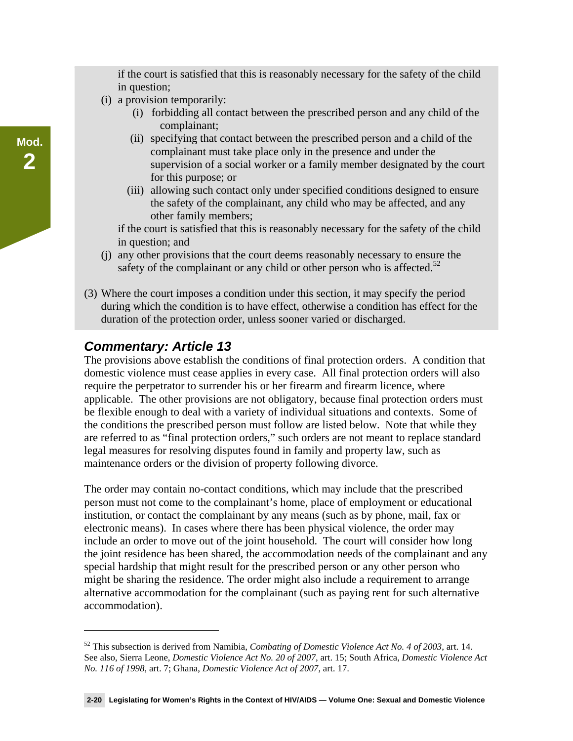if the court is satisfied that this is reasonably necessary for the safety of the child in question;

(i) a provision temporarily:

  (i) forbidding all contact between the prescribed person and any child of the complainant;

  (ii) specifying that contact between the prescribed person and a child of the complainant must take place only in the presence and under the supervision of a social worker or a family member designated by the court for this purpose; or

  (iii) allowing such contact only under specified conditions designed to ensure the safety of the complainant, any child who may be affected, and any other family members;

if the court is satisfied that this is reasonably necessary for the safety of the child in question; and

(j) any other provisions that the court deems reasonably necessary to ensure the safety of the complainant or any child or other person who is affected.[52]

(3) Where the court imposes a condition under this section, it may specify the period during which the condition is to have effect, otherwise a condition has effect for the duration of the protection order, unless sooner varied or discharged.

## *Commentary: Article 13*

The provisions above establish the conditions of final protection orders. A condition that domestic violence must cease applies in every case. All final protection orders will also require the perpetrator to surrender his or her firearm and firearm licence, where applicable. The other provisions are not obligatory, because final protection orders must be flexible enough to deal with a variety of individual situations and contexts. Some of the conditions the prescribed person must follow are listed below. Note that while they are referred to as "final protection orders," such orders are not meant to replace standard legal measures for resolving disputes found in family and property law, such as maintenance orders or the division of property following divorce.

The order may contain no-contact conditions, which may include that the prescribed person must not come to the complainant's home, place of employment or educational institution, or contact the complainant by any means (such as by phone, mail, fax or electronic means). In cases where there has been physical violence, the order may include an order to move out of the joint household. The court will consider how long the joint residence has been shared, the accommodation needs of the complainant and any special hardship that might result for the prescribed person or any other person who might be sharing the residence. The order might also include a requirement to arrange alternative accommodation for the complainant (such as paying rent for such alternative accommodation).

---

[52] This subsection is derived from Namibia, *Combating of Domestic Violence Act No. 4 of 2003*, art. 14. See also, Sierra Leone, *Domestic Violence Act No. 20 of 2007*, art. 15; South Africa, *Domestic Violence Act No. 116 of 1998*, art. 7; Ghana, *Domestic Violence Act of 2007*, art. 17.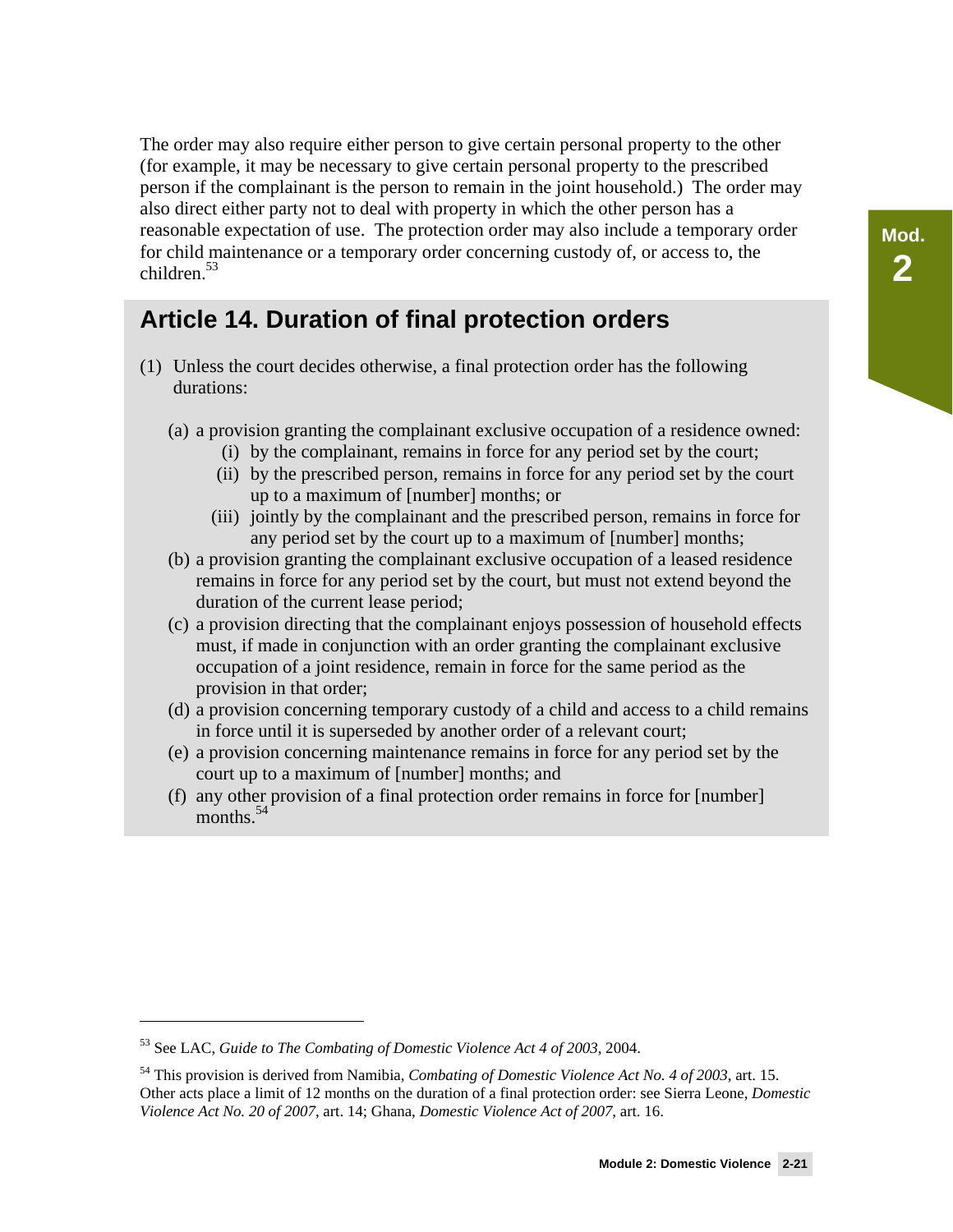The order may also require either person to give certain personal property to the other (for example, it may be necessary to give certain personal property to the prescribed person if the complainant is the person to remain in the joint household.) The order may also direct either party not to deal with property in which the other person has a reasonable expectation of use. The protection order may also include a temporary order for child maintenance or a temporary order concerning custody of, or access to, the children.[53]

## Article 14. Duration of final protection orders

(1) Unless the court decides otherwise, a final protection order has the following durations:

- (a) a provision granting the complainant exclusive occupation of a residence owned:
  - (i) by the complainant, remains in force for any period set by the court;
  - (ii) by the prescribed person, remains in force for any period set by the court up to a maximum of [number] months; or
  - (iii) jointly by the complainant and the prescribed person, remains in force for any period set by the court up to a maximum of [number] months;
- (b) a provision granting the complainant exclusive occupation of a leased residence remains in force for any period set by the court, but must not extend beyond the duration of the current lease period;
- (c) a provision directing that the complainant enjoys possession of household effects must, if made in conjunction with an order granting the complainant exclusive occupation of a joint residence, remain in force for the same period as the provision in that order;
- (d) a provision concerning temporary custody of a child and access to a child remains in force until it is superseded by another order of a relevant court;
- (e) a provision concerning maintenance remains in force for any period set by the court up to a maximum of [number] months; and
- (f) any other provision of a final protection order remains in force for [number] months.[54]

---

[53] See LAC, *Guide to The Combating of Domestic Violence Act 4 of 2003*, 2004.

[54] This provision is derived from Namibia, *Combating of Domestic Violence Act No. 4 of 2003*, art. 15. Other acts place a limit of 12 months on the duration of a final protection order: see Sierra Leone, *Domestic Violence Act No. 20 of 2007*, art. 14; Ghana, *Domestic Violence Act of 2007*, art. 16.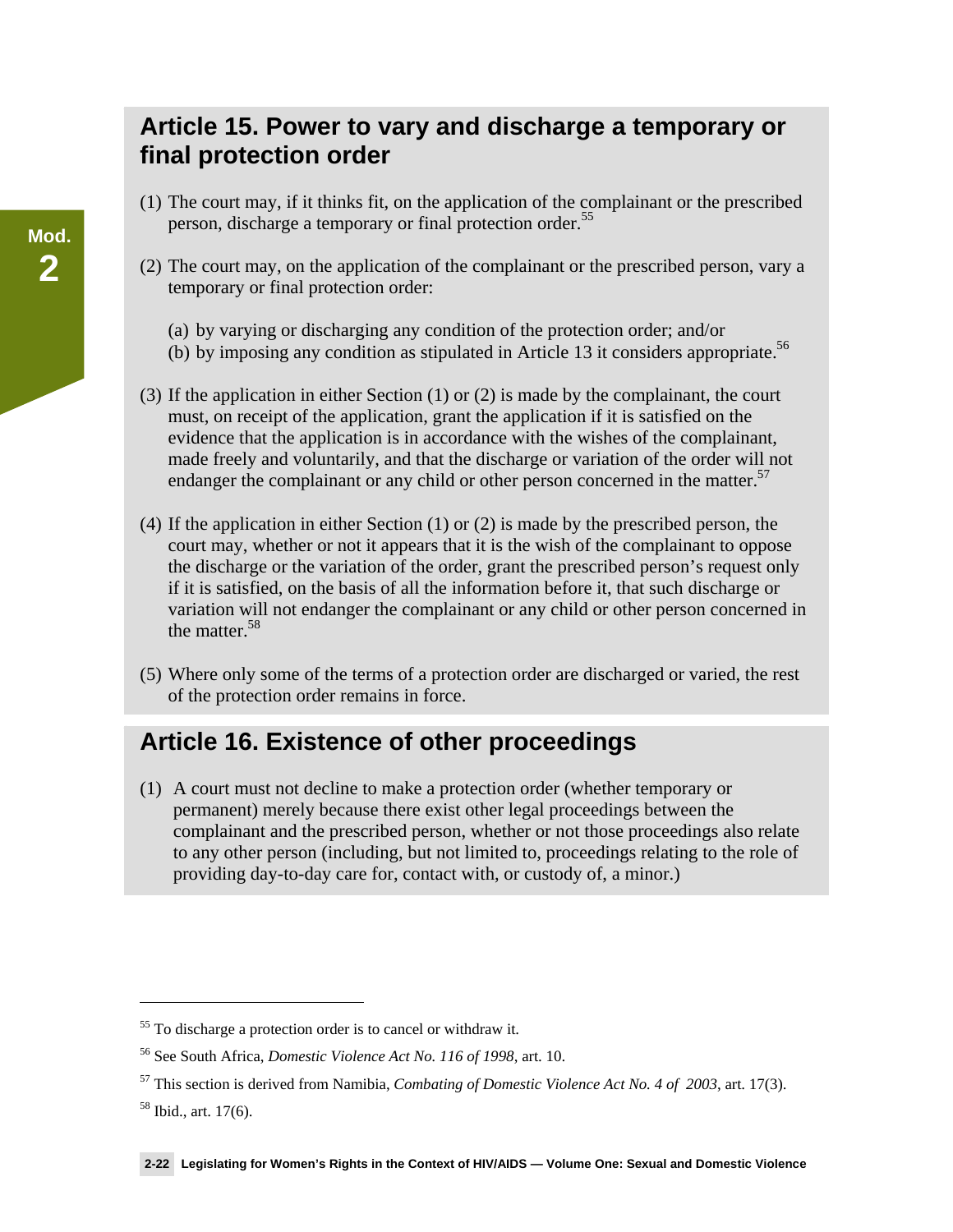## Article 15. Power to vary and discharge a temporary or final protection order

(1) The court may, if it thinks fit, on the application of the complainant or the prescribed person, discharge a temporary or final protection order.[55]

(2) The court may, on the application of the complainant or the prescribed person, vary a temporary or final protection order:

(a) by varying or discharging any condition of the protection order; and/or
(b) by imposing any condition as stipulated in Article 13 it considers appropriate.[56]

(3) If the application in either Section (1) or (2) is made by the complainant, the court must, on receipt of the application, grant the application if it is satisfied on the evidence that the application is in accordance with the wishes of the complainant, made freely and voluntarily, and that the discharge or variation of the order will not endanger the complainant or any child or other person concerned in the matter.[57]

(4) If the application in either Section (1) or (2) is made by the prescribed person, the court may, whether or not it appears that it is the wish of the complainant to oppose the discharge or the variation of the order, grant the prescribed person's request only if it is satisfied, on the basis of all the information before it, that such discharge or variation will not endanger the complainant or any child or other person concerned in the matter.[58]

(5) Where only some of the terms of a protection order are discharged or varied, the rest of the protection order remains in force.

## Article 16. Existence of other proceedings

(1) A court must not decline to make a protection order (whether temporary or permanent) merely because there exist other legal proceedings between the complainant and the prescribed person, whether or not those proceedings also relate to any other person (including, but not limited to, proceedings relating to the role of providing day-to-day care for, contact with, or custody of, a minor.)

---

[55] To discharge a protection order is to cancel or withdraw it.

[56] See South Africa, *Domestic Violence Act No. 116 of 1998*, art. 10.

[57] This section is derived from Namibia, *Combating of Domestic Violence Act No. 4 of 2003*, art. 17(3).

[58] Ibid., art. 17(6).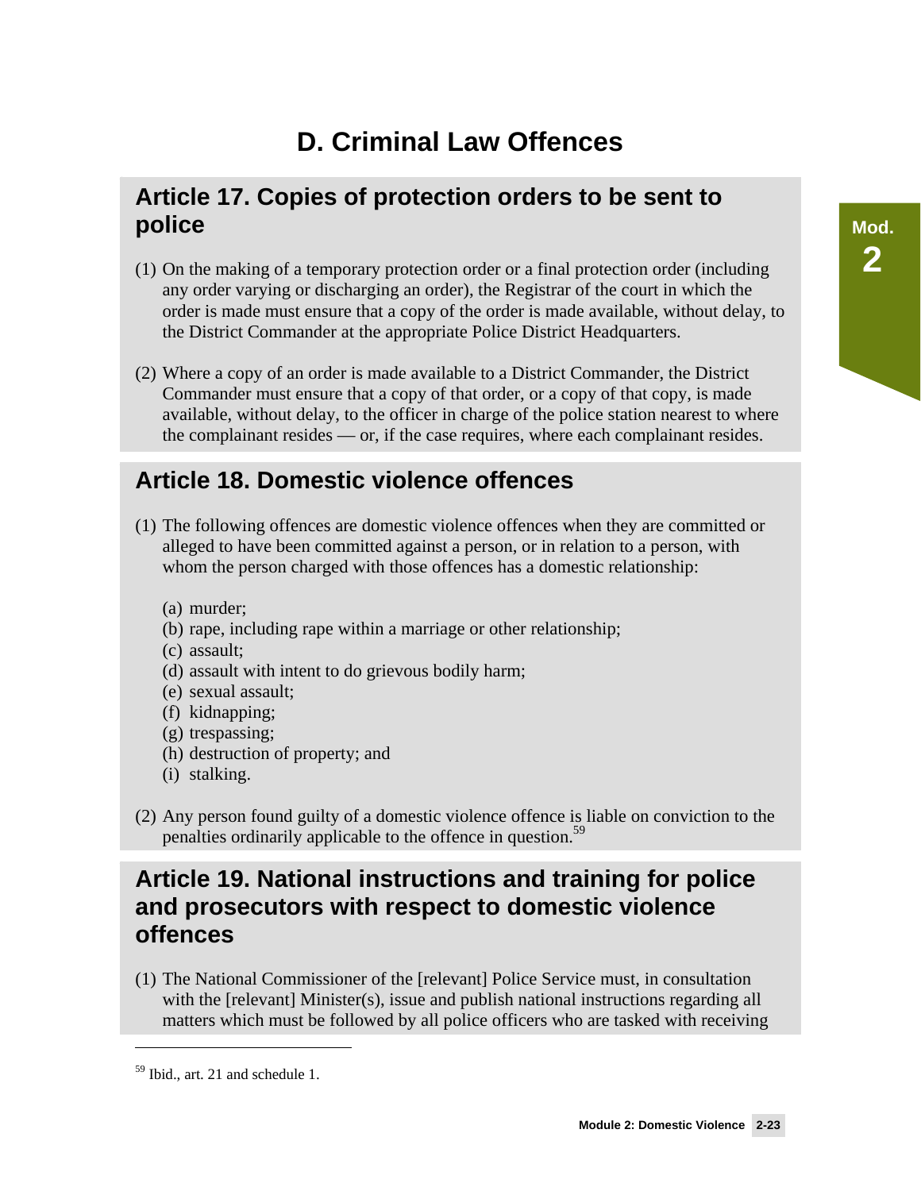# D. Criminal Law Offences

## Article 17. Copies of protection orders to be sent to police

(1) On the making of a temporary protection order or a final protection order (including any order varying or discharging an order), the Registrar of the court in which the order is made must ensure that a copy of the order is made available, without delay, to the District Commander at the appropriate Police District Headquarters.

(2) Where a copy of an order is made available to a District Commander, the District Commander must ensure that a copy of that order, or a copy of that copy, is made available, without delay, to the officer in charge of the police station nearest to where the complainant resides — or, if the case requires, where each complainant resides.

## Article 18. Domestic violence offences

(1) The following offences are domestic violence offences when they are committed or alleged to have been committed against a person, or in relation to a person, with whom the person charged with those offences has a domestic relationship:

(a) murder;
(b) rape, including rape within a marriage or other relationship;
(c) assault;
(d) assault with intent to do grievous bodily harm;
(e) sexual assault;
(f) kidnapping;
(g) trespassing;
(h) destruction of property; and
(i) stalking.

(2) Any person found guilty of a domestic violence offence is liable on conviction to the penalties ordinarily applicable to the offence in question.[59]

## Article 19. National instructions and training for police and prosecutors with respect to domestic violence offences

(1) The National Commissioner of the [relevant] Police Service must, in consultation with the [relevant] Minister(s), issue and publish national instructions regarding all matters which must be followed by all police officers who are tasked with receiving

---

[59] Ibid., art. 21 and schedule 1.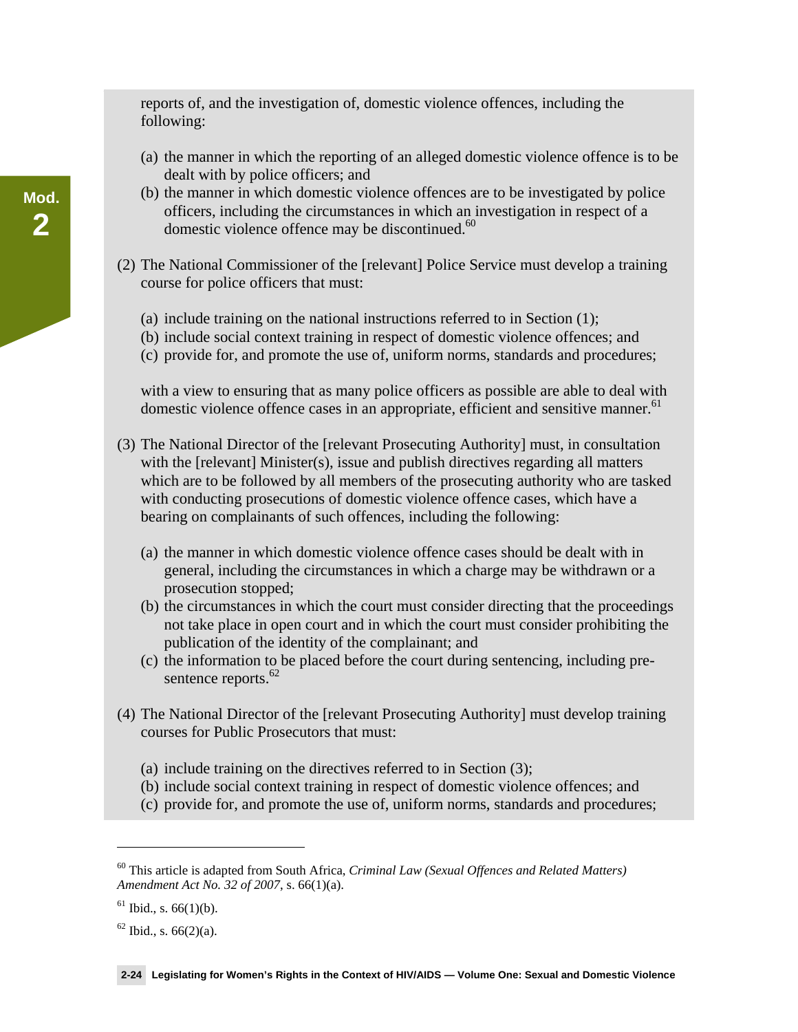reports of, and the investigation of, domestic violence offences, including the following:

(a) the manner in which the reporting of an alleged domestic violence offence is to be dealt with by police officers; and
(b) the manner in which domestic violence offences are to be investigated by police officers, including the circumstances in which an investigation in respect of a domestic violence offence may be discontinued.[60]

(2) The National Commissioner of the [relevant] Police Service must develop a training course for police officers that must:

(a) include training on the national instructions referred to in Section (1);
(b) include social context training in respect of domestic violence offences; and
(c) provide for, and promote the use of, uniform norms, standards and procedures;

with a view to ensuring that as many police officers as possible are able to deal with domestic violence offence cases in an appropriate, efficient and sensitive manner.[61]

(3) The National Director of the [relevant Prosecuting Authority] must, in consultation with the [relevant] Minister(s), issue and publish directives regarding all matters which are to be followed by all members of the prosecuting authority who are tasked with conducting prosecutions of domestic violence offence cases, which have a bearing on complainants of such offences, including the following:

(a) the manner in which domestic violence offence cases should be dealt with in general, including the circumstances in which a charge may be withdrawn or a prosecution stopped;
(b) the circumstances in which the court must consider directing that the proceedings not take place in open court and in which the court must consider prohibiting the publication of the identity of the complainant; and
(c) the information to be placed before the court during sentencing, including pre-sentence reports.[62]

(4) The National Director of the [relevant Prosecuting Authority] must develop training courses for Public Prosecutors that must:

(a) include training on the directives referred to in Section (3);
(b) include social context training in respect of domestic violence offences; and
(c) provide for, and promote the use of, uniform norms, standards and procedures;

---

[60] This article is adapted from South Africa, *Criminal Law (Sexual Offences and Related Matters) Amendment Act No. 32 of 2007*, s. 66(1)(a).

[61] Ibid., s. 66(1)(b).

[62] Ibid., s. 66(2)(a).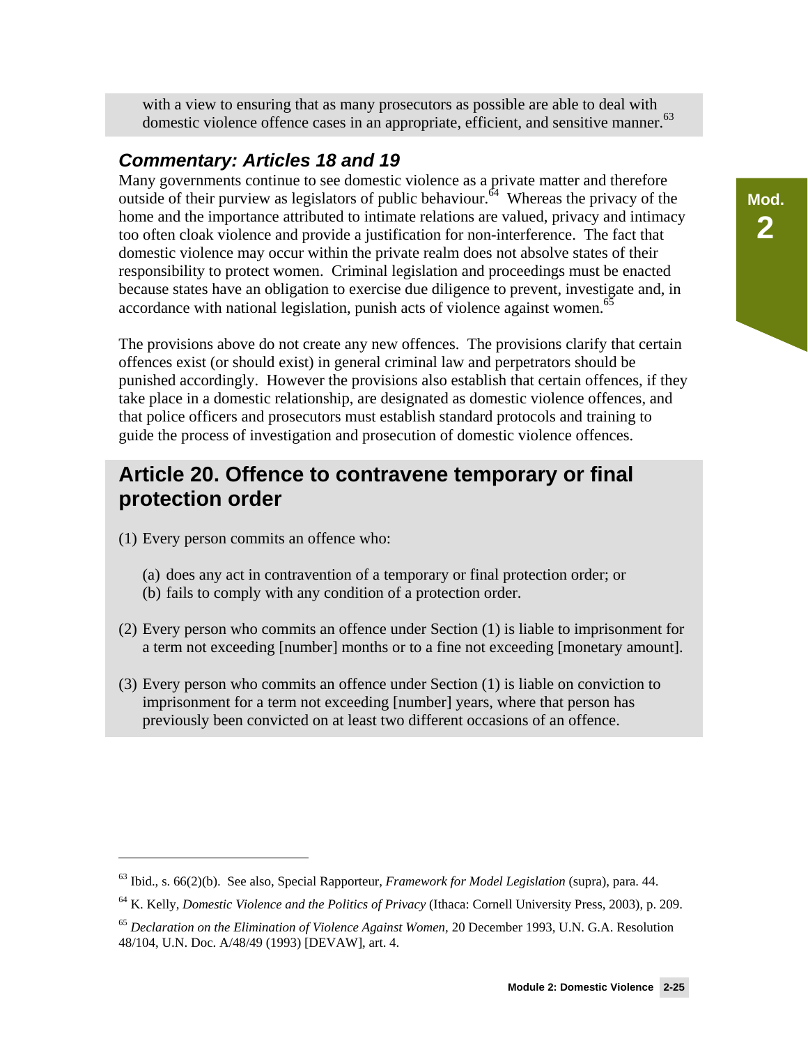with a view to ensuring that as many prosecutors as possible are able to deal with domestic violence offence cases in an appropriate, efficient, and sensitive manner.[63]

### *Commentary: Articles 18 and 19*

Many governments continue to see domestic violence as a private matter and therefore outside of their purview as legislators of public behaviour.[64] Whereas the privacy of the home and the importance attributed to intimate relations are valued, privacy and intimacy too often cloak violence and provide a justification for non-interference. The fact that domestic violence may occur within the private realm does not absolve states of their responsibility to protect women. Criminal legislation and proceedings must be enacted because states have an obligation to exercise due diligence to prevent, investigate and, in accordance with national legislation, punish acts of violence against women.[65]

The provisions above do not create any new offences. The provisions clarify that certain offences exist (or should exist) in general criminal law and perpetrators should be punished accordingly. However the provisions also establish that certain offences, if they take place in a domestic relationship, are designated as domestic violence offences, and that police officers and prosecutors must establish standard protocols and training to guide the process of investigation and prosecution of domestic violence offences.

## Article 20. Offence to contravene temporary or final protection order

(1) Every person commits an offence who:

  (a) does any act in contravention of a temporary or final protection order; or
  (b) fails to comply with any condition of a protection order.

(2) Every person who commits an offence under Section (1) is liable to imprisonment for a term not exceeding [number] months or to a fine not exceeding [monetary amount].

(3) Every person who commits an offence under Section (1) is liable on conviction to imprisonment for a term not exceeding [number] years, where that person has previously been convicted on at least two different occasions of an offence.

---

[63] Ibid., s. 66(2)(b). See also, Special Rapporteur, *Framework for Model Legislation* (supra), para. 44.

[64] K. Kelly, *Domestic Violence and the Politics of Privacy* (Ithaca: Cornell University Press, 2003), p. 209.

[65] *Declaration on the Elimination of Violence Against Women*, 20 December 1993, U.N. G.A. Resolution 48/104, U.N. Doc. A/48/49 (1993) [DEVAW], art. 4.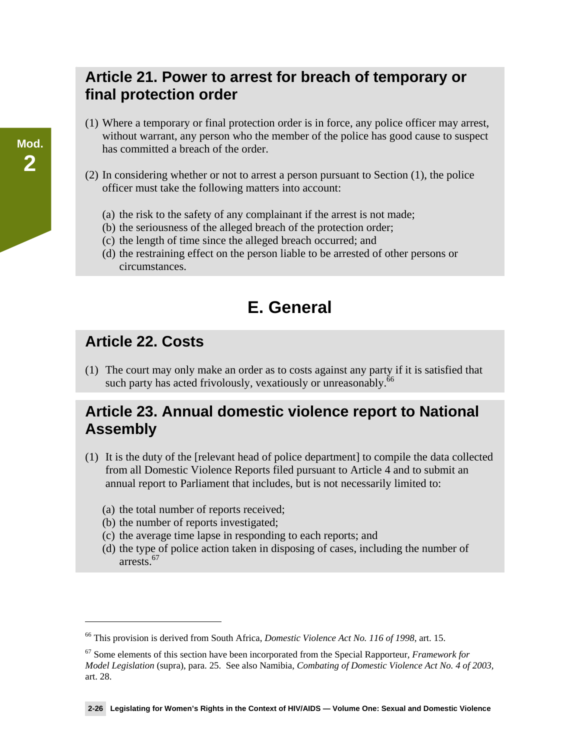## Article 21. Power to arrest for breach of temporary or final protection order

(1) Where a temporary or final protection order is in force, any police officer may arrest, without warrant, any person who the member of the police has good cause to suspect has committed a breach of the order.

(2) In considering whether or not to arrest a person pursuant to Section (1), the police officer must take the following matters into account:

(a) the risk to the safety of any complainant if the arrest is not made;
(b) the seriousness of the alleged breach of the protection order;
(c) the length of time since the alleged breach occurred; and
(d) the restraining effect on the person liable to be arrested of other persons or circumstances.

# E. General

## Article 22. Costs

(1) The court may only make an order as to costs against any party if it is satisfied that such party has acted frivolously, vexatiously or unreasonably.[66]

## Article 23. Annual domestic violence report to National Assembly

(1) It is the duty of the [relevant head of police department] to compile the data collected from all Domestic Violence Reports filed pursuant to Article 4 and to submit an annual report to Parliament that includes, but is not necessarily limited to:

(a) the total number of reports received;
(b) the number of reports investigated;
(c) the average time lapse in responding to each reports; and
(d) the type of police action taken in disposing of cases, including the number of arrests.[67]

---

[66] This provision is derived from South Africa, *Domestic Violence Act No. 116 of 1998*, art. 15.

[67] Some elements of this section have been incorporated from the Special Rapporteur, *Framework for Model Legislation* (supra), para. 25. See also Namibia, *Combating of Domestic Violence Act No. 4 of 2003*, art. 28.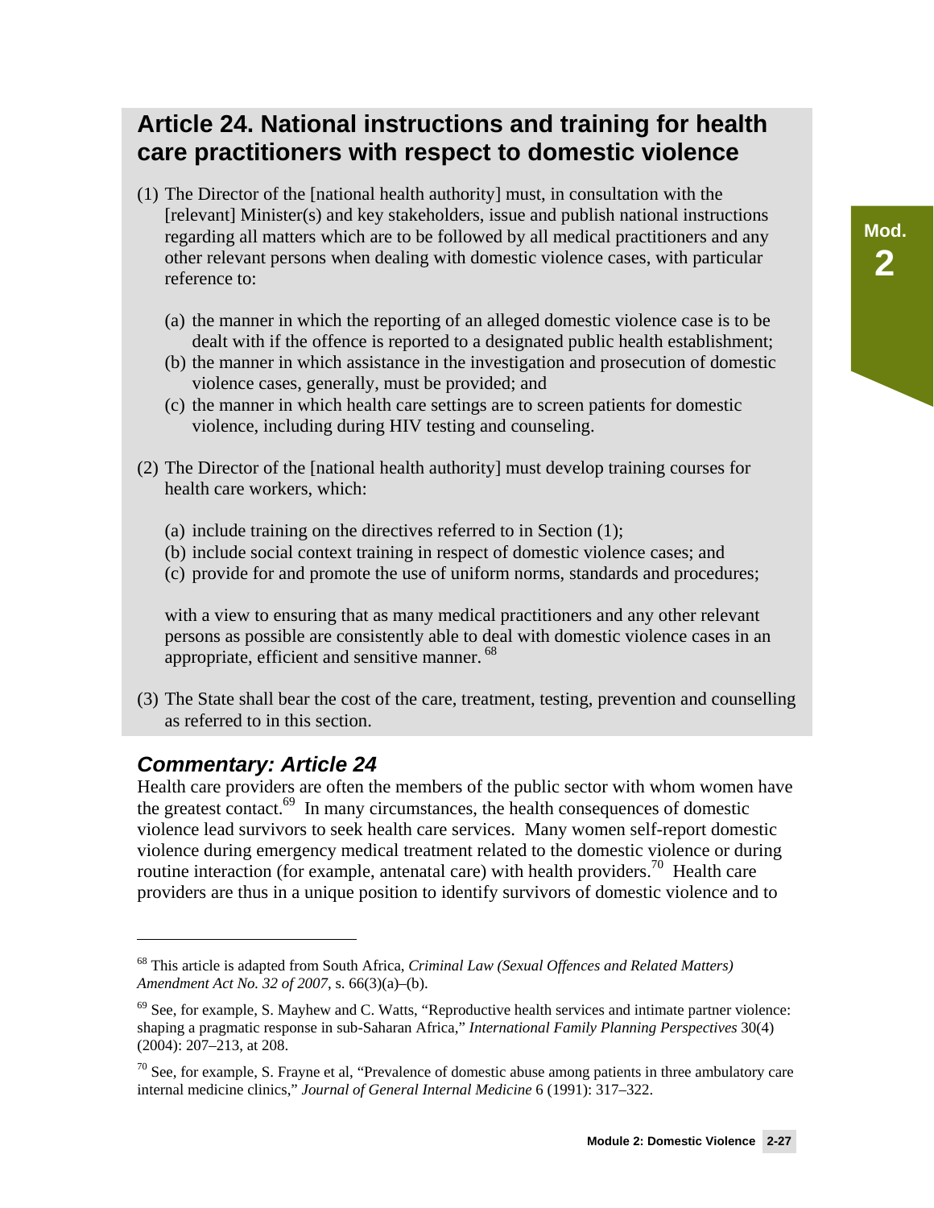## Article 24. National instructions and training for health care practitioners with respect to domestic violence

(1) The Director of the [national health authority] must, in consultation with the [relevant] Minister(s) and key stakeholders, issue and publish national instructions regarding all matters which are to be followed by all medical practitioners and any other relevant persons when dealing with domestic violence cases, with particular reference to:

(a) the manner in which the reporting of an alleged domestic violence case is to be dealt with if the offence is reported to a designated public health establishment;
(b) the manner in which assistance in the investigation and prosecution of domestic violence cases, generally, must be provided; and
(c) the manner in which health care settings are to screen patients for domestic violence, including during HIV testing and counseling.

(2) The Director of the [national health authority] must develop training courses for health care workers, which:

(a) include training on the directives referred to in Section (1);
(b) include social context training in respect of domestic violence cases; and
(c) provide for and promote the use of uniform norms, standards and procedures;

with a view to ensuring that as many medical practitioners and any other relevant persons as possible are consistently able to deal with domestic violence cases in an appropriate, efficient and sensitive manner. [68]

(3) The State shall bear the cost of the care, treatment, testing, prevention and counselling as referred to in this section.

### *Commentary: Article 24*

Health care providers are often the members of the public sector with whom women have the greatest contact.[69] In many circumstances, the health consequences of domestic violence lead survivors to seek health care services. Many women self-report domestic violence during emergency medical treatment related to the domestic violence or during routine interaction (for example, antenatal care) with health providers.[70] Health care providers are thus in a unique position to identify survivors of domestic violence and to

---

[68] This article is adapted from South Africa, *Criminal Law (Sexual Offences and Related Matters) Amendment Act No. 32 of 2007*, s. 66(3)(a)–(b).

[69] See, for example, S. Mayhew and C. Watts, "Reproductive health services and intimate partner violence: shaping a pragmatic response in sub-Saharan Africa," *International Family Planning Perspectives* 30(4) (2004): 207–213, at 208.

[70] See, for example, S. Frayne et al, "Prevalence of domestic abuse among patients in three ambulatory care internal medicine clinics," *Journal of General Internal Medicine* 6 (1991): 317–322.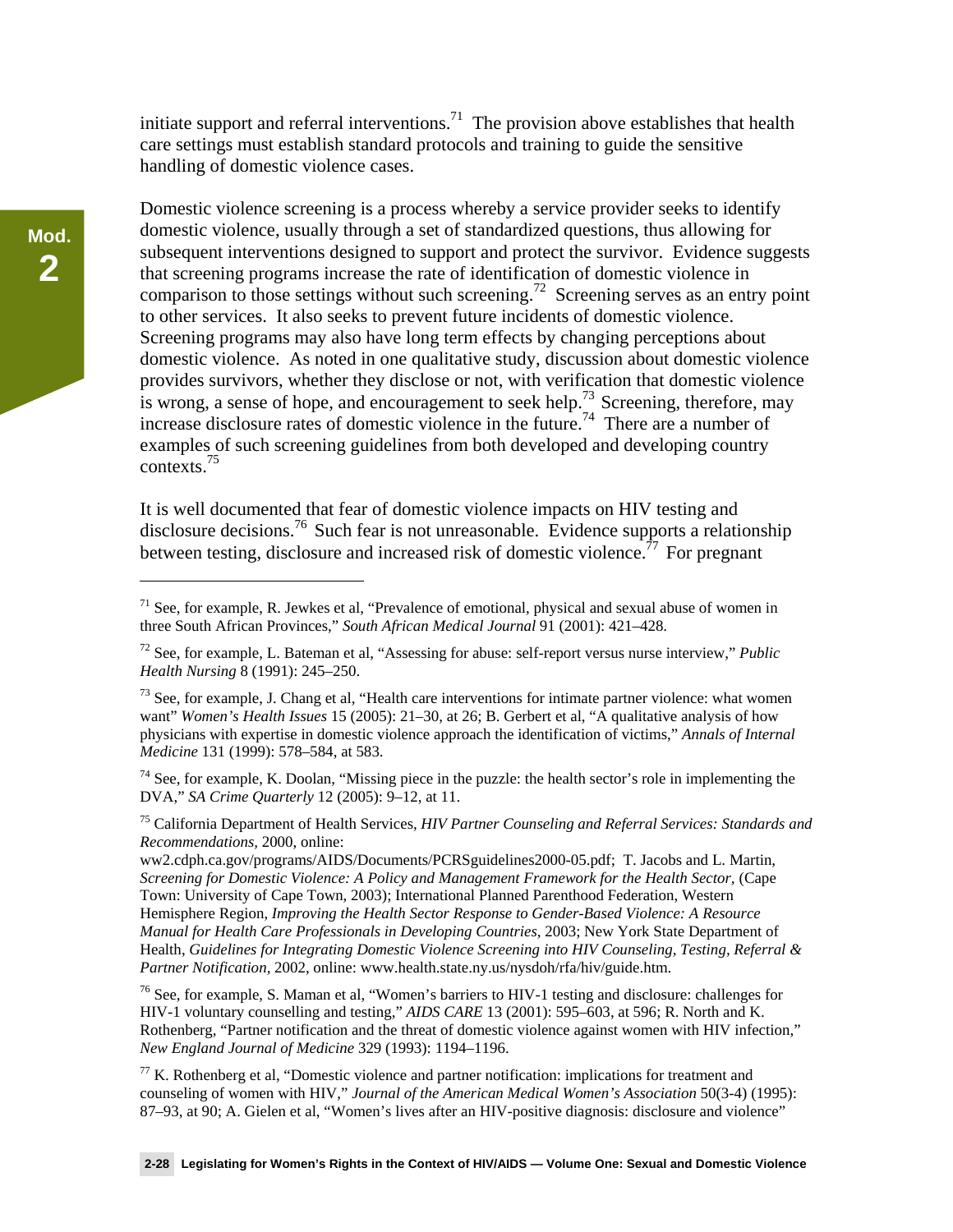initiate support and referral interventions.[71] The provision above establishes that health care settings must establish standard protocols and training to guide the sensitive handling of domestic violence cases.

Domestic violence screening is a process whereby a service provider seeks to identify domestic violence, usually through a set of standardized questions, thus allowing for subsequent interventions designed to support and protect the survivor. Evidence suggests that screening programs increase the rate of identification of domestic violence in comparison to those settings without such screening.[72] Screening serves as an entry point to other services. It also seeks to prevent future incidents of domestic violence. Screening programs may also have long term effects by changing perceptions about domestic violence. As noted in one qualitative study, discussion about domestic violence provides survivors, whether they disclose or not, with verification that domestic violence is wrong, a sense of hope, and encouragement to seek help.[73] Screening, therefore, may increase disclosure rates of domestic violence in the future.[74] There are a number of examples of such screening guidelines from both developed and developing country contexts.[75]

It is well documented that fear of domestic violence impacts on HIV testing and disclosure decisions.[76] Such fear is not unreasonable. Evidence supports a relationship between testing, disclosure and increased risk of domestic violence.[77] For pregnant

---

[71] See, for example, R. Jewkes et al, "Prevalence of emotional, physical and sexual abuse of women in three South African Provinces," *South African Medical Journal* 91 (2001): 421–428.

[72] See, for example, L. Bateman et al, "Assessing for abuse: self-report versus nurse interview," *Public Health Nursing* 8 (1991): 245–250.

[73] See, for example, J. Chang et al, "Health care interventions for intimate partner violence: what women want" *Women's Health Issues* 15 (2005): 21–30, at 26; B. Gerbert et al, "A qualitative analysis of how physicians with expertise in domestic violence approach the identification of victims," *Annals of Internal Medicine* 131 (1999): 578–584, at 583.

[74] See, for example, K. Doolan, "Missing piece in the puzzle: the health sector's role in implementing the DVA," *SA Crime Quarterly* 12 (2005): 9–12, at 11.

[75] California Department of Health Services, *HIV Partner Counseling and Referral Services: Standards and Recommendations,* 2000, online: ww2.cdph.ca.gov/programs/AIDS/Documents/PCRSguidelines2000-05.pdf; T. Jacobs and L. Martin, *Screening for Domestic Violence: A Policy and Management Framework for the Health Sector,* (Cape Town: University of Cape Town, 2003); International Planned Parenthood Federation, Western Hemisphere Region, *Improving the Health Sector Response to Gender-Based Violence: A Resource Manual for Health Care Professionals in Developing Countries*, 2003; New York State Department of Health, *Guidelines for Integrating Domestic Violence Screening into HIV Counseling, Testing, Referral & Partner Notification*, 2002, online: www.health.state.ny.us/nysdoh/rfa/hiv/guide.htm.

[76] See, for example, S. Maman et al, "Women's barriers to HIV-1 testing and disclosure: challenges for HIV-1 voluntary counselling and testing," *AIDS CARE* 13 (2001): 595–603, at 596; R. North and K. Rothenberg, "Partner notification and the threat of domestic violence against women with HIV infection," *New England Journal of Medicine* 329 (1993): 1194–1196.

[77] K. Rothenberg et al, "Domestic violence and partner notification: implications for treatment and counseling of women with HIV," *Journal of the American Medical Women's Association* 50(3-4) (1995): 87–93, at 90; A. Gielen et al, "Women's lives after an HIV-positive diagnosis: disclosure and violence"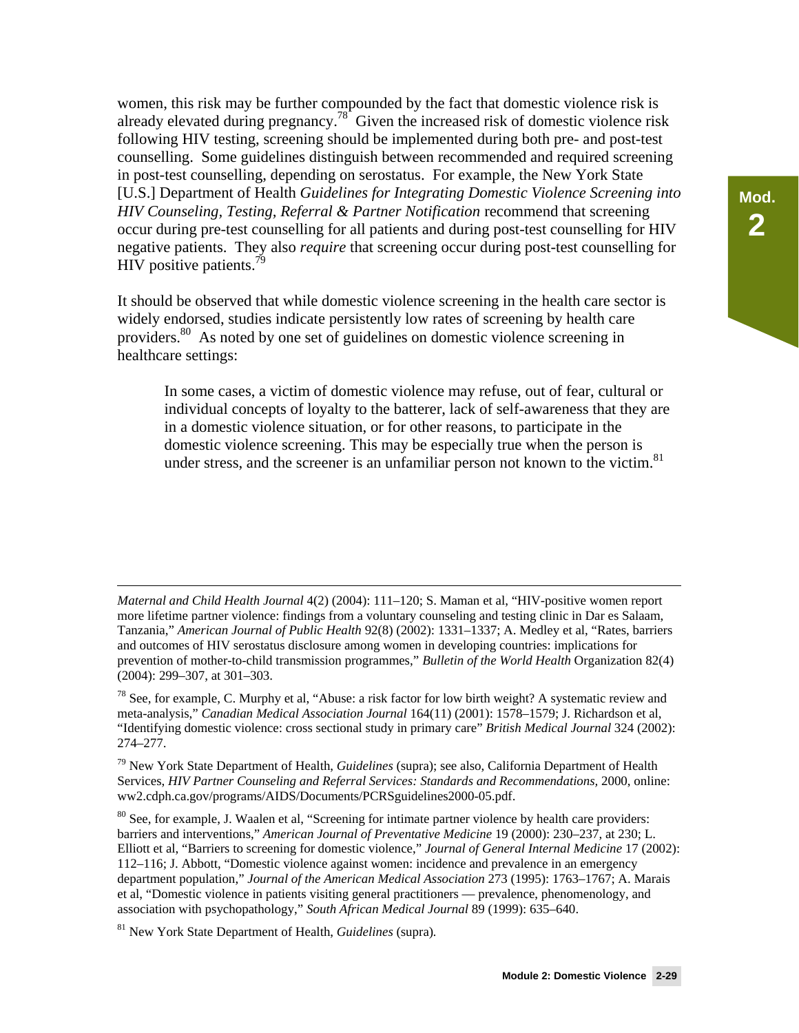women, this risk may be further compounded by the fact that domestic violence risk is already elevated during pregnancy.[78] Given the increased risk of domestic violence risk following HIV testing, screening should be implemented during both pre- and post-test counselling. Some guidelines distinguish between recommended and required screening in post-test counselling, depending on serostatus. For example, the New York State [U.S.] Department of Health *Guidelines for Integrating Domestic Violence Screening into HIV Counseling, Testing, Referral & Partner Notification* recommend that screening occur during pre-test counselling for all patients and during post-test counselling for HIV negative patients. They also *require* that screening occur during post-test counselling for HIV positive patients.[79]

It should be observed that while domestic violence screening in the health care sector is widely endorsed, studies indicate persistently low rates of screening by health care providers.[80] As noted by one set of guidelines on domestic violence screening in healthcare settings:

> In some cases, a victim of domestic violence may refuse, out of fear, cultural or individual concepts of loyalty to the batterer, lack of self-awareness that they are in a domestic violence situation, or for other reasons, to participate in the domestic violence screening. This may be especially true when the person is under stress, and the screener is an unfamiliar person not known to the victim.[81]

---

*Maternal and Child Health Journal* 4(2) (2004): 111–120; S. Maman et al, "HIV-positive women report more lifetime partner violence: findings from a voluntary counseling and testing clinic in Dar es Salaam, Tanzania," *American Journal of Public Health* 92(8) (2002): 1331–1337; A. Medley et al, "Rates, barriers and outcomes of HIV serostatus disclosure among women in developing countries: implications for prevention of mother-to-child transmission programmes," *Bulletin of the World Health* Organization 82(4) (2004): 299–307, at 301–303.

[78] See, for example, C. Murphy et al, "Abuse: a risk factor for low birth weight? A systematic review and meta-analysis," *Canadian Medical Association Journal* 164(11) (2001): 1578–1579; J. Richardson et al, "Identifying domestic violence: cross sectional study in primary care" *British Medical Journal* 324 (2002): 274–277.

[79] New York State Department of Health, *Guidelines* (supra); see also, California Department of Health Services, *HIV Partner Counseling and Referral Services: Standards and Recommendations,* 2000, online: ww2.cdph.ca.gov/programs/AIDS/Documents/PCRSguidelines2000-05.pdf.

[80] See, for example, J. Waalen et al, "Screening for intimate partner violence by health care providers: barriers and interventions," *American Journal of Preventative Medicine* 19 (2000): 230–237, at 230; L. Elliott et al, "Barriers to screening for domestic violence," *Journal of General Internal Medicine* 17 (2002): 112–116; J. Abbott, "Domestic violence against women: incidence and prevalence in an emergency department population," *Journal of the American Medical Association* 273 (1995): 1763–1767; A. Marais et al, "Domestic violence in patients visiting general practitioners — prevalence, phenomenology, and association with psychopathology," *South African Medical Journal* 89 (1999): 635–640.

[81] New York State Department of Health, *Guidelines* (supra).